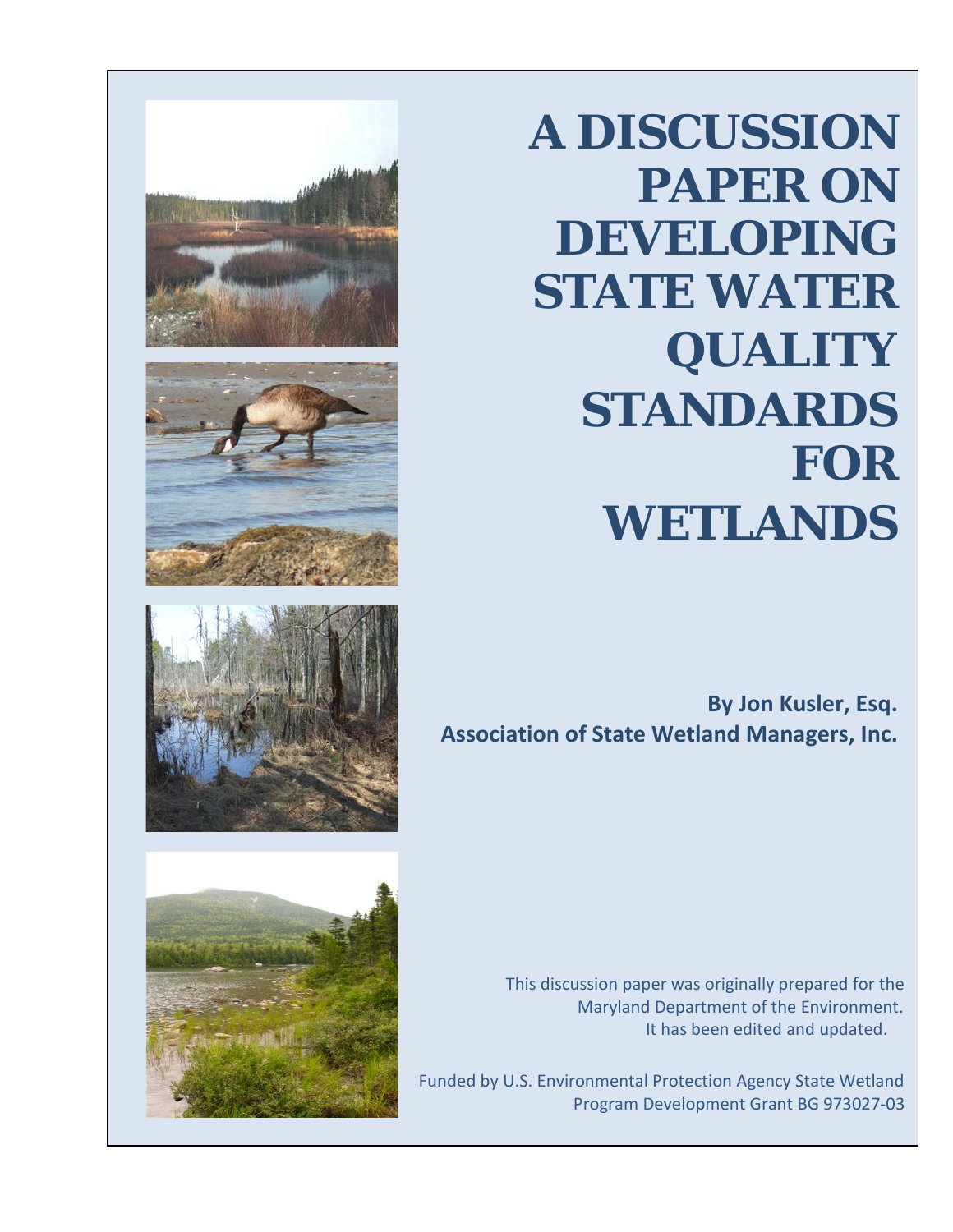# A DISCUSSION PAPER ON DEVELOPING STATE WATER QUALITY STANDARDS FOR WETLANDS

**By Jon Kusler, Esq.**
**Association of State Wetland Managers, Inc.**

This discussion paper was originally prepared for the Maryland Department of the Environment. It has been edited and updated.

Funded by U.S. Environmental Protection Agency State Wetland Program Development Grant BG 973027-03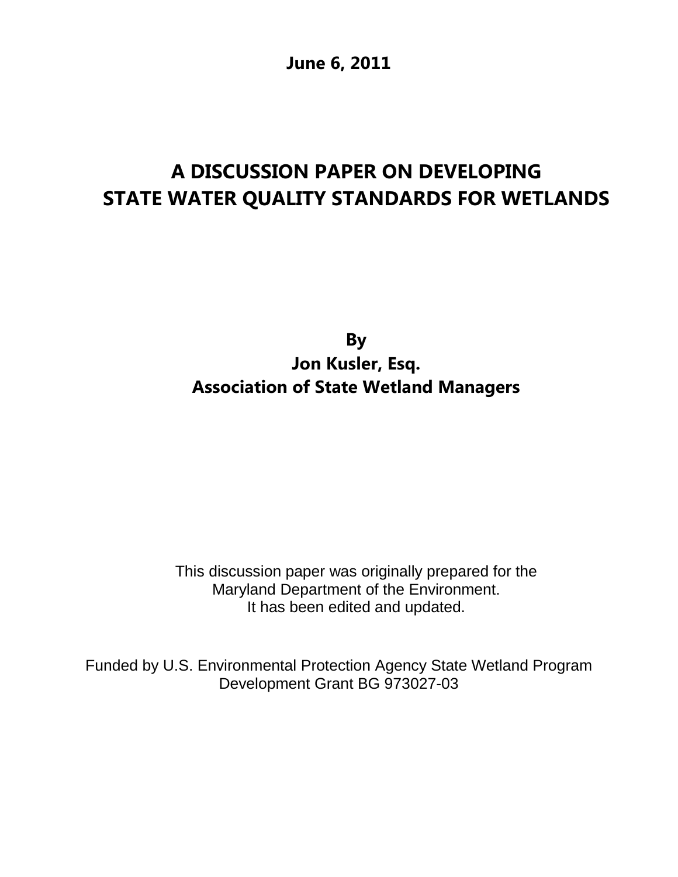**June 6, 2011**

# A DISCUSSION PAPER ON DEVELOPING STATE WATER QUALITY STANDARDS FOR WETLANDS

**By**
**Jon Kusler, Esq.**
**Association of State Wetland Managers**

This discussion paper was originally prepared for the
Maryland Department of the Environment.
It has been edited and updated.

Funded by U.S. Environmental Protection Agency State Wetland Program Development Grant BG 973027-03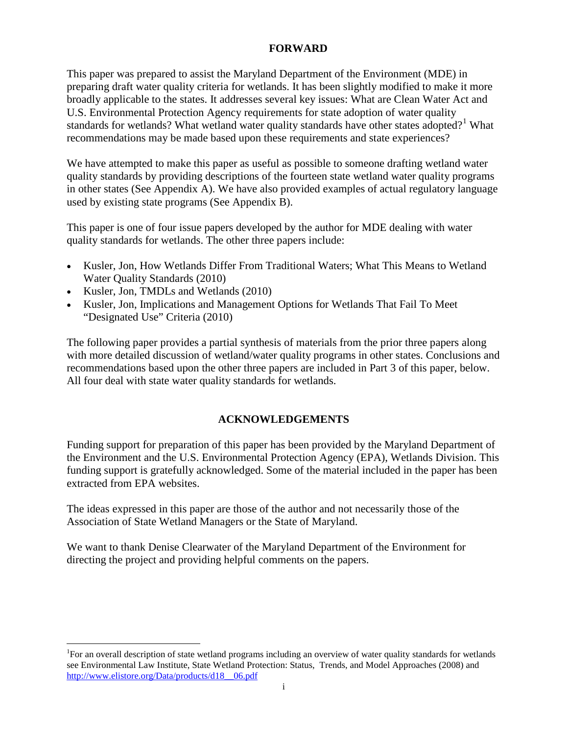## FORWARD

This paper was prepared to assist the Maryland Department of the Environment (MDE) in preparing draft water quality criteria for wetlands. It has been slightly modified to make it more broadly applicable to the states. It addresses several key issues: What are Clean Water Act and U.S. Environmental Protection Agency requirements for state adoption of water quality standards for wetlands? What wetland water quality standards have other states adopted?[1] What recommendations may be made based upon these requirements and state experiences?

We have attempted to make this paper as useful as possible to someone drafting wetland water quality standards by providing descriptions of the fourteen state wetland water quality programs in other states (See Appendix A). We have also provided examples of actual regulatory language used by existing state programs (See Appendix B).

This paper is one of four issue papers developed by the author for MDE dealing with water quality standards for wetlands. The other three papers include:

- Kusler, Jon, How Wetlands Differ From Traditional Waters; What This Means to Wetland Water Quality Standards (2010)
- Kusler, Jon, TMDLs and Wetlands (2010)
- Kusler, Jon, Implications and Management Options for Wetlands That Fail To Meet "Designated Use" Criteria (2010)

The following paper provides a partial synthesis of materials from the prior three papers along with more detailed discussion of wetland/water quality programs in other states. Conclusions and recommendations based upon the other three papers are included in Part 3 of this paper, below. All four deal with state water quality standards for wetlands.

## ACKNOWLEDGEMENTS

Funding support for preparation of this paper has been provided by the Maryland Department of the Environment and the U.S. Environmental Protection Agency (EPA), Wetlands Division. This funding support is gratefully acknowledged. Some of the material included in the paper has been extracted from EPA websites.

The ideas expressed in this paper are those of the author and not necessarily those of the Association of State Wetland Managers or the State of Maryland.

We want to thank Denise Clearwater of the Maryland Department of the Environment for directing the project and providing helpful comments on the papers.

---

[1]For an overall description of state wetland programs including an overview of water quality standards for wetlands see Environmental Law Institute, State Wetland Protection: Status, Trends, and Model Approaches (2008) and http://www.elistore.org/Data/products/d18__06.pdf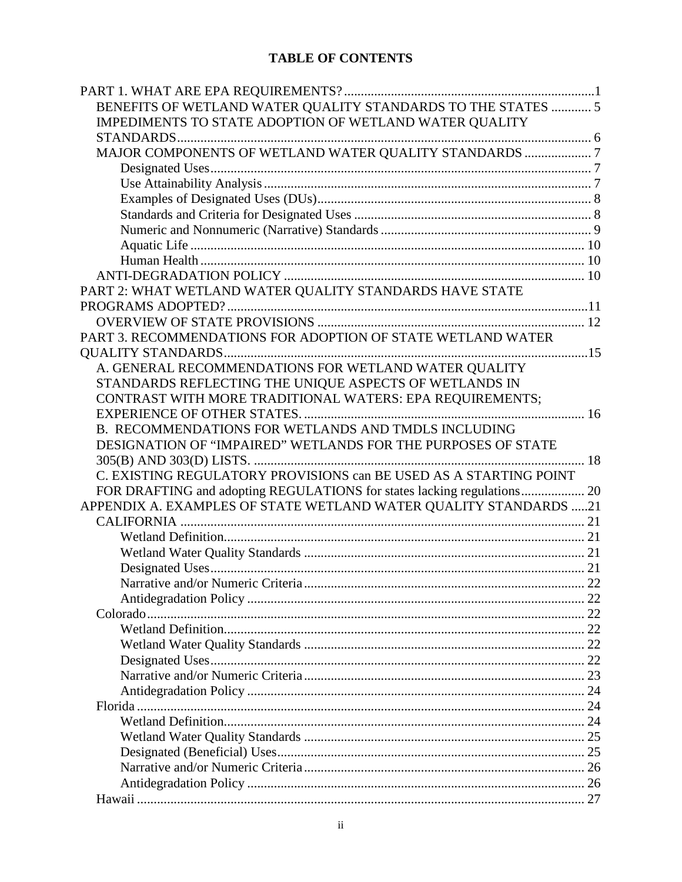# TABLE OF CONTENTS

PART 1. WHAT ARE EPA REQUIREMENTS? ........................................................................1

- BENEFITS OF WETLAND WATER QUALITY STANDARDS TO THE STATES ............ 5
- IMPEDIMENTS TO STATE ADOPTION OF WETLAND WATER QUALITY STANDARDS.......................................................................................................... 6
- MAJOR COMPONENTS OF WETLAND WATER QUALITY STANDARDS .................... 7
  - Designated Uses................................................................................................ 7
  - Use Attainability Analysis ................................................................................. 7
  - Examples of Designated Uses (DUs)................................................................. 8
  - Standards and Criteria for Designated Uses ...................................................... 8
  - Numeric and Nonnumeric (Narrative) Standards ............................................... 9
  - Aquatic Life .................................................................................................... 10
  - Human Health .................................................................................................. 10
- ANTI-DEGRADATION POLICY ......................................................................... 10

PART 2: WHAT WETLAND WATER QUALITY STANDARDS HAVE STATE PROGRAMS ADOPTED? ..........................................................................................11

- OVERVIEW OF STATE PROVISIONS ............................................................... 12

PART 3. RECOMMENDATIONS FOR ADOPTION OF STATE WETLAND WATER QUALITY STANDARDS............................................................................................15

- A. GENERAL RECOMMENDATIONS FOR WETLAND WATER QUALITY STANDARDS REFLECTING THE UNIQUE ASPECTS OF WETLANDS IN CONTRAST WITH MORE TRADITIONAL WATERS: EPA REQUIREMENTS; EXPERIENCE OF OTHER STATES. ................................................................................... 16
- B. RECOMMENDATIONS FOR WETLANDS AND TMDLS INCLUDING DESIGNATION OF "IMPAIRED" WETLANDS FOR THE PURPOSES OF STATE 305(B) AND 303(D) LISTS. ................................................................................. 18
- C. EXISTING REGULATORY PROVISIONS can BE USED AS A STARTING POINT FOR DRAFTING and adopting REGULATIONS for states lacking regulations................... 20

APPENDIX A. EXAMPLES OF STATE WETLAND WATER QUALITY STANDARDS .....21

- CALIFORNIA ........................................................................................................ 21
  - Wetland Definition............................................................................................ 21
  - Wetland Water Quality Standards .................................................................... 21
  - Designated Uses................................................................................................ 21
  - Narrative and/or Numeric Criteria .................................................................... 22
  - Antidegradation Policy ..................................................................................... 22
- Colorado................................................................................................................. 22
  - Wetland Definition............................................................................................ 22
  - Wetland Water Quality Standards .................................................................... 22
  - Designated Uses................................................................................................ 22
  - Narrative and/or Numeric Criteria .................................................................... 23
  - Antidegradation Policy ..................................................................................... 24
- Florida .................................................................................................................... 24
  - Wetland Definition............................................................................................ 24
  - Wetland Water Quality Standards .................................................................... 25
  - Designated (Beneficial) Uses............................................................................. 25
  - Narrative and/or Numeric Criteria .................................................................... 26
  - Antidegradation Policy ..................................................................................... 26
- Hawaii .................................................................................................................... 27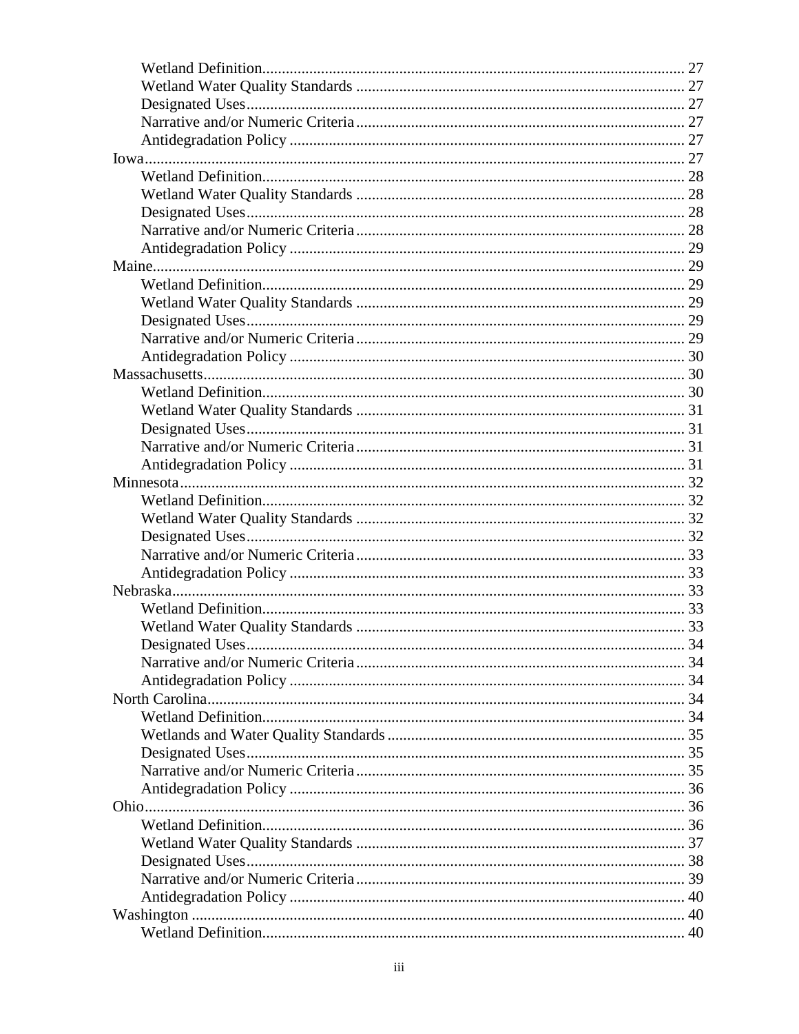- Wetland Definition ........................................................ 27
- Wetland Water Quality Standards ........................................................ 27
- Designated Uses ........................................................ 27
- Narrative and/or Numeric Criteria ........................................................ 27
- Antidegradation Policy ........................................................ 27

Iowa ........................................................ 27

- Wetland Definition ........................................................ 28
- Wetland Water Quality Standards ........................................................ 28
- Designated Uses ........................................................ 28
- Narrative and/or Numeric Criteria ........................................................ 28
- Antidegradation Policy ........................................................ 29

Maine ........................................................ 29

- Wetland Definition ........................................................ 29
- Wetland Water Quality Standards ........................................................ 29
- Designated Uses ........................................................ 29
- Narrative and/or Numeric Criteria ........................................................ 29
- Antidegradation Policy ........................................................ 30

Massachusetts ........................................................ 30

- Wetland Definition ........................................................ 30
- Wetland Water Quality Standards ........................................................ 31
- Designated Uses ........................................................ 31
- Narrative and/or Numeric Criteria ........................................................ 31
- Antidegradation Policy ........................................................ 31

Minnesota ........................................................ 32

- Wetland Definition ........................................................ 32
- Wetland Water Quality Standards ........................................................ 32
- Designated Uses ........................................................ 32
- Narrative and/or Numeric Criteria ........................................................ 33
- Antidegradation Policy ........................................................ 33

Nebraska ........................................................ 33

- Wetland Definition ........................................................ 33
- Wetland Water Quality Standards ........................................................ 33
- Designated Uses ........................................................ 34
- Narrative and/or Numeric Criteria ........................................................ 34
- Antidegradation Policy ........................................................ 34

North Carolina ........................................................ 34

- Wetland Definition ........................................................ 34
- Wetlands and Water Quality Standards ........................................................ 35
- Designated Uses ........................................................ 35
- Narrative and/or Numeric Criteria ........................................................ 35
- Antidegradation Policy ........................................................ 36

Ohio ........................................................ 36

- Wetland Definition ........................................................ 36
- Wetland Water Quality Standards ........................................................ 37
- Designated Uses ........................................................ 38
- Narrative and/or Numeric Criteria ........................................................ 39
- Antidegradation Policy ........................................................ 40

Washington ........................................................ 40

- Wetland Definition ........................................................ 40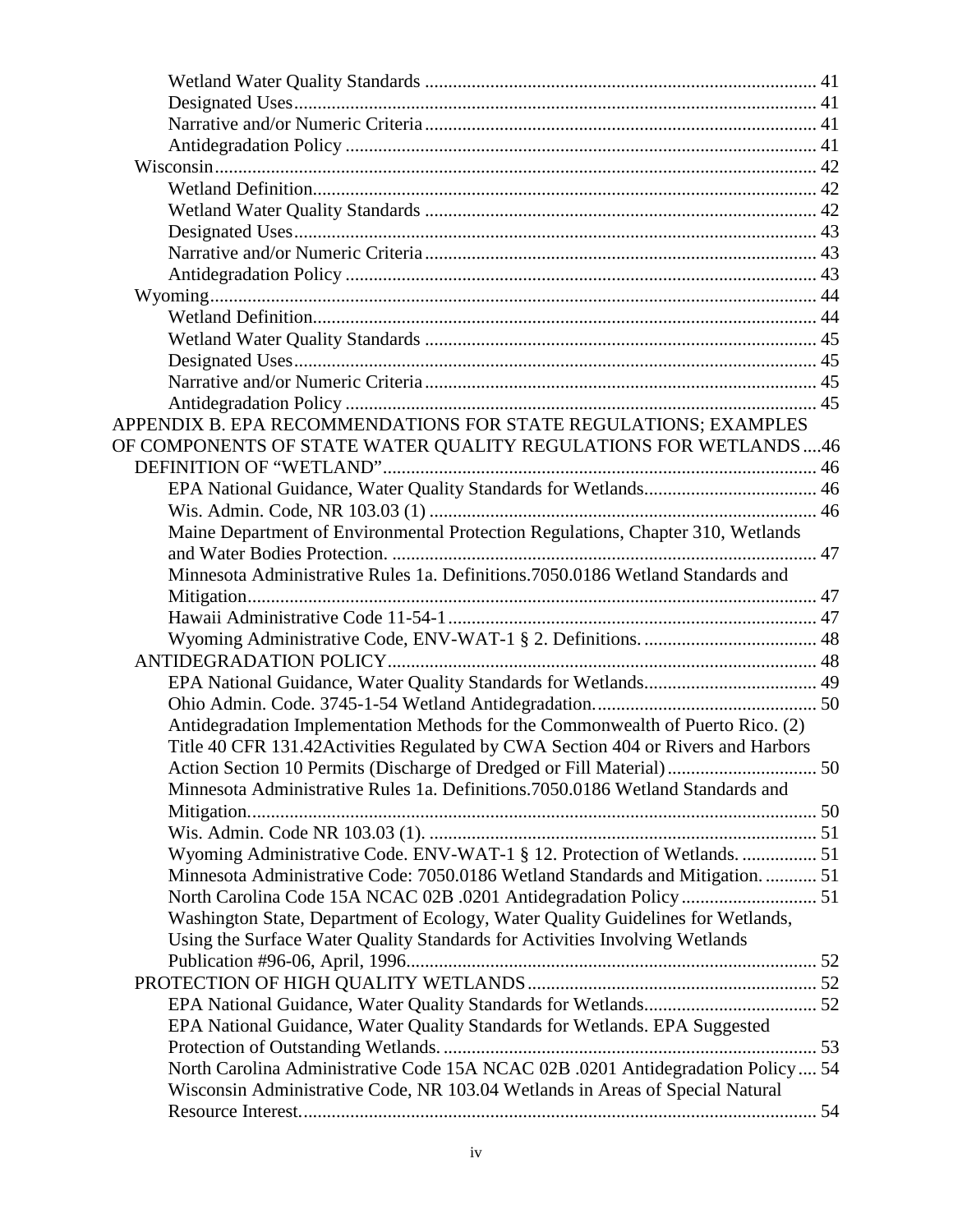- Wetland Water Quality Standards ... 41
- Designated Uses ... 41
- Narrative and/or Numeric Criteria ... 41
- Antidegradation Policy ... 41

Wisconsin ... 42

- Wetland Definition ... 42
- Wetland Water Quality Standards ... 42
- Designated Uses ... 43
- Narrative and/or Numeric Criteria ... 43
- Antidegradation Policy ... 43

Wyoming ... 44

- Wetland Definition ... 44
- Wetland Water Quality Standards ... 45
- Designated Uses ... 45
- Narrative and/or Numeric Criteria ... 45
- Antidegradation Policy ... 45

APPENDIX B. EPA RECOMMENDATIONS FOR STATE REGULATIONS; EXAMPLES OF COMPONENTS OF STATE WATER QUALITY REGULATIONS FOR WETLANDS ... 46

DEFINITION OF "WETLAND" ... 46

- EPA National Guidance, Water Quality Standards for Wetlands ... 46
- Wis. Admin. Code, NR 103.03 (1) ... 46
- Maine Department of Environmental Protection Regulations, Chapter 310, Wetlands and Water Bodies Protection. ... 47
- Minnesota Administrative Rules 1a. Definitions.7050.0186 Wetland Standards and Mitigation ... 47
- Hawaii Administrative Code 11-54-1 ... 47
- Wyoming Administrative Code, ENV-WAT-1 § 2. Definitions. ... 48

ANTIDEGRADATION POLICY ... 48

- EPA National Guidance, Water Quality Standards for Wetlands ... 49
- Ohio Admin. Code. 3745-1-54 Wetland Antidegradation. ... 50
- Antidegradation Implementation Methods for the Commonwealth of Puerto Rico. (2) Title 40 CFR 131.42Activities Regulated by CWA Section 404 or Rivers and Harbors Action Section 10 Permits (Discharge of Dredged or Fill Material) ... 50
- Minnesota Administrative Rules 1a. Definitions.7050.0186 Wetland Standards and Mitigation. ... 50
- Wis. Admin. Code NR 103.03 (1). ... 51
- Wyoming Administrative Code. ENV-WAT-1 § 12. Protection of Wetlands. ... 51
- Minnesota Administrative Code: 7050.0186 Wetland Standards and Mitigation. ... 51
- North Carolina Code 15A NCAC 02B .0201 Antidegradation Policy ... 51
- Washington State, Department of Ecology, Water Quality Guidelines for Wetlands, Using the Surface Water Quality Standards for Activities Involving Wetlands Publication #96-06, April, 1996. ... 52

PROTECTION OF HIGH QUALITY WETLANDS ... 52

- EPA National Guidance, Water Quality Standards for Wetlands ... 52
- EPA National Guidance, Water Quality Standards for Wetlands. EPA Suggested Protection of Outstanding Wetlands. ... 53
- North Carolina Administrative Code 15A NCAC 02B .0201 Antidegradation Policy ... 54
- Wisconsin Administrative Code, NR 103.04 Wetlands in Areas of Special Natural Resource Interest. ... 54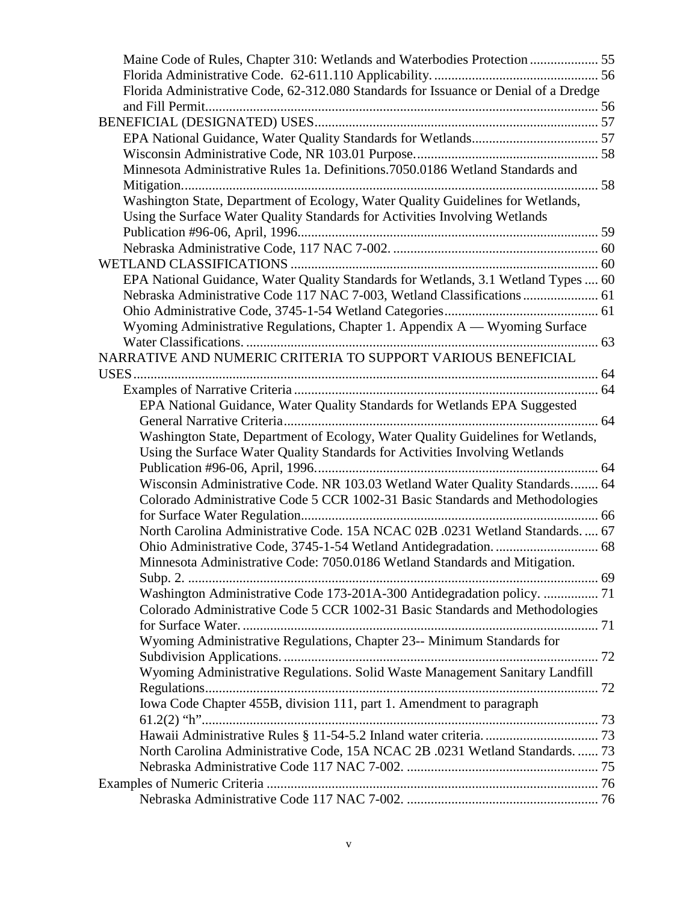- Maine Code of Rules, Chapter 310: Wetlands and Waterbodies Protection .................... 55
- Florida Administrative Code. 62-611.110 Applicability. ................................................ 56
- Florida Administrative Code, 62-312.080 Standards for Issuance or Denial of a Dredge and Fill Permit.................................................................................................................. 56

BENEFICIAL (DESIGNATED) USES.................................................................................. 57

- EPA National Guidance, Water Quality Standards for Wetlands..................................... 57
- Wisconsin Administrative Code, NR 103.01 Purpose..................................................... 58
- Minnesota Administrative Rules 1a. Definitions.7050.0186 Wetland Standards and Mitigation......................................................................................................................... 58
- Washington State, Department of Ecology, Water Quality Guidelines for Wetlands, Using the Surface Water Quality Standards for Activities Involving Wetlands Publication #96-06, April, 1996........................................................................................ 59
- Nebraska Administrative Code, 117 NAC 7-002. ........................................................... 60

WETLAND CLASSIFICATIONS .......................................................................................... 60

- EPA National Guidance, Water Quality Standards for Wetlands, 3.1 Wetland Types .... 60
- Nebraska Administrative Code 117 NAC 7-003, Wetland Classifications...................... 61
- Ohio Administrative Code, 3745-1-54 Wetland Categories............................................. 61
- Wyoming Administrative Regulations, Chapter 1. Appendix A — Wyoming Surface Water Classifications. ....................................................................................................... 63

NARRATIVE AND NUMERIC CRITERIA TO SUPPORT VARIOUS BENEFICIAL USES....................................................................................................................................... 64

- Examples of Narrative Criteria ........................................................................................ 64
  - EPA National Guidance, Water Quality Standards for Wetlands EPA Suggested General Narrative Criteria........................................................................................... 64
  - Washington State, Department of Ecology, Water Quality Guidelines for Wetlands, Using the Surface Water Quality Standards for Activities Involving Wetlands Publication #96-06, April, 1996.................................................................................. 64
  - Wisconsin Administrative Code. NR 103.03 Wetland Water Quality Standards........ 64
  - Colorado Administrative Code 5 CCR 1002-31 Basic Standards and Methodologies for Surface Water Regulation....................................................................................... 66
  - North Carolina Administrative Code. 15A NCAC 02B .0231 Wetland Standards. .... 67
  - Ohio Administrative Code, 3745-1-54 Wetland Antidegradation. .............................. 68
  - Minnesota Administrative Code: 7050.0186 Wetland Standards and Mitigation. Subp. 2. ........................................................................................................................ 69
  - Washington Administrative Code 173-201A-300 Antidegradation policy. ................ 71
  - Colorado Administrative Code 5 CCR 1002-31 Basic Standards and Methodologies for Surface Water. ........................................................................................................ 71
  - Wyoming Administrative Regulations, Chapter 23-- Minimum Standards for Subdivision Applications. ............................................................................................ 72
  - Wyoming Administrative Regulations. Solid Waste Management Sanitary Landfill Regulations.................................................................................................................. 72
  - Iowa Code Chapter 455B, division 111, part 1. Amendment to paragraph 61.2(2) "h".................................................................................................................... 73
  - Hawaii Administrative Rules § 11-54-5.2 Inland water criteria. ................................. 73
  - North Carolina Administrative Code, 15A NCAC 2B .0231 Wetland Standards. ....... 73
  - Nebraska Administrative Code 117 NAC 7-002. ........................................................ 75

Examples of Numeric Criteria ................................................................................................ 76

- Nebraska Administrative Code 117 NAC 7-002. ........................................................ 76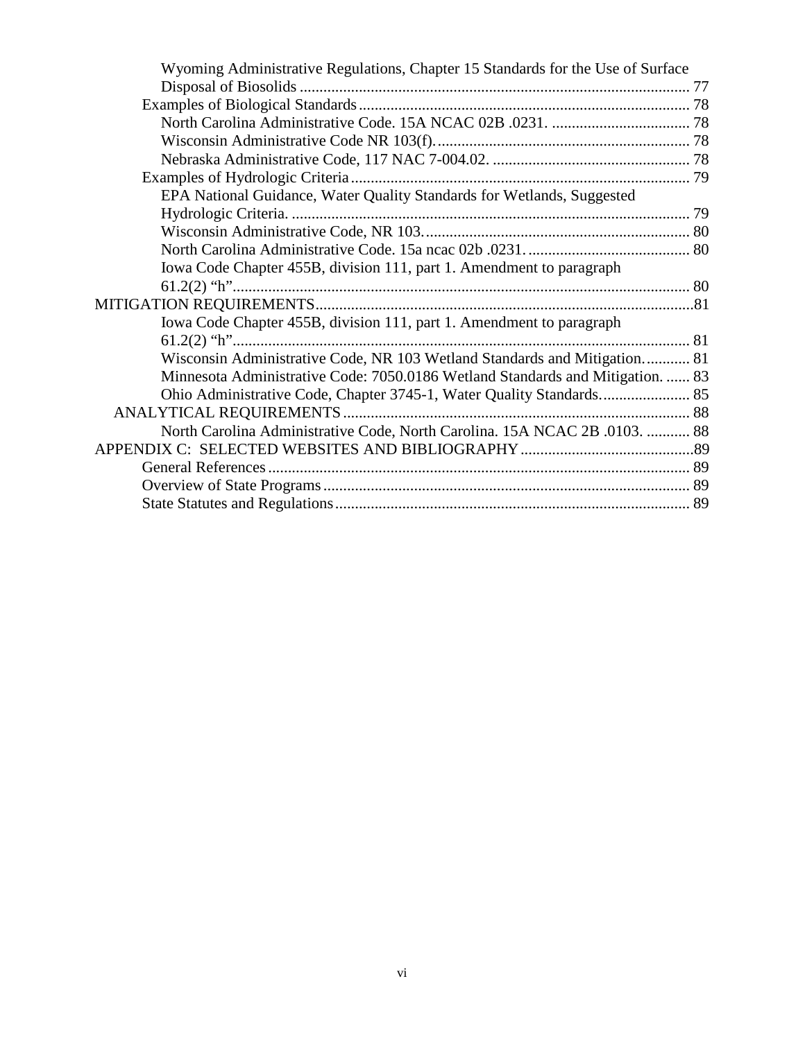Wyoming Administrative Regulations, Chapter 15 Standards for the Use of Surface Disposal of Biosolids .................................................................................................. 77

Examples of Biological Standards ................................................................................... 78

North Carolina Administrative Code. 15A NCAC 02B .0231. .................................. 78

Wisconsin Administrative Code NR 103(f). ............................................................... 78

Nebraska Administrative Code, 117 NAC 7-004.02. ................................................. 78

Examples of Hydrologic Criteria ..................................................................................... 79

EPA National Guidance, Water Quality Standards for Wetlands, Suggested Hydrologic Criteria. ..................................................................................................... 79

Wisconsin Administrative Code, NR 103. .................................................................. 80

North Carolina Administrative Code. 15a ncac 02b .0231. ......................................... 80

Iowa Code Chapter 455B, division 111, part 1. Amendment to paragraph 61.2(2) "h" .................................................................................................................. 80

MITIGATION REQUIREMENTS ...............................................................................................81

Iowa Code Chapter 455B, division 111, part 1. Amendment to paragraph 61.2(2) "h" .................................................................................................................. 81

Wisconsin Administrative Code, NR 103 Wetland Standards and Mitigation. ........... 81

Minnesota Administrative Code: 7050.0186 Wetland Standards and Mitigation. ...... 83

Ohio Administrative Code, Chapter 3745-1, Water Quality Standards. ...................... 85

ANALYTICAL REQUIREMENTS ....................................................................................... 88

North Carolina Administrative Code, North Carolina. 15A NCAC 2B .0103. ........... 88

APPENDIX C: SELECTED WEBSITES AND BIBLIOGRAPHY ...........................................89

General References .......................................................................................................... 89

Overview of State Programs ............................................................................................ 89

State Statutes and Regulations ......................................................................................... 89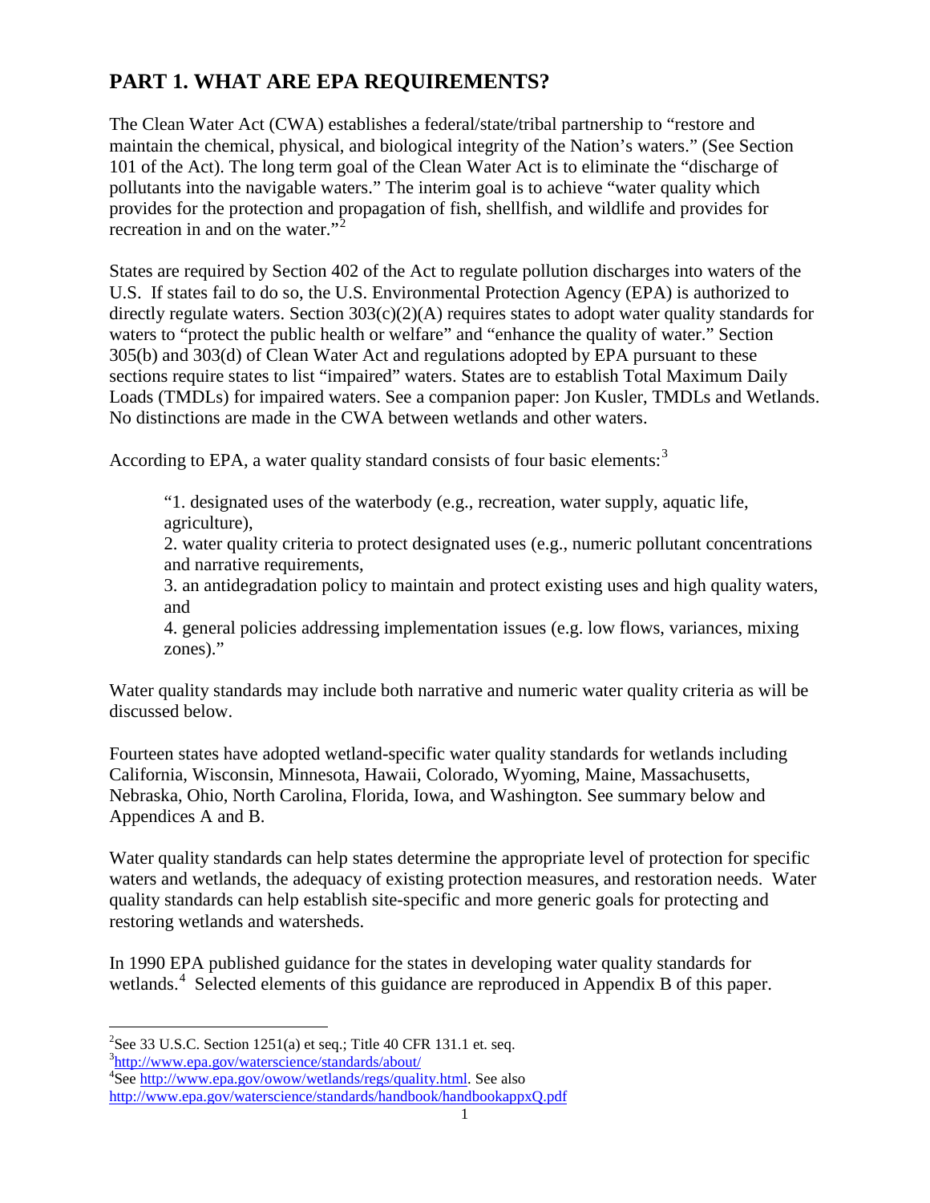## PART 1. WHAT ARE EPA REQUIREMENTS?

The Clean Water Act (CWA) establishes a federal/state/tribal partnership to "restore and maintain the chemical, physical, and biological integrity of the Nation's waters." (See Section 101 of the Act). The long term goal of the Clean Water Act is to eliminate the "discharge of pollutants into the navigable waters." The interim goal is to achieve "water quality which provides for the protection and propagation of fish, shellfish, and wildlife and provides for recreation in and on the water."[2]

States are required by Section 402 of the Act to regulate pollution discharges into waters of the U.S. If states fail to do so, the U.S. Environmental Protection Agency (EPA) is authorized to directly regulate waters. Section 303(c)(2)(A) requires states to adopt water quality standards for waters to "protect the public health or welfare" and "enhance the quality of water." Section 305(b) and 303(d) of Clean Water Act and regulations adopted by EPA pursuant to these sections require states to list "impaired" waters. States are to establish Total Maximum Daily Loads (TMDLs) for impaired waters. See a companion paper: Jon Kusler, TMDLs and Wetlands. No distinctions are made in the CWA between wetlands and other waters.

According to EPA, a water quality standard consists of four basic elements:[3]

> "1. designated uses of the waterbody (e.g., recreation, water supply, aquatic life, agriculture),
> 2. water quality criteria to protect designated uses (e.g., numeric pollutant concentrations and narrative requirements,
> 3. an antidegradation policy to maintain and protect existing uses and high quality waters, and
> 4. general policies addressing implementation issues (e.g. low flows, variances, mixing zones)."

Water quality standards may include both narrative and numeric water quality criteria as will be discussed below.

Fourteen states have adopted wetland-specific water quality standards for wetlands including California, Wisconsin, Minnesota, Hawaii, Colorado, Wyoming, Maine, Massachusetts, Nebraska, Ohio, North Carolina, Florida, Iowa, and Washington. See summary below and Appendices A and B.

Water quality standards can help states determine the appropriate level of protection for specific waters and wetlands, the adequacy of existing protection measures, and restoration needs. Water quality standards can help establish site-specific and more generic goals for protecting and restoring wetlands and watersheds.

In 1990 EPA published guidance for the states in developing water quality standards for wetlands.[4] Selected elements of this guidance are reproduced in Appendix B of this paper.

---

[2] See 33 U.S.C. Section 1251(a) et seq.; Title 40 CFR 131.1 et. seq.

[3] http://www.epa.gov/waterscience/standards/about/

[4] See http://www.epa.gov/owow/wetlands/regs/quality.html. See also http://www.epa.gov/waterscience/standards/handbook/handbookappxQ.pdf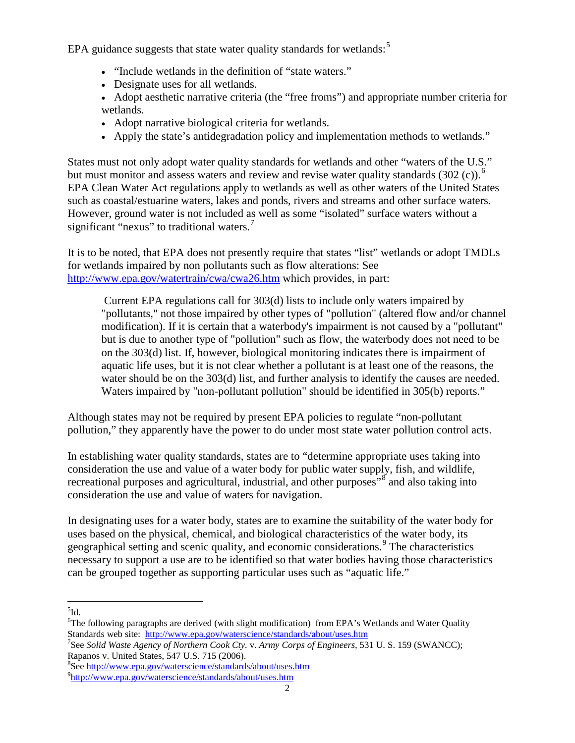EPA guidance suggests that state water quality standards for wetlands:[5]

- "Include wetlands in the definition of "state waters."
- Designate uses for all wetlands.
- Adopt aesthetic narrative criteria (the "free froms") and appropriate number criteria for wetlands.
- Adopt narrative biological criteria for wetlands.
- Apply the state's antidegradation policy and implementation methods to wetlands."

States must not only adopt water quality standards for wetlands and other "waters of the U.S." but must monitor and assess waters and review and revise water quality standards (302 (c)).[6] EPA Clean Water Act regulations apply to wetlands as well as other waters of the United States such as coastal/estuarine waters, lakes and ponds, rivers and streams and other surface waters. However, ground water is not included as well as some "isolated" surface waters without a significant "nexus" to traditional waters.[7]

It is to be noted, that EPA does not presently require that states "list" wetlands or adopt TMDLs for wetlands impaired by non pollutants such as flow alterations: See http://www.epa.gov/watertrain/cwa/cwa26.htm which provides, in part:

> Current EPA regulations call for 303(d) lists to include only waters impaired by "pollutants," not those impaired by other types of "pollution" (altered flow and/or channel modification). If it is certain that a waterbody's impairment is not caused by a "pollutant" but is due to another type of "pollution" such as flow, the waterbody does not need to be on the 303(d) list. If, however, biological monitoring indicates there is impairment of aquatic life uses, but it is not clear whether a pollutant is at least one of the reasons, the water should be on the 303(d) list, and further analysis to identify the causes are needed. Waters impaired by "non-pollutant pollution" should be identified in 305(b) reports."

Although states may not be required by present EPA policies to regulate "non-pollutant pollution," they apparently have the power to do under most state water pollution control acts.

In establishing water quality standards, states are to "determine appropriate uses taking into consideration the use and value of a water body for public water supply, fish, and wildlife, recreational purposes and agricultural, industrial, and other purposes"[8] and also taking into consideration the use and value of waters for navigation.

In designating uses for a water body, states are to examine the suitability of the water body for uses based on the physical, chemical, and biological characteristics of the water body, its geographical setting and scenic quality, and economic considerations.[9] The characteristics necessary to support a use are to be identified so that water bodies having those characteristics can be grouped together as supporting particular uses such as "aquatic life."

---

[5] Id.

[6] The following paragraphs are derived (with slight modification) from EPA's Wetlands and Water Quality Standards web site: http://www.epa.gov/waterscience/standards/about/uses.htm

[7] See *Solid Waste Agency of Northern Cook Cty.* v. *Army Corps of Engineers,* 531 U. S. 159 (SWANCC); Rapanos v. United States, 547 U.S. 715 (2006).

[8] See http://www.epa.gov/waterscience/standards/about/uses.htm

[9] http://www.epa.gov/waterscience/standards/about/uses.htm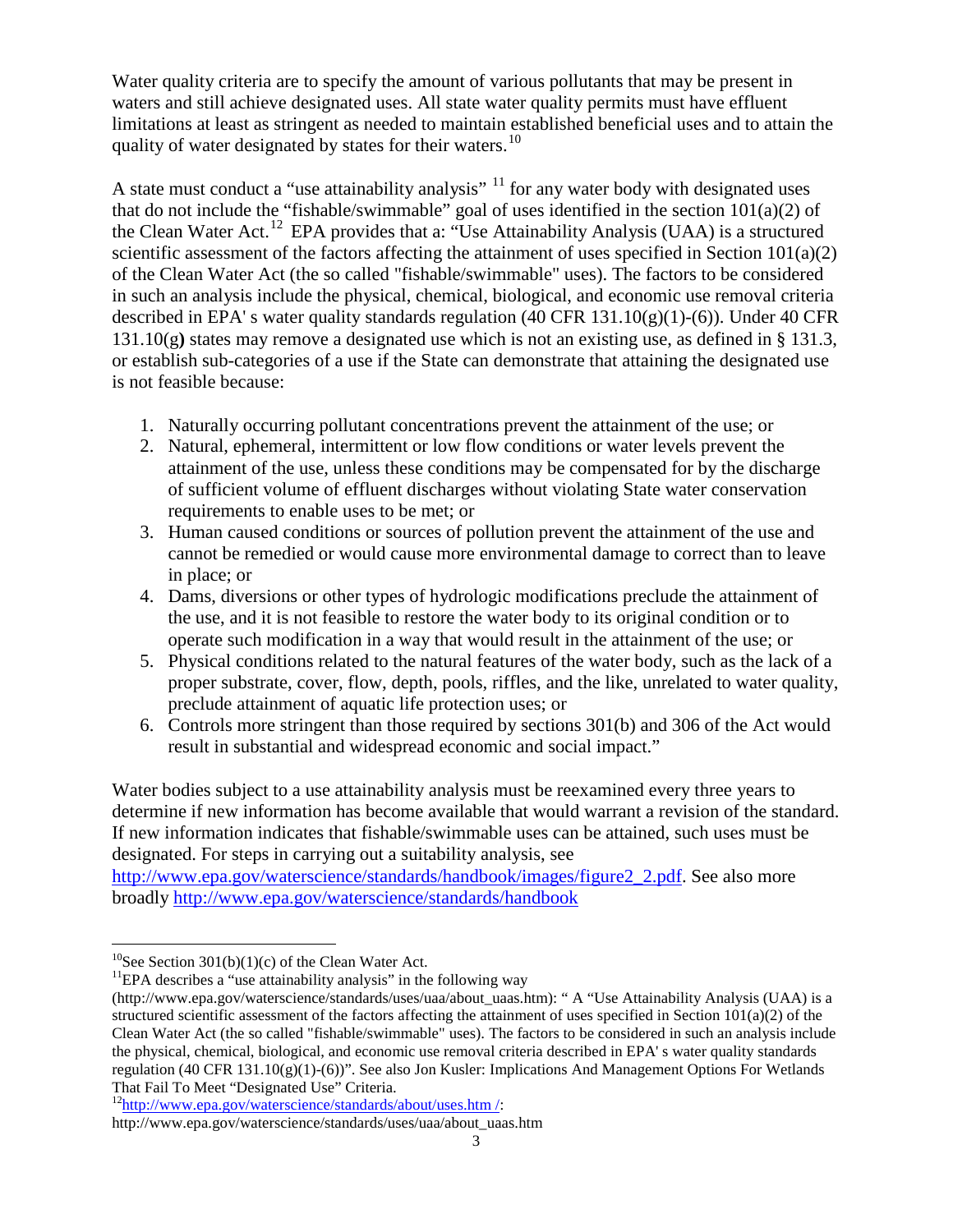Water quality criteria are to specify the amount of various pollutants that may be present in waters and still achieve designated uses. All state water quality permits must have effluent limitations at least as stringent as needed to maintain established beneficial uses and to attain the quality of water designated by states for their waters.[10]

A state must conduct a "use attainability analysis" [11] for any water body with designated uses that do not include the "fishable/swimmable" goal of uses identified in the section 101(a)(2) of the Clean Water Act.[12] EPA provides that a: "Use Attainability Analysis (UAA) is a structured scientific assessment of the factors affecting the attainment of uses specified in Section 101(a)(2) of the Clean Water Act (the so called "fishable/swimmable" uses). The factors to be considered in such an analysis include the physical, chemical, biological, and economic use removal criteria described in EPA' s water quality standards regulation (40 CFR 131.10(g)(1)-(6)). Under 40 CFR 131.10(g**)** states may remove a designated use which is not an existing use, as defined in § 131.3, or establish sub-categories of a use if the State can demonstrate that attaining the designated use is not feasible because:

1. Naturally occurring pollutant concentrations prevent the attainment of the use; or
2. Natural, ephemeral, intermittent or low flow conditions or water levels prevent the attainment of the use, unless these conditions may be compensated for by the discharge of sufficient volume of effluent discharges without violating State water conservation requirements to enable uses to be met; or
3. Human caused conditions or sources of pollution prevent the attainment of the use and cannot be remedied or would cause more environmental damage to correct than to leave in place; or
4. Dams, diversions or other types of hydrologic modifications preclude the attainment of the use, and it is not feasible to restore the water body to its original condition or to operate such modification in a way that would result in the attainment of the use; or
5. Physical conditions related to the natural features of the water body, such as the lack of a proper substrate, cover, flow, depth, pools, riffles, and the like, unrelated to water quality, preclude attainment of aquatic life protection uses; or
6. Controls more stringent than those required by sections 301(b) and 306 of the Act would result in substantial and widespread economic and social impact."

Water bodies subject to a use attainability analysis must be reexamined every three years to determine if new information has become available that would warrant a revision of the standard. If new information indicates that fishable/swimmable uses can be attained, such uses must be designated. For steps in carrying out a suitability analysis, see http://www.epa.gov/waterscience/standards/handbook/images/figure2_2.pdf. See also more broadly http://www.epa.gov/waterscience/standards/handbook

---

[10]See Section 301(b)(1)(c) of the Clean Water Act.

[11]EPA describes a "use attainability analysis" in the following way (http://www.epa.gov/waterscience/standards/uses/uaa/about_uaas.htm): " A "Use Attainability Analysis (UAA) is a structured scientific assessment of the factors affecting the attainment of uses specified in Section 101(a)(2) of the Clean Water Act (the so called "fishable/swimmable" uses). The factors to be considered in such an analysis include the physical, chemical, biological, and economic use removal criteria described in EPA' s water quality standards regulation (40 CFR 131.10(g)(1)-(6))". See also Jon Kusler: Implications And Management Options For Wetlands That Fail To Meet "Designated Use" Criteria.

[12]http://www.epa.gov/waterscience/standards/about/uses.htm /: http://www.epa.gov/waterscience/standards/uses/uaa/about_uaas.htm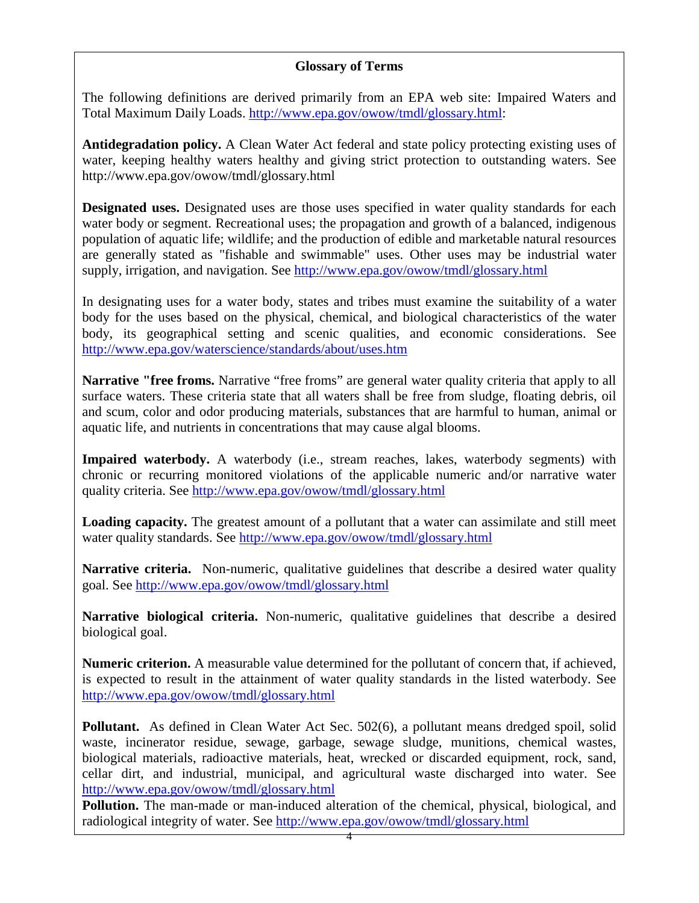## Glossary of Terms

The following definitions are derived primarily from an EPA web site: Impaired Waters and Total Maximum Daily Loads. http://www.epa.gov/owow/tmdl/glossary.html:

**Antidegradation policy.** A Clean Water Act federal and state policy protecting existing uses of water, keeping healthy waters healthy and giving strict protection to outstanding waters. See http://www.epa.gov/owow/tmdl/glossary.html

**Designated uses.** Designated uses are those uses specified in water quality standards for each water body or segment. Recreational uses; the propagation and growth of a balanced, indigenous population of aquatic life; wildlife; and the production of edible and marketable natural resources are generally stated as "fishable and swimmable" uses. Other uses may be industrial water supply, irrigation, and navigation. See http://www.epa.gov/owow/tmdl/glossary.html

In designating uses for a water body, states and tribes must examine the suitability of a water body for the uses based on the physical, chemical, and biological characteristics of the water body, its geographical setting and scenic qualities, and economic considerations. See http://www.epa.gov/waterscience/standards/about/uses.htm

**Narrative "free froms.** Narrative "free froms" are general water quality criteria that apply to all surface waters. These criteria state that all waters shall be free from sludge, floating debris, oil and scum, color and odor producing materials, substances that are harmful to human, animal or aquatic life, and nutrients in concentrations that may cause algal blooms.

**Impaired waterbody.** A waterbody (i.e., stream reaches, lakes, waterbody segments) with chronic or recurring monitored violations of the applicable numeric and/or narrative water quality criteria. See http://www.epa.gov/owow/tmdl/glossary.html

**Loading capacity.** The greatest amount of a pollutant that a water can assimilate and still meet water quality standards. See http://www.epa.gov/owow/tmdl/glossary.html

**Narrative criteria.** Non-numeric, qualitative guidelines that describe a desired water quality goal. See http://www.epa.gov/owow/tmdl/glossary.html

**Narrative biological criteria.** Non-numeric, qualitative guidelines that describe a desired biological goal.

**Numeric criterion.** A measurable value determined for the pollutant of concern that, if achieved, is expected to result in the attainment of water quality standards in the listed waterbody. See http://www.epa.gov/owow/tmdl/glossary.html

**Pollutant.** As defined in Clean Water Act Sec. 502(6), a pollutant means dredged spoil, solid waste, incinerator residue, sewage, garbage, sewage sludge, munitions, chemical wastes, biological materials, radioactive materials, heat, wrecked or discarded equipment, rock, sand, cellar dirt, and industrial, municipal, and agricultural waste discharged into water. See http://www.epa.gov/owow/tmdl/glossary.html

**Pollution.** The man-made or man-induced alteration of the chemical, physical, biological, and radiological integrity of water. See http://www.epa.gov/owow/tmdl/glossary.html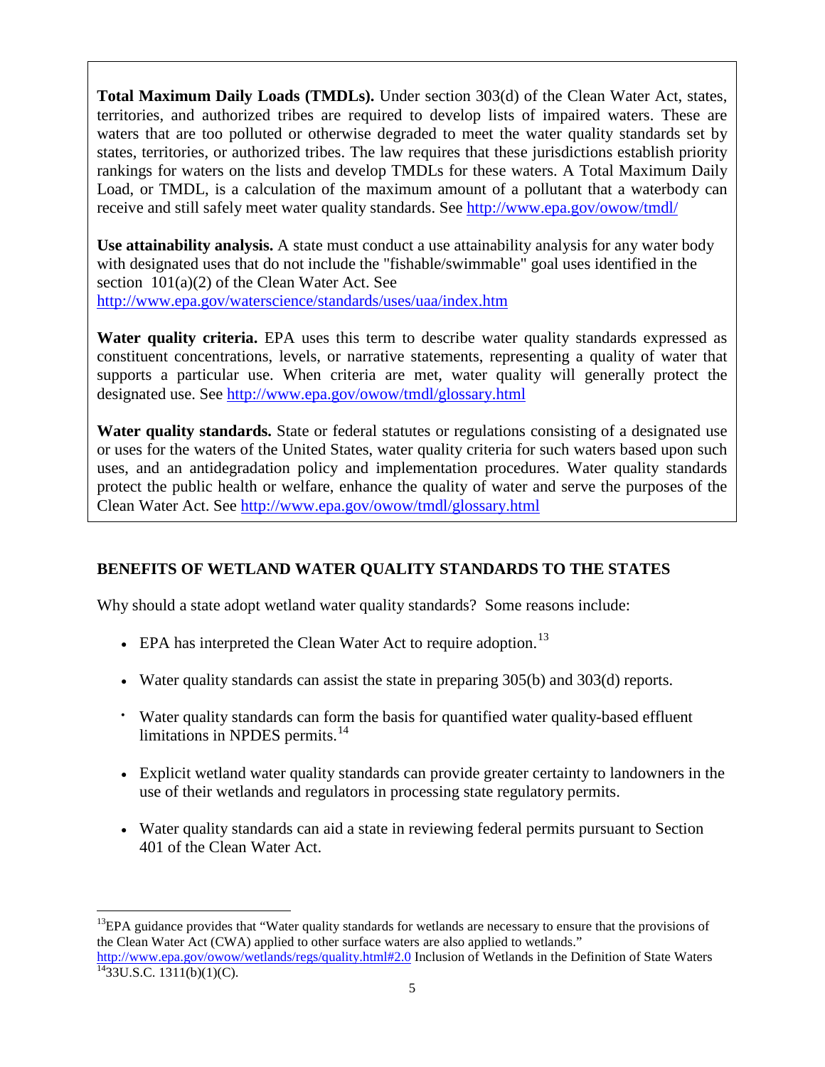**Total Maximum Daily Loads (TMDLs).** Under section 303(d) of the Clean Water Act, states, territories, and authorized tribes are required to develop lists of impaired waters. These are waters that are too polluted or otherwise degraded to meet the water quality standards set by states, territories, or authorized tribes. The law requires that these jurisdictions establish priority rankings for waters on the lists and develop TMDLs for these waters. A Total Maximum Daily Load, or TMDL, is a calculation of the maximum amount of a pollutant that a waterbody can receive and still safely meet water quality standards. See http://www.epa.gov/owow/tmdl/

**Use attainability analysis.** A state must conduct a use attainability analysis for any water body with designated uses that do not include the "fishable/swimmable" goal uses identified in the section 101(a)(2) of the Clean Water Act. See http://www.epa.gov/waterscience/standards/uses/uaa/index.htm

**Water quality criteria.** EPA uses this term to describe water quality standards expressed as constituent concentrations, levels, or narrative statements, representing a quality of water that supports a particular use. When criteria are met, water quality will generally protect the designated use. See http://www.epa.gov/owow/tmdl/glossary.html

**Water quality standards.** State or federal statutes or regulations consisting of a designated use or uses for the waters of the United States, water quality criteria for such waters based upon such uses, and an antidegradation policy and implementation procedures. Water quality standards protect the public health or welfare, enhance the quality of water and serve the purposes of the Clean Water Act. See http://www.epa.gov/owow/tmdl/glossary.html

## BENEFITS OF WETLAND WATER QUALITY STANDARDS TO THE STATES

Why should a state adopt wetland water quality standards? Some reasons include:

- EPA has interpreted the Clean Water Act to require adoption.[13]
- Water quality standards can assist the state in preparing 305(b) and 303(d) reports.
- Water quality standards can form the basis for quantified water quality-based effluent limitations in NPDES permits.[14]
- Explicit wetland water quality standards can provide greater certainty to landowners in the use of their wetlands and regulators in processing state regulatory permits.
- Water quality standards can aid a state in reviewing federal permits pursuant to Section 401 of the Clean Water Act.

---

[13]EPA guidance provides that "Water quality standards for wetlands are necessary to ensure that the provisions of the Clean Water Act (CWA) applied to other surface waters are also applied to wetlands." http://www.epa.gov/owow/wetlands/regs/quality.html#2.0 Inclusion of Wetlands in the Definition of State Waters

[14]33U.S.C. 1311(b)(1)(C).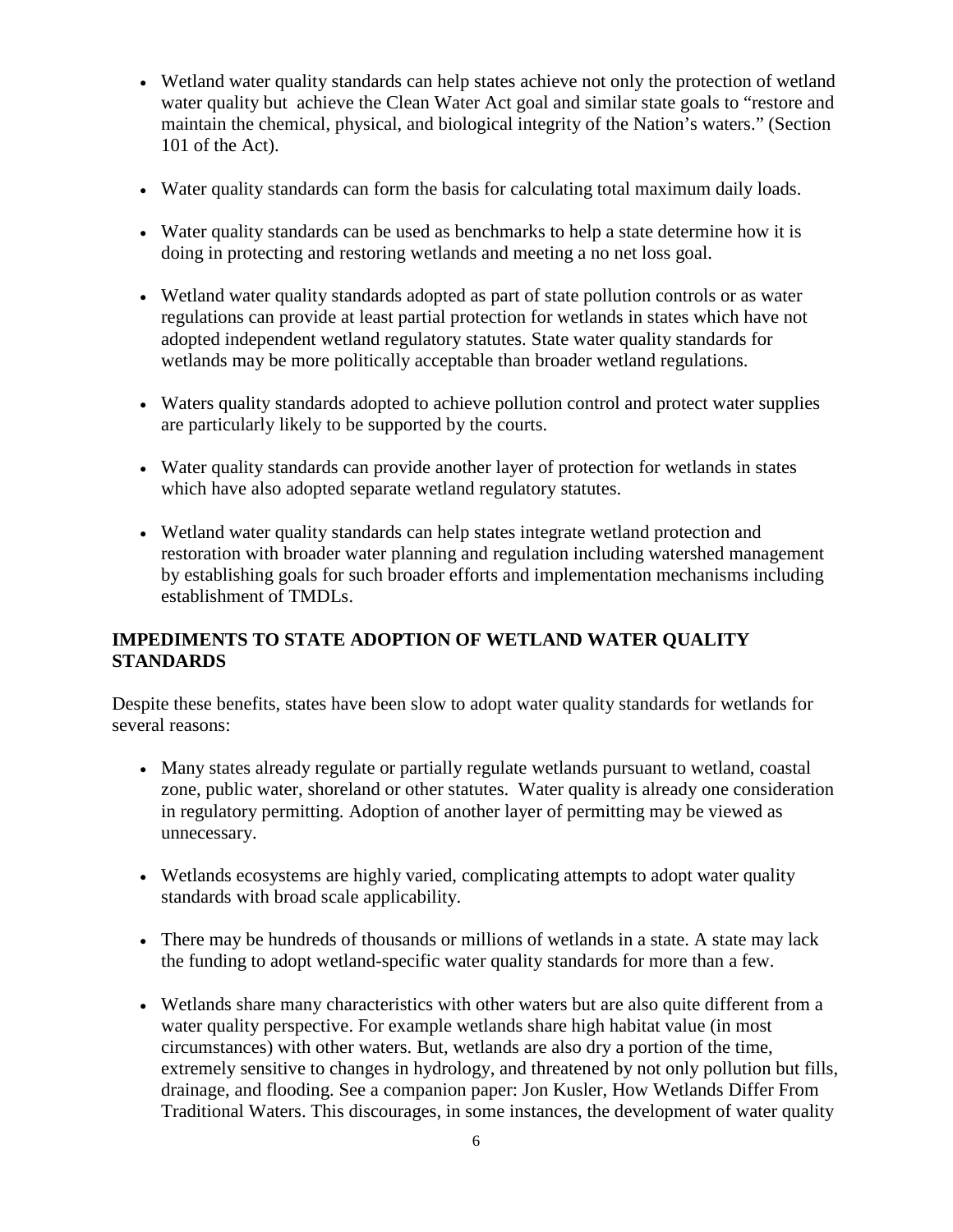- Wetland water quality standards can help states achieve not only the protection of wetland water quality but achieve the Clean Water Act goal and similar state goals to "restore and maintain the chemical, physical, and biological integrity of the Nation's waters." (Section 101 of the Act).

- Water quality standards can form the basis for calculating total maximum daily loads.

- Water quality standards can be used as benchmarks to help a state determine how it is doing in protecting and restoring wetlands and meeting a no net loss goal.

- Wetland water quality standards adopted as part of state pollution controls or as water regulations can provide at least partial protection for wetlands in states which have not adopted independent wetland regulatory statutes. State water quality standards for wetlands may be more politically acceptable than broader wetland regulations.

- Waters quality standards adopted to achieve pollution control and protect water supplies are particularly likely to be supported by the courts.

- Water quality standards can provide another layer of protection for wetlands in states which have also adopted separate wetland regulatory statutes.

- Wetland water quality standards can help states integrate wetland protection and restoration with broader water planning and regulation including watershed management by establishing goals for such broader efforts and implementation mechanisms including establishment of TMDLs.

## IMPEDIMENTS TO STATE ADOPTION OF WETLAND WATER QUALITY STANDARDS

Despite these benefits, states have been slow to adopt water quality standards for wetlands for several reasons:

- Many states already regulate or partially regulate wetlands pursuant to wetland, coastal zone, public water, shoreland or other statutes. Water quality is already one consideration in regulatory permitting. Adoption of another layer of permitting may be viewed as unnecessary.

- Wetlands ecosystems are highly varied, complicating attempts to adopt water quality standards with broad scale applicability.

- There may be hundreds of thousands or millions of wetlands in a state. A state may lack the funding to adopt wetland-specific water quality standards for more than a few.

- Wetlands share many characteristics with other waters but are also quite different from a water quality perspective. For example wetlands share high habitat value (in most circumstances) with other waters. But, wetlands are also dry a portion of the time, extremely sensitive to changes in hydrology, and threatened by not only pollution but fills, drainage, and flooding. See a companion paper: Jon Kusler, How Wetlands Differ From Traditional Waters. This discourages, in some instances, the development of water quality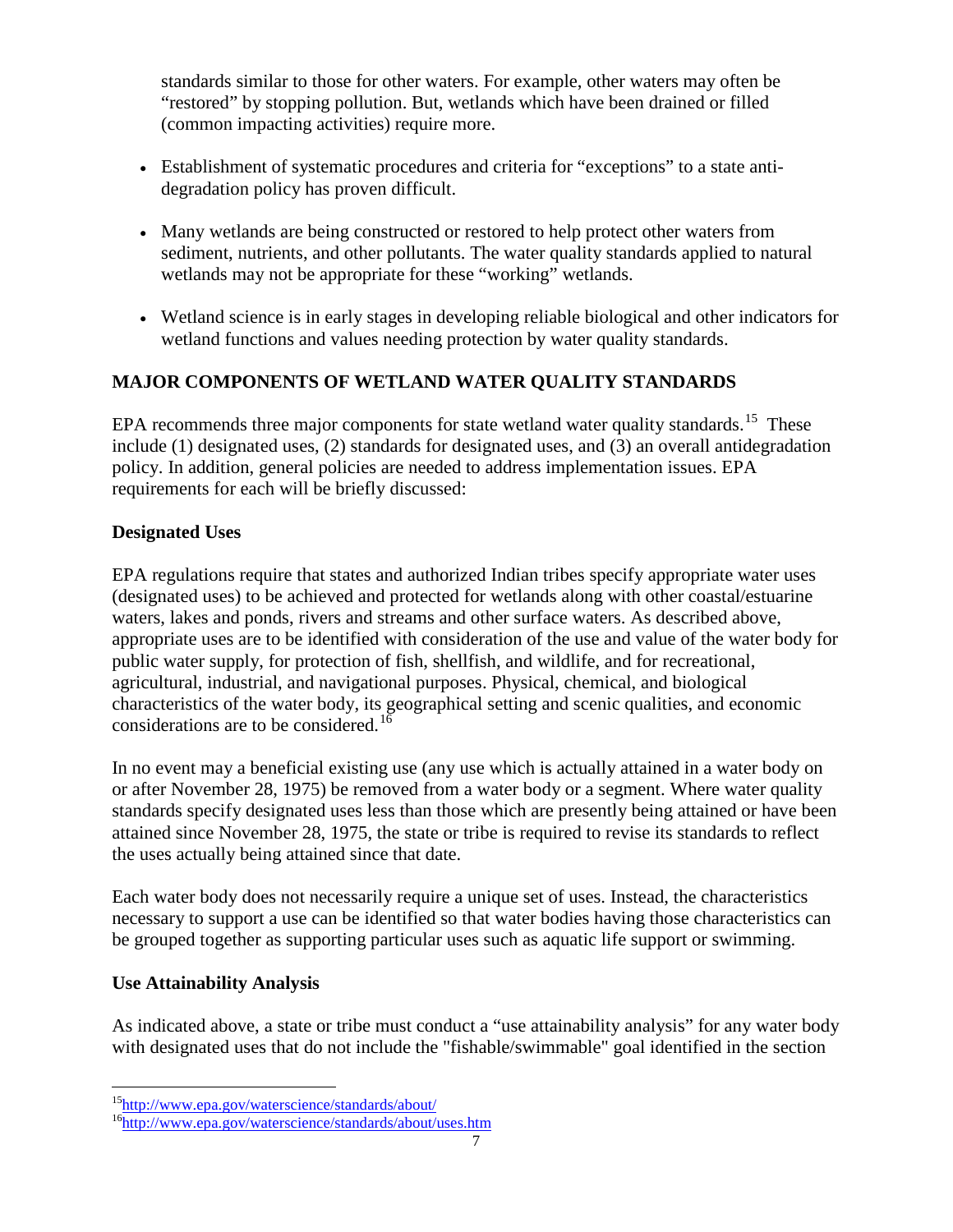standards similar to those for other waters. For example, other waters may often be "restored" by stopping pollution. But, wetlands which have been drained or filled (common impacting activities) require more.

- Establishment of systematic procedures and criteria for "exceptions" to a state anti-degradation policy has proven difficult.

- Many wetlands are being constructed or restored to help protect other waters from sediment, nutrients, and other pollutants. The water quality standards applied to natural wetlands may not be appropriate for these "working" wetlands.

- Wetland science is in early stages in developing reliable biological and other indicators for wetland functions and values needing protection by water quality standards.

## MAJOR COMPONENTS OF WETLAND WATER QUALITY STANDARDS

EPA recommends three major components for state wetland water quality standards.[15] These include (1) designated uses, (2) standards for designated uses, and (3) an overall antidegradation policy. In addition, general policies are needed to address implementation issues. EPA requirements for each will be briefly discussed:

### Designated Uses

EPA regulations require that states and authorized Indian tribes specify appropriate water uses (designated uses) to be achieved and protected for wetlands along with other coastal/estuarine waters, lakes and ponds, rivers and streams and other surface waters. As described above, appropriate uses are to be identified with consideration of the use and value of the water body for public water supply, for protection of fish, shellfish, and wildlife, and for recreational, agricultural, industrial, and navigational purposes. Physical, chemical, and biological characteristics of the water body, its geographical setting and scenic qualities, and economic considerations are to be considered.[16]

In no event may a beneficial existing use (any use which is actually attained in a water body on or after November 28, 1975) be removed from a water body or a segment. Where water quality standards specify designated uses less than those which are presently being attained or have been attained since November 28, 1975, the state or tribe is required to revise its standards to reflect the uses actually being attained since that date.

Each water body does not necessarily require a unique set of uses. Instead, the characteristics necessary to support a use can be identified so that water bodies having those characteristics can be grouped together as supporting particular uses such as aquatic life support or swimming.

### Use Attainability Analysis

As indicated above, a state or tribe must conduct a "use attainability analysis" for any water body with designated uses that do not include the "fishable/swimmable" goal identified in the section

[15] http://www.epa.gov/waterscience/standards/about/

[16] http://www.epa.gov/waterscience/standards/about/uses.htm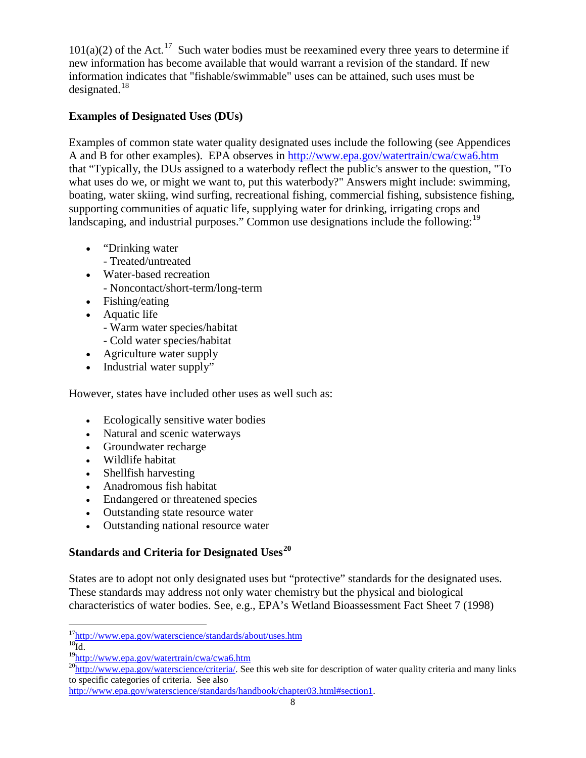101(a)(2) of the Act.[17] Such water bodies must be reexamined every three years to determine if new information has become available that would warrant a revision of the standard. If new information indicates that "fishable/swimmable" uses can be attained, such uses must be designated.[18]

**Examples of Designated Uses (DUs)**

Examples of common state water quality designated uses include the following (see Appendices A and B for other examples). EPA observes in http://www.epa.gov/watertrain/cwa/cwa6.htm that "Typically, the DUs assigned to a waterbody reflect the public's answer to the question, "To what uses do we, or might we want to, put this waterbody?" Answers might include: swimming, boating, water skiing, wind surfing, recreational fishing, commercial fishing, subsistence fishing, supporting communities of aquatic life, supplying water for drinking, irrigating crops and landscaping, and industrial purposes." Common use designations include the following:[19]

- "Drinking water
  - Treated/untreated
- Water-based recreation
  - Noncontact/short-term/long-term
- Fishing/eating
- Aquatic life
  - Warm water species/habitat
  - Cold water species/habitat
- Agriculture water supply
- Industrial water supply"

However, states have included other uses as well such as:

- Ecologically sensitive water bodies
- Natural and scenic waterways
- Groundwater recharge
- Wildlife habitat
- Shellfish harvesting
- Anadromous fish habitat
- Endangered or threatened species
- Outstanding state resource water
- Outstanding national resource water

**Standards and Criteria for Designated Uses[20]**

States are to adopt not only designated uses but "protective" standards for the designated uses. These standards may address not only water chemistry but the physical and biological characteristics of water bodies. See, e.g., EPA's Wetland Bioassessment Fact Sheet 7 (1998)

---

[17] http://www.epa.gov/waterscience/standards/about/uses.htm

[18] Id.

[19] http://www.epa.gov/watertrain/cwa/cwa6.htm

[20] http://www.epa.gov/waterscience/criteria/. See this web site for description of water quality criteria and many links to specific categories of criteria. See also http://www.epa.gov/waterscience/standards/handbook/chapter03.html#section1.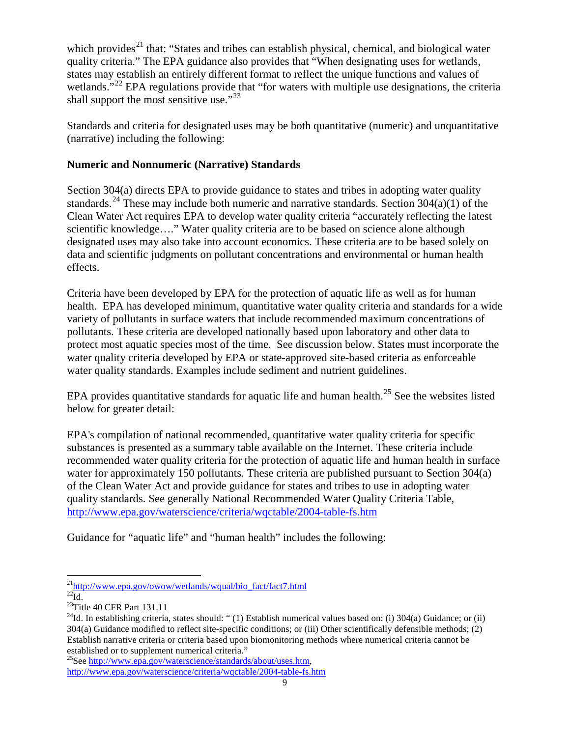which provides[21] that: “States and tribes can establish physical, chemical, and biological water quality criteria.” The EPA guidance also provides that “When designating uses for wetlands, states may establish an entirely different format to reflect the unique functions and values of wetlands.”[22] EPA regulations provide that “for waters with multiple use designations, the criteria shall support the most sensitive use.”[23]

Standards and criteria for designated uses may be both quantitative (numeric) and unquantitative (narrative) including the following:

**Numeric and Nonnumeric (Narrative) Standards**

Section 304(a) directs EPA to provide guidance to states and tribes in adopting water quality standards.[24] These may include both numeric and narrative standards. Section 304(a)(1) of the Clean Water Act requires EPA to develop water quality criteria “accurately reflecting the latest scientific knowledge….” Water quality criteria are to be based on science alone although designated uses may also take into account economics. These criteria are to be based solely on data and scientific judgments on pollutant concentrations and environmental or human health effects.

Criteria have been developed by EPA for the protection of aquatic life as well as for human health. EPA has developed minimum, quantitative water quality criteria and standards for a wide variety of pollutants in surface waters that include recommended maximum concentrations of pollutants. These criteria are developed nationally based upon laboratory and other data to protect most aquatic species most of the time. See discussion below. States must incorporate the water quality criteria developed by EPA or state-approved site-based criteria as enforceable water quality standards. Examples include sediment and nutrient guidelines.

EPA provides quantitative standards for aquatic life and human health.[25] See the websites listed below for greater detail:

EPA's compilation of national recommended, quantitative water quality criteria for specific substances is presented as a summary table available on the Internet. These criteria include recommended water quality criteria for the protection of aquatic life and human health in surface water for approximately 150 pollutants. These criteria are published pursuant to Section 304(a) of the Clean Water Act and provide guidance for states and tribes to use in adopting water quality standards. See generally National Recommended Water Quality Criteria Table, http://www.epa.gov/waterscience/criteria/wqctable/2004-table-fs.htm

Guidance for “aquatic life” and “human health” includes the following:

---

[21] http://www.epa.gov/owow/wetlands/wqual/bio_fact/fact7.html

[22] Id.

[23] Title 40 CFR Part 131.11

[24] Id. In establishing criteria, states should: “ (1) Establish numerical values based on: (i) 304(a) Guidance; or (ii) 304(a) Guidance modified to reflect site-specific conditions; or (iii) Other scientifically defensible methods; (2) Establish narrative criteria or criteria based upon biomonitoring methods where numerical criteria cannot be established or to supplement numerical criteria.”

[25] See http://www.epa.gov/waterscience/standards/about/uses.htm, http://www.epa.gov/waterscience/criteria/wqctable/2004-table-fs.htm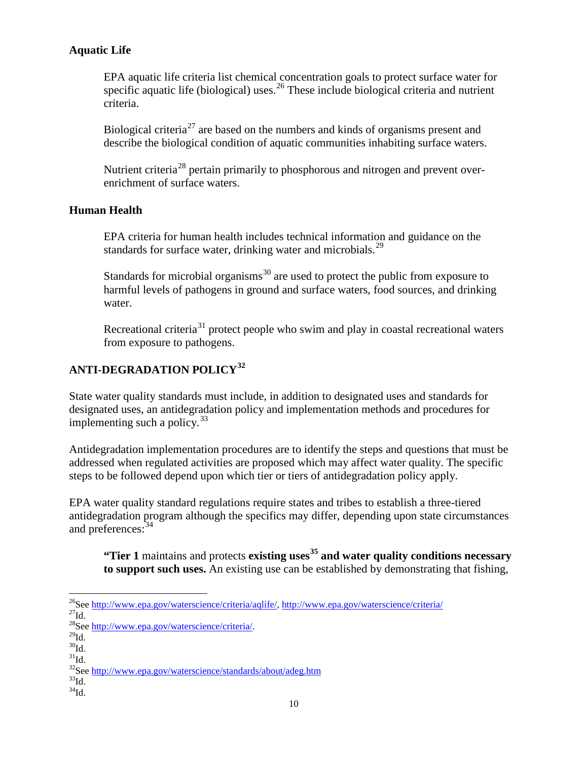### Aquatic Life

EPA aquatic life criteria list chemical concentration goals to protect surface water for specific aquatic life (biological) uses.[26] These include biological criteria and nutrient criteria.

Biological criteria[27] are based on the numbers and kinds of organisms present and describe the biological condition of aquatic communities inhabiting surface waters.

Nutrient criteria[28] pertain primarily to phosphorous and nitrogen and prevent over-enrichment of surface waters.

### Human Health

EPA criteria for human health includes technical information and guidance on the standards for surface water, drinking water and microbials.[29]

Standards for microbial organisms[30] are used to protect the public from exposure to harmful levels of pathogens in ground and surface waters, food sources, and drinking water.

Recreational criteria[31] protect people who swim and play in coastal recreational waters from exposure to pathogens.

## ANTI-DEGRADATION POLICY[32]

State water quality standards must include, in addition to designated uses and standards for designated uses, an antidegradation policy and implementation methods and procedures for implementing such a policy.[33]

Antidegradation implementation procedures are to identify the steps and questions that must be addressed when regulated activities are proposed which may affect water quality. The specific steps to be followed depend upon which tier or tiers of antidegradation policy apply.

EPA water quality standard regulations require states and tribes to establish a three-tiered antidegradation program although the specifics may differ, depending upon state circumstances and preferences:[34]

> **"Tier 1** maintains and protects **existing uses[35] and water quality conditions necessary to support such uses.** An existing use can be established by demonstrating that fishing,

---

[26] See http://www.epa.gov/waterscience/criteria/aqlife/, http://www.epa.gov/waterscience/criteria/
[27] Id.
[28] See http://www.epa.gov/waterscience/criteria/.
[29] Id.
[30] Id.
[31] Id.
[32] See http://www.epa.gov/waterscience/standards/about/adeg.htm
[33] Id.
[34] Id.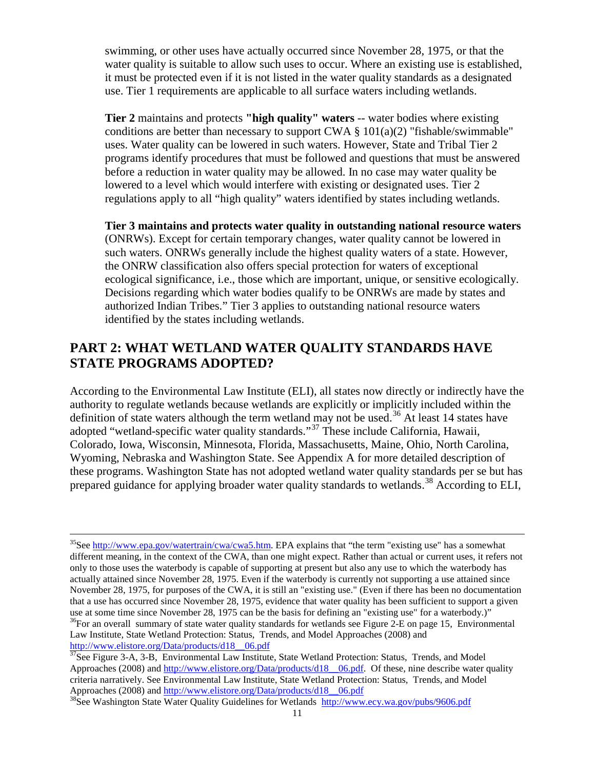swimming, or other uses have actually occurred since November 28, 1975, or that the water quality is suitable to allow such uses to occur. Where an existing use is established, it must be protected even if it is not listed in the water quality standards as a designated use. Tier 1 requirements are applicable to all surface waters including wetlands.

**Tier 2** maintains and protects **"high quality" waters** -- water bodies where existing conditions are better than necessary to support CWA § 101(a)(2) "fishable/swimmable" uses. Water quality can be lowered in such waters. However, State and Tribal Tier 2 programs identify procedures that must be followed and questions that must be answered before a reduction in water quality may be allowed. In no case may water quality be lowered to a level which would interfere with existing or designated uses. Tier 2 regulations apply to all "high quality" waters identified by states including wetlands.

**Tier 3 maintains and protects water quality in outstanding national resource waters** (ONRWs). Except for certain temporary changes, water quality cannot be lowered in such waters. ONRWs generally include the highest quality waters of a state. However, the ONRW classification also offers special protection for waters of exceptional ecological significance, i.e., those which are important, unique, or sensitive ecologically. Decisions regarding which water bodies qualify to be ONRWs are made by states and authorized Indian Tribes." Tier 3 applies to outstanding national resource waters identified by the states including wetlands.

## PART 2: WHAT WETLAND WATER QUALITY STANDARDS HAVE STATE PROGRAMS ADOPTED?

According to the Environmental Law Institute (ELI), all states now directly or indirectly have the authority to regulate wetlands because wetlands are explicitly or implicitly included within the definition of state waters although the term wetland may not be used.[36] At least 14 states have adopted "wetland-specific water quality standards."[37] These include California, Hawaii, Colorado, Iowa, Wisconsin, Minnesota, Florida, Massachusetts, Maine, Ohio, North Carolina, Wyoming, Nebraska and Washington State. See Appendix A for more detailed description of these programs. Washington State has not adopted wetland water quality standards per se but has prepared guidance for applying broader water quality standards to wetlands.[38] According to ELI,

---

[35]See http://www.epa.gov/watertrain/cwa/cwa5.htm. EPA explains that "the term "existing use" has a somewhat different meaning, in the context of the CWA, than one might expect. Rather than actual or current uses, it refers not only to those uses the waterbody is capable of supporting at present but also any use to which the waterbody has actually attained since November 28, 1975. Even if the waterbody is currently not supporting a use attained since November 28, 1975, for purposes of the CWA, it is still an "existing use." (Even if there has been no documentation that a use has occurred since November 28, 1975, evidence that water quality has been sufficient to support a given use at some time since November 28, 1975 can be the basis for defining an "existing use" for a waterbody.)"

[36]For an overall summary of state water quality standards for wetlands see Figure 2-E on page 15, Environmental Law Institute, State Wetland Protection: Status, Trends, and Model Approaches (2008) and http://www.elistore.org/Data/products/d18__06.pdf

[37]See Figure 3-A, 3-B, Environmental Law Institute, State Wetland Protection: Status, Trends, and Model Approaches (2008) and http://www.elistore.org/Data/products/d18__06.pdf. Of these, nine describe water quality criteria narratively. See Environmental Law Institute, State Wetland Protection: Status, Trends, and Model Approaches (2008) and http://www.elistore.org/Data/products/d18__06.pdf

[38]See Washington State Water Quality Guidelines for Wetlands http://www.ecy.wa.gov/pubs/9606.pdf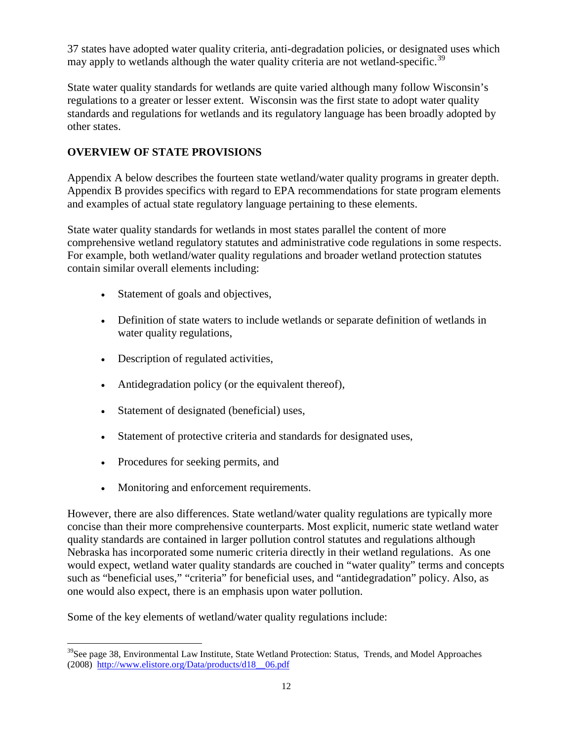37 states have adopted water quality criteria, anti-degradation policies, or designated uses which may apply to wetlands although the water quality criteria are not wetland-specific.[39]

State water quality standards for wetlands are quite varied although many follow Wisconsin's regulations to a greater or lesser extent. Wisconsin was the first state to adopt water quality standards and regulations for wetlands and its regulatory language has been broadly adopted by other states.

## OVERVIEW OF STATE PROVISIONS

Appendix A below describes the fourteen state wetland/water quality programs in greater depth. Appendix B provides specifics with regard to EPA recommendations for state program elements and examples of actual state regulatory language pertaining to these elements.

State water quality standards for wetlands in most states parallel the content of more comprehensive wetland regulatory statutes and administrative code regulations in some respects. For example, both wetland/water quality regulations and broader wetland protection statutes contain similar overall elements including:

- Statement of goals and objectives,
- Definition of state waters to include wetlands or separate definition of wetlands in water quality regulations,
- Description of regulated activities,
- Antidegradation policy (or the equivalent thereof),
- Statement of designated (beneficial) uses,
- Statement of protective criteria and standards for designated uses,
- Procedures for seeking permits, and
- Monitoring and enforcement requirements.

However, there are also differences. State wetland/water quality regulations are typically more concise than their more comprehensive counterparts. Most explicit, numeric state wetland water quality standards are contained in larger pollution control statutes and regulations although Nebraska has incorporated some numeric criteria directly in their wetland regulations. As one would expect, wetland water quality standards are couched in "water quality" terms and concepts such as "beneficial uses," "criteria" for beneficial uses, and "antidegradation" policy. Also, as one would also expect, there is an emphasis upon water pollution.

Some of the key elements of wetland/water quality regulations include:

---

[39] See page 38, Environmental Law Institute, State Wetland Protection: Status, Trends, and Model Approaches (2008) http://www.elistore.org/Data/products/d18__06.pdf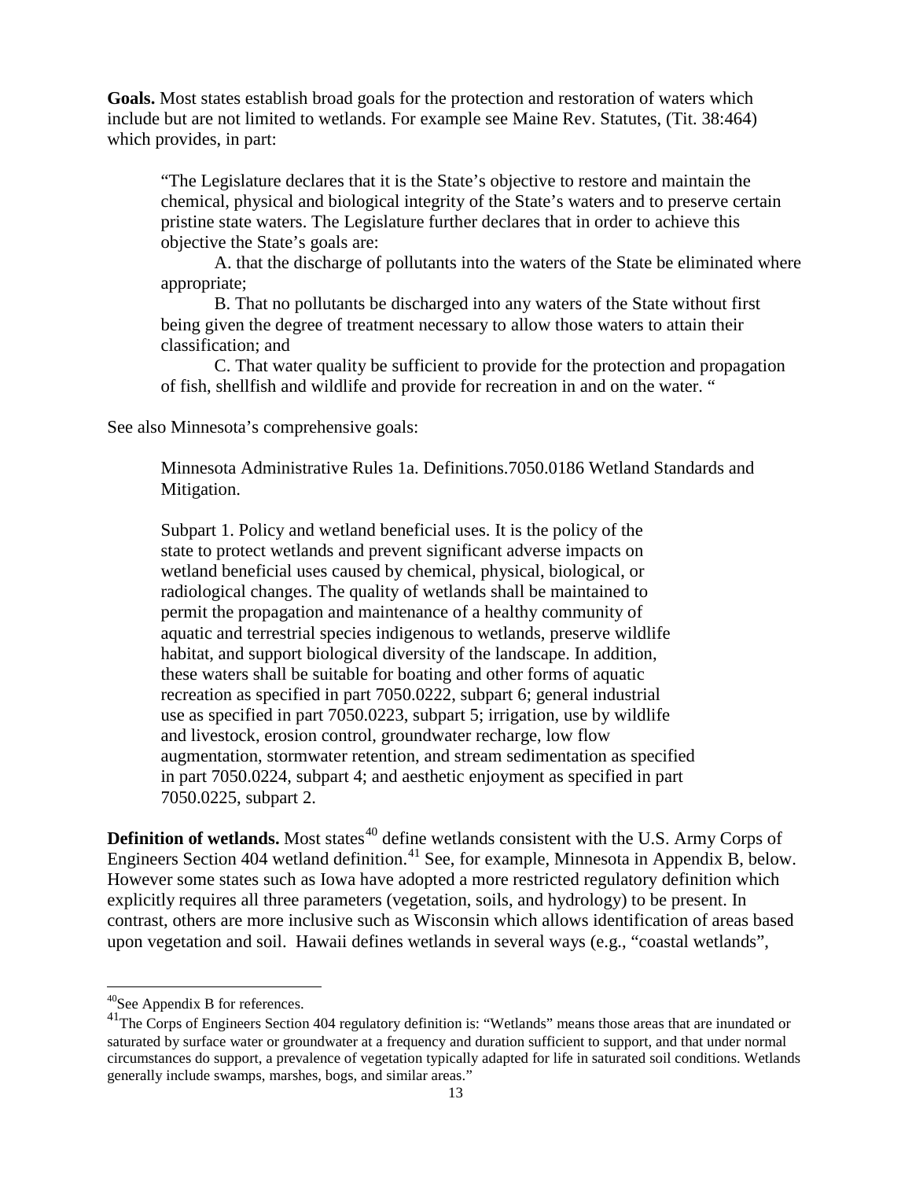**Goals.** Most states establish broad goals for the protection and restoration of waters which include but are not limited to wetlands. For example see Maine Rev. Statutes, (Tit. 38:464) which provides, in part:

> "The Legislature declares that it is the State's objective to restore and maintain the chemical, physical and biological integrity of the State's waters and to preserve certain pristine state waters. The Legislature further declares that in order to achieve this objective the State's goals are:
>
> A. that the discharge of pollutants into the waters of the State be eliminated where appropriate;
>
> B. That no pollutants be discharged into any waters of the State without first being given the degree of treatment necessary to allow those waters to attain their classification; and
>
> C. That water quality be sufficient to provide for the protection and propagation of fish, shellfish and wildlife and provide for recreation in and on the water. "

See also Minnesota's comprehensive goals:

> Minnesota Administrative Rules 1a. Definitions.7050.0186 Wetland Standards and Mitigation.
>
> Subpart 1. Policy and wetland beneficial uses. It is the policy of the state to protect wetlands and prevent significant adverse impacts on wetland beneficial uses caused by chemical, physical, biological, or radiological changes. The quality of wetlands shall be maintained to permit the propagation and maintenance of a healthy community of aquatic and terrestrial species indigenous to wetlands, preserve wildlife habitat, and support biological diversity of the landscape. In addition, these waters shall be suitable for boating and other forms of aquatic recreation as specified in part 7050.0222, subpart 6; general industrial use as specified in part 7050.0223, subpart 5; irrigation, use by wildlife and livestock, erosion control, groundwater recharge, low flow augmentation, stormwater retention, and stream sedimentation as specified in part 7050.0224, subpart 4; and aesthetic enjoyment as specified in part 7050.0225, subpart 2.

**Definition of wetlands.** Most states[40] define wetlands consistent with the U.S. Army Corps of Engineers Section 404 wetland definition.[41] See, for example, Minnesota in Appendix B, below. However some states such as Iowa have adopted a more restricted regulatory definition which explicitly requires all three parameters (vegetation, soils, and hydrology) to be present. In contrast, others are more inclusive such as Wisconsin which allows identification of areas based upon vegetation and soil. Hawaii defines wetlands in several ways (e.g., "coastal wetlands",

---

[40] See Appendix B for references.

[41] The Corps of Engineers Section 404 regulatory definition is: "Wetlands" means those areas that are inundated or saturated by surface water or groundwater at a frequency and duration sufficient to support, and that under normal circumstances do support, a prevalence of vegetation typically adapted for life in saturated soil conditions. Wetlands generally include swamps, marshes, bogs, and similar areas."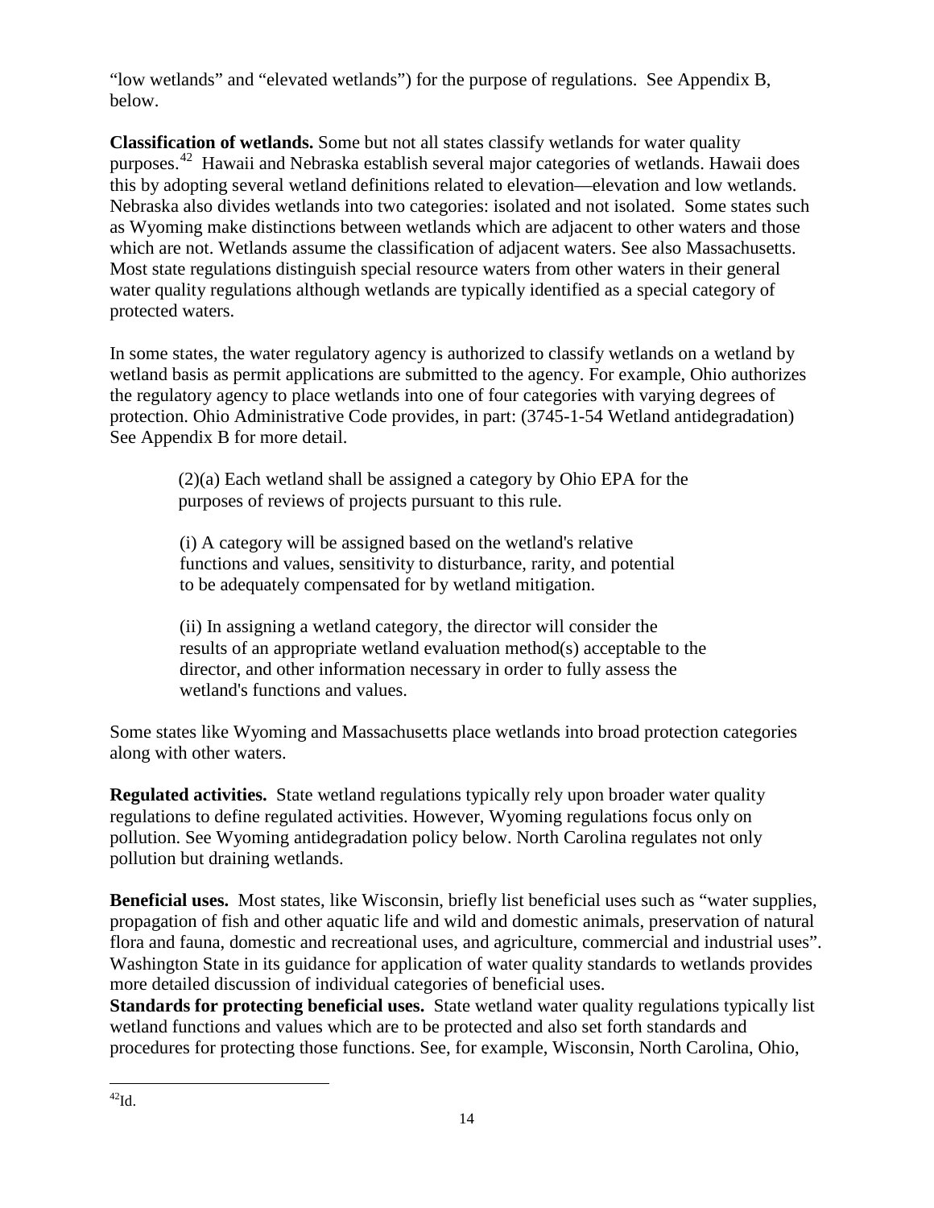"low wetlands" and "elevated wetlands") for the purpose of regulations. See Appendix B, below.

**Classification of wetlands.** Some but not all states classify wetlands for water quality purposes.[42] Hawaii and Nebraska establish several major categories of wetlands. Hawaii does this by adopting several wetland definitions related to elevation—elevation and low wetlands. Nebraska also divides wetlands into two categories: isolated and not isolated. Some states such as Wyoming make distinctions between wetlands which are adjacent to other waters and those which are not. Wetlands assume the classification of adjacent waters. See also Massachusetts. Most state regulations distinguish special resource waters from other waters in their general water quality regulations although wetlands are typically identified as a special category of protected waters.

In some states, the water regulatory agency is authorized to classify wetlands on a wetland by wetland basis as permit applications are submitted to the agency. For example, Ohio authorizes the regulatory agency to place wetlands into one of four categories with varying degrees of protection. Ohio Administrative Code provides, in part: (3745-1-54 Wetland antidegradation) See Appendix B for more detail.

> (2)(a) Each wetland shall be assigned a category by Ohio EPA for the purposes of reviews of projects pursuant to this rule.
>
> (i) A category will be assigned based on the wetland's relative functions and values, sensitivity to disturbance, rarity, and potential to be adequately compensated for by wetland mitigation.
>
> (ii) In assigning a wetland category, the director will consider the results of an appropriate wetland evaluation method(s) acceptable to the director, and other information necessary in order to fully assess the wetland's functions and values.

Some states like Wyoming and Massachusetts place wetlands into broad protection categories along with other waters.

**Regulated activities.** State wetland regulations typically rely upon broader water quality regulations to define regulated activities. However, Wyoming regulations focus only on pollution. See Wyoming antidegradation policy below. North Carolina regulates not only pollution but draining wetlands.

**Beneficial uses.** Most states, like Wisconsin, briefly list beneficial uses such as "water supplies, propagation of fish and other aquatic life and wild and domestic animals, preservation of natural flora and fauna, domestic and recreational uses, and agriculture, commercial and industrial uses". Washington State in its guidance for application of water quality standards to wetlands provides more detailed discussion of individual categories of beneficial uses.

**Standards for protecting beneficial uses.** State wetland water quality regulations typically list wetland functions and values which are to be protected and also set forth standards and procedures for protecting those functions. See, for example, Wisconsin, North Carolina, Ohio,

---

[42] Id.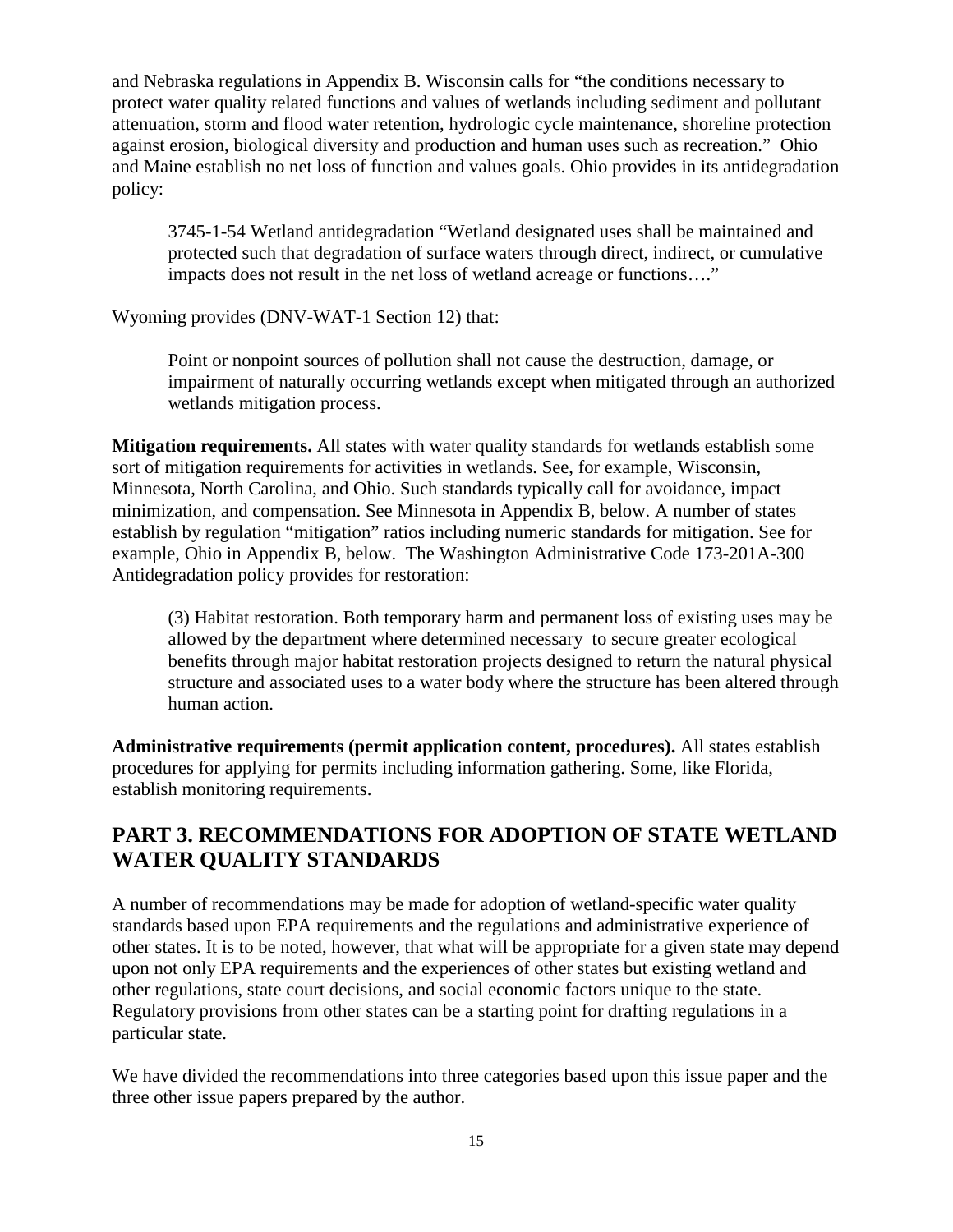and Nebraska regulations in Appendix B. Wisconsin calls for "the conditions necessary to protect water quality related functions and values of wetlands including sediment and pollutant attenuation, storm and flood water retention, hydrologic cycle maintenance, shoreline protection against erosion, biological diversity and production and human uses such as recreation." Ohio and Maine establish no net loss of function and values goals. Ohio provides in its antidegradation policy:

> 3745-1-54 Wetland antidegradation "Wetland designated uses shall be maintained and protected such that degradation of surface waters through direct, indirect, or cumulative impacts does not result in the net loss of wetland acreage or functions…."

Wyoming provides (DNV-WAT-1 Section 12) that:

> Point or nonpoint sources of pollution shall not cause the destruction, damage, or impairment of naturally occurring wetlands except when mitigated through an authorized wetlands mitigation process.

**Mitigation requirements.** All states with water quality standards for wetlands establish some sort of mitigation requirements for activities in wetlands. See, for example, Wisconsin, Minnesota, North Carolina, and Ohio. Such standards typically call for avoidance, impact minimization, and compensation. See Minnesota in Appendix B, below. A number of states establish by regulation "mitigation" ratios including numeric standards for mitigation. See for example, Ohio in Appendix B, below. The Washington Administrative Code 173-201A-300 Antidegradation policy provides for restoration:

> (3) Habitat restoration. Both temporary harm and permanent loss of existing uses may be allowed by the department where determined necessary to secure greater ecological benefits through major habitat restoration projects designed to return the natural physical structure and associated uses to a water body where the structure has been altered through human action.

**Administrative requirements (permit application content, procedures).** All states establish procedures for applying for permits including information gathering. Some, like Florida, establish monitoring requirements.

## PART 3. RECOMMENDATIONS FOR ADOPTION OF STATE WETLAND WATER QUALITY STANDARDS

A number of recommendations may be made for adoption of wetland-specific water quality standards based upon EPA requirements and the regulations and administrative experience of other states. It is to be noted, however, that what will be appropriate for a given state may depend upon not only EPA requirements and the experiences of other states but existing wetland and other regulations, state court decisions, and social economic factors unique to the state. Regulatory provisions from other states can be a starting point for drafting regulations in a particular state.

We have divided the recommendations into three categories based upon this issue paper and the three other issue papers prepared by the author.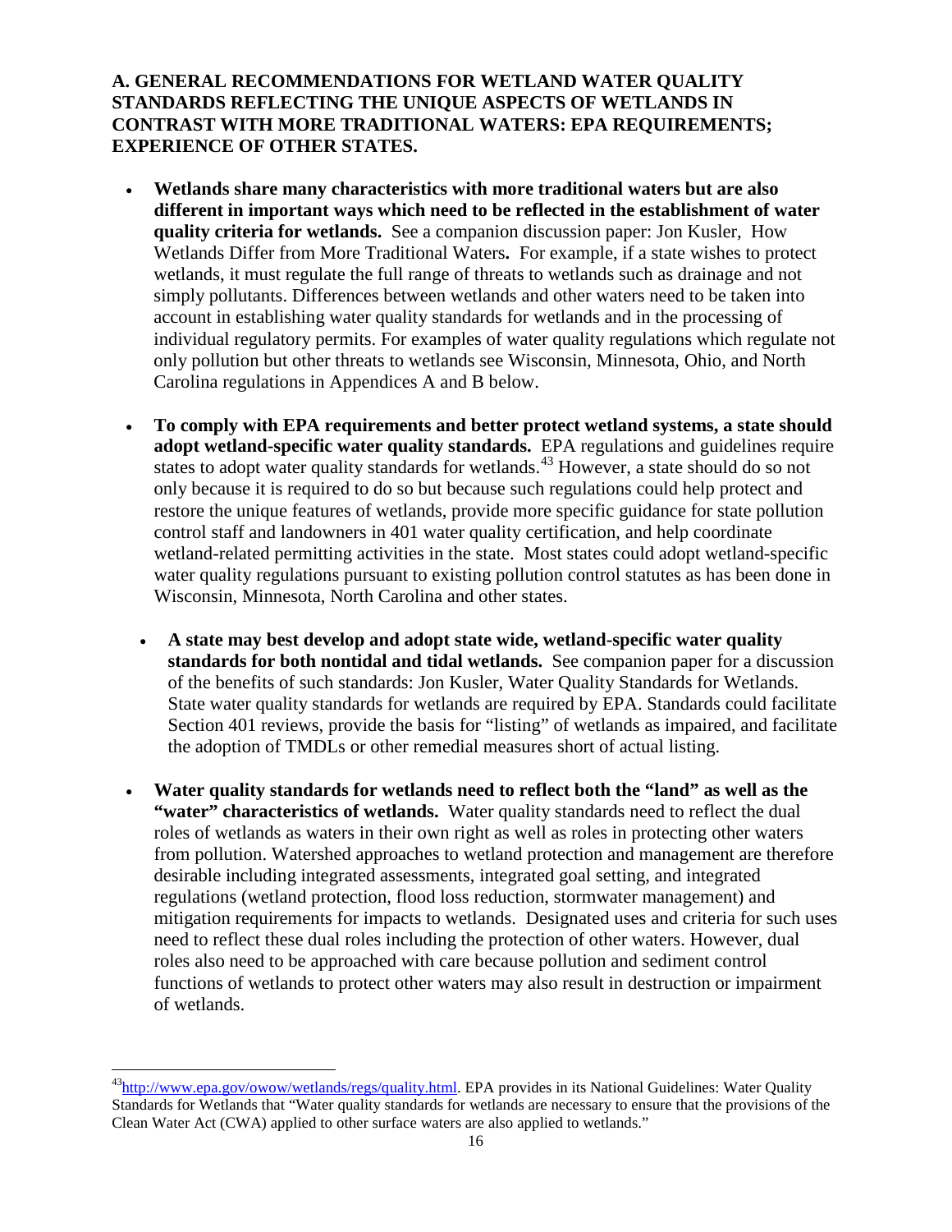**A. GENERAL RECOMMENDATIONS FOR WETLAND WATER QUALITY STANDARDS REFLECTING THE UNIQUE ASPECTS OF WETLANDS IN CONTRAST WITH MORE TRADITIONAL WATERS: EPA REQUIREMENTS; EXPERIENCE OF OTHER STATES.**

- **Wetlands share many characteristics with more traditional waters but are also different in important ways which need to be reflected in the establishment of water quality criteria for wetlands.** See a companion discussion paper: Jon Kusler, How Wetlands Differ from More Traditional Waters**.** For example, if a state wishes to protect wetlands, it must regulate the full range of threats to wetlands such as drainage and not simply pollutants. Differences between wetlands and other waters need to be taken into account in establishing water quality standards for wetlands and in the processing of individual regulatory permits. For examples of water quality regulations which regulate not only pollution but other threats to wetlands see Wisconsin, Minnesota, Ohio, and North Carolina regulations in Appendices A and B below.

- **To comply with EPA requirements and better protect wetland systems, a state should adopt wetland-specific water quality standards.** EPA regulations and guidelines require states to adopt water quality standards for wetlands.[43] However, a state should do so not only because it is required to do so but because such regulations could help protect and restore the unique features of wetlands, provide more specific guidance for state pollution control staff and landowners in 401 water quality certification, and help coordinate wetland-related permitting activities in the state. Most states could adopt wetland-specific water quality regulations pursuant to existing pollution control statutes as has been done in Wisconsin, Minnesota, North Carolina and other states.

  - **A state may best develop and adopt state wide, wetland-specific water quality standards for both nontidal and tidal wetlands.** See companion paper for a discussion of the benefits of such standards: Jon Kusler, Water Quality Standards for Wetlands. State water quality standards for wetlands are required by EPA. Standards could facilitate Section 401 reviews, provide the basis for "listing" of wetlands as impaired, and facilitate the adoption of TMDLs or other remedial measures short of actual listing.

- **Water quality standards for wetlands need to reflect both the "land" as well as the "water" characteristics of wetlands.** Water quality standards need to reflect the dual roles of wetlands as waters in their own right as well as roles in protecting other waters from pollution. Watershed approaches to wetland protection and management are therefore desirable including integrated assessments, integrated goal setting, and integrated regulations (wetland protection, flood loss reduction, stormwater management) and mitigation requirements for impacts to wetlands. Designated uses and criteria for such uses need to reflect these dual roles including the protection of other waters. However, dual roles also need to be approached with care because pollution and sediment control functions of wetlands to protect other waters may also result in destruction or impairment of wetlands.

---

[43] http://www.epa.gov/owow/wetlands/regs/quality.html. EPA provides in its National Guidelines: Water Quality Standards for Wetlands that "Water quality standards for wetlands are necessary to ensure that the provisions of the Clean Water Act (CWA) applied to other surface waters are also applied to wetlands."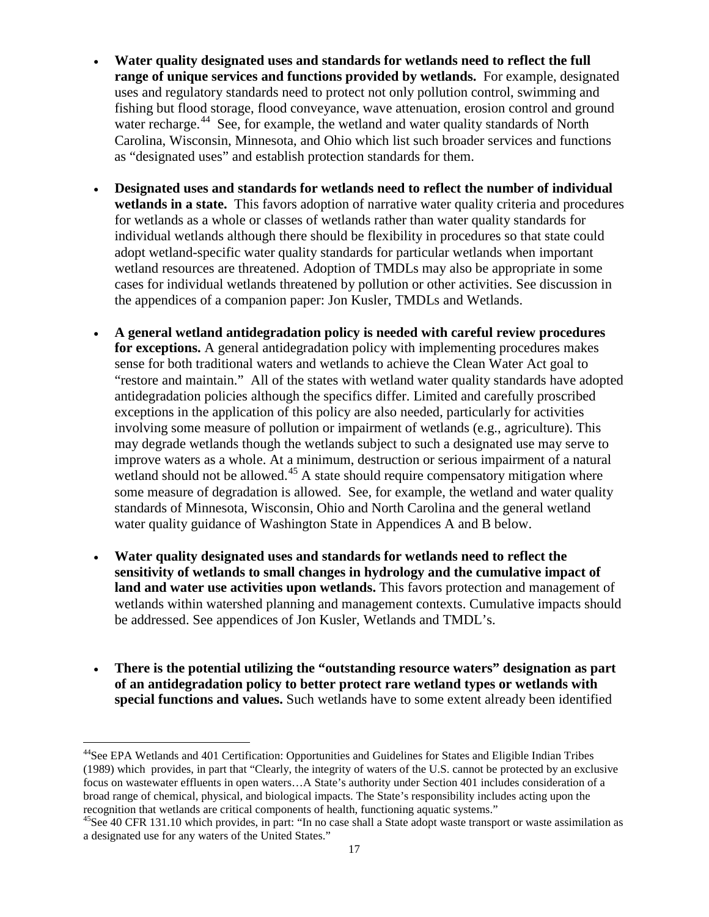- **Water quality designated uses and standards for wetlands need to reflect the full range of unique services and functions provided by wetlands.** For example, designated uses and regulatory standards need to protect not only pollution control, swimming and fishing but flood storage, flood conveyance, wave attenuation, erosion control and ground water recharge.[44] See, for example, the wetland and water quality standards of North Carolina, Wisconsin, Minnesota, and Ohio which list such broader services and functions as "designated uses" and establish protection standards for them.

- **Designated uses and standards for wetlands need to reflect the number of individual wetlands in a state.** This favors adoption of narrative water quality criteria and procedures for wetlands as a whole or classes of wetlands rather than water quality standards for individual wetlands although there should be flexibility in procedures so that state could adopt wetland-specific water quality standards for particular wetlands when important wetland resources are threatened. Adoption of TMDLs may also be appropriate in some cases for individual wetlands threatened by pollution or other activities. See discussion in the appendices of a companion paper: Jon Kusler, TMDLs and Wetlands.

- **A general wetland antidegradation policy is needed with careful review procedures for exceptions.** A general antidegradation policy with implementing procedures makes sense for both traditional waters and wetlands to achieve the Clean Water Act goal to "restore and maintain." All of the states with wetland water quality standards have adopted antidegradation policies although the specifics differ. Limited and carefully proscribed exceptions in the application of this policy are also needed, particularly for activities involving some measure of pollution or impairment of wetlands (e.g., agriculture). This may degrade wetlands though the wetlands subject to such a designated use may serve to improve waters as a whole. At a minimum, destruction or serious impairment of a natural wetland should not be allowed.[45] A state should require compensatory mitigation where some measure of degradation is allowed. See, for example, the wetland and water quality standards of Minnesota, Wisconsin, Ohio and North Carolina and the general wetland water quality guidance of Washington State in Appendices A and B below.

- **Water quality designated uses and standards for wetlands need to reflect the sensitivity of wetlands to small changes in hydrology and the cumulative impact of land and water use activities upon wetlands.** This favors protection and management of wetlands within watershed planning and management contexts. Cumulative impacts should be addressed. See appendices of Jon Kusler, Wetlands and TMDL's.

- **There is the potential utilizing the "outstanding resource waters" designation as part of an antidegradation policy to better protect rare wetland types or wetlands with special functions and values.** Such wetlands have to some extent already been identified

---

[44]See EPA Wetlands and 401 Certification: Opportunities and Guidelines for States and Eligible Indian Tribes (1989) which provides, in part that "Clearly, the integrity of waters of the U.S. cannot be protected by an exclusive focus on wastewater effluents in open waters…A State's authority under Section 401 includes consideration of a broad range of chemical, physical, and biological impacts. The State's responsibility includes acting upon the recognition that wetlands are critical components of health, functioning aquatic systems."

[45]See 40 CFR 131.10 which provides, in part: "In no case shall a State adopt waste transport or waste assimilation as a designated use for any waters of the United States."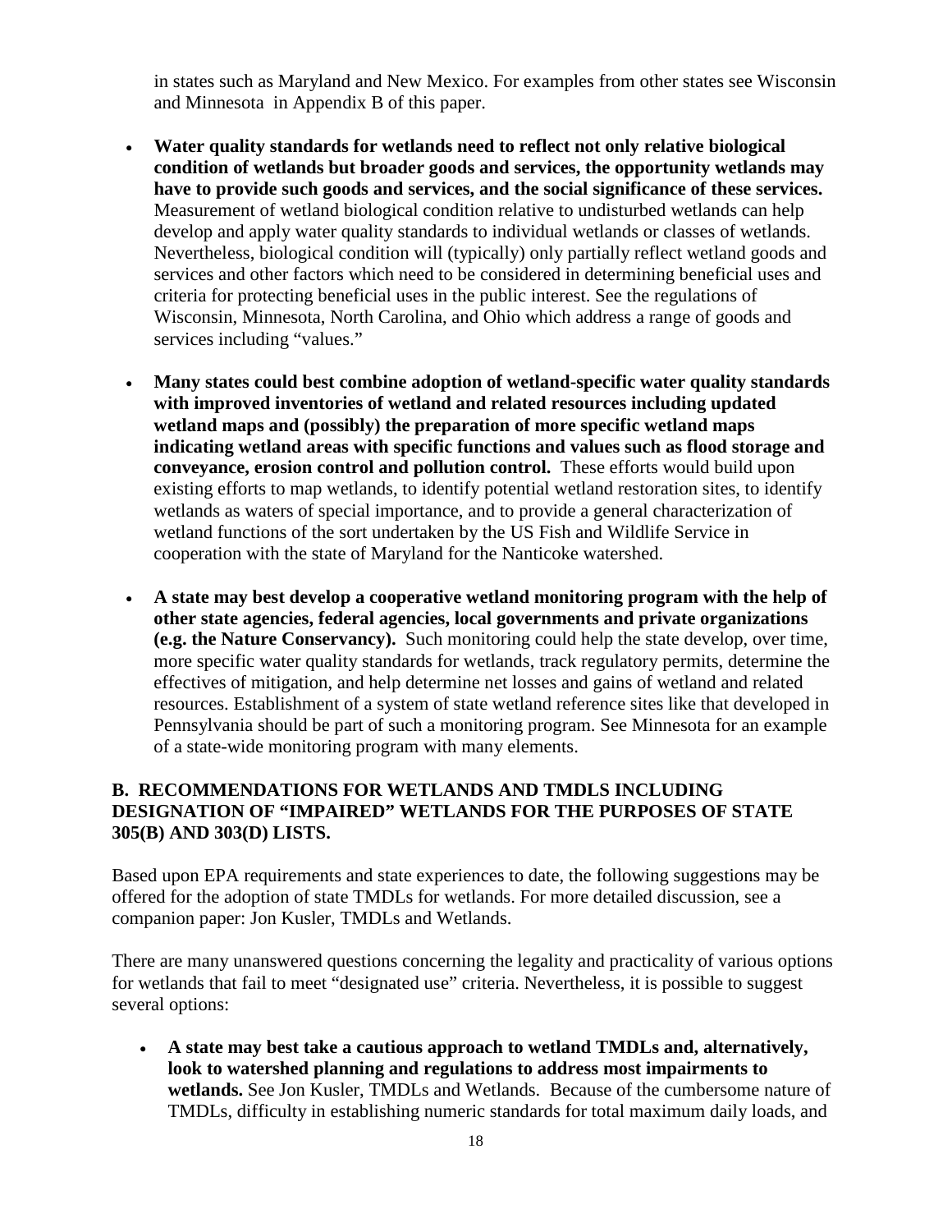in states such as Maryland and New Mexico. For examples from other states see Wisconsin and Minnesota in Appendix B of this paper.

- **Water quality standards for wetlands need to reflect not only relative biological condition of wetlands but broader goods and services, the opportunity wetlands may have to provide such goods and services, and the social significance of these services.** Measurement of wetland biological condition relative to undisturbed wetlands can help develop and apply water quality standards to individual wetlands or classes of wetlands. Nevertheless, biological condition will (typically) only partially reflect wetland goods and services and other factors which need to be considered in determining beneficial uses and criteria for protecting beneficial uses in the public interest. See the regulations of Wisconsin, Minnesota, North Carolina, and Ohio which address a range of goods and services including "values."

- **Many states could best combine adoption of wetland-specific water quality standards with improved inventories of wetland and related resources including updated wetland maps and (possibly) the preparation of more specific wetland maps indicating wetland areas with specific functions and values such as flood storage and conveyance, erosion control and pollution control.** These efforts would build upon existing efforts to map wetlands, to identify potential wetland restoration sites, to identify wetlands as waters of special importance, and to provide a general characterization of wetland functions of the sort undertaken by the US Fish and Wildlife Service in cooperation with the state of Maryland for the Nanticoke watershed.

- **A state may best develop a cooperative wetland monitoring program with the help of other state agencies, federal agencies, local governments and private organizations (e.g. the Nature Conservancy).** Such monitoring could help the state develop, over time, more specific water quality standards for wetlands, track regulatory permits, determine the effectives of mitigation, and help determine net losses and gains of wetland and related resources. Establishment of a system of state wetland reference sites like that developed in Pennsylvania should be part of such a monitoring program. See Minnesota for an example of a state-wide monitoring program with many elements.

## B. RECOMMENDATIONS FOR WETLANDS AND TMDLS INCLUDING DESIGNATION OF "IMPAIRED" WETLANDS FOR THE PURPOSES OF STATE 305(B) AND 303(D) LISTS.

Based upon EPA requirements and state experiences to date, the following suggestions may be offered for the adoption of state TMDLs for wetlands. For more detailed discussion, see a companion paper: Jon Kusler, TMDLs and Wetlands.

There are many unanswered questions concerning the legality and practicality of various options for wetlands that fail to meet "designated use" criteria. Nevertheless, it is possible to suggest several options:

- **A state may best take a cautious approach to wetland TMDLs and, alternatively, look to watershed planning and regulations to address most impairments to wetlands.** See Jon Kusler, TMDLs and Wetlands. Because of the cumbersome nature of TMDLs, difficulty in establishing numeric standards for total maximum daily loads, and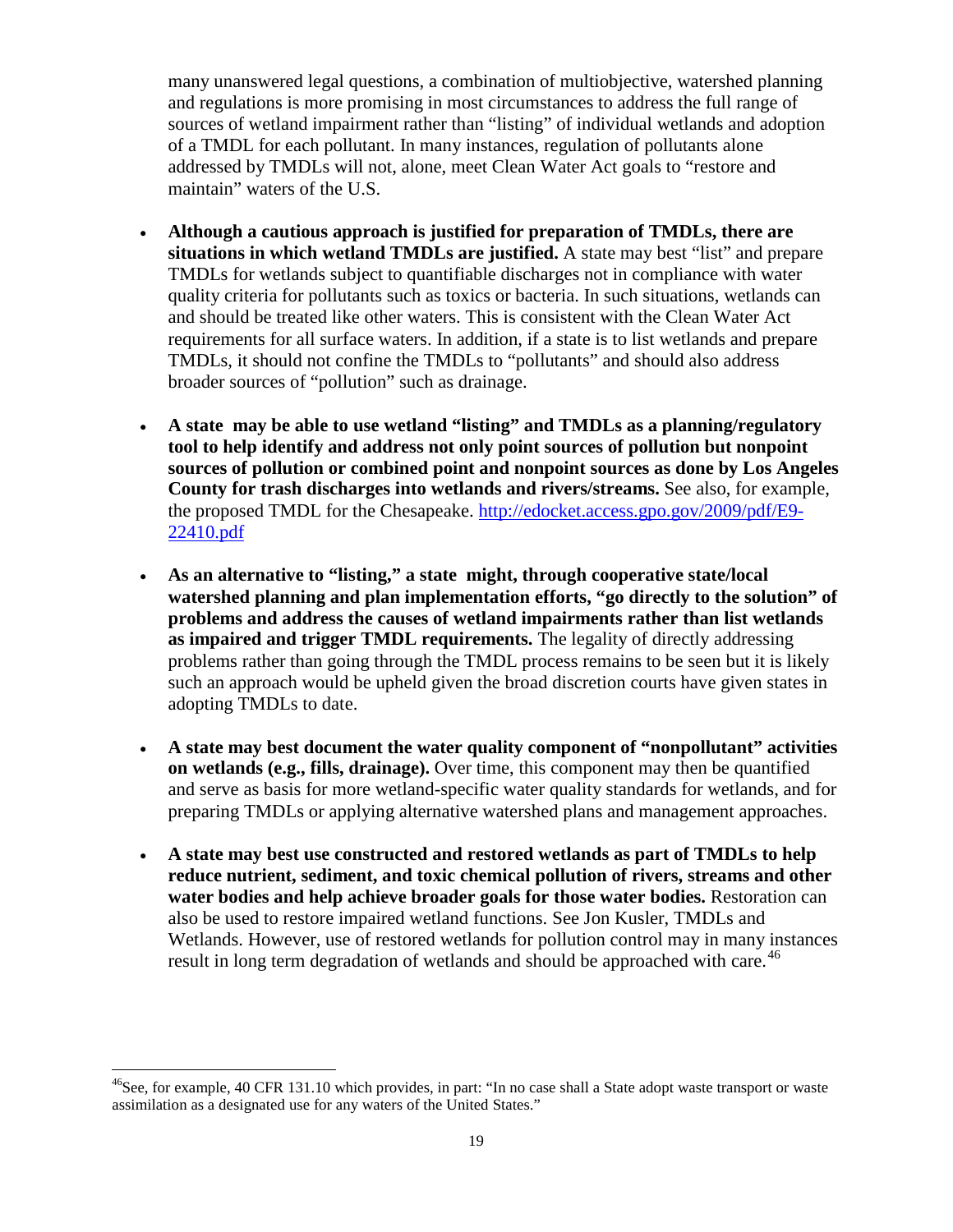many unanswered legal questions, a combination of multiobjective, watershed planning and regulations is more promising in most circumstances to address the full range of sources of wetland impairment rather than "listing" of individual wetlands and adoption of a TMDL for each pollutant. In many instances, regulation of pollutants alone addressed by TMDLs will not, alone, meet Clean Water Act goals to "restore and maintain" waters of the U.S.

- **Although a cautious approach is justified for preparation of TMDLs, there are situations in which wetland TMDLs are justified.** A state may best "list" and prepare TMDLs for wetlands subject to quantifiable discharges not in compliance with water quality criteria for pollutants such as toxics or bacteria. In such situations, wetlands can and should be treated like other waters. This is consistent with the Clean Water Act requirements for all surface waters. In addition, if a state is to list wetlands and prepare TMDLs, it should not confine the TMDLs to "pollutants" and should also address broader sources of "pollution" such as drainage.

- **A state may be able to use wetland "listing" and TMDLs as a planning/regulatory tool to help identify and address not only point sources of pollution but nonpoint sources of pollution or combined point and nonpoint sources as done by Los Angeles County for trash discharges into wetlands and rivers/streams.** See also, for example, the proposed TMDL for the Chesapeake. http://edocket.access.gpo.gov/2009/pdf/E9-22410.pdf

- **As an alternative to "listing," a state might, through cooperative state/local watershed planning and plan implementation efforts, "go directly to the solution" of problems and address the causes of wetland impairments rather than list wetlands as impaired and trigger TMDL requirements.** The legality of directly addressing problems rather than going through the TMDL process remains to be seen but it is likely such an approach would be upheld given the broad discretion courts have given states in adopting TMDLs to date.

- **A state may best document the water quality component of "nonpollutant" activities on wetlands (e.g., fills, drainage).** Over time, this component may then be quantified and serve as basis for more wetland-specific water quality standards for wetlands, and for preparing TMDLs or applying alternative watershed plans and management approaches.

- **A state may best use constructed and restored wetlands as part of TMDLs to help reduce nutrient, sediment, and toxic chemical pollution of rivers, streams and other water bodies and help achieve broader goals for those water bodies.** Restoration can also be used to restore impaired wetland functions. See Jon Kusler, TMDLs and Wetlands. However, use of restored wetlands for pollution control may in many instances result in long term degradation of wetlands and should be approached with care.[46]

---

[46] See, for example, 40 CFR 131.10 which provides, in part: "In no case shall a State adopt waste transport or waste assimilation as a designated use for any waters of the United States."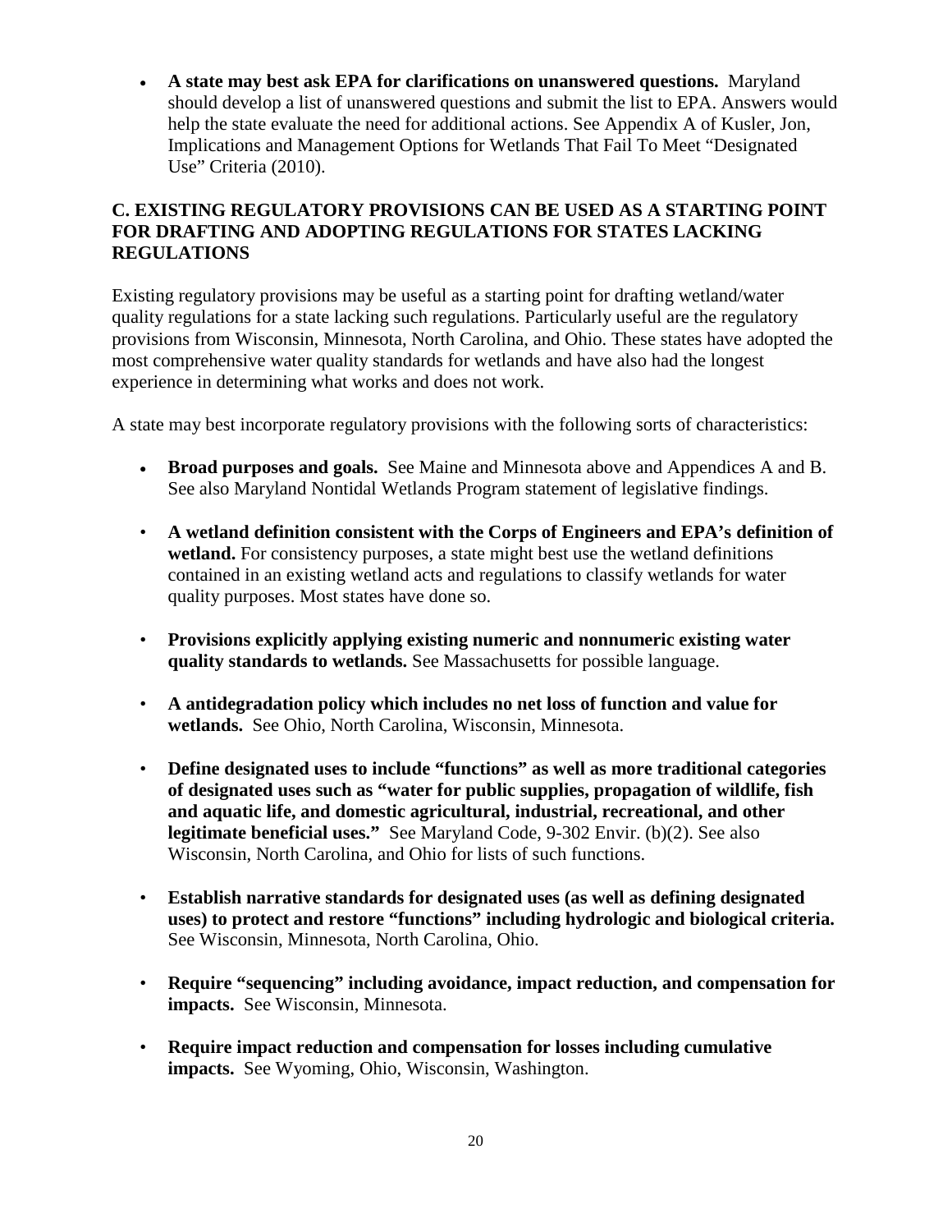- **A state may best ask EPA for clarifications on unanswered questions.** Maryland should develop a list of unanswered questions and submit the list to EPA. Answers would help the state evaluate the need for additional actions. See Appendix A of Kusler, Jon, Implications and Management Options for Wetlands That Fail To Meet "Designated Use" Criteria (2010).

## C. EXISTING REGULATORY PROVISIONS CAN BE USED AS A STARTING POINT FOR DRAFTING AND ADOPTING REGULATIONS FOR STATES LACKING REGULATIONS

Existing regulatory provisions may be useful as a starting point for drafting wetland/water quality regulations for a state lacking such regulations. Particularly useful are the regulatory provisions from Wisconsin, Minnesota, North Carolina, and Ohio. These states have adopted the most comprehensive water quality standards for wetlands and have also had the longest experience in determining what works and does not work.

A state may best incorporate regulatory provisions with the following sorts of characteristics:

- **Broad purposes and goals.** See Maine and Minnesota above and Appendices A and B. See also Maryland Nontidal Wetlands Program statement of legislative findings.
- **A wetland definition consistent with the Corps of Engineers and EPA's definition of wetland.** For consistency purposes, a state might best use the wetland definitions contained in an existing wetland acts and regulations to classify wetlands for water quality purposes. Most states have done so.
- **Provisions explicitly applying existing numeric and nonnumeric existing water quality standards to wetlands.** See Massachusetts for possible language.
- **A antidegradation policy which includes no net loss of function and value for wetlands.** See Ohio, North Carolina, Wisconsin, Minnesota.
- **Define designated uses to include "functions" as well as more traditional categories of designated uses such as "water for public supplies, propagation of wildlife, fish and aquatic life, and domestic agricultural, industrial, recreational, and other legitimate beneficial uses."** See Maryland Code, 9-302 Envir. (b)(2). See also Wisconsin, North Carolina, and Ohio for lists of such functions.
- **Establish narrative standards for designated uses (as well as defining designated uses) to protect and restore "functions" including hydrologic and biological criteria.** See Wisconsin, Minnesota, North Carolina, Ohio.
- **Require "sequencing" including avoidance, impact reduction, and compensation for impacts.** See Wisconsin, Minnesota.
- **Require impact reduction and compensation for losses including cumulative impacts.** See Wyoming, Ohio, Wisconsin, Washington.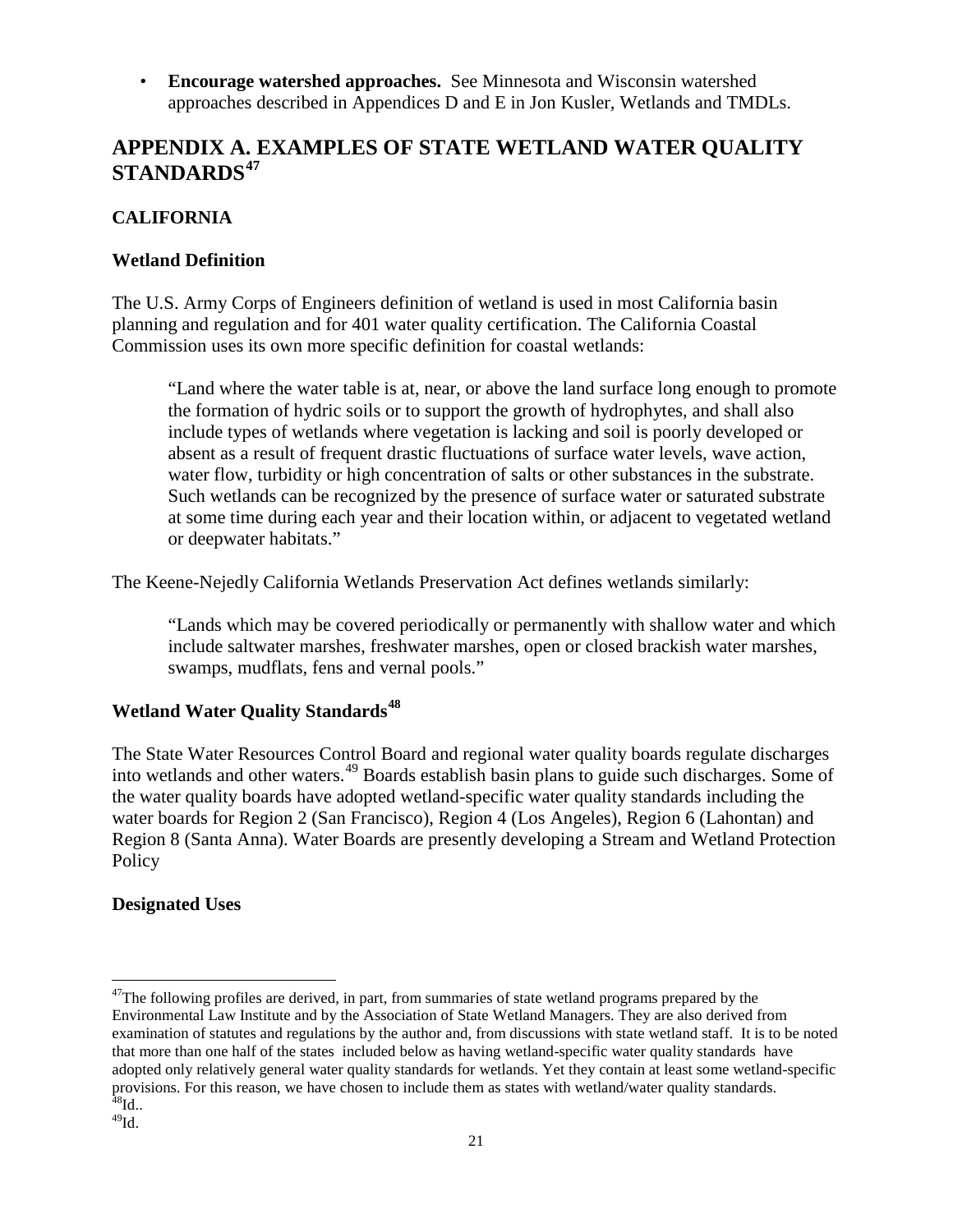- **Encourage watershed approaches.** See Minnesota and Wisconsin watershed approaches described in Appendices D and E in Jon Kusler, Wetlands and TMDLs.

## APPENDIX A. EXAMPLES OF STATE WETLAND WATER QUALITY STANDARDS[47]

### CALIFORNIA

#### Wetland Definition

The U.S. Army Corps of Engineers definition of wetland is used in most California basin planning and regulation and for 401 water quality certification. The California Coastal Commission uses its own more specific definition for coastal wetlands:

> "Land where the water table is at, near, or above the land surface long enough to promote the formation of hydric soils or to support the growth of hydrophytes, and shall also include types of wetlands where vegetation is lacking and soil is poorly developed or absent as a result of frequent drastic fluctuations of surface water levels, wave action, water flow, turbidity or high concentration of salts or other substances in the substrate. Such wetlands can be recognized by the presence of surface water or saturated substrate at some time during each year and their location within, or adjacent to vegetated wetland or deepwater habitats."

The Keene-Nejedly California Wetlands Preservation Act defines wetlands similarly:

> "Lands which may be covered periodically or permanently with shallow water and which include saltwater marshes, freshwater marshes, open or closed brackish water marshes, swamps, mudflats, fens and vernal pools."

#### Wetland Water Quality Standards[48]

The State Water Resources Control Board and regional water quality boards regulate discharges into wetlands and other waters.[49] Boards establish basin plans to guide such discharges. Some of the water quality boards have adopted wetland-specific water quality standards including the water boards for Region 2 (San Francisco), Region 4 (Los Angeles), Region 6 (Lahontan) and Region 8 (Santa Anna). Water Boards are presently developing a Stream and Wetland Protection Policy

#### Designated Uses

---

[47] The following profiles are derived, in part, from summaries of state wetland programs prepared by the Environmental Law Institute and by the Association of State Wetland Managers. They are also derived from examination of statutes and regulations by the author and, from discussions with state wetland staff. It is to be noted that more than one half of the states included below as having wetland-specific water quality standards have adopted only relatively general water quality standards for wetlands. Yet they contain at least some wetland-specific provisions. For this reason, we have chosen to include them as states with wetland/water quality standards.

[48] Id..

[49] Id.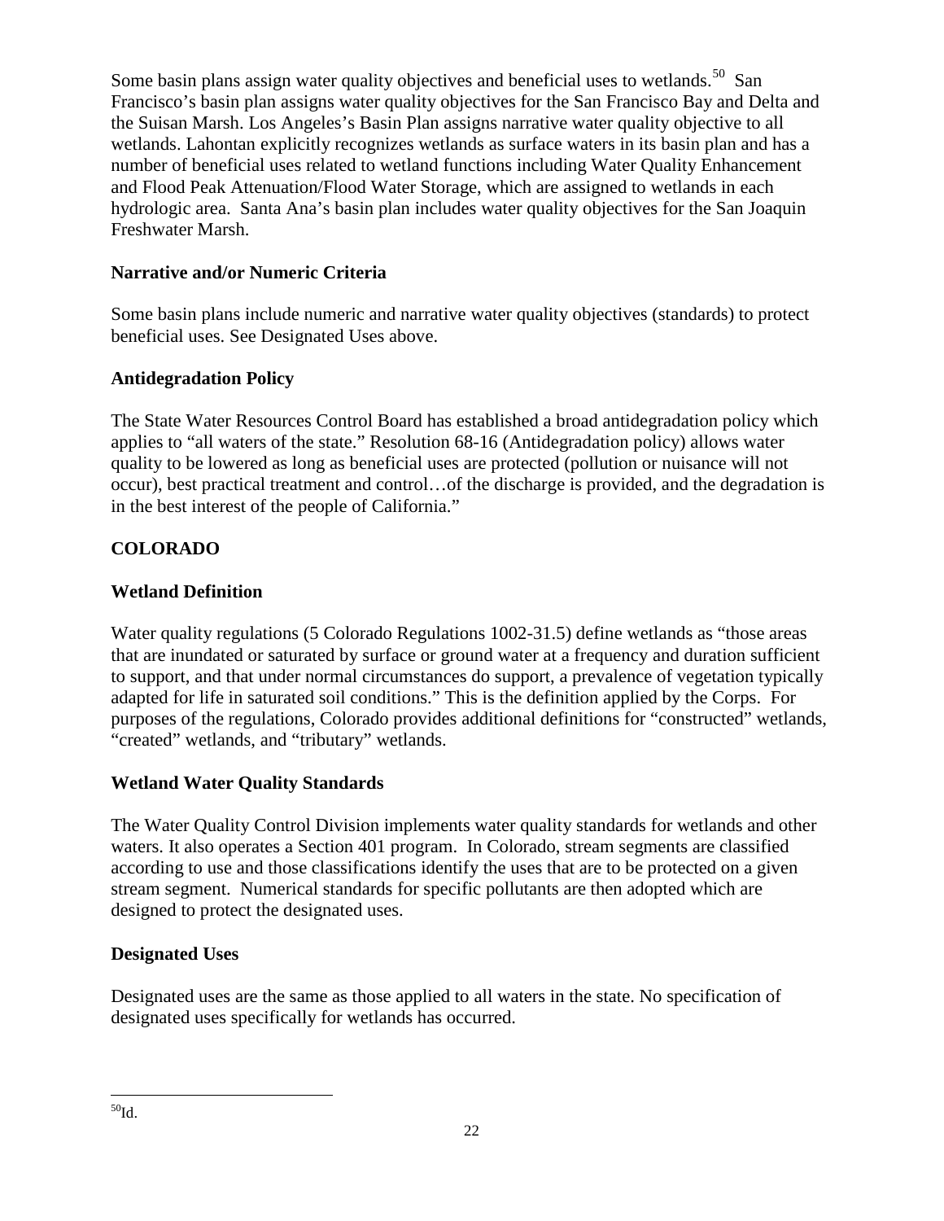Some basin plans assign water quality objectives and beneficial uses to wetlands.[50] San Francisco's basin plan assigns water quality objectives for the San Francisco Bay and Delta and the Suisan Marsh. Los Angeles's Basin Plan assigns narrative water quality objective to all wetlands. Lahontan explicitly recognizes wetlands as surface waters in its basin plan and has a number of beneficial uses related to wetland functions including Water Quality Enhancement and Flood Peak Attenuation/Flood Water Storage, which are assigned to wetlands in each hydrologic area. Santa Ana's basin plan includes water quality objectives for the San Joaquin Freshwater Marsh.

**Narrative and/or Numeric Criteria**

Some basin plans include numeric and narrative water quality objectives (standards) to protect beneficial uses. See Designated Uses above.

**Antidegradation Policy**

The State Water Resources Control Board has established a broad antidegradation policy which applies to "all waters of the state." Resolution 68-16 (Antidegradation policy) allows water quality to be lowered as long as beneficial uses are protected (pollution or nuisance will not occur), best practical treatment and control…of the discharge is provided, and the degradation is in the best interest of the people of California."

## COLORADO

**Wetland Definition**

Water quality regulations (5 Colorado Regulations 1002-31.5) define wetlands as "those areas that are inundated or saturated by surface or ground water at a frequency and duration sufficient to support, and that under normal circumstances do support, a prevalence of vegetation typically adapted for life in saturated soil conditions." This is the definition applied by the Corps. For purposes of the regulations, Colorado provides additional definitions for "constructed" wetlands, "created" wetlands, and "tributary" wetlands.

**Wetland Water Quality Standards**

The Water Quality Control Division implements water quality standards for wetlands and other waters. It also operates a Section 401 program. In Colorado, stream segments are classified according to use and those classifications identify the uses that are to be protected on a given stream segment. Numerical standards for specific pollutants are then adopted which are designed to protect the designated uses.

**Designated Uses**

Designated uses are the same as those applied to all waters in the state. No specification of designated uses specifically for wetlands has occurred.

---

[50] Id.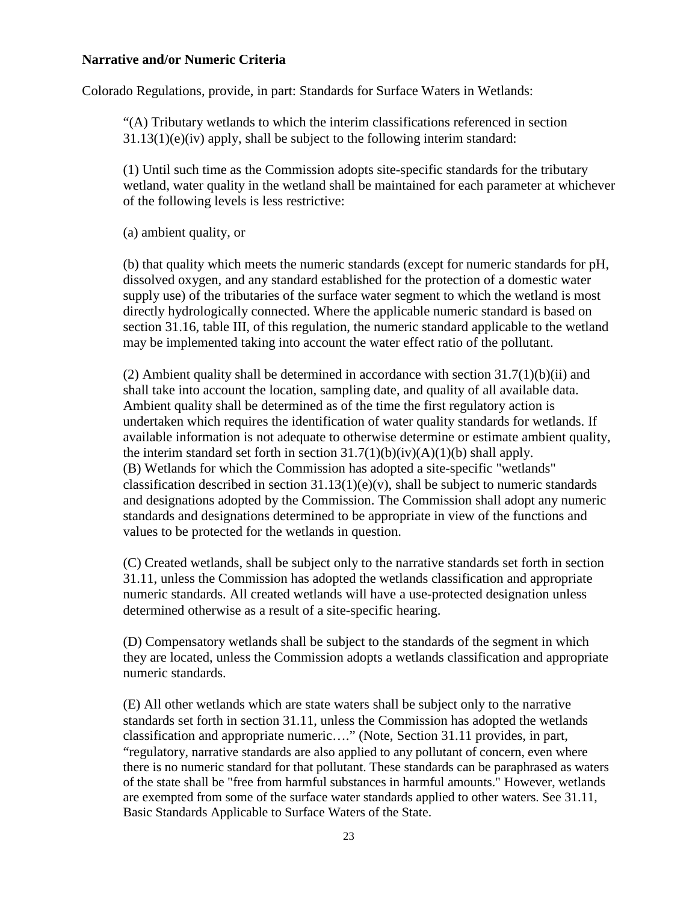**Narrative and/or Numeric Criteria**

Colorado Regulations, provide, in part: Standards for Surface Waters in Wetlands:

> "(A) Tributary wetlands to which the interim classifications referenced in section 31.13(1)(e)(iv) apply, shall be subject to the following interim standard:
>
> (1) Until such time as the Commission adopts site-specific standards for the tributary wetland, water quality in the wetland shall be maintained for each parameter at whichever of the following levels is less restrictive:
>
> (a) ambient quality, or
>
> (b) that quality which meets the numeric standards (except for numeric standards for pH, dissolved oxygen, and any standard established for the protection of a domestic water supply use) of the tributaries of the surface water segment to which the wetland is most directly hydrologically connected. Where the applicable numeric standard is based on section 31.16, table III, of this regulation, the numeric standard applicable to the wetland may be implemented taking into account the water effect ratio of the pollutant.
>
> (2) Ambient quality shall be determined in accordance with section 31.7(1)(b)(ii) and shall take into account the location, sampling date, and quality of all available data. Ambient quality shall be determined as of the time the first regulatory action is undertaken which requires the identification of water quality standards for wetlands. If available information is not adequate to otherwise determine or estimate ambient quality, the interim standard set forth in section 31.7(1)(b)(iv)(A)(1)(b) shall apply.
> (B) Wetlands for which the Commission has adopted a site-specific "wetlands" classification described in section 31.13(1)(e)(v), shall be subject to numeric standards and designations adopted by the Commission. The Commission shall adopt any numeric standards and designations determined to be appropriate in view of the functions and values to be protected for the wetlands in question.
>
> (C) Created wetlands, shall be subject only to the narrative standards set forth in section 31.11, unless the Commission has adopted the wetlands classification and appropriate numeric standards. All created wetlands will have a use-protected designation unless determined otherwise as a result of a site-specific hearing.
>
> (D) Compensatory wetlands shall be subject to the standards of the segment in which they are located, unless the Commission adopts a wetlands classification and appropriate numeric standards.
>
> (E) All other wetlands which are state waters shall be subject only to the narrative standards set forth in section 31.11, unless the Commission has adopted the wetlands classification and appropriate numeric…." (Note, Section 31.11 provides, in part, "regulatory, narrative standards are also applied to any pollutant of concern, even where there is no numeric standard for that pollutant. These standards can be paraphrased as waters of the state shall be "free from harmful substances in harmful amounts." However, wetlands are exempted from some of the surface water standards applied to other waters. See 31.11, Basic Standards Applicable to Surface Waters of the State.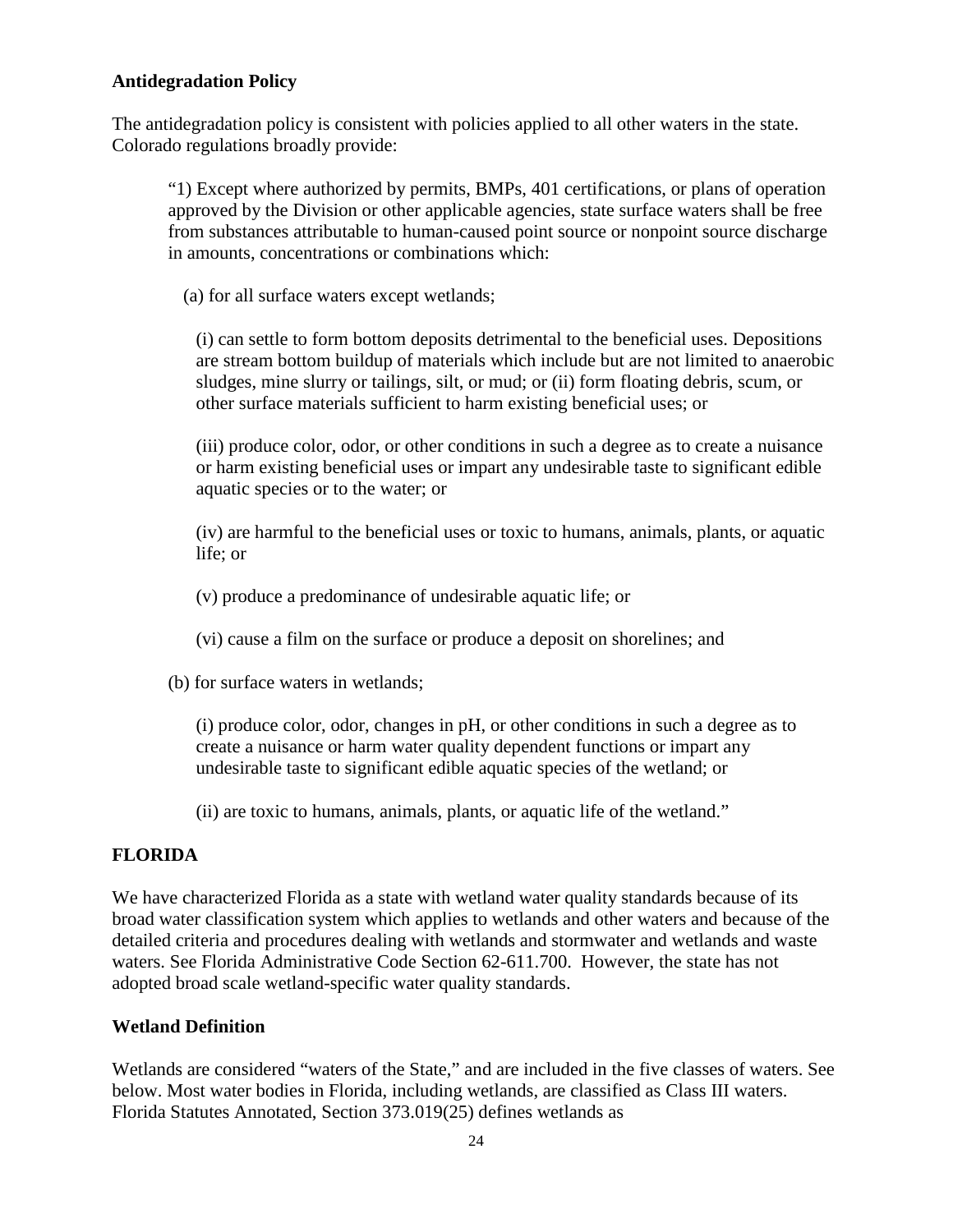**Antidegradation Policy**

The antidegradation policy is consistent with policies applied to all other waters in the state. Colorado regulations broadly provide:

> "1) Except where authorized by permits, BMPs, 401 certifications, or plans of operation approved by the Division or other applicable agencies, state surface waters shall be free from substances attributable to human-caused point source or nonpoint source discharge in amounts, concentrations or combinations which:
>
> (a) for all surface waters except wetlands;
>
> (i) can settle to form bottom deposits detrimental to the beneficial uses. Depositions are stream bottom buildup of materials which include but are not limited to anaerobic sludges, mine slurry or tailings, silt, or mud; or (ii) form floating debris, scum, or other surface materials sufficient to harm existing beneficial uses; or
>
> (iii) produce color, odor, or other conditions in such a degree as to create a nuisance or harm existing beneficial uses or impart any undesirable taste to significant edible aquatic species or to the water; or
>
> (iv) are harmful to the beneficial uses or toxic to humans, animals, plants, or aquatic life; or
>
> (v) produce a predominance of undesirable aquatic life; or
>
> (vi) cause a film on the surface or produce a deposit on shorelines; and
>
> (b) for surface waters in wetlands;
>
> (i) produce color, odor, changes in pH, or other conditions in such a degree as to create a nuisance or harm water quality dependent functions or impart any undesirable taste to significant edible aquatic species of the wetland; or
>
> (ii) are toxic to humans, animals, plants, or aquatic life of the wetland."

## FLORIDA

We have characterized Florida as a state with wetland water quality standards because of its broad water classification system which applies to wetlands and other waters and because of the detailed criteria and procedures dealing with wetlands and stormwater and wetlands and waste waters. See Florida Administrative Code Section 62-611.700. However, the state has not adopted broad scale wetland-specific water quality standards.

**Wetland Definition**

Wetlands are considered "waters of the State," and are included in the five classes of waters. See below. Most water bodies in Florida, including wetlands, are classified as Class III waters. Florida Statutes Annotated, Section 373.019(25) defines wetlands as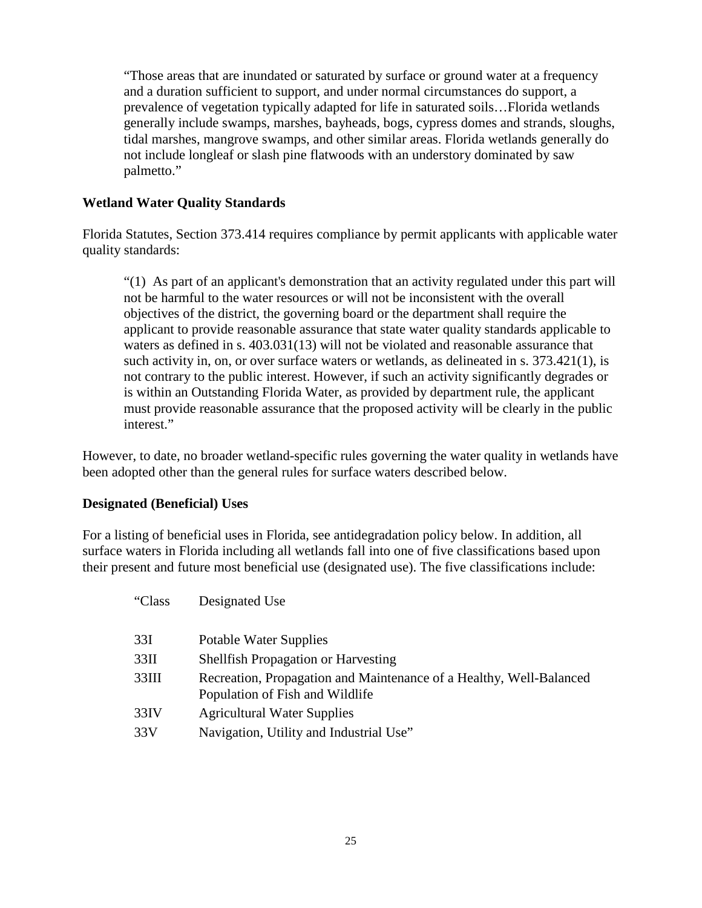> “Those areas that are inundated or saturated by surface or ground water at a frequency and a duration sufficient to support, and under normal circumstances do support, a prevalence of vegetation typically adapted for life in saturated soils…Florida wetlands generally include swamps, marshes, bayheads, bogs, cypress domes and strands, sloughs, tidal marshes, mangrove swamps, and other similar areas. Florida wetlands generally do not include longleaf or slash pine flatwoods with an understory dominated by saw palmetto.”

**Wetland Water Quality Standards**

Florida Statutes, Section 373.414 requires compliance by permit applicants with applicable water quality standards:

> “(1) As part of an applicant's demonstration that an activity regulated under this part will not be harmful to the water resources or will not be inconsistent with the overall objectives of the district, the governing board or the department shall require the applicant to provide reasonable assurance that state water quality standards applicable to waters as defined in s. 403.031(13) will not be violated and reasonable assurance that such activity in, on, or over surface waters or wetlands, as delineated in s. 373.421(1), is not contrary to the public interest. However, if such an activity significantly degrades or is within an Outstanding Florida Water, as provided by department rule, the applicant must provide reasonable assurance that the proposed activity will be clearly in the public interest.”

However, to date, no broader wetland-specific rules governing the water quality in wetlands have been adopted other than the general rules for surface waters described below.

**Designated (Beneficial) Uses**

For a listing of beneficial uses in Florida, see antidegradation policy below. In addition, all surface waters in Florida including all wetlands fall into one of five classifications based upon their present and future most beneficial use (designated use). The five classifications include:

| “Class | Designated Use |
|---|---|
| 33I | Potable Water Supplies |
| 33II | Shellfish Propagation or Harvesting |
| 33III | Recreation, Propagation and Maintenance of a Healthy, Well-Balanced Population of Fish and Wildlife |
| 33IV | Agricultural Water Supplies |
| 33V | Navigation, Utility and Industrial Use” |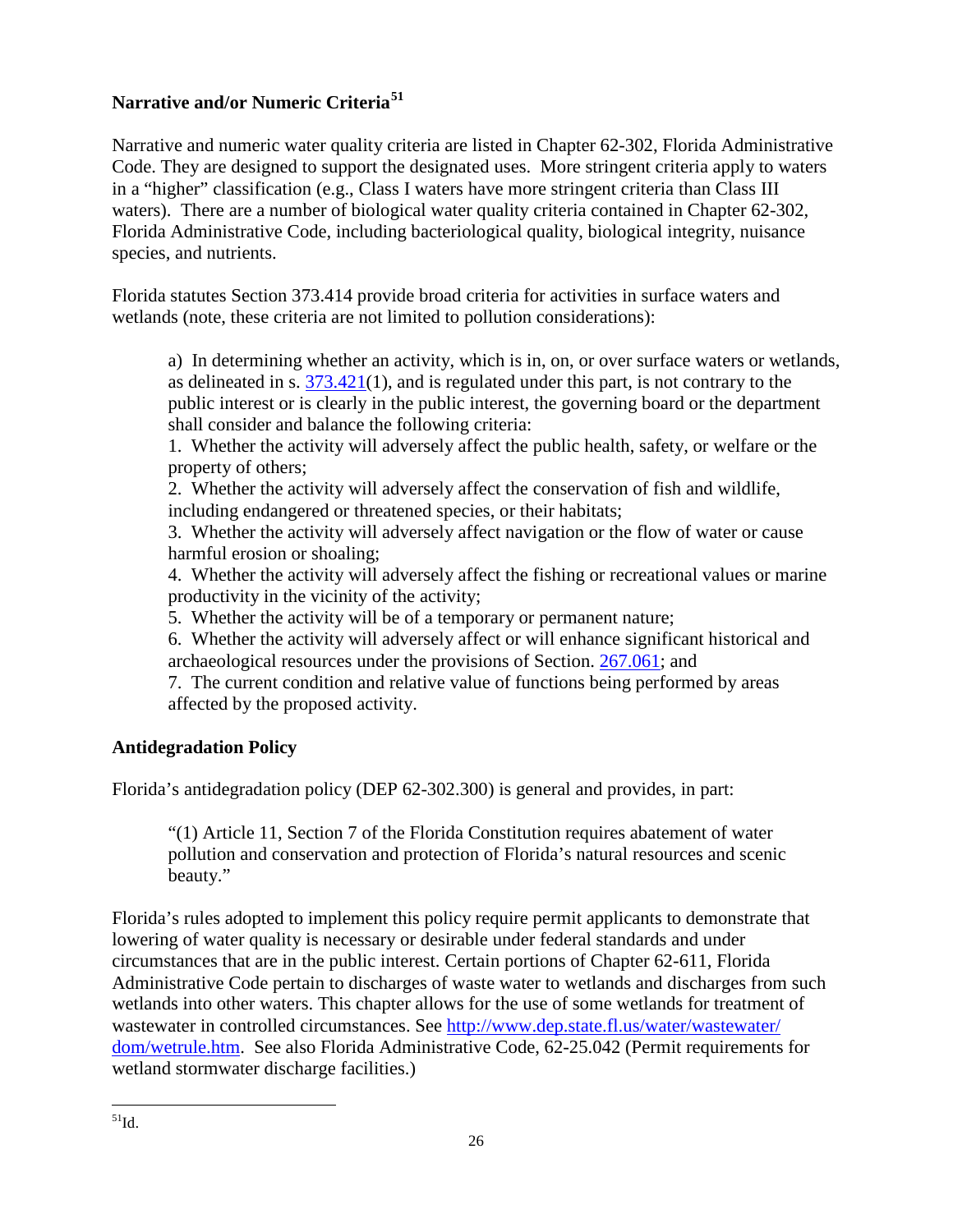**Narrative and/or Numeric Criteria**[51]

Narrative and numeric water quality criteria are listed in Chapter 62-302, Florida Administrative Code. They are designed to support the designated uses. More stringent criteria apply to waters in a "higher" classification (e.g., Class I waters have more stringent criteria than Class III waters). There are a number of biological water quality criteria contained in Chapter 62-302, Florida Administrative Code, including bacteriological quality, biological integrity, nuisance species, and nutrients.

Florida statutes Section 373.414 provide broad criteria for activities in surface waters and wetlands (note, these criteria are not limited to pollution considerations):

> a) In determining whether an activity, which is in, on, or over surface waters or wetlands, as delineated in s. 373.421(1), and is regulated under this part, is not contrary to the public interest or is clearly in the public interest, the governing board or the department shall consider and balance the following criteria:
>
> 1. Whether the activity will adversely affect the public health, safety, or welfare or the property of others;
> 2. Whether the activity will adversely affect the conservation of fish and wildlife, including endangered or threatened species, or their habitats;
> 3. Whether the activity will adversely affect navigation or the flow of water or cause harmful erosion or shoaling;
> 4. Whether the activity will adversely affect the fishing or recreational values or marine productivity in the vicinity of the activity;
> 5. Whether the activity will be of a temporary or permanent nature;
> 6. Whether the activity will adversely affect or will enhance significant historical and archaeological resources under the provisions of Section. 267.061; and
> 7. The current condition and relative value of functions being performed by areas affected by the proposed activity.

**Antidegradation Policy**

Florida's antidegradation policy (DEP 62-302.300) is general and provides, in part:

> "(1) Article 11, Section 7 of the Florida Constitution requires abatement of water pollution and conservation and protection of Florida's natural resources and scenic beauty."

Florida's rules adopted to implement this policy require permit applicants to demonstrate that lowering of water quality is necessary or desirable under federal standards and under circumstances that are in the public interest. Certain portions of Chapter 62-611, Florida Administrative Code pertain to discharges of waste water to wetlands and discharges from such wetlands into other waters. This chapter allows for the use of some wetlands for treatment of wastewater in controlled circumstances. See http://www.dep.state.fl.us/water/wastewater/dom/wetrule.htm. See also Florida Administrative Code, 62-25.042 (Permit requirements for wetland stormwater discharge facilities.)

---

[51] Id.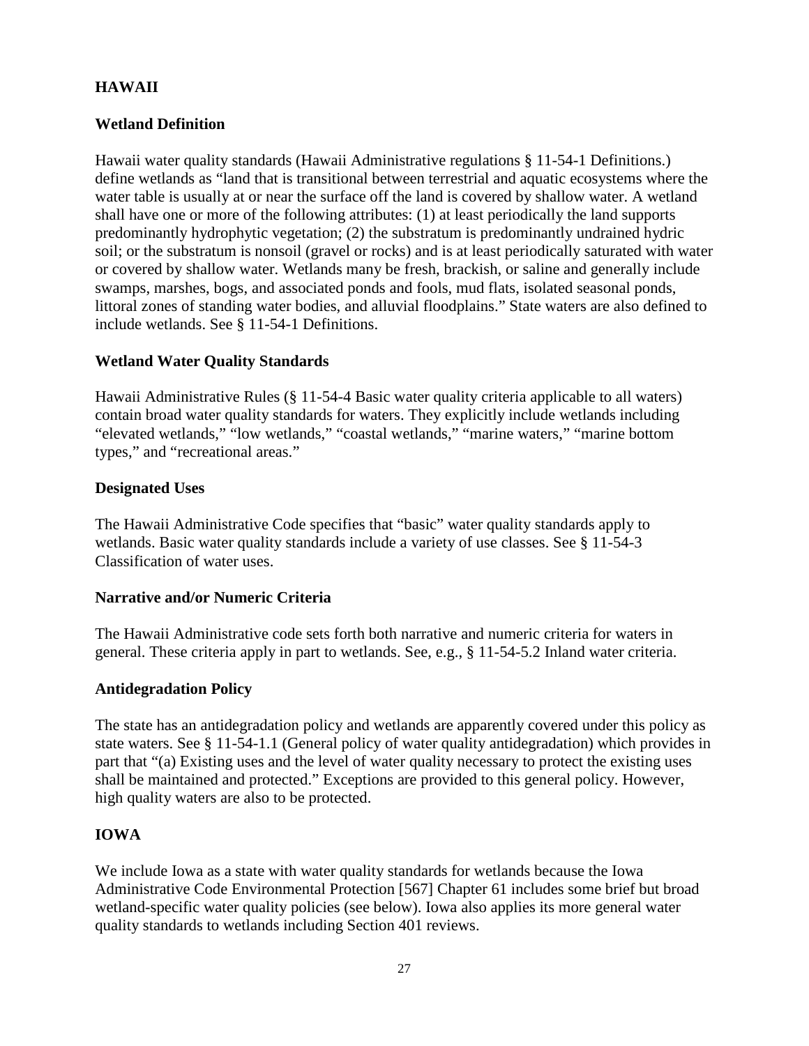## HAWAII

### Wetland Definition

Hawaii water quality standards (Hawaii Administrative regulations § 11-54-1 Definitions.) define wetlands as "land that is transitional between terrestrial and aquatic ecosystems where the water table is usually at or near the surface off the land is covered by shallow water. A wetland shall have one or more of the following attributes: (1) at least periodically the land supports predominantly hydrophytic vegetation; (2) the substratum is predominantly undrained hydric soil; or the substratum is nonsoil (gravel or rocks) and is at least periodically saturated with water or covered by shallow water. Wetlands many be fresh, brackish, or saline and generally include swamps, marshes, bogs, and associated ponds and fools, mud flats, isolated seasonal ponds, littoral zones of standing water bodies, and alluvial floodplains." State waters are also defined to include wetlands. See § 11-54-1 Definitions.

### Wetland Water Quality Standards

Hawaii Administrative Rules (§ 11-54-4 Basic water quality criteria applicable to all waters) contain broad water quality standards for waters. They explicitly include wetlands including "elevated wetlands," "low wetlands," "coastal wetlands," "marine waters," "marine bottom types," and "recreational areas."

### Designated Uses

The Hawaii Administrative Code specifies that "basic" water quality standards apply to wetlands. Basic water quality standards include a variety of use classes. See § 11-54-3 Classification of water uses.

### Narrative and/or Numeric Criteria

The Hawaii Administrative code sets forth both narrative and numeric criteria for waters in general. These criteria apply in part to wetlands. See, e.g., § 11-54-5.2 Inland water criteria.

### Antidegradation Policy

The state has an antidegradation policy and wetlands are apparently covered under this policy as state waters. See § 11-54-1.1 (General policy of water quality antidegradation) which provides in part that "(a) Existing uses and the level of water quality necessary to protect the existing uses shall be maintained and protected." Exceptions are provided to this general policy. However, high quality waters are also to be protected.

## IOWA

We include Iowa as a state with water quality standards for wetlands because the Iowa Administrative Code Environmental Protection [567] Chapter 61 includes some brief but broad wetland-specific water quality policies (see below). Iowa also applies its more general water quality standards to wetlands including Section 401 reviews.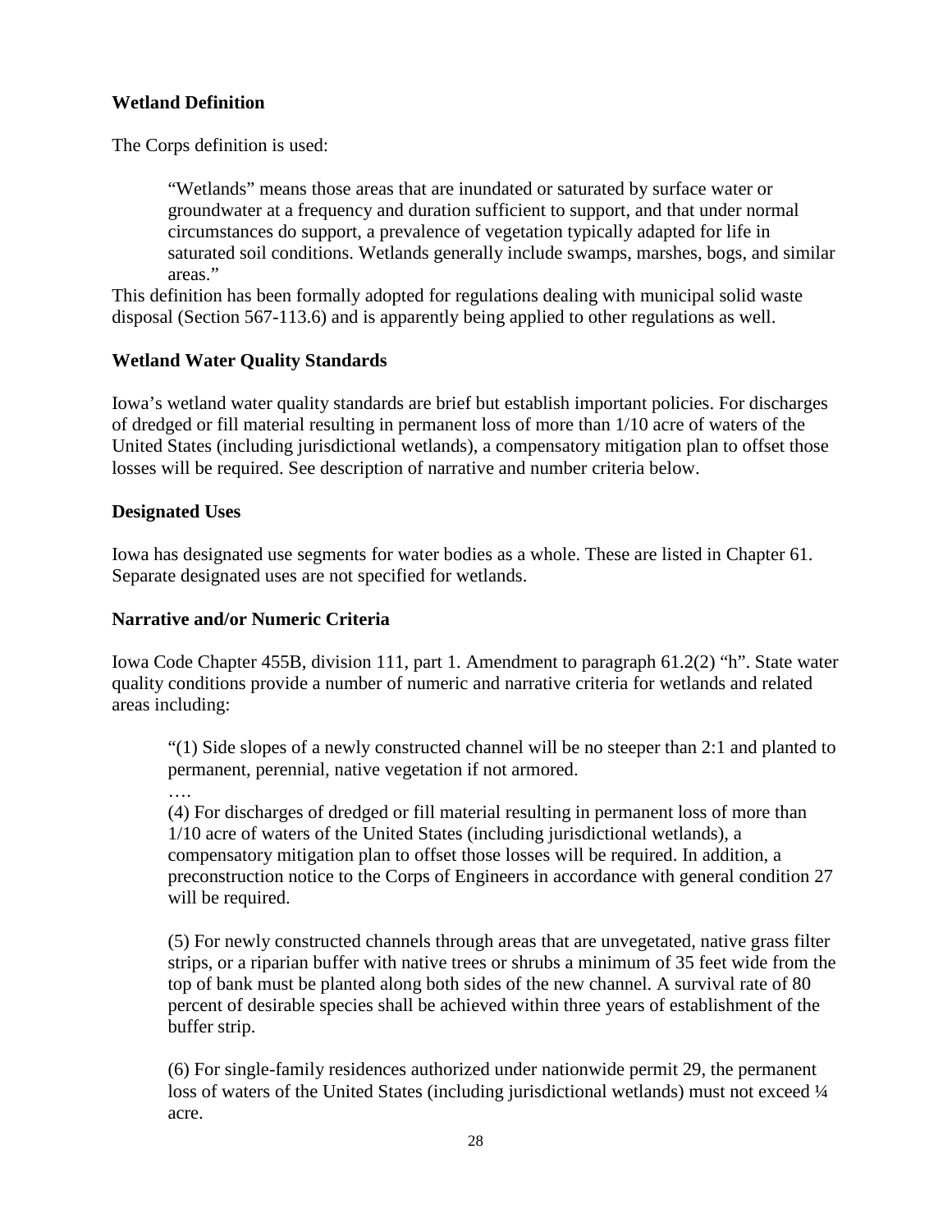**Wetland Definition**

The Corps definition is used:

> "Wetlands" means those areas that are inundated or saturated by surface water or groundwater at a frequency and duration sufficient to support, and that under normal circumstances do support, a prevalence of vegetation typically adapted for life in saturated soil conditions. Wetlands generally include swamps, marshes, bogs, and similar areas."

This definition has been formally adopted for regulations dealing with municipal solid waste disposal (Section 567-113.6) and is apparently being applied to other regulations as well.

**Wetland Water Quality Standards**

Iowa's wetland water quality standards are brief but establish important policies. For discharges of dredged or fill material resulting in permanent loss of more than 1/10 acre of waters of the United States (including jurisdictional wetlands), a compensatory mitigation plan to offset those losses will be required. See description of narrative and number criteria below.

**Designated Uses**

Iowa has designated use segments for water bodies as a whole. These are listed in Chapter 61. Separate designated uses are not specified for wetlands.

**Narrative and/or Numeric Criteria**

Iowa Code Chapter 455B, division 111, part 1. Amendment to paragraph 61.2(2) "h". State water quality conditions provide a number of numeric and narrative criteria for wetlands and related areas including:

> "(1) Side slopes of a newly constructed channel will be no steeper than 2:1 and planted to permanent, perennial, native vegetation if not armored.
>
> ….
>
> (4) For discharges of dredged or fill material resulting in permanent loss of more than 1/10 acre of waters of the United States (including jurisdictional wetlands), a compensatory mitigation plan to offset those losses will be required. In addition, a preconstruction notice to the Corps of Engineers in accordance with general condition 27 will be required.
>
> (5) For newly constructed channels through areas that are unvegetated, native grass filter strips, or a riparian buffer with native trees or shrubs a minimum of 35 feet wide from the top of bank must be planted along both sides of the new channel. A survival rate of 80 percent of desirable species shall be achieved within three years of establishment of the buffer strip.
>
> (6) For single-family residences authorized under nationwide permit 29, the permanent loss of waters of the United States (including jurisdictional wetlands) must not exceed ¼ acre.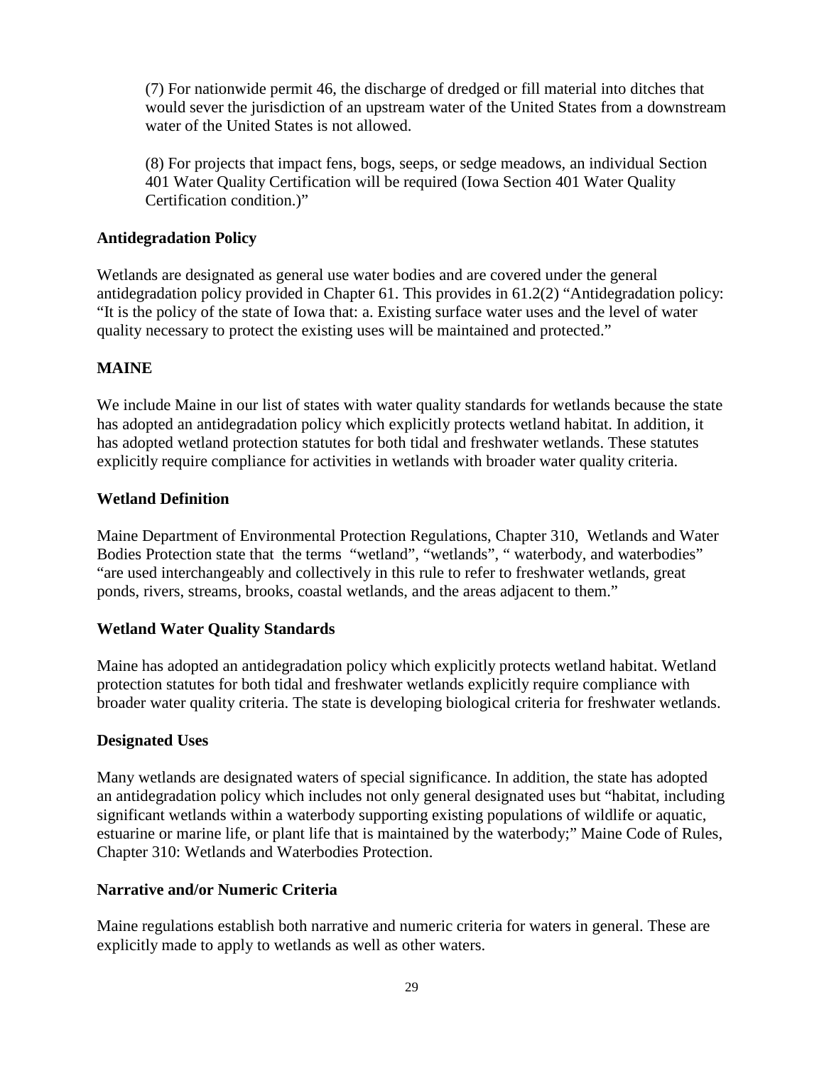(7) For nationwide permit 46, the discharge of dredged or fill material into ditches that would sever the jurisdiction of an upstream water of the United States from a downstream water of the United States is not allowed.

(8) For projects that impact fens, bogs, seeps, or sedge meadows, an individual Section 401 Water Quality Certification will be required (Iowa Section 401 Water Quality Certification condition.)"

**Antidegradation Policy**

Wetlands are designated as general use water bodies and are covered under the general antidegradation policy provided in Chapter 61. This provides in 61.2(2) "Antidegradation policy: "It is the policy of the state of Iowa that: a. Existing surface water uses and the level of water quality necessary to protect the existing uses will be maintained and protected."

## MAINE

We include Maine in our list of states with water quality standards for wetlands because the state has adopted an antidegradation policy which explicitly protects wetland habitat. In addition, it has adopted wetland protection statutes for both tidal and freshwater wetlands. These statutes explicitly require compliance for activities in wetlands with broader water quality criteria.

**Wetland Definition**

Maine Department of Environmental Protection Regulations, Chapter 310, Wetlands and Water Bodies Protection state that the terms "wetland", "wetlands", " waterbody, and waterbodies" "are used interchangeably and collectively in this rule to refer to freshwater wetlands, great ponds, rivers, streams, brooks, coastal wetlands, and the areas adjacent to them."

**Wetland Water Quality Standards**

Maine has adopted an antidegradation policy which explicitly protects wetland habitat. Wetland protection statutes for both tidal and freshwater wetlands explicitly require compliance with broader water quality criteria. The state is developing biological criteria for freshwater wetlands.

**Designated Uses**

Many wetlands are designated waters of special significance. In addition, the state has adopted an antidegradation policy which includes not only general designated uses but "habitat, including significant wetlands within a waterbody supporting existing populations of wildlife or aquatic, estuarine or marine life, or plant life that is maintained by the waterbody;" Maine Code of Rules, Chapter 310: Wetlands and Waterbodies Protection.

**Narrative and/or Numeric Criteria**

Maine regulations establish both narrative and numeric criteria for waters in general. These are explicitly made to apply to wetlands as well as other waters.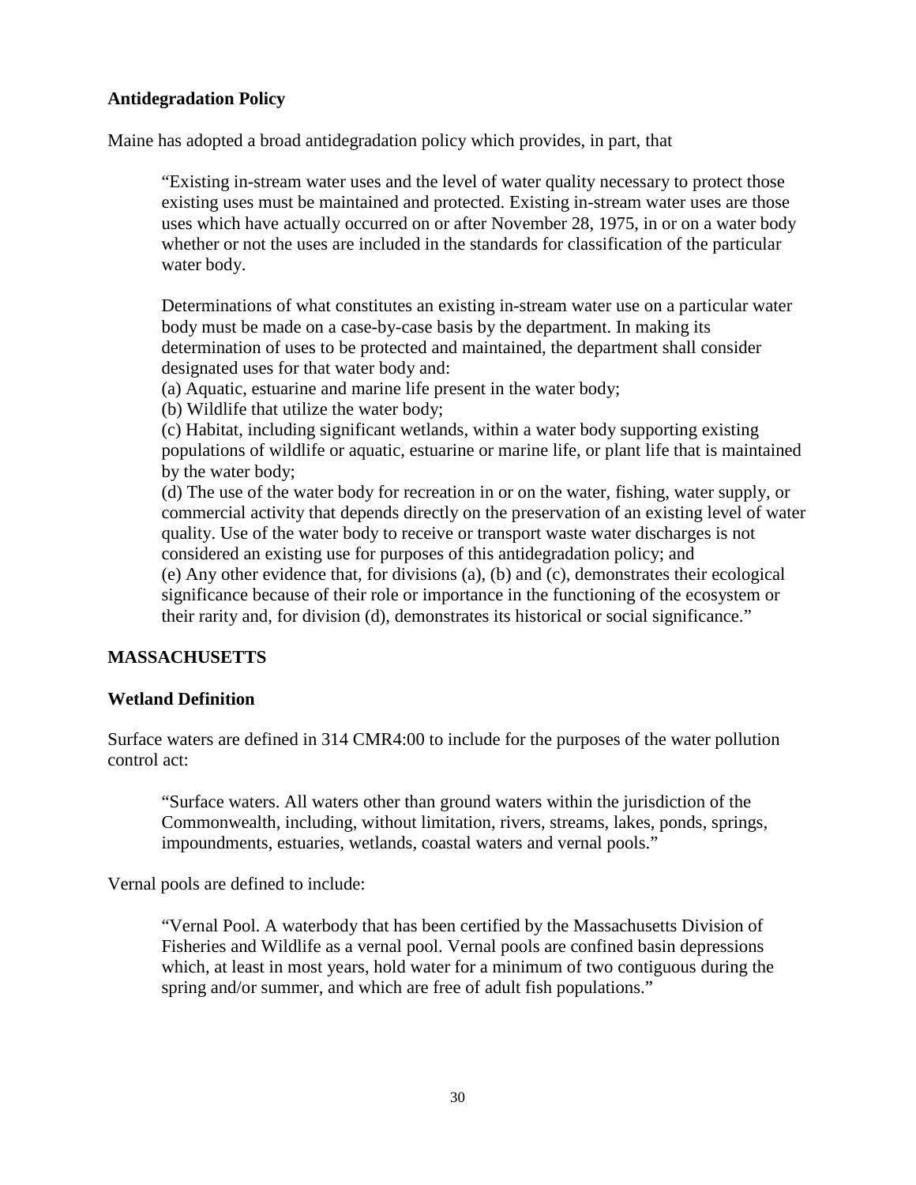### Antidegradation Policy

Maine has adopted a broad antidegradation policy which provides, in part, that

> "Existing in-stream water uses and the level of water quality necessary to protect those existing uses must be maintained and protected. Existing in-stream water uses are those uses which have actually occurred on or after November 28, 1975, in or on a water body whether or not the uses are included in the standards for classification of the particular water body.
>
> Determinations of what constitutes an existing in-stream water use on a particular water body must be made on a case-by-case basis by the department. In making its determination of uses to be protected and maintained, the department shall consider designated uses for that water body and:
> (a) Aquatic, estuarine and marine life present in the water body;
> (b) Wildlife that utilize the water body;
> (c) Habitat, including significant wetlands, within a water body supporting existing populations of wildlife or aquatic, estuarine or marine life, or plant life that is maintained by the water body;
> (d) The use of the water body for recreation in or on the water, fishing, water supply, or commercial activity that depends directly on the preservation of an existing level of water quality. Use of the water body to receive or transport waste water discharges is not considered an existing use for purposes of this antidegradation policy; and
> (e) Any other evidence that, for divisions (a), (b) and (c), demonstrates their ecological significance because of their role or importance in the functioning of the ecosystem or their rarity and, for division (d), demonstrates its historical or social significance."

## MASSACHUSETTS

### Wetland Definition

Surface waters are defined in 314 CMR4:00 to include for the purposes of the water pollution control act:

> "Surface waters. All waters other than ground waters within the jurisdiction of the Commonwealth, including, without limitation, rivers, streams, lakes, ponds, springs, impoundments, estuaries, wetlands, coastal waters and vernal pools."

Vernal pools are defined to include:

> "Vernal Pool. A waterbody that has been certified by the Massachusetts Division of Fisheries and Wildlife as a vernal pool. Vernal pools are confined basin depressions which, at least in most years, hold water for a minimum of two contiguous during the spring and/or summer, and which are free of adult fish populations."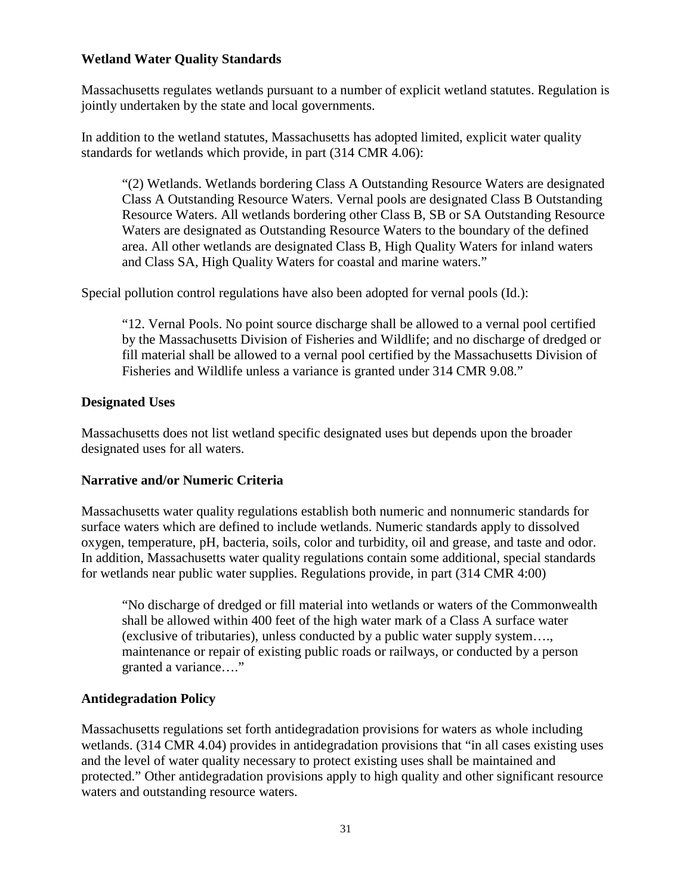**Wetland Water Quality Standards**

Massachusetts regulates wetlands pursuant to a number of explicit wetland statutes. Regulation is jointly undertaken by the state and local governments.

In addition to the wetland statutes, Massachusetts has adopted limited, explicit water quality standards for wetlands which provide, in part (314 CMR 4.06):

> "(2) Wetlands. Wetlands bordering Class A Outstanding Resource Waters are designated Class A Outstanding Resource Waters. Vernal pools are designated Class B Outstanding Resource Waters. All wetlands bordering other Class B, SB or SA Outstanding Resource Waters are designated as Outstanding Resource Waters to the boundary of the defined area. All other wetlands are designated Class B, High Quality Waters for inland waters and Class SA, High Quality Waters for coastal and marine waters."

Special pollution control regulations have also been adopted for vernal pools (Id.):

> "12. Vernal Pools. No point source discharge shall be allowed to a vernal pool certified by the Massachusetts Division of Fisheries and Wildlife; and no discharge of dredged or fill material shall be allowed to a vernal pool certified by the Massachusetts Division of Fisheries and Wildlife unless a variance is granted under 314 CMR 9.08."

**Designated Uses**

Massachusetts does not list wetland specific designated uses but depends upon the broader designated uses for all waters.

**Narrative and/or Numeric Criteria**

Massachusetts water quality regulations establish both numeric and nonnumeric standards for surface waters which are defined to include wetlands. Numeric standards apply to dissolved oxygen, temperature, pH, bacteria, soils, color and turbidity, oil and grease, and taste and odor. In addition, Massachusetts water quality regulations contain some additional, special standards for wetlands near public water supplies. Regulations provide, in part (314 CMR 4:00)

> "No discharge of dredged or fill material into wetlands or waters of the Commonwealth shall be allowed within 400 feet of the high water mark of a Class A surface water (exclusive of tributaries), unless conducted by a public water supply system…., maintenance or repair of existing public roads or railways, or conducted by a person granted a variance…."

**Antidegradation Policy**

Massachusetts regulations set forth antidegradation provisions for waters as whole including wetlands. (314 CMR 4.04) provides in antidegradation provisions that "in all cases existing uses and the level of water quality necessary to protect existing uses shall be maintained and protected." Other antidegradation provisions apply to high quality and other significant resource waters and outstanding resource waters.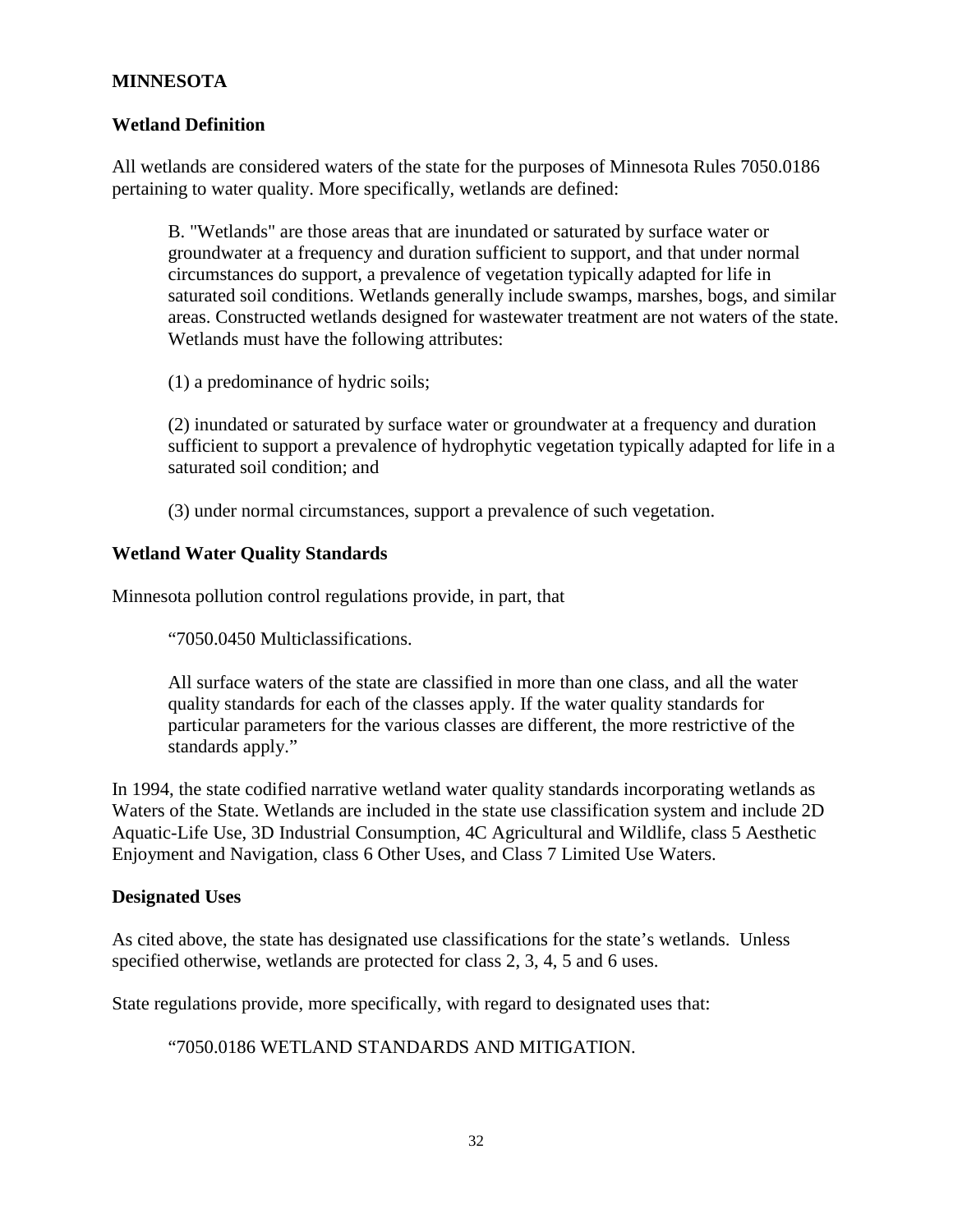## MINNESOTA

### Wetland Definition

All wetlands are considered waters of the state for the purposes of Minnesota Rules 7050.0186 pertaining to water quality. More specifically, wetlands are defined:

> B. "Wetlands" are those areas that are inundated or saturated by surface water or groundwater at a frequency and duration sufficient to support, and that under normal circumstances do support, a prevalence of vegetation typically adapted for life in saturated soil conditions. Wetlands generally include swamps, marshes, bogs, and similar areas. Constructed wetlands designed for wastewater treatment are not waters of the state. Wetlands must have the following attributes:
>
> (1) a predominance of hydric soils;
>
> (2) inundated or saturated by surface water or groundwater at a frequency and duration sufficient to support a prevalence of hydrophytic vegetation typically adapted for life in a saturated soil condition; and
>
> (3) under normal circumstances, support a prevalence of such vegetation.

### Wetland Water Quality Standards

Minnesota pollution control regulations provide, in part, that

> "7050.0450 Multiclassifications.
>
> All surface waters of the state are classified in more than one class, and all the water quality standards for each of the classes apply. If the water quality standards for particular parameters for the various classes are different, the more restrictive of the standards apply."

In 1994, the state codified narrative wetland water quality standards incorporating wetlands as Waters of the State. Wetlands are included in the state use classification system and include 2D Aquatic-Life Use, 3D Industrial Consumption, 4C Agricultural and Wildlife, class 5 Aesthetic Enjoyment and Navigation, class 6 Other Uses, and Class 7 Limited Use Waters.

### Designated Uses

As cited above, the state has designated use classifications for the state's wetlands. Unless specified otherwise, wetlands are protected for class 2, 3, 4, 5 and 6 uses.

State regulations provide, more specifically, with regard to designated uses that:

> "7050.0186 WETLAND STANDARDS AND MITIGATION.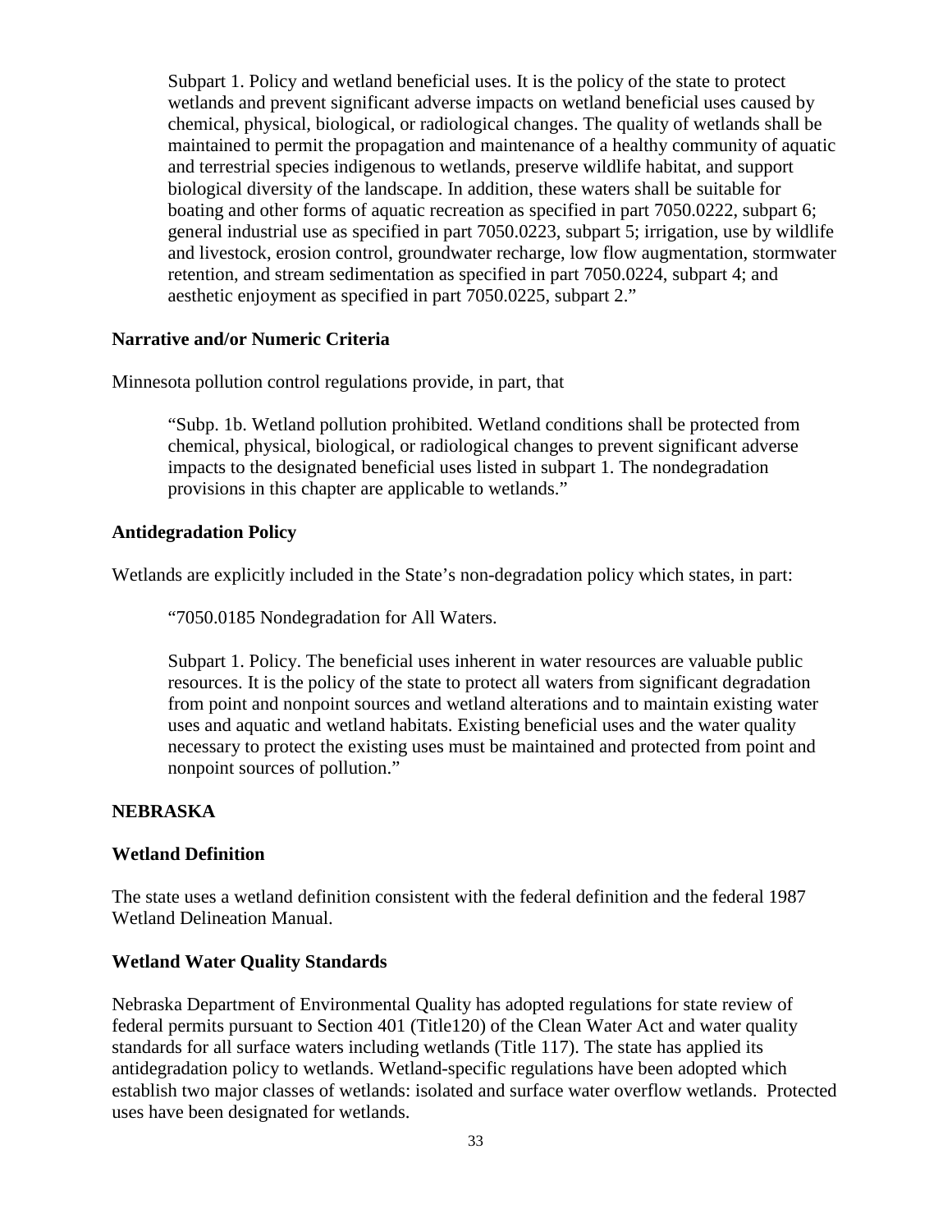> Subpart 1. Policy and wetland beneficial uses. It is the policy of the state to protect wetlands and prevent significant adverse impacts on wetland beneficial uses caused by chemical, physical, biological, or radiological changes. The quality of wetlands shall be maintained to permit the propagation and maintenance of a healthy community of aquatic and terrestrial species indigenous to wetlands, preserve wildlife habitat, and support biological diversity of the landscape. In addition, these waters shall be suitable for boating and other forms of aquatic recreation as specified in part 7050.0222, subpart 6; general industrial use as specified in part 7050.0223, subpart 5; irrigation, use by wildlife and livestock, erosion control, groundwater recharge, low flow augmentation, stormwater retention, and stream sedimentation as specified in part 7050.0224, subpart 4; and aesthetic enjoyment as specified in part 7050.0225, subpart 2."

**Narrative and/or Numeric Criteria**

Minnesota pollution control regulations provide, in part, that

> "Subp. 1b. Wetland pollution prohibited. Wetland conditions shall be protected from chemical, physical, biological, or radiological changes to prevent significant adverse impacts to the designated beneficial uses listed in subpart 1. The nondegradation provisions in this chapter are applicable to wetlands."

**Antidegradation Policy**

Wetlands are explicitly included in the State's non-degradation policy which states, in part:

> "7050.0185 Nondegradation for All Waters.
>
> Subpart 1. Policy. The beneficial uses inherent in water resources are valuable public resources. It is the policy of the state to protect all waters from significant degradation from point and nonpoint sources and wetland alterations and to maintain existing water uses and aquatic and wetland habitats. Existing beneficial uses and the water quality necessary to protect the existing uses must be maintained and protected from point and nonpoint sources of pollution."

**NEBRASKA**

**Wetland Definition**

The state uses a wetland definition consistent with the federal definition and the federal 1987 Wetland Delineation Manual.

**Wetland Water Quality Standards**

Nebraska Department of Environmental Quality has adopted regulations for state review of federal permits pursuant to Section 401 (Title120) of the Clean Water Act and water quality standards for all surface waters including wetlands (Title 117). The state has applied its antidegradation policy to wetlands. Wetland-specific regulations have been adopted which establish two major classes of wetlands: isolated and surface water overflow wetlands. Protected uses have been designated for wetlands.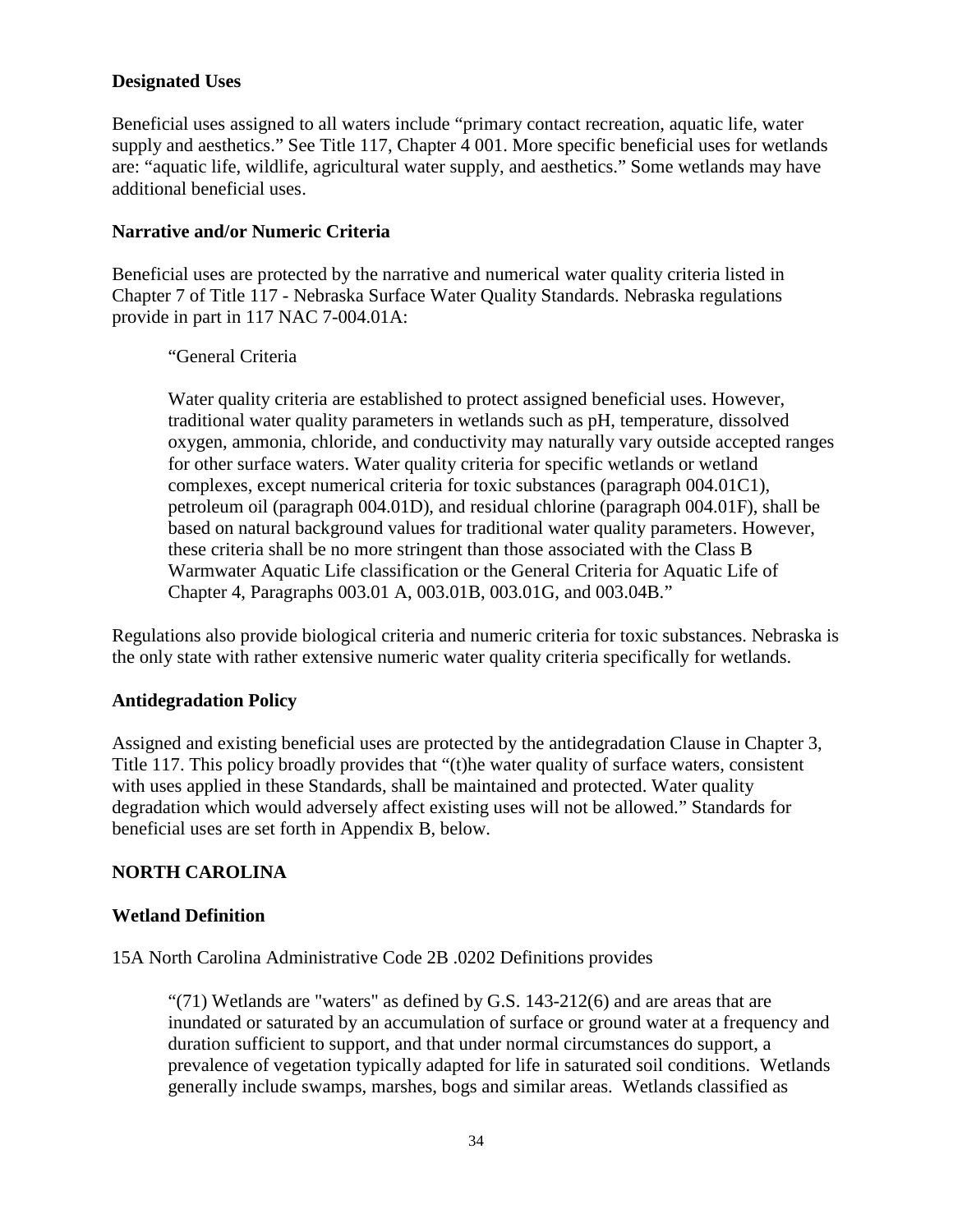**Designated Uses**

Beneficial uses assigned to all waters include “primary contact recreation, aquatic life, water supply and aesthetics.” See Title 117, Chapter 4 001. More specific beneficial uses for wetlands are: “aquatic life, wildlife, agricultural water supply, and aesthetics.” Some wetlands may have additional beneficial uses.

**Narrative and/or Numeric Criteria**

Beneficial uses are protected by the narrative and numerical water quality criteria listed in Chapter 7 of Title 117 - Nebraska Surface Water Quality Standards. Nebraska regulations provide in part in 117 NAC 7-004.01A:

> “General Criteria
>
> Water quality criteria are established to protect assigned beneficial uses. However, traditional water quality parameters in wetlands such as pH, temperature, dissolved oxygen, ammonia, chloride, and conductivity may naturally vary outside accepted ranges for other surface waters. Water quality criteria for specific wetlands or wetland complexes, except numerical criteria for toxic substances (paragraph 004.01C1), petroleum oil (paragraph 004.01D), and residual chlorine (paragraph 004.01F), shall be based on natural background values for traditional water quality parameters. However, these criteria shall be no more stringent than those associated with the Class B Warmwater Aquatic Life classification or the General Criteria for Aquatic Life of Chapter 4, Paragraphs 003.01 A, 003.01B, 003.01G, and 003.04B.”

Regulations also provide biological criteria and numeric criteria for toxic substances. Nebraska is the only state with rather extensive numeric water quality criteria specifically for wetlands.

**Antidegradation Policy**

Assigned and existing beneficial uses are protected by the antidegradation Clause in Chapter 3, Title 117. This policy broadly provides that “(t)he water quality of surface waters, consistent with uses applied in these Standards, shall be maintained and protected. Water quality degradation which would adversely affect existing uses will not be allowed.” Standards for beneficial uses are set forth in Appendix B, below.

## NORTH CAROLINA

**Wetland Definition**

15A North Carolina Administrative Code 2B .0202 Definitions provides

> “(71) Wetlands are "waters" as defined by G.S. 143-212(6) and are areas that are inundated or saturated by an accumulation of surface or ground water at a frequency and duration sufficient to support, and that under normal circumstances do support, a prevalence of vegetation typically adapted for life in saturated soil conditions. Wetlands generally include swamps, marshes, bogs and similar areas. Wetlands classified as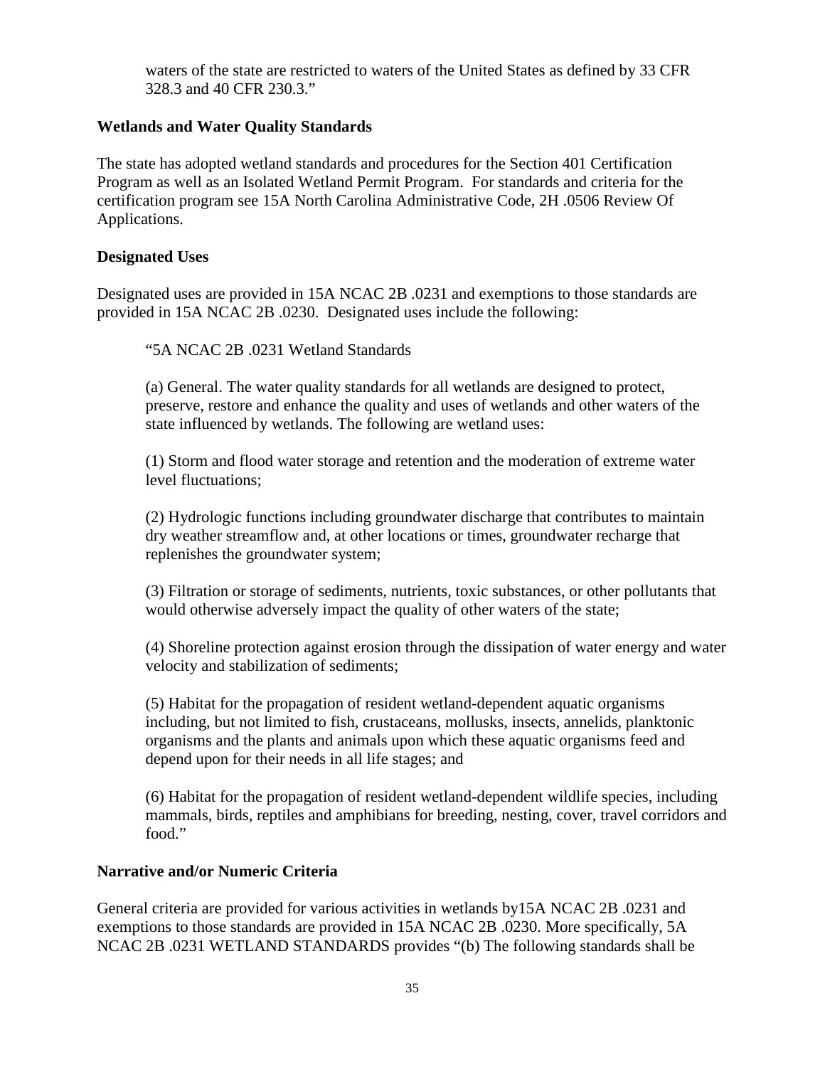waters of the state are restricted to waters of the United States as defined by 33 CFR 328.3 and 40 CFR 230.3."

**Wetlands and Water Quality Standards**

The state has adopted wetland standards and procedures for the Section 401 Certification Program as well as an Isolated Wetland Permit Program. For standards and criteria for the certification program see 15A North Carolina Administrative Code, 2H .0506 Review Of Applications.

**Designated Uses**

Designated uses are provided in 15A NCAC 2B .0231 and exemptions to those standards are provided in 15A NCAC 2B .0230. Designated uses include the following:

> "5A NCAC 2B .0231 Wetland Standards
>
> (a) General. The water quality standards for all wetlands are designed to protect, preserve, restore and enhance the quality and uses of wetlands and other waters of the state influenced by wetlands. The following are wetland uses:
>
> (1) Storm and flood water storage and retention and the moderation of extreme water level fluctuations;
>
> (2) Hydrologic functions including groundwater discharge that contributes to maintain dry weather streamflow and, at other locations or times, groundwater recharge that replenishes the groundwater system;
>
> (3) Filtration or storage of sediments, nutrients, toxic substances, or other pollutants that would otherwise adversely impact the quality of other waters of the state;
>
> (4) Shoreline protection against erosion through the dissipation of water energy and water velocity and stabilization of sediments;
>
> (5) Habitat for the propagation of resident wetland-dependent aquatic organisms including, but not limited to fish, crustaceans, mollusks, insects, annelids, planktonic organisms and the plants and animals upon which these aquatic organisms feed and depend upon for their needs in all life stages; and
>
> (6) Habitat for the propagation of resident wetland-dependent wildlife species, including mammals, birds, reptiles and amphibians for breeding, nesting, cover, travel corridors and food."

**Narrative and/or Numeric Criteria**

General criteria are provided for various activities in wetlands by15A NCAC 2B .0231 and exemptions to those standards are provided in 15A NCAC 2B .0230. More specifically, 5A NCAC 2B .0231 WETLAND STANDARDS provides "(b) The following standards shall be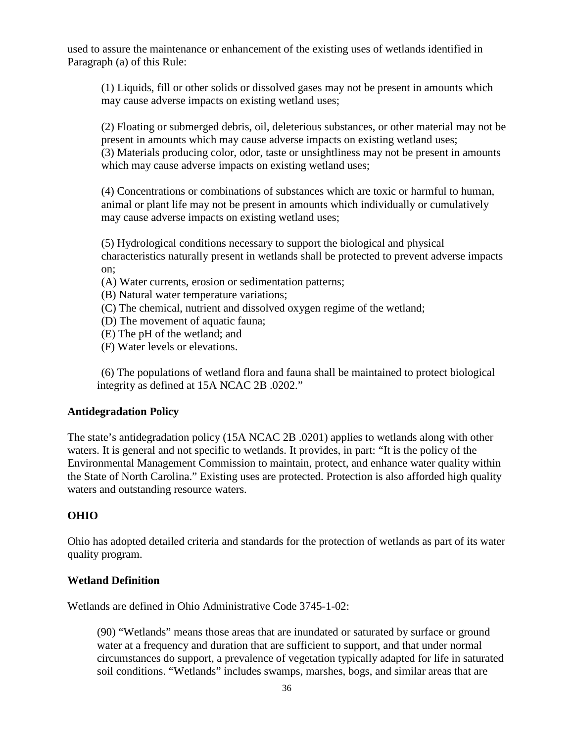used to assure the maintenance or enhancement of the existing uses of wetlands identified in Paragraph (a) of this Rule:

> (1) Liquids, fill or other solids or dissolved gases may not be present in amounts which may cause adverse impacts on existing wetland uses;
>
> (2) Floating or submerged debris, oil, deleterious substances, or other material may not be present in amounts which may cause adverse impacts on existing wetland uses;
> (3) Materials producing color, odor, taste or unsightliness may not be present in amounts which may cause adverse impacts on existing wetland uses;
>
> (4) Concentrations or combinations of substances which are toxic or harmful to human, animal or plant life may not be present in amounts which individually or cumulatively may cause adverse impacts on existing wetland uses;
>
> (5) Hydrological conditions necessary to support the biological and physical characteristics naturally present in wetlands shall be protected to prevent adverse impacts on;
> (A) Water currents, erosion or sedimentation patterns;
> (B) Natural water temperature variations;
> (C) The chemical, nutrient and dissolved oxygen regime of the wetland;
> (D) The movement of aquatic fauna;
> (E) The pH of the wetland; and
> (F) Water levels or elevations.
>
> (6) The populations of wetland flora and fauna shall be maintained to protect biological integrity as defined at 15A NCAC 2B .0202."

**Antidegradation Policy**

The state's antidegradation policy (15A NCAC 2B .0201) applies to wetlands along with other waters. It is general and not specific to wetlands. It provides, in part: "It is the policy of the Environmental Management Commission to maintain, protect, and enhance water quality within the State of North Carolina." Existing uses are protected. Protection is also afforded high quality waters and outstanding resource waters.

## OHIO

Ohio has adopted detailed criteria and standards for the protection of wetlands as part of its water quality program.

**Wetland Definition**

Wetlands are defined in Ohio Administrative Code 3745-1-02:

> (90) "Wetlands" means those areas that are inundated or saturated by surface or ground water at a frequency and duration that are sufficient to support, and that under normal circumstances do support, a prevalence of vegetation typically adapted for life in saturated soil conditions. "Wetlands" includes swamps, marshes, bogs, and similar areas that are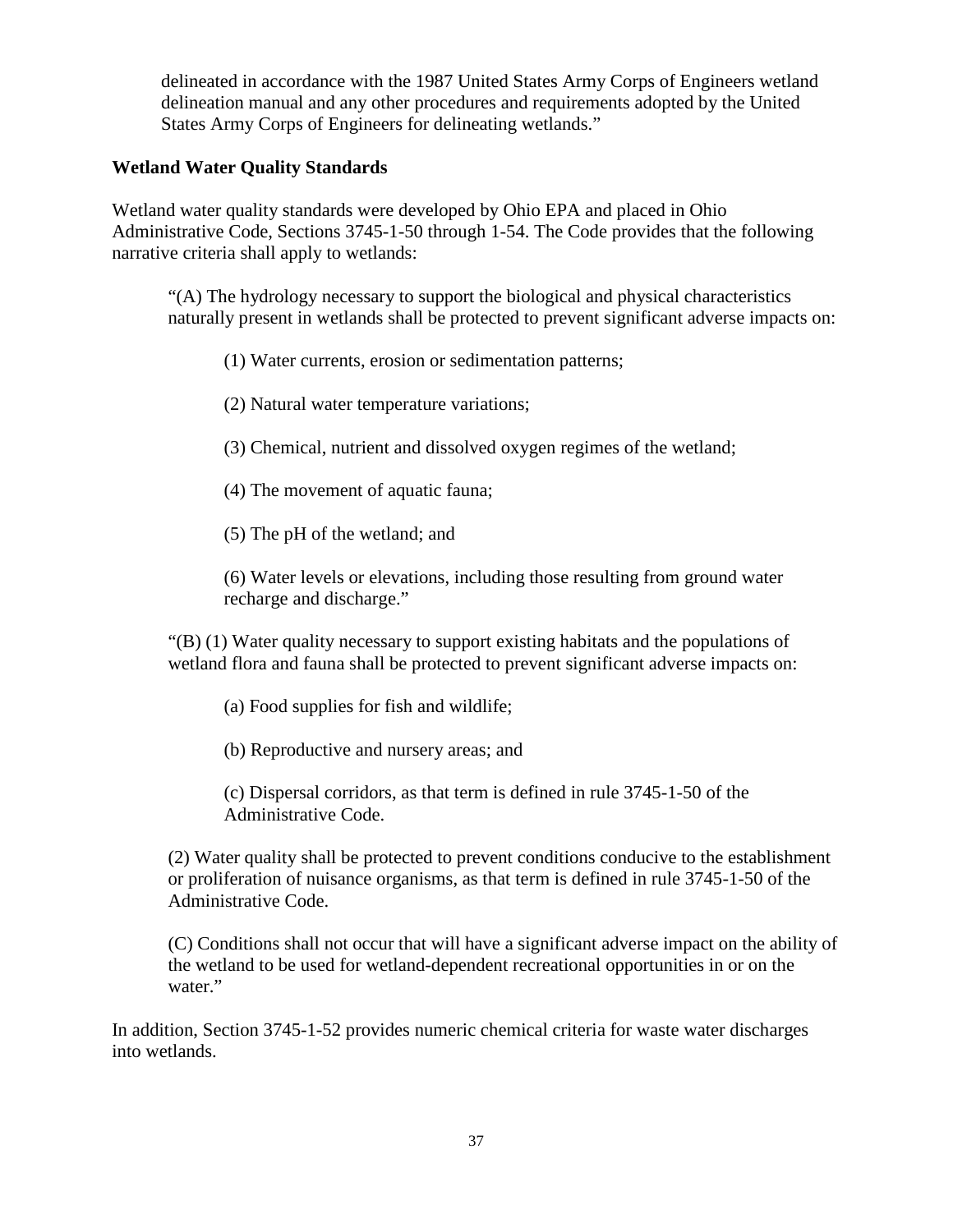delineated in accordance with the 1987 United States Army Corps of Engineers wetland delineation manual and any other procedures and requirements adopted by the United States Army Corps of Engineers for delineating wetlands."

**Wetland Water Quality Standards**

Wetland water quality standards were developed by Ohio EPA and placed in Ohio Administrative Code, Sections 3745-1-50 through 1-54. The Code provides that the following narrative criteria shall apply to wetlands:

> "(A) The hydrology necessary to support the biological and physical characteristics naturally present in wetlands shall be protected to prevent significant adverse impacts on:
>
> > (1) Water currents, erosion or sedimentation patterns;
> >
> > (2) Natural water temperature variations;
> >
> > (3) Chemical, nutrient and dissolved oxygen regimes of the wetland;
> >
> > (4) The movement of aquatic fauna;
> >
> > (5) The pH of the wetland; and
> >
> > (6) Water levels or elevations, including those resulting from ground water recharge and discharge."
>
> "(B) (1) Water quality necessary to support existing habitats and the populations of wetland flora and fauna shall be protected to prevent significant adverse impacts on:
>
> > (a) Food supplies for fish and wildlife;
> >
> > (b) Reproductive and nursery areas; and
> >
> > (c) Dispersal corridors, as that term is defined in rule 3745-1-50 of the Administrative Code.
>
> (2) Water quality shall be protected to prevent conditions conducive to the establishment or proliferation of nuisance organisms, as that term is defined in rule 3745-1-50 of the Administrative Code.
>
> (C) Conditions shall not occur that will have a significant adverse impact on the ability of the wetland to be used for wetland-dependent recreational opportunities in or on the water."

In addition, Section 3745-1-52 provides numeric chemical criteria for waste water discharges into wetlands.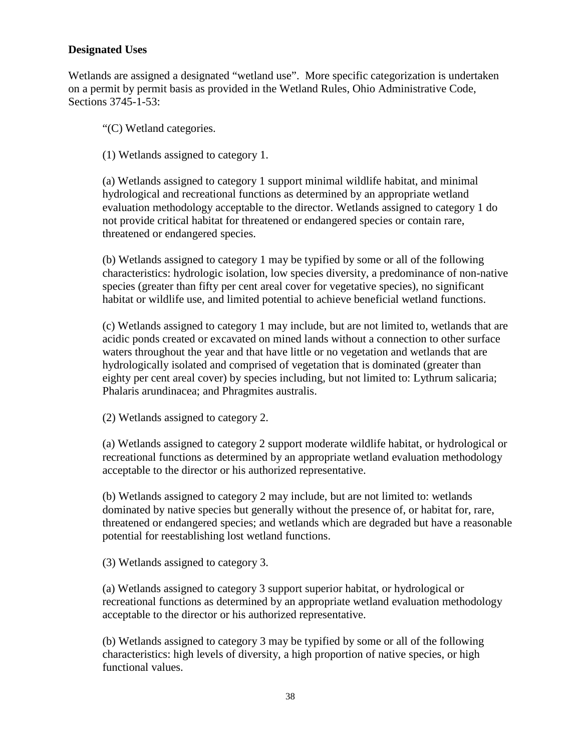**Designated Uses**

Wetlands are assigned a designated “wetland use”. More specific categorization is undertaken on a permit by permit basis as provided in the Wetland Rules, Ohio Administrative Code, Sections 3745-1-53:

> “(C) Wetland categories.
>
> (1) Wetlands assigned to category 1.
>
> (a) Wetlands assigned to category 1 support minimal wildlife habitat, and minimal hydrological and recreational functions as determined by an appropriate wetland evaluation methodology acceptable to the director. Wetlands assigned to category 1 do not provide critical habitat for threatened or endangered species or contain rare, threatened or endangered species.
>
> (b) Wetlands assigned to category 1 may be typified by some or all of the following characteristics: hydrologic isolation, low species diversity, a predominance of non-native species (greater than fifty per cent areal cover for vegetative species), no significant habitat or wildlife use, and limited potential to achieve beneficial wetland functions.
>
> (c) Wetlands assigned to category 1 may include, but are not limited to, wetlands that are acidic ponds created or excavated on mined lands without a connection to other surface waters throughout the year and that have little or no vegetation and wetlands that are hydrologically isolated and comprised of vegetation that is dominated (greater than eighty per cent areal cover) by species including, but not limited to: Lythrum salicaria; Phalaris arundinacea; and Phragmites australis.
>
> (2) Wetlands assigned to category 2.
>
> (a) Wetlands assigned to category 2 support moderate wildlife habitat, or hydrological or recreational functions as determined by an appropriate wetland evaluation methodology acceptable to the director or his authorized representative.
>
> (b) Wetlands assigned to category 2 may include, but are not limited to: wetlands dominated by native species but generally without the presence of, or habitat for, rare, threatened or endangered species; and wetlands which are degraded but have a reasonable potential for reestablishing lost wetland functions.
>
> (3) Wetlands assigned to category 3.
>
> (a) Wetlands assigned to category 3 support superior habitat, or hydrological or recreational functions as determined by an appropriate wetland evaluation methodology acceptable to the director or his authorized representative.
>
> (b) Wetlands assigned to category 3 may be typified by some or all of the following characteristics: high levels of diversity, a high proportion of native species, or high functional values.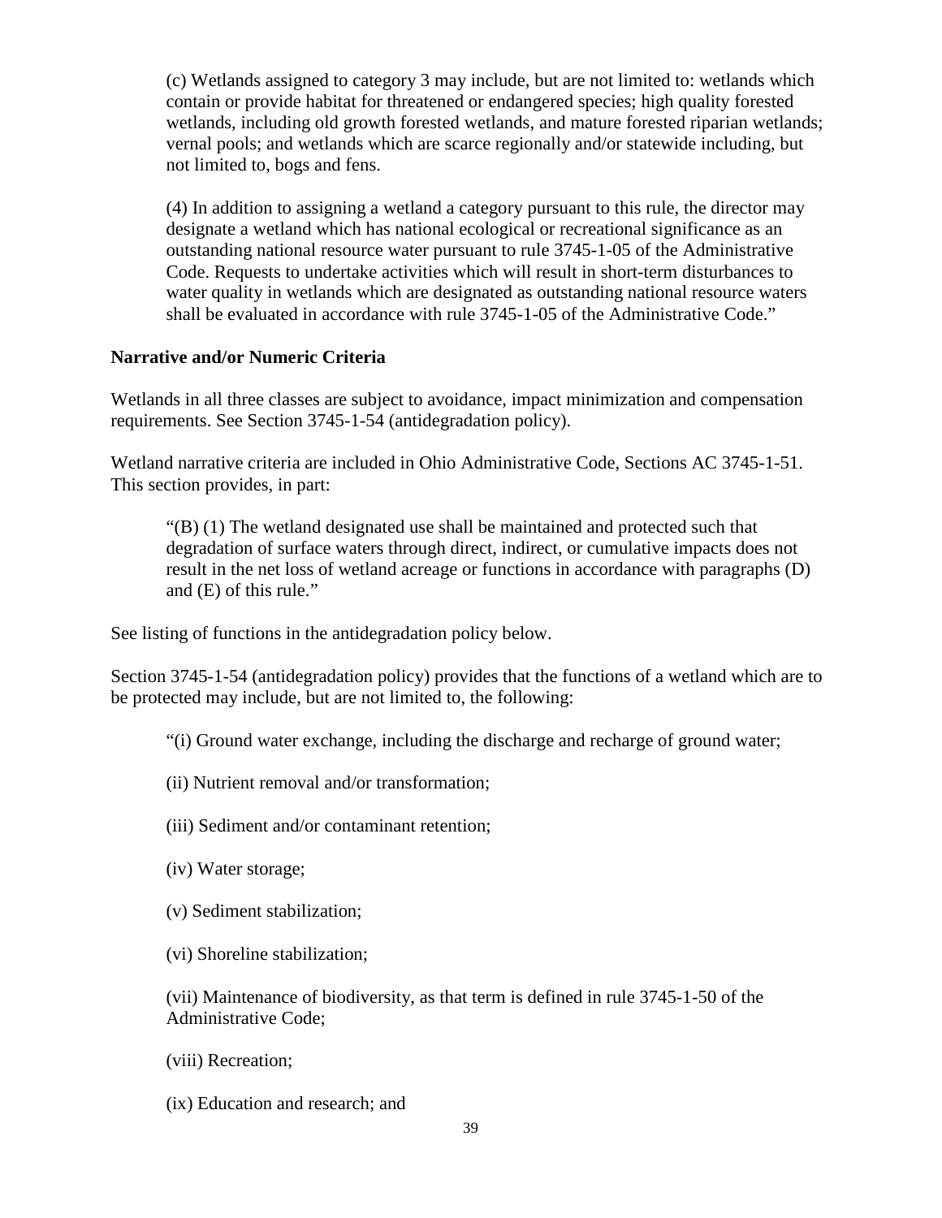(c) Wetlands assigned to category 3 may include, but are not limited to: wetlands which contain or provide habitat for threatened or endangered species; high quality forested wetlands, including old growth forested wetlands, and mature forested riparian wetlands; vernal pools; and wetlands which are scarce regionally and/or statewide including, but not limited to, bogs and fens.

(4) In addition to assigning a wetland a category pursuant to this rule, the director may designate a wetland which has national ecological or recreational significance as an outstanding national resource water pursuant to rule 3745-1-05 of the Administrative Code. Requests to undertake activities which will result in short-term disturbances to water quality in wetlands which are designated as outstanding national resource waters shall be evaluated in accordance with rule 3745-1-05 of the Administrative Code."

**Narrative and/or Numeric Criteria**

Wetlands in all three classes are subject to avoidance, impact minimization and compensation requirements. See Section 3745-1-54 (antidegradation policy).

Wetland narrative criteria are included in Ohio Administrative Code, Sections AC 3745-1-51. This section provides, in part:

"(B) (1) The wetland designated use shall be maintained and protected such that degradation of surface waters through direct, indirect, or cumulative impacts does not result in the net loss of wetland acreage or functions in accordance with paragraphs (D) and (E) of this rule."

See listing of functions in the antidegradation policy below.

Section 3745-1-54 (antidegradation policy) provides that the functions of a wetland which are to be protected may include, but are not limited to, the following:

"(i) Ground water exchange, including the discharge and recharge of ground water;

(ii) Nutrient removal and/or transformation;

(iii) Sediment and/or contaminant retention;

(iv) Water storage;

(v) Sediment stabilization;

(vi) Shoreline stabilization;

(vii) Maintenance of biodiversity, as that term is defined in rule 3745-1-50 of the Administrative Code;

(viii) Recreation;

(ix) Education and research; and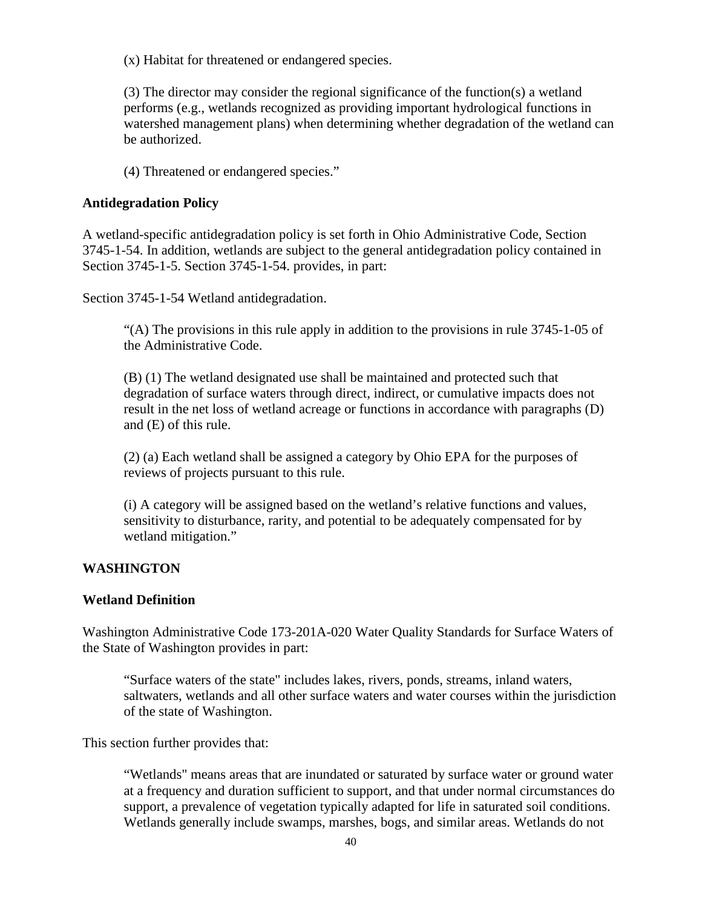(x) Habitat for threatened or endangered species.

(3) The director may consider the regional significance of the function(s) a wetland performs (e.g., wetlands recognized as providing important hydrological functions in watershed management plans) when determining whether degradation of the wetland can be authorized.

(4) Threatened or endangered species."

**Antidegradation Policy**

A wetland-specific antidegradation policy is set forth in Ohio Administrative Code, Section 3745-1-54. In addition, wetlands are subject to the general antidegradation policy contained in Section 3745-1-5. Section 3745-1-54. provides, in part:

Section 3745-1-54 Wetland antidegradation.

"(A) The provisions in this rule apply in addition to the provisions in rule 3745-1-05 of the Administrative Code.

(B) (1) The wetland designated use shall be maintained and protected such that degradation of surface waters through direct, indirect, or cumulative impacts does not result in the net loss of wetland acreage or functions in accordance with paragraphs (D) and (E) of this rule.

(2) (a) Each wetland shall be assigned a category by Ohio EPA for the purposes of reviews of projects pursuant to this rule.

(i) A category will be assigned based on the wetland's relative functions and values, sensitivity to disturbance, rarity, and potential to be adequately compensated for by wetland mitigation."

**WASHINGTON**

**Wetland Definition**

Washington Administrative Code 173-201A-020 Water Quality Standards for Surface Waters of the State of Washington provides in part:

"Surface waters of the state" includes lakes, rivers, ponds, streams, inland waters, saltwaters, wetlands and all other surface waters and water courses within the jurisdiction of the state of Washington.

This section further provides that:

"Wetlands" means areas that are inundated or saturated by surface water or ground water at a frequency and duration sufficient to support, and that under normal circumstances do support, a prevalence of vegetation typically adapted for life in saturated soil conditions. Wetlands generally include swamps, marshes, bogs, and similar areas. Wetlands do not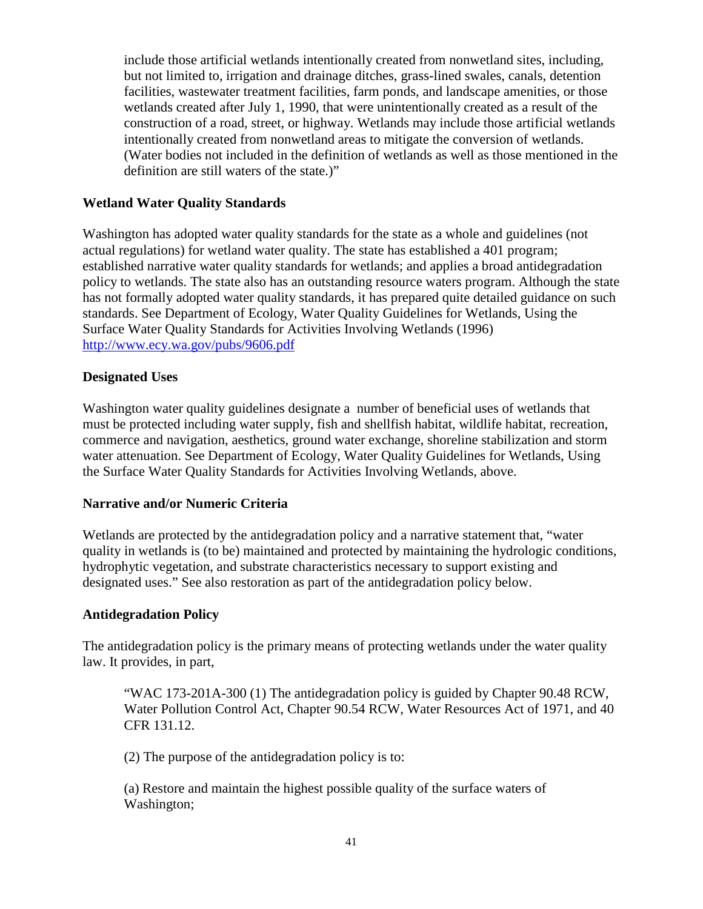include those artificial wetlands intentionally created from nonwetland sites, including, but not limited to, irrigation and drainage ditches, grass-lined swales, canals, detention facilities, wastewater treatment facilities, farm ponds, and landscape amenities, or those wetlands created after July 1, 1990, that were unintentionally created as a result of the construction of a road, street, or highway. Wetlands may include those artificial wetlands intentionally created from nonwetland areas to mitigate the conversion of wetlands. (Water bodies not included in the definition of wetlands as well as those mentioned in the definition are still waters of the state.)"

**Wetland Water Quality Standards**

Washington has adopted water quality standards for the state as a whole and guidelines (not actual regulations) for wetland water quality. The state has established a 401 program; established narrative water quality standards for wetlands; and applies a broad antidegradation policy to wetlands. The state also has an outstanding resource waters program. Although the state has not formally adopted water quality standards, it has prepared quite detailed guidance on such standards. See Department of Ecology, Water Quality Guidelines for Wetlands, Using the Surface Water Quality Standards for Activities Involving Wetlands (1996) http://www.ecy.wa.gov/pubs/9606.pdf

**Designated Uses**

Washington water quality guidelines designate a number of beneficial uses of wetlands that must be protected including water supply, fish and shellfish habitat, wildlife habitat, recreation, commerce and navigation, aesthetics, ground water exchange, shoreline stabilization and storm water attenuation. See Department of Ecology, Water Quality Guidelines for Wetlands, Using the Surface Water Quality Standards for Activities Involving Wetlands, above.

**Narrative and/or Numeric Criteria**

Wetlands are protected by the antidegradation policy and a narrative statement that, "water quality in wetlands is (to be) maintained and protected by maintaining the hydrologic conditions, hydrophytic vegetation, and substrate characteristics necessary to support existing and designated uses." See also restoration as part of the antidegradation policy below.

**Antidegradation Policy**

The antidegradation policy is the primary means of protecting wetlands under the water quality law. It provides, in part,

> "WAC 173-201A-300 (1) The antidegradation policy is guided by Chapter 90.48 RCW, Water Pollution Control Act, Chapter 90.54 RCW, Water Resources Act of 1971, and 40 CFR 131.12.
>
> (2) The purpose of the antidegradation policy is to:
>
> (a) Restore and maintain the highest possible quality of the surface waters of Washington;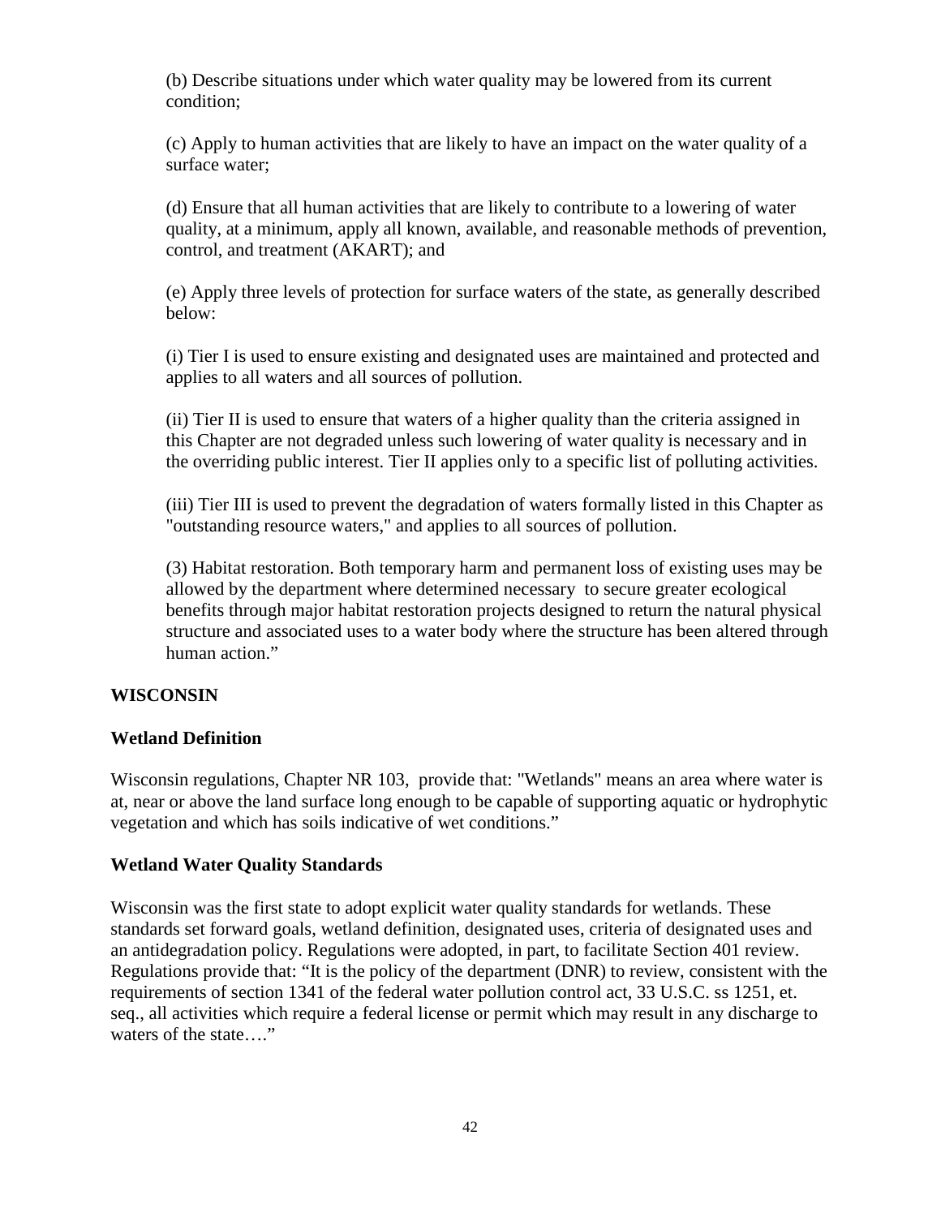(b) Describe situations under which water quality may be lowered from its current condition;

(c) Apply to human activities that are likely to have an impact on the water quality of a surface water;

(d) Ensure that all human activities that are likely to contribute to a lowering of water quality, at a minimum, apply all known, available, and reasonable methods of prevention, control, and treatment (AKART); and

(e) Apply three levels of protection for surface waters of the state, as generally described below:

(i) Tier I is used to ensure existing and designated uses are maintained and protected and applies to all waters and all sources of pollution.

(ii) Tier II is used to ensure that waters of a higher quality than the criteria assigned in this Chapter are not degraded unless such lowering of water quality is necessary and in the overriding public interest. Tier II applies only to a specific list of polluting activities.

(iii) Tier III is used to prevent the degradation of waters formally listed in this Chapter as "outstanding resource waters," and applies to all sources of pollution.

(3) Habitat restoration. Both temporary harm and permanent loss of existing uses may be allowed by the department where determined necessary to secure greater ecological benefits through major habitat restoration projects designed to return the natural physical structure and associated uses to a water body where the structure has been altered through human action."

## WISCONSIN

### Wetland Definition

Wisconsin regulations, Chapter NR 103, provide that: "Wetlands" means an area where water is at, near or above the land surface long enough to be capable of supporting aquatic or hydrophytic vegetation and which has soils indicative of wet conditions."

### Wetland Water Quality Standards

Wisconsin was the first state to adopt explicit water quality standards for wetlands. These standards set forward goals, wetland definition, designated uses, criteria of designated uses and an antidegradation policy. Regulations were adopted, in part, to facilitate Section 401 review. Regulations provide that: "It is the policy of the department (DNR) to review, consistent with the requirements of section 1341 of the federal water pollution control act, 33 U.S.C. ss 1251, et. seq., all activities which require a federal license or permit which may result in any discharge to waters of the state…."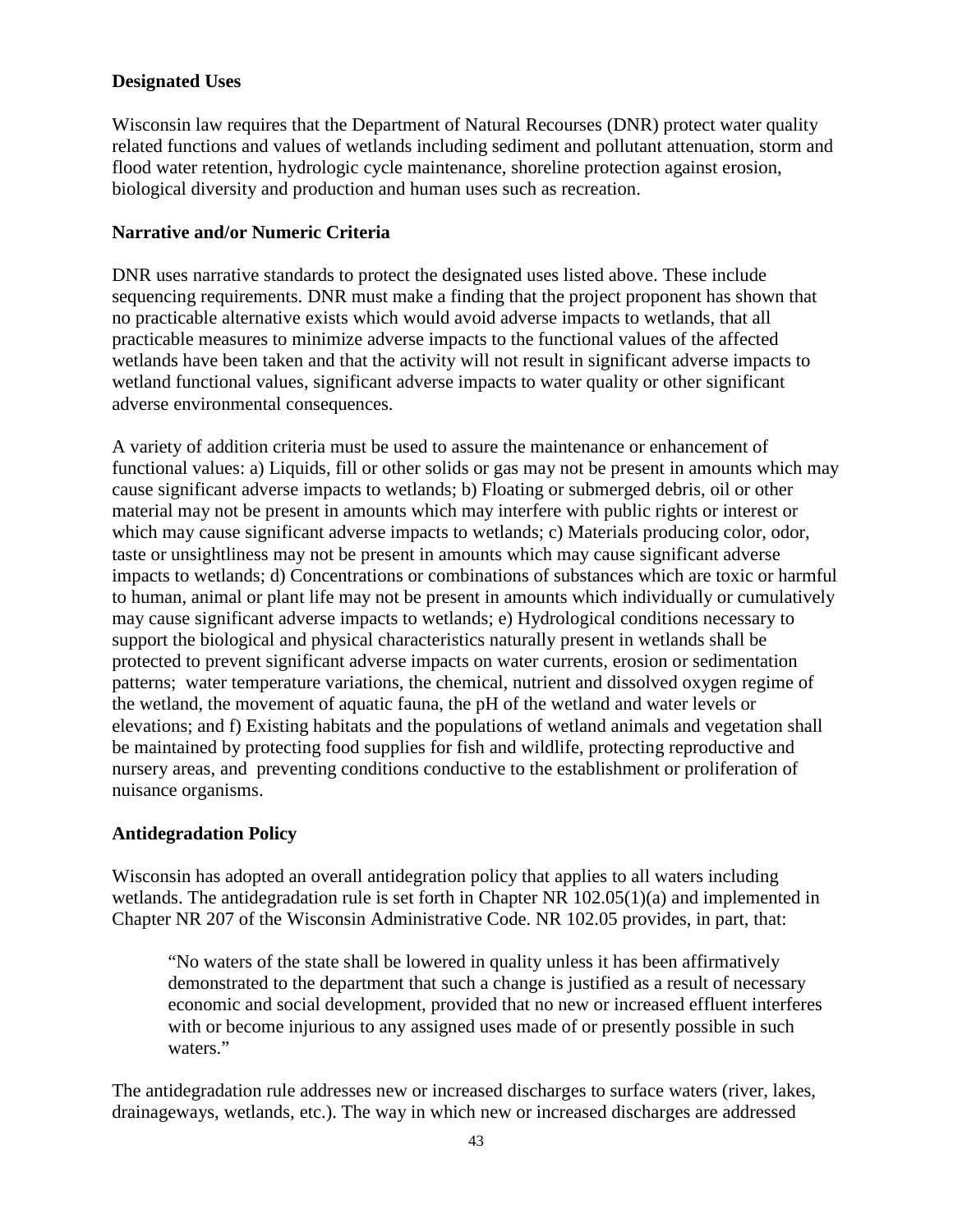**Designated Uses**

Wisconsin law requires that the Department of Natural Recourses (DNR) protect water quality related functions and values of wetlands including sediment and pollutant attenuation, storm and flood water retention, hydrologic cycle maintenance, shoreline protection against erosion, biological diversity and production and human uses such as recreation.

**Narrative and/or Numeric Criteria**

DNR uses narrative standards to protect the designated uses listed above. These include sequencing requirements. DNR must make a finding that the project proponent has shown that no practicable alternative exists which would avoid adverse impacts to wetlands, that all practicable measures to minimize adverse impacts to the functional values of the affected wetlands have been taken and that the activity will not result in significant adverse impacts to wetland functional values, significant adverse impacts to water quality or other significant adverse environmental consequences.

A variety of addition criteria must be used to assure the maintenance or enhancement of functional values: a) Liquids, fill or other solids or gas may not be present in amounts which may cause significant adverse impacts to wetlands; b) Floating or submerged debris, oil or other material may not be present in amounts which may interfere with public rights or interest or which may cause significant adverse impacts to wetlands; c) Materials producing color, odor, taste or unsightliness may not be present in amounts which may cause significant adverse impacts to wetlands; d) Concentrations or combinations of substances which are toxic or harmful to human, animal or plant life may not be present in amounts which individually or cumulatively may cause significant adverse impacts to wetlands; e) Hydrological conditions necessary to support the biological and physical characteristics naturally present in wetlands shall be protected to prevent significant adverse impacts on water currents, erosion or sedimentation patterns; water temperature variations, the chemical, nutrient and dissolved oxygen regime of the wetland, the movement of aquatic fauna, the pH of the wetland and water levels or elevations; and f) Existing habitats and the populations of wetland animals and vegetation shall be maintained by protecting food supplies for fish and wildlife, protecting reproductive and nursery areas, and preventing conditions conductive to the establishment or proliferation of nuisance organisms.

**Antidegradation Policy**

Wisconsin has adopted an overall antidegration policy that applies to all waters including wetlands. The antidegradation rule is set forth in Chapter NR 102.05(1)(a) and implemented in Chapter NR 207 of the Wisconsin Administrative Code. NR 102.05 provides, in part, that:

> "No waters of the state shall be lowered in quality unless it has been affirmatively demonstrated to the department that such a change is justified as a result of necessary economic and social development, provided that no new or increased effluent interferes with or become injurious to any assigned uses made of or presently possible in such waters."

The antidegradation rule addresses new or increased discharges to surface waters (river, lakes, drainageways, wetlands, etc.). The way in which new or increased discharges are addressed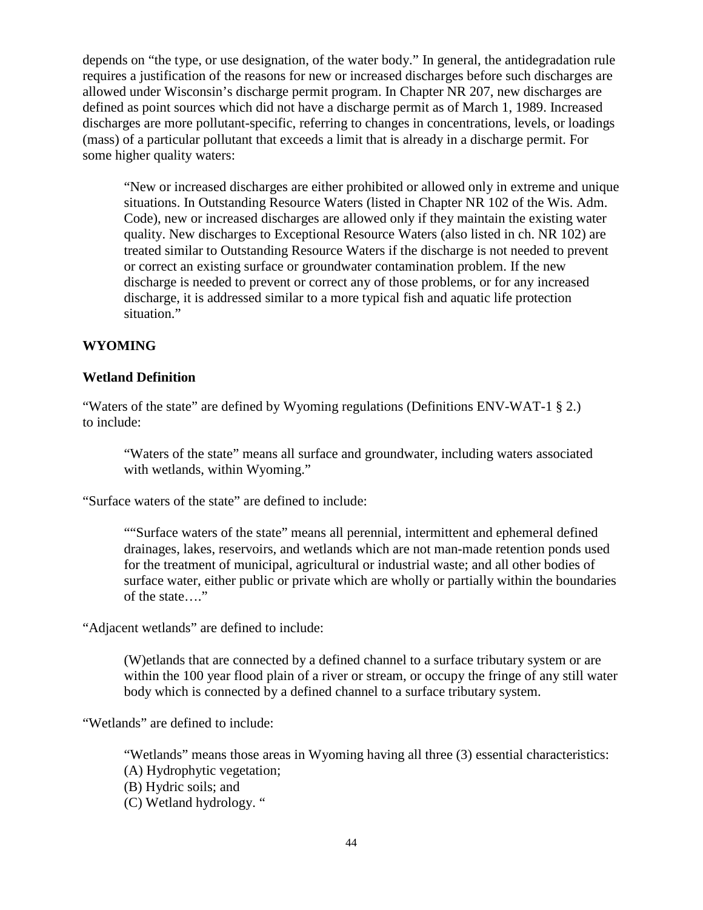depends on "the type, or use designation, of the water body." In general, the antidegradation rule requires a justification of the reasons for new or increased discharges before such discharges are allowed under Wisconsin's discharge permit program. In Chapter NR 207, new discharges are defined as point sources which did not have a discharge permit as of March 1, 1989. Increased discharges are more pollutant-specific, referring to changes in concentrations, levels, or loadings (mass) of a particular pollutant that exceeds a limit that is already in a discharge permit. For some higher quality waters:

> "New or increased discharges are either prohibited or allowed only in extreme and unique situations. In Outstanding Resource Waters (listed in Chapter NR 102 of the Wis. Adm. Code), new or increased discharges are allowed only if they maintain the existing water quality. New discharges to Exceptional Resource Waters (also listed in ch. NR 102) are treated similar to Outstanding Resource Waters if the discharge is not needed to prevent or correct an existing surface or groundwater contamination problem. If the new discharge is needed to prevent or correct any of those problems, or for any increased discharge, it is addressed similar to a more typical fish and aquatic life protection situation."

## WYOMING

### Wetland Definition

"Waters of the state" are defined by Wyoming regulations (Definitions ENV-WAT-1 § 2.) to include:

> "Waters of the state" means all surface and groundwater, including waters associated with wetlands, within Wyoming."

"Surface waters of the state" are defined to include:

> ""Surface waters of the state" means all perennial, intermittent and ephemeral defined drainages, lakes, reservoirs, and wetlands which are not man-made retention ponds used for the treatment of municipal, agricultural or industrial waste; and all other bodies of surface water, either public or private which are wholly or partially within the boundaries of the state…."

"Adjacent wetlands" are defined to include:

> (W)etlands that are connected by a defined channel to a surface tributary system or are within the 100 year flood plain of a river or stream, or occupy the fringe of any still water body which is connected by a defined channel to a surface tributary system.

"Wetlands" are defined to include:

> "Wetlands" means those areas in Wyoming having all three (3) essential characteristics:
> (A) Hydrophytic vegetation;
> (B) Hydric soils; and
> (C) Wetland hydrology. "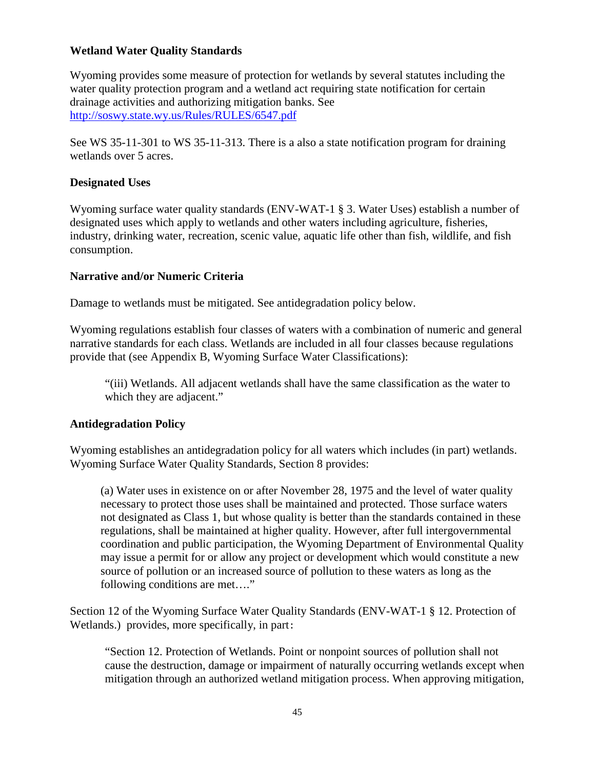### Wetland Water Quality Standards

Wyoming provides some measure of protection for wetlands by several statutes including the water quality protection program and a wetland act requiring state notification for certain drainage activities and authorizing mitigation banks. See http://soswy.state.wy.us/Rules/RULES/6547.pdf

See WS 35-11-301 to WS 35-11-313. There is a also a state notification program for draining wetlands over 5 acres.

### Designated Uses

Wyoming surface water quality standards (ENV-WAT-1 § 3. Water Uses) establish a number of designated uses which apply to wetlands and other waters including agriculture, fisheries, industry, drinking water, recreation, scenic value, aquatic life other than fish, wildlife, and fish consumption.

### Narrative and/or Numeric Criteria

Damage to wetlands must be mitigated. See antidegradation policy below.

Wyoming regulations establish four classes of waters with a combination of numeric and general narrative standards for each class. Wetlands are included in all four classes because regulations provide that (see Appendix B, Wyoming Surface Water Classifications):

> "(iii) Wetlands. All adjacent wetlands shall have the same classification as the water to which they are adjacent."

### Antidegradation Policy

Wyoming establishes an antidegradation policy for all waters which includes (in part) wetlands. Wyoming Surface Water Quality Standards, Section 8 provides:

> (a) Water uses in existence on or after November 28, 1975 and the level of water quality necessary to protect those uses shall be maintained and protected. Those surface waters not designated as Class 1, but whose quality is better than the standards contained in these regulations, shall be maintained at higher quality. However, after full intergovernmental coordination and public participation, the Wyoming Department of Environmental Quality may issue a permit for or allow any project or development which would constitute a new source of pollution or an increased source of pollution to these waters as long as the following conditions are met…."

Section 12 of the Wyoming Surface Water Quality Standards (ENV-WAT-1 § 12. Protection of Wetlands.) provides, more specifically, in part:

> "Section 12. Protection of Wetlands. Point or nonpoint sources of pollution shall not cause the destruction, damage or impairment of naturally occurring wetlands except when mitigation through an authorized wetland mitigation process. When approving mitigation,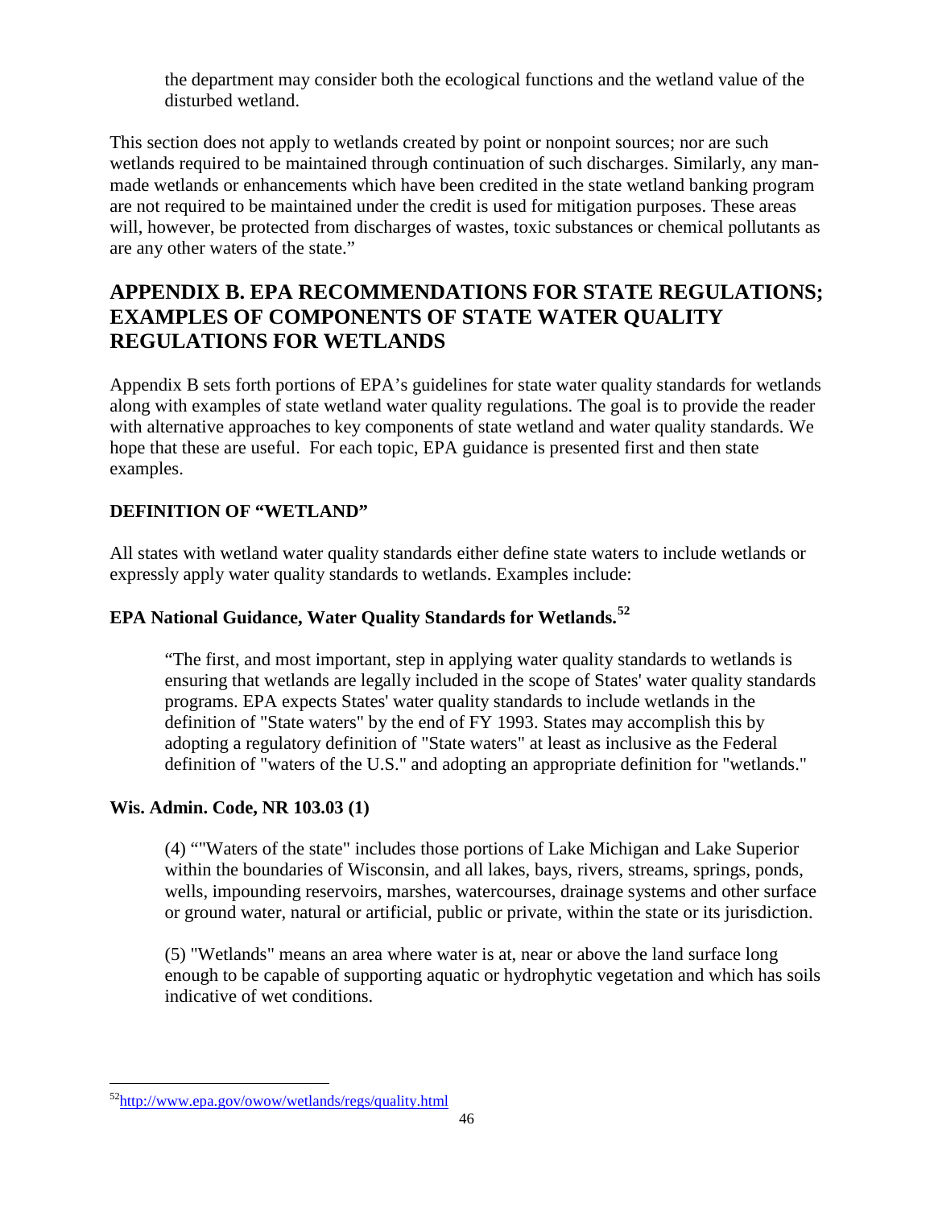the department may consider both the ecological functions and the wetland value of the disturbed wetland.

This section does not apply to wetlands created by point or nonpoint sources; nor are such wetlands required to be maintained through continuation of such discharges. Similarly, any man-made wetlands or enhancements which have been credited in the state wetland banking program are not required to be maintained under the credit is used for mitigation purposes. These areas will, however, be protected from discharges of wastes, toxic substances or chemical pollutants as are any other waters of the state."

## APPENDIX B. EPA RECOMMENDATIONS FOR STATE REGULATIONS; EXAMPLES OF COMPONENTS OF STATE WATER QUALITY REGULATIONS FOR WETLANDS

Appendix B sets forth portions of EPA's guidelines for state water quality standards for wetlands along with examples of state wetland water quality regulations. The goal is to provide the reader with alternative approaches to key components of state wetland and water quality standards. We hope that these are useful. For each topic, EPA guidance is presented first and then state examples.

**DEFINITION OF "WETLAND"**

All states with wetland water quality standards either define state waters to include wetlands or expressly apply water quality standards to wetlands. Examples include:

**EPA National Guidance, Water Quality Standards for Wetlands.[52]**

> "The first, and most important, step in applying water quality standards to wetlands is ensuring that wetlands are legally included in the scope of States' water quality standards programs. EPA expects States' water quality standards to include wetlands in the definition of "State waters" by the end of FY 1993. States may accomplish this by adopting a regulatory definition of "State waters" at least as inclusive as the Federal definition of "waters of the U.S." and adopting an appropriate definition for "wetlands."

**Wis. Admin. Code, NR 103.03 (1)**

> (4) ""Waters of the state" includes those portions of Lake Michigan and Lake Superior within the boundaries of Wisconsin, and all lakes, bays, rivers, streams, springs, ponds, wells, impounding reservoirs, marshes, watercourses, drainage systems and other surface or ground water, natural or artificial, public or private, within the state or its jurisdiction.
>
> (5) "Wetlands" means an area where water is at, near or above the land surface long enough to be capable of supporting aquatic or hydrophytic vegetation and which has soils indicative of wet conditions.

---

[52] http://www.epa.gov/owow/wetlands/regs/quality.html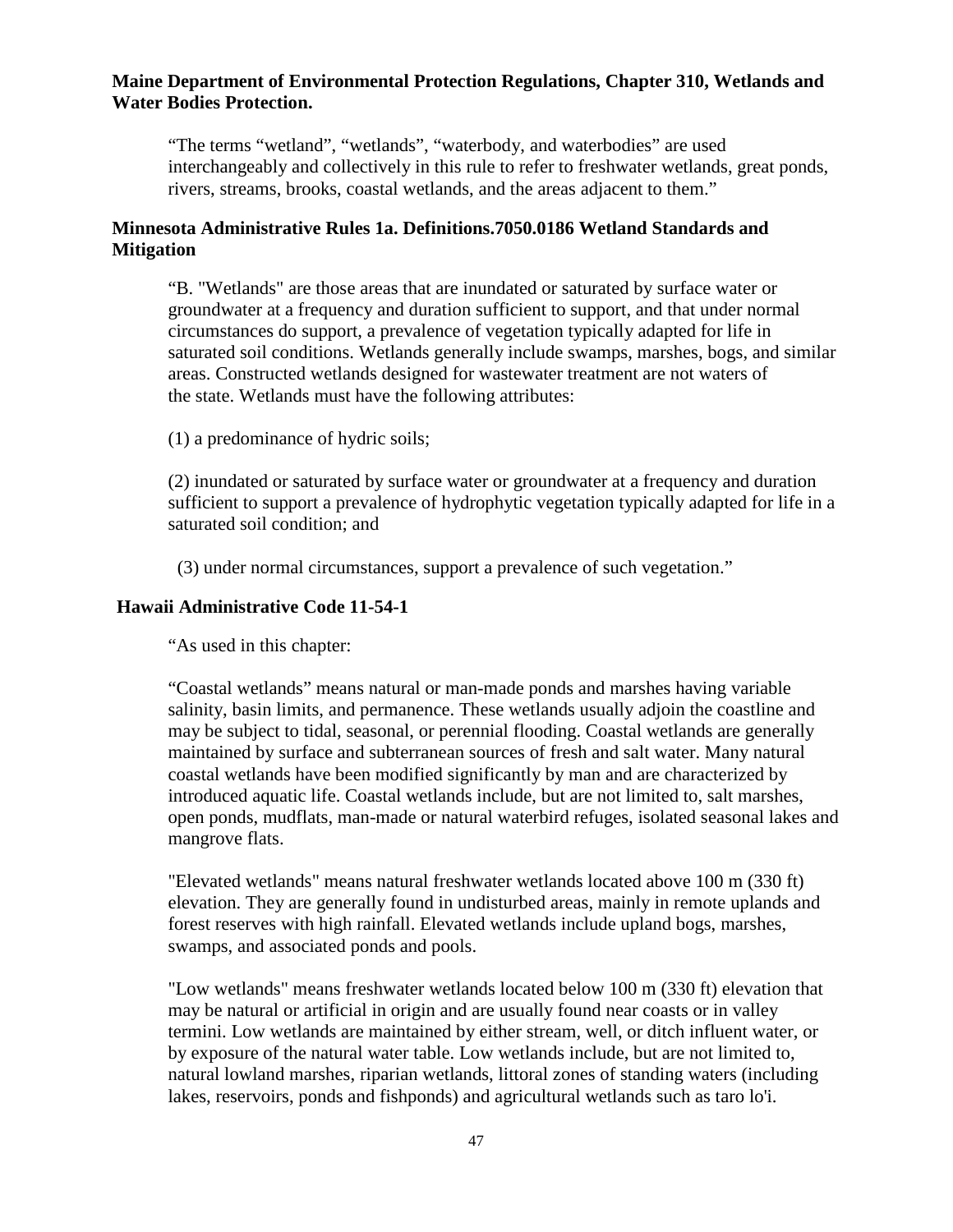**Maine Department of Environmental Protection Regulations, Chapter 310, Wetlands and Water Bodies Protection.**

> “The terms “wetland”, “wetlands”, “waterbody, and waterbodies” are used interchangeably and collectively in this rule to refer to freshwater wetlands, great ponds, rivers, streams, brooks, coastal wetlands, and the areas adjacent to them.”

**Minnesota Administrative Rules 1a. Definitions.7050.0186 Wetland Standards and Mitigation**

> “B. "Wetlands" are those areas that are inundated or saturated by surface water or groundwater at a frequency and duration sufficient to support, and that under normal circumstances do support, a prevalence of vegetation typically adapted for life in saturated soil conditions. Wetlands generally include swamps, marshes, bogs, and similar areas. Constructed wetlands designed for wastewater treatment are not waters of the state. Wetlands must have the following attributes:
>
> (1) a predominance of hydric soils;
>
> (2) inundated or saturated by surface water or groundwater at a frequency and duration sufficient to support a prevalence of hydrophytic vegetation typically adapted for life in a saturated soil condition; and
>
> (3) under normal circumstances, support a prevalence of such vegetation.”

**Hawaii Administrative Code 11-54-1**

> “As used in this chapter:
>
> “Coastal wetlands” means natural or man-made ponds and marshes having variable salinity, basin limits, and permanence. These wetlands usually adjoin the coastline and may be subject to tidal, seasonal, or perennial flooding. Coastal wetlands are generally maintained by surface and subterranean sources of fresh and salt water. Many natural coastal wetlands have been modified significantly by man and are characterized by introduced aquatic life. Coastal wetlands include, but are not limited to, salt marshes, open ponds, mudflats, man-made or natural waterbird refuges, isolated seasonal lakes and mangrove flats.
>
> "Elevated wetlands" means natural freshwater wetlands located above 100 m (330 ft) elevation. They are generally found in undisturbed areas, mainly in remote uplands and forest reserves with high rainfall. Elevated wetlands include upland bogs, marshes, swamps, and associated ponds and pools.
>
> "Low wetlands" means freshwater wetlands located below 100 m (330 ft) elevation that may be natural or artificial in origin and are usually found near coasts or in valley termini. Low wetlands are maintained by either stream, well, or ditch influent water, or by exposure of the natural water table. Low wetlands include, but are not limited to, natural lowland marshes, riparian wetlands, littoral zones of standing waters (including lakes, reservoirs, ponds and fishponds) and agricultural wetlands such as taro lo'i.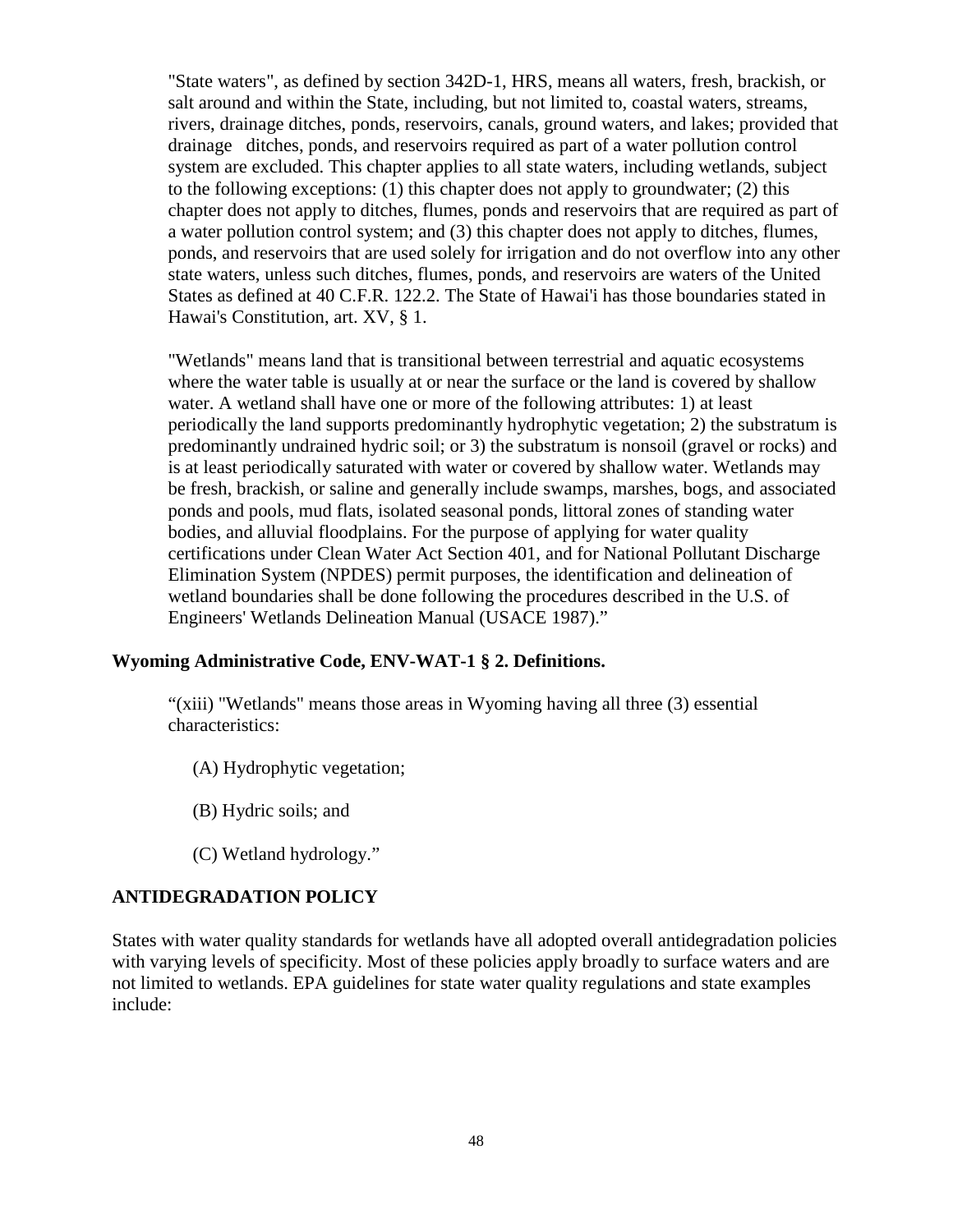"State waters", as defined by section 342D-1, HRS, means all waters, fresh, brackish, or salt around and within the State, including, but not limited to, coastal waters, streams, rivers, drainage ditches, ponds, reservoirs, canals, ground waters, and lakes; provided that drainage ditches, ponds, and reservoirs required as part of a water pollution control system are excluded. This chapter applies to all state waters, including wetlands, subject to the following exceptions: (1) this chapter does not apply to groundwater; (2) this chapter does not apply to ditches, flumes, ponds and reservoirs that are required as part of a water pollution control system; and (3) this chapter does not apply to ditches, flumes, ponds, and reservoirs that are used solely for irrigation and do not overflow into any other state waters, unless such ditches, flumes, ponds, and reservoirs are waters of the United States as defined at 40 C.F.R. 122.2. The State of Hawai'i has those boundaries stated in Hawai's Constitution, art. XV, § 1.

"Wetlands" means land that is transitional between terrestrial and aquatic ecosystems where the water table is usually at or near the surface or the land is covered by shallow water. A wetland shall have one or more of the following attributes: 1) at least periodically the land supports predominantly hydrophytic vegetation; 2) the substratum is predominantly undrained hydric soil; or 3) the substratum is nonsoil (gravel or rocks) and is at least periodically saturated with water or covered by shallow water. Wetlands may be fresh, brackish, or saline and generally include swamps, marshes, bogs, and associated ponds and pools, mud flats, isolated seasonal ponds, littoral zones of standing water bodies, and alluvial floodplains. For the purpose of applying for water quality certifications under Clean Water Act Section 401, and for National Pollutant Discharge Elimination System (NPDES) permit purposes, the identification and delineation of wetland boundaries shall be done following the procedures described in the U.S. of Engineers' Wetlands Delineation Manual (USACE 1987)."

**Wyoming Administrative Code, ENV-WAT-1 § 2. Definitions.**

"(xiii) "Wetlands" means those areas in Wyoming having all three (3) essential characteristics:

(A) Hydrophytic vegetation;

(B) Hydric soils; and

(C) Wetland hydrology."

## ANTIDEGRADATION POLICY

States with water quality standards for wetlands have all adopted overall antidegradation policies with varying levels of specificity. Most of these policies apply broadly to surface waters and are not limited to wetlands. EPA guidelines for state water quality regulations and state examples include: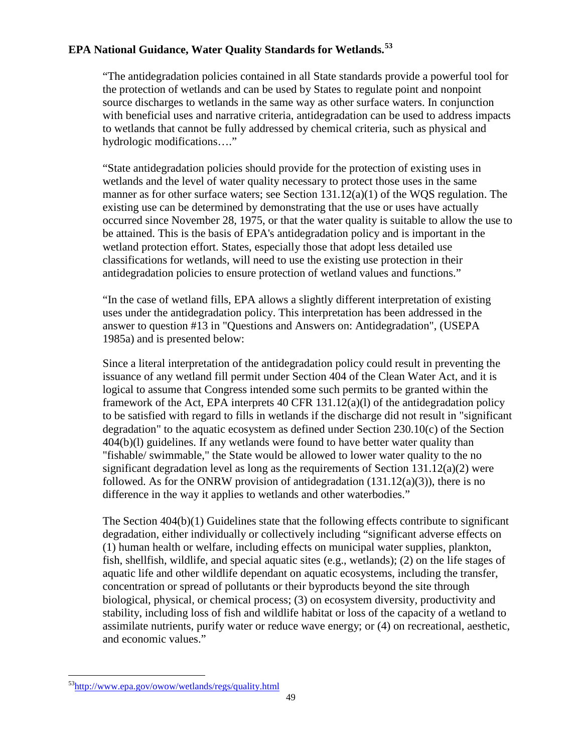**EPA National Guidance, Water Quality Standards for Wetlands.**[53]

"The antidegradation policies contained in all State standards provide a powerful tool for the protection of wetlands and can be used by States to regulate point and nonpoint source discharges to wetlands in the same way as other surface waters. In conjunction with beneficial uses and narrative criteria, antidegradation can be used to address impacts to wetlands that cannot be fully addressed by chemical criteria, such as physical and hydrologic modifications…."

"State antidegradation policies should provide for the protection of existing uses in wetlands and the level of water quality necessary to protect those uses in the same manner as for other surface waters; see Section 131.12(a)(1) of the WQS regulation. The existing use can be determined by demonstrating that the use or uses have actually occurred since November 28, 1975, or that the water quality is suitable to allow the use to be attained. This is the basis of EPA's antidegradation policy and is important in the wetland protection effort. States, especially those that adopt less detailed use classifications for wetlands, will need to use the existing use protection in their antidegradation policies to ensure protection of wetland values and functions."

"In the case of wetland fills, EPA allows a slightly different interpretation of existing uses under the antidegradation policy. This interpretation has been addressed in the answer to question #13 in "Questions and Answers on: Antidegradation", (USEPA 1985a) and is presented below:

Since a literal interpretation of the antidegradation policy could result in preventing the issuance of any wetland fill permit under Section 404 of the Clean Water Act, and it is logical to assume that Congress intended some such permits to be granted within the framework of the Act, EPA interprets 40 CFR 131.12(a)(l) of the antidegradation policy to be satisfied with regard to fills in wetlands if the discharge did not result in "significant degradation" to the aquatic ecosystem as defined under Section 230.10(c) of the Section 404(b)(l) guidelines. If any wetlands were found to have better water quality than "fishable/ swimmable," the State would be allowed to lower water quality to the no significant degradation level as long as the requirements of Section 131.12(a)(2) were followed. As for the ONRW provision of antidegradation (131.12(a)(3)), there is no difference in the way it applies to wetlands and other waterbodies."

The Section 404(b)(1) Guidelines state that the following effects contribute to significant degradation, either individually or collectively including "significant adverse effects on (1) human health or welfare, including effects on municipal water supplies, plankton, fish, shellfish, wildlife, and special aquatic sites (e.g., wetlands); (2) on the life stages of aquatic life and other wildlife dependant on aquatic ecosystems, including the transfer, concentration or spread of pollutants or their byproducts beyond the site through biological, physical, or chemical process; (3) on ecosystem diversity, productivity and stability, including loss of fish and wildlife habitat or loss of the capacity of a wetland to assimilate nutrients, purify water or reduce wave energy; or (4) on recreational, aesthetic, and economic values."

---

[53] http://www.epa.gov/owow/wetlands/regs/quality.html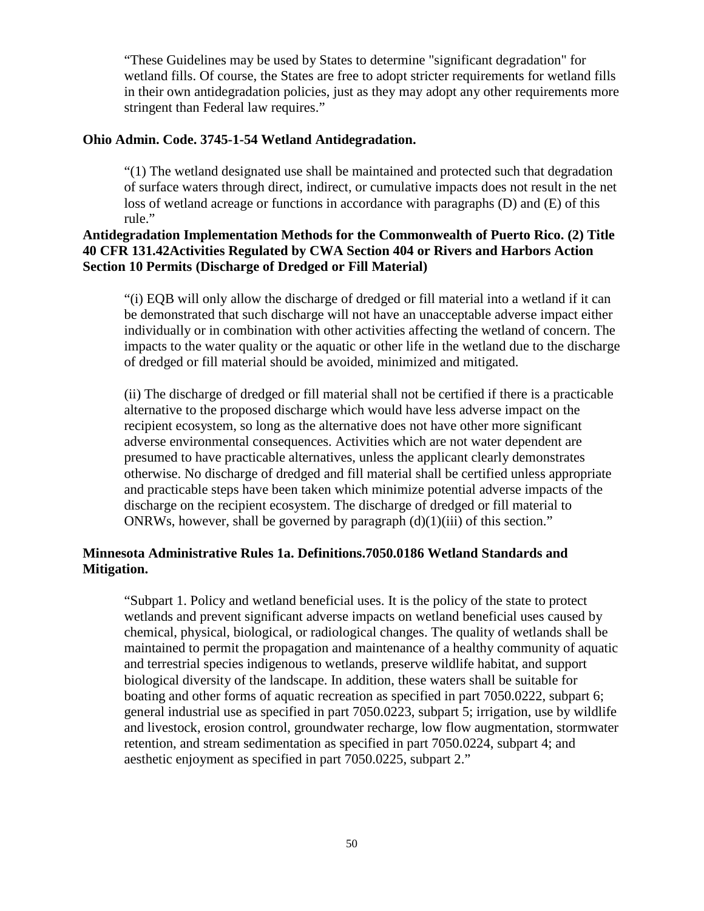"These Guidelines may be used by States to determine "significant degradation" for wetland fills. Of course, the States are free to adopt stricter requirements for wetland fills in their own antidegradation policies, just as they may adopt any other requirements more stringent than Federal law requires."

**Ohio Admin. Code. 3745-1-54 Wetland Antidegradation.**

"(1) The wetland designated use shall be maintained and protected such that degradation of surface waters through direct, indirect, or cumulative impacts does not result in the net loss of wetland acreage or functions in accordance with paragraphs (D) and (E) of this rule."

**Antidegradation Implementation Methods for the Commonwealth of Puerto Rico. (2) Title 40 CFR 131.42Activities Regulated by CWA Section 404 or Rivers and Harbors Action Section 10 Permits (Discharge of Dredged or Fill Material)**

"(i) EQB will only allow the discharge of dredged or fill material into a wetland if it can be demonstrated that such discharge will not have an unacceptable adverse impact either individually or in combination with other activities affecting the wetland of concern. The impacts to the water quality or the aquatic or other life in the wetland due to the discharge of dredged or fill material should be avoided, minimized and mitigated.

(ii) The discharge of dredged or fill material shall not be certified if there is a practicable alternative to the proposed discharge which would have less adverse impact on the recipient ecosystem, so long as the alternative does not have other more significant adverse environmental consequences. Activities which are not water dependent are presumed to have practicable alternatives, unless the applicant clearly demonstrates otherwise. No discharge of dredged and fill material shall be certified unless appropriate and practicable steps have been taken which minimize potential adverse impacts of the discharge on the recipient ecosystem. The discharge of dredged or fill material to ONRWs, however, shall be governed by paragraph (d)(1)(iii) of this section."

**Minnesota Administrative Rules 1a. Definitions.7050.0186 Wetland Standards and Mitigation.**

"Subpart 1. Policy and wetland beneficial uses. It is the policy of the state to protect wetlands and prevent significant adverse impacts on wetland beneficial uses caused by chemical, physical, biological, or radiological changes. The quality of wetlands shall be maintained to permit the propagation and maintenance of a healthy community of aquatic and terrestrial species indigenous to wetlands, preserve wildlife habitat, and support biological diversity of the landscape. In addition, these waters shall be suitable for boating and other forms of aquatic recreation as specified in part 7050.0222, subpart 6; general industrial use as specified in part 7050.0223, subpart 5; irrigation, use by wildlife and livestock, erosion control, groundwater recharge, low flow augmentation, stormwater retention, and stream sedimentation as specified in part 7050.0224, subpart 4; and aesthetic enjoyment as specified in part 7050.0225, subpart 2."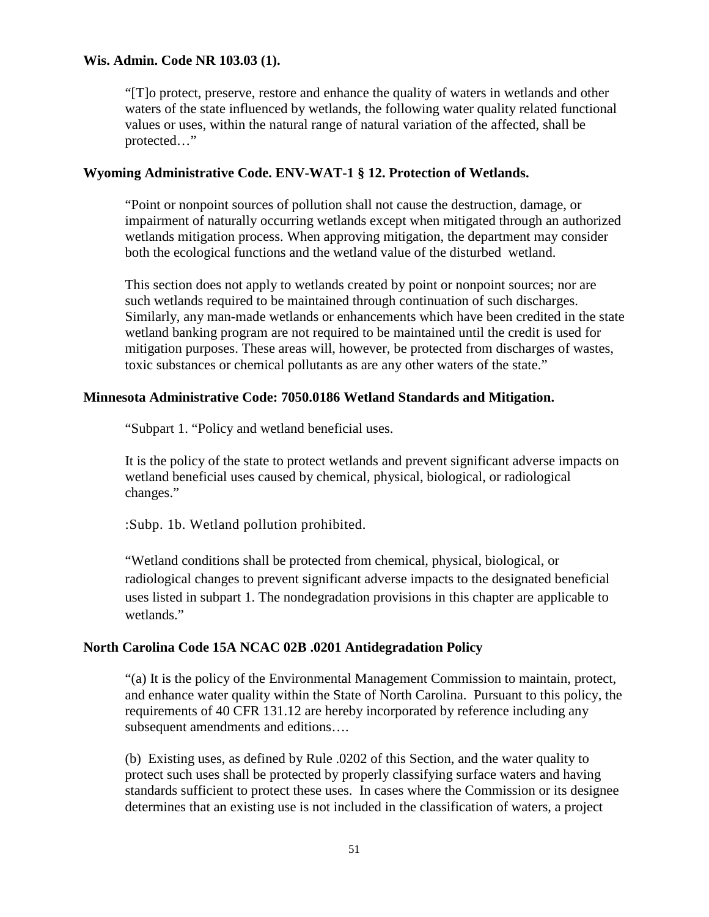**Wis. Admin. Code NR 103.03 (1).**

> "[T]o protect, preserve, restore and enhance the quality of waters in wetlands and other waters of the state influenced by wetlands, the following water quality related functional values or uses, within the natural range of natural variation of the affected, shall be protected…"

**Wyoming Administrative Code. ENV-WAT-1 § 12. Protection of Wetlands.**

> "Point or nonpoint sources of pollution shall not cause the destruction, damage, or impairment of naturally occurring wetlands except when mitigated through an authorized wetlands mitigation process. When approving mitigation, the department may consider both the ecological functions and the wetland value of the disturbed wetland.
>
> This section does not apply to wetlands created by point or nonpoint sources; nor are such wetlands required to be maintained through continuation of such discharges. Similarly, any man-made wetlands or enhancements which have been credited in the state wetland banking program are not required to be maintained until the credit is used for mitigation purposes. These areas will, however, be protected from discharges of wastes, toxic substances or chemical pollutants as are any other waters of the state."

**Minnesota Administrative Code: 7050.0186 Wetland Standards and Mitigation.**

> "Subpart 1. "Policy and wetland beneficial uses.
>
> It is the policy of the state to protect wetlands and prevent significant adverse impacts on wetland beneficial uses caused by chemical, physical, biological, or radiological changes."
>
> :Subp. 1b. Wetland pollution prohibited.
>
> "Wetland conditions shall be protected from chemical, physical, biological, or radiological changes to prevent significant adverse impacts to the designated beneficial uses listed in subpart 1. The nondegradation provisions in this chapter are applicable to wetlands."

**North Carolina Code 15A NCAC 02B .0201 Antidegradation Policy**

> "(a) It is the policy of the Environmental Management Commission to maintain, protect, and enhance water quality within the State of North Carolina. Pursuant to this policy, the requirements of 40 CFR 131.12 are hereby incorporated by reference including any subsequent amendments and editions….
>
> (b) Existing uses, as defined by Rule .0202 of this Section, and the water quality to protect such uses shall be protected by properly classifying surface waters and having standards sufficient to protect these uses. In cases where the Commission or its designee determines that an existing use is not included in the classification of waters, a project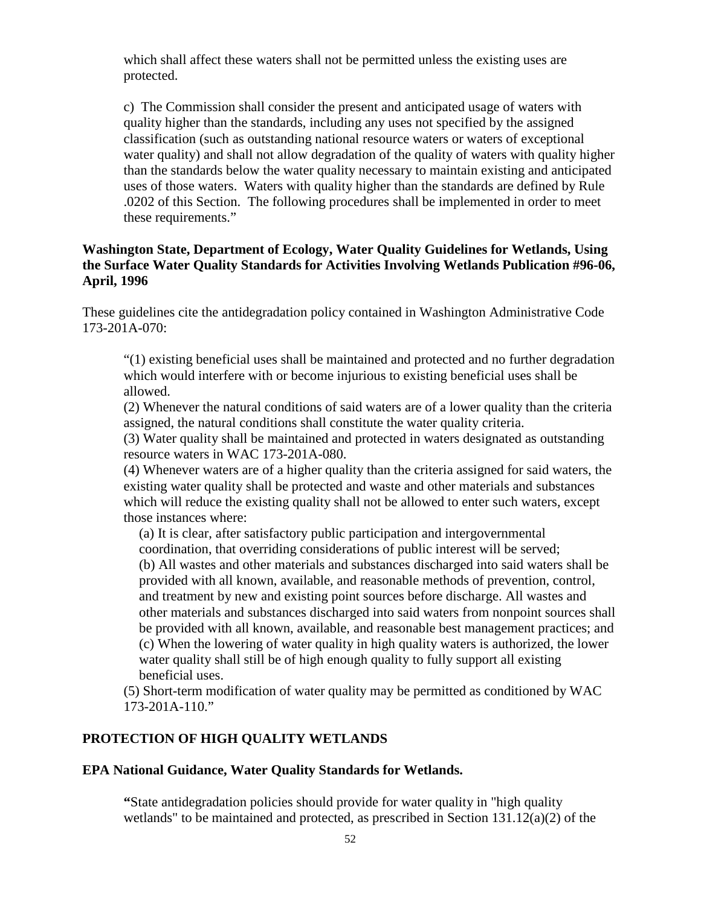which shall affect these waters shall not be permitted unless the existing uses are protected.

c) The Commission shall consider the present and anticipated usage of waters with quality higher than the standards, including any uses not specified by the assigned classification (such as outstanding national resource waters or waters of exceptional water quality) and shall not allow degradation of the quality of waters with quality higher than the standards below the water quality necessary to maintain existing and anticipated uses of those waters. Waters with quality higher than the standards are defined by Rule .0202 of this Section. The following procedures shall be implemented in order to meet these requirements."

**Washington State, Department of Ecology, Water Quality Guidelines for Wetlands, Using the Surface Water Quality Standards for Activities Involving Wetlands Publication #96-06, April, 1996**

These guidelines cite the antidegradation policy contained in Washington Administrative Code 173-201A-070:

"(1) existing beneficial uses shall be maintained and protected and no further degradation which would interfere with or become injurious to existing beneficial uses shall be allowed.
(2) Whenever the natural conditions of said waters are of a lower quality than the criteria assigned, the natural conditions shall constitute the water quality criteria.
(3) Water quality shall be maintained and protected in waters designated as outstanding resource waters in WAC 173-201A-080.
(4) Whenever waters are of a higher quality than the criteria assigned for said waters, the existing water quality shall be protected and waste and other materials and substances which will reduce the existing quality shall not be allowed to enter such waters, except those instances where:

(a) It is clear, after satisfactory public participation and intergovernmental coordination, that overriding considerations of public interest will be served;
(b) All wastes and other materials and substances discharged into said waters shall be provided with all known, available, and reasonable methods of prevention, control, and treatment by new and existing point sources before discharge. All wastes and other materials and substances discharged into said waters from nonpoint sources shall be provided with all known, available, and reasonable best management practices; and
(c) When the lowering of water quality in high quality waters is authorized, the lower water quality shall still be of high enough quality to fully support all existing beneficial uses.

(5) Short-term modification of water quality may be permitted as conditioned by WAC 173-201A-110."

## PROTECTION OF HIGH QUALITY WETLANDS

**EPA National Guidance, Water Quality Standards for Wetlands.**

**"**State antidegradation policies should provide for water quality in "high quality wetlands" to be maintained and protected, as prescribed in Section 131.12(a)(2) of the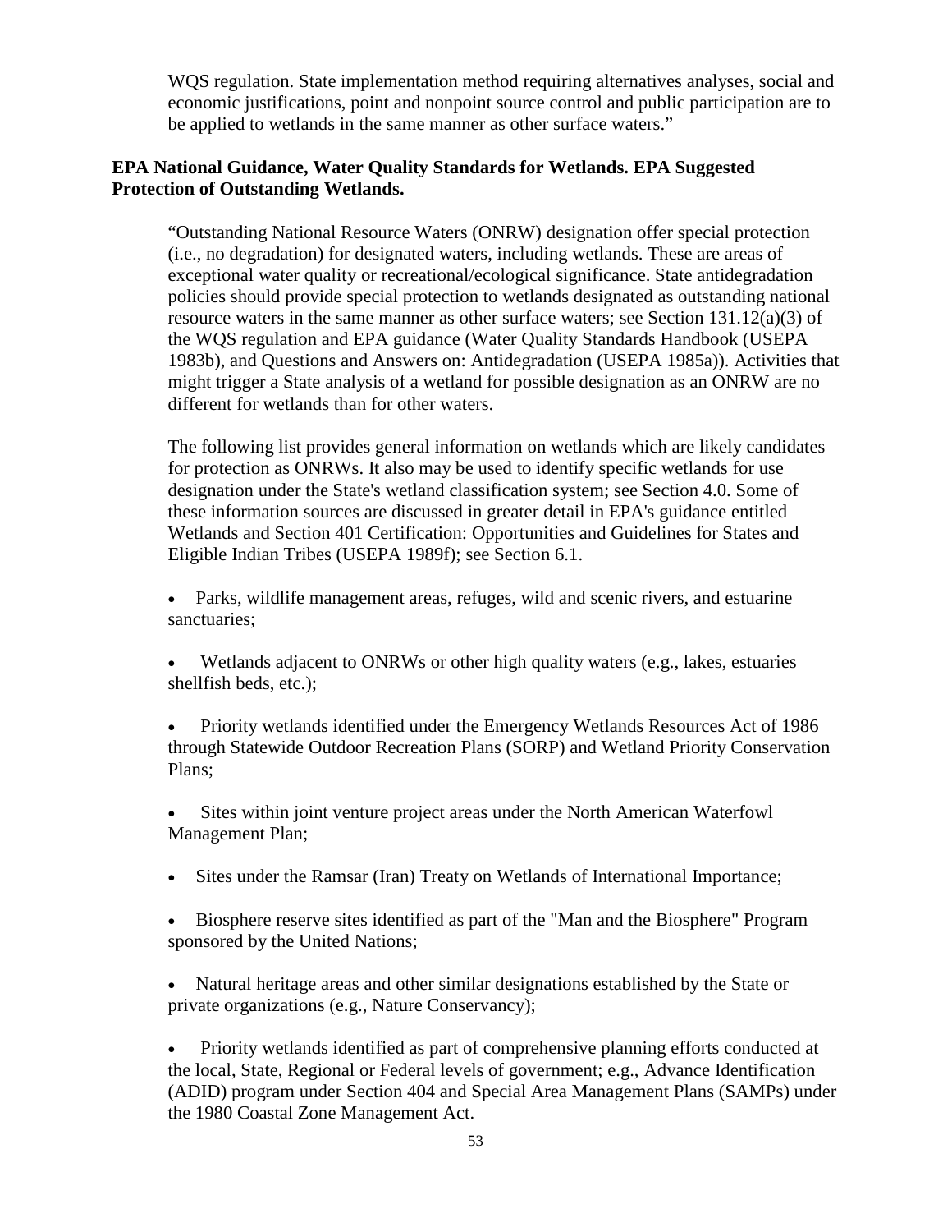WQS regulation. State implementation method requiring alternatives analyses, social and economic justifications, point and nonpoint source control and public participation are to be applied to wetlands in the same manner as other surface waters."

**EPA National Guidance, Water Quality Standards for Wetlands. EPA Suggested Protection of Outstanding Wetlands.**

"Outstanding National Resource Waters (ONRW) designation offer special protection (i.e., no degradation) for designated waters, including wetlands. These are areas of exceptional water quality or recreational/ecological significance. State antidegradation policies should provide special protection to wetlands designated as outstanding national resource waters in the same manner as other surface waters; see Section 131.12(a)(3) of the WQS regulation and EPA guidance (Water Quality Standards Handbook (USEPA 1983b), and Questions and Answers on: Antidegradation (USEPA 1985a)). Activities that might trigger a State analysis of a wetland for possible designation as an ONRW are no different for wetlands than for other waters.

The following list provides general information on wetlands which are likely candidates for protection as ONRWs. It also may be used to identify specific wetlands for use designation under the State's wetland classification system; see Section 4.0. Some of these information sources are discussed in greater detail in EPA's guidance entitled Wetlands and Section 401 Certification: Opportunities and Guidelines for States and Eligible Indian Tribes (USEPA 1989f); see Section 6.1.

- Parks, wildlife management areas, refuges, wild and scenic rivers, and estuarine sanctuaries;
- Wetlands adjacent to ONRWs or other high quality waters (e.g., lakes, estuaries shellfish beds, etc.);
- Priority wetlands identified under the Emergency Wetlands Resources Act of 1986 through Statewide Outdoor Recreation Plans (SORP) and Wetland Priority Conservation Plans;
- Sites within joint venture project areas under the North American Waterfowl Management Plan;
- Sites under the Ramsar (Iran) Treaty on Wetlands of International Importance;
- Biosphere reserve sites identified as part of the "Man and the Biosphere" Program sponsored by the United Nations;
- Natural heritage areas and other similar designations established by the State or private organizations (e.g., Nature Conservancy);
- Priority wetlands identified as part of comprehensive planning efforts conducted at the local, State, Regional or Federal levels of government; e.g., Advance Identification (ADID) program under Section 404 and Special Area Management Plans (SAMPs) under the 1980 Coastal Zone Management Act.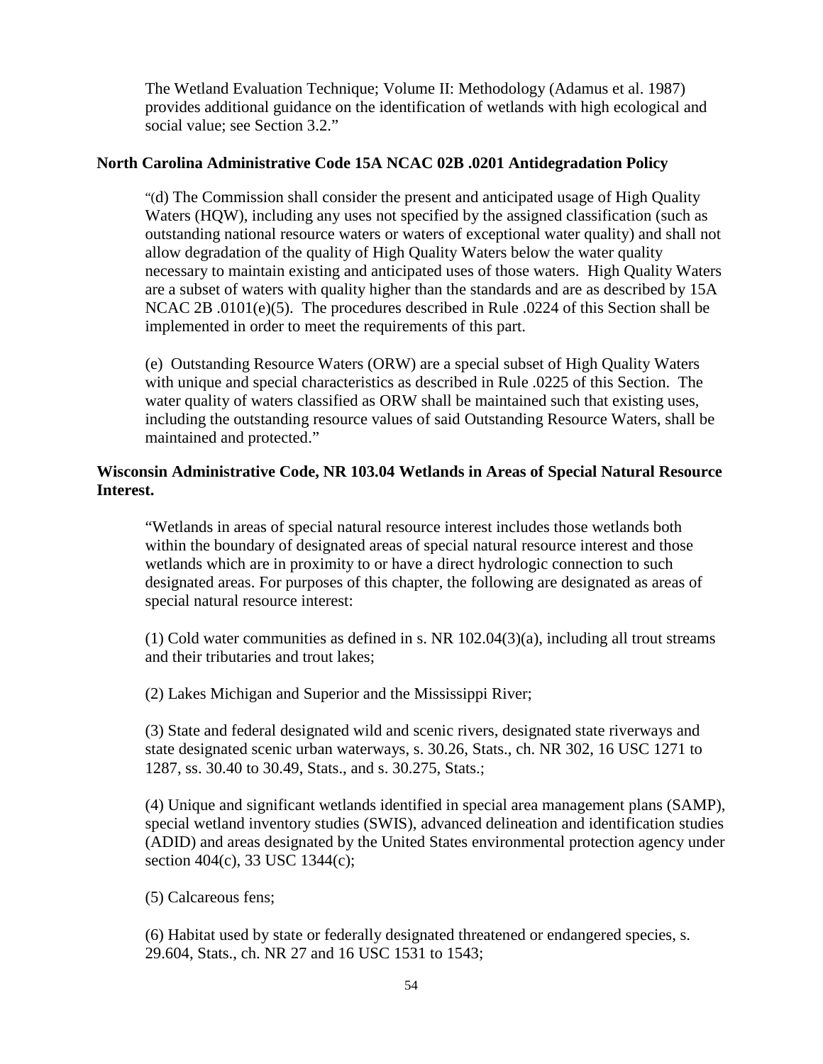The Wetland Evaluation Technique; Volume II: Methodology (Adamus et al. 1987) provides additional guidance on the identification of wetlands with high ecological and social value; see Section 3.2."

**North Carolina Administrative Code 15A NCAC 02B .0201 Antidegradation Policy**

"(d) The Commission shall consider the present and anticipated usage of High Quality Waters (HQW), including any uses not specified by the assigned classification (such as outstanding national resource waters or waters of exceptional water quality) and shall not allow degradation of the quality of High Quality Waters below the water quality necessary to maintain existing and anticipated uses of those waters. High Quality Waters are a subset of waters with quality higher than the standards and are as described by 15A NCAC 2B .0101(e)(5). The procedures described in Rule .0224 of this Section shall be implemented in order to meet the requirements of this part.

(e) Outstanding Resource Waters (ORW) are a special subset of High Quality Waters with unique and special characteristics as described in Rule .0225 of this Section. The water quality of waters classified as ORW shall be maintained such that existing uses, including the outstanding resource values of said Outstanding Resource Waters, shall be maintained and protected."

**Wisconsin Administrative Code, NR 103.04 Wetlands in Areas of Special Natural Resource Interest.**

"Wetlands in areas of special natural resource interest includes those wetlands both within the boundary of designated areas of special natural resource interest and those wetlands which are in proximity to or have a direct hydrologic connection to such designated areas. For purposes of this chapter, the following are designated as areas of special natural resource interest:

(1) Cold water communities as defined in s. NR 102.04(3)(a), including all trout streams and their tributaries and trout lakes;

(2) Lakes Michigan and Superior and the Mississippi River;

(3) State and federal designated wild and scenic rivers, designated state riverways and state designated scenic urban waterways, s. 30.26, Stats., ch. NR 302, 16 USC 1271 to 1287, ss. 30.40 to 30.49, Stats., and s. 30.275, Stats.;

(4) Unique and significant wetlands identified in special area management plans (SAMP), special wetland inventory studies (SWIS), advanced delineation and identification studies (ADID) and areas designated by the United States environmental protection agency under section 404(c), 33 USC 1344(c);

(5) Calcareous fens;

(6) Habitat used by state or federally designated threatened or endangered species, s. 29.604, Stats., ch. NR 27 and 16 USC 1531 to 1543;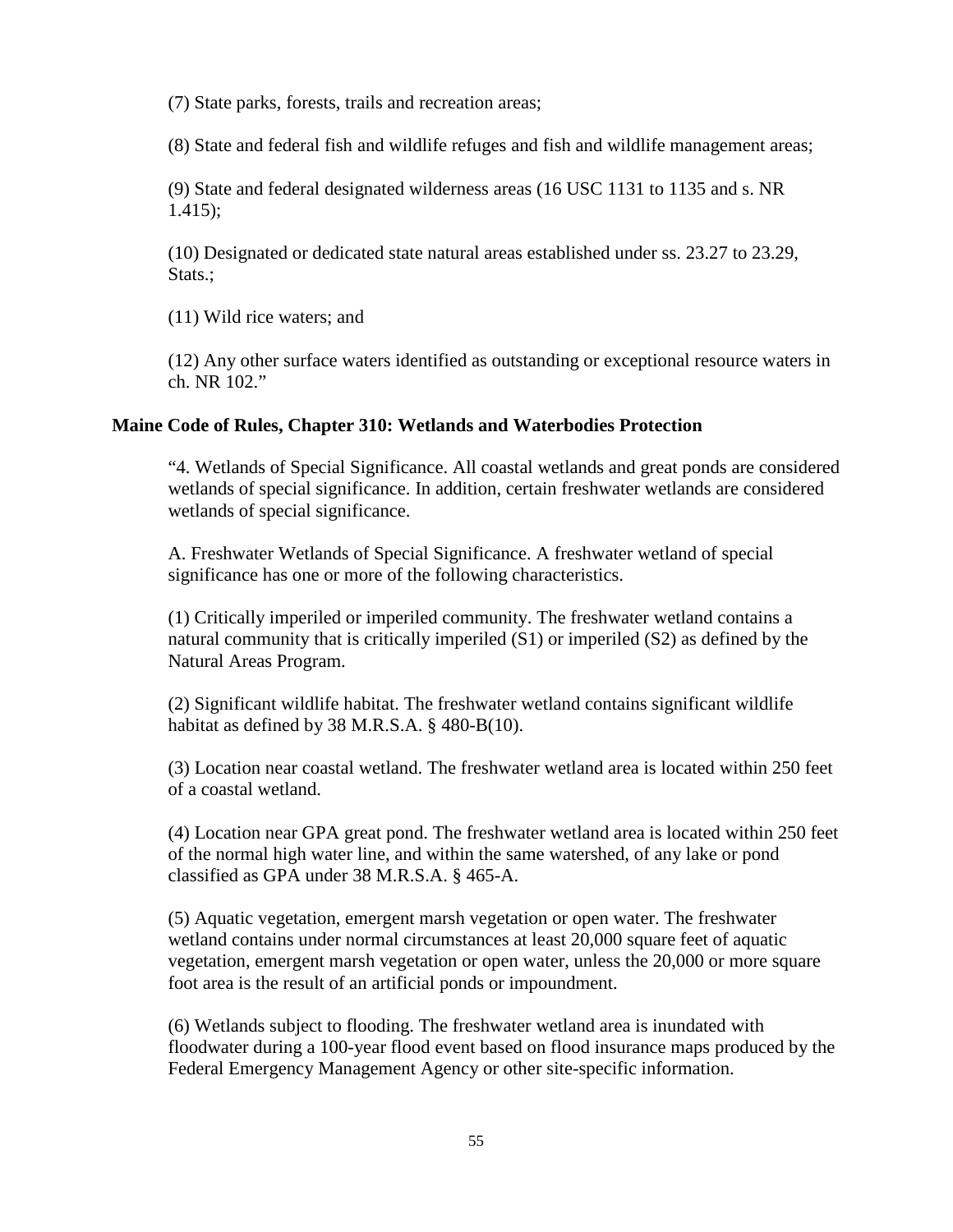(7) State parks, forests, trails and recreation areas;

(8) State and federal fish and wildlife refuges and fish and wildlife management areas;

(9) State and federal designated wilderness areas (16 USC 1131 to 1135 and s. NR 1.415);

(10) Designated or dedicated state natural areas established under ss. 23.27 to 23.29, Stats.;

(11) Wild rice waters; and

(12) Any other surface waters identified as outstanding or exceptional resource waters in ch. NR 102."

**Maine Code of Rules, Chapter 310: Wetlands and Waterbodies Protection**

"4. Wetlands of Special Significance. All coastal wetlands and great ponds are considered wetlands of special significance. In addition, certain freshwater wetlands are considered wetlands of special significance.

A. Freshwater Wetlands of Special Significance. A freshwater wetland of special significance has one or more of the following characteristics.

(1) Critically imperiled or imperiled community. The freshwater wetland contains a natural community that is critically imperiled (S1) or imperiled (S2) as defined by the Natural Areas Program.

(2) Significant wildlife habitat. The freshwater wetland contains significant wildlife habitat as defined by 38 M.R.S.A. § 480-B(10).

(3) Location near coastal wetland. The freshwater wetland area is located within 250 feet of a coastal wetland.

(4) Location near GPA great pond. The freshwater wetland area is located within 250 feet of the normal high water line, and within the same watershed, of any lake or pond classified as GPA under 38 M.R.S.A. § 465-A.

(5) Aquatic vegetation, emergent marsh vegetation or open water. The freshwater wetland contains under normal circumstances at least 20,000 square feet of aquatic vegetation, emergent marsh vegetation or open water, unless the 20,000 or more square foot area is the result of an artificial ponds or impoundment.

(6) Wetlands subject to flooding. The freshwater wetland area is inundated with floodwater during a 100-year flood event based on flood insurance maps produced by the Federal Emergency Management Agency or other site-specific information.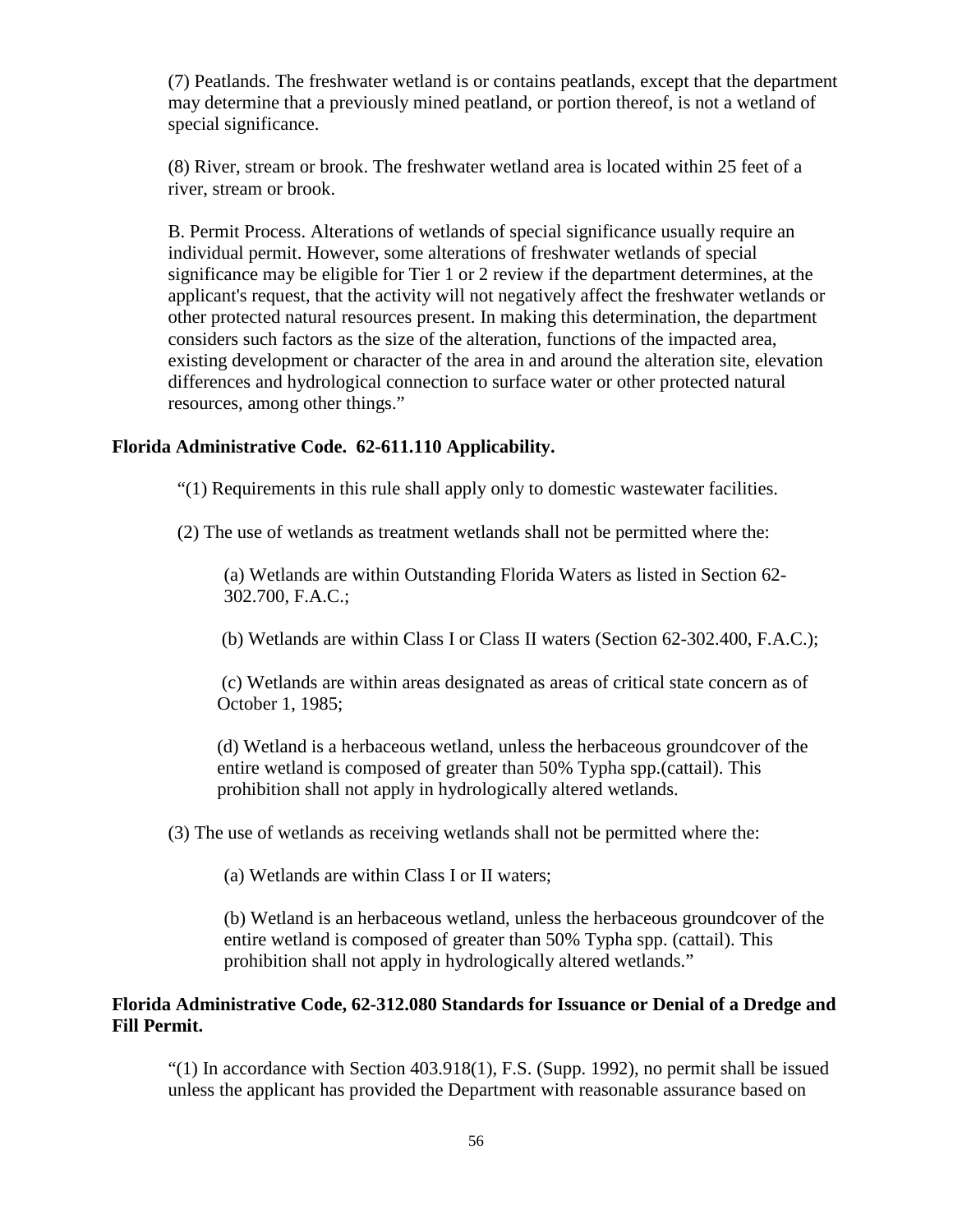(7) Peatlands. The freshwater wetland is or contains peatlands, except that the department may determine that a previously mined peatland, or portion thereof, is not a wetland of special significance.

(8) River, stream or brook. The freshwater wetland area is located within 25 feet of a river, stream or brook.

B. Permit Process. Alterations of wetlands of special significance usually require an individual permit. However, some alterations of freshwater wetlands of special significance may be eligible for Tier 1 or 2 review if the department determines, at the applicant's request, that the activity will not negatively affect the freshwater wetlands or other protected natural resources present. In making this determination, the department considers such factors as the size of the alteration, functions of the impacted area, existing development or character of the area in and around the alteration site, elevation differences and hydrological connection to surface water or other protected natural resources, among other things."

**Florida Administrative Code. 62-611.110 Applicability.**

"(1) Requirements in this rule shall apply only to domestic wastewater facilities.

(2) The use of wetlands as treatment wetlands shall not be permitted where the:

(a) Wetlands are within Outstanding Florida Waters as listed in Section 62-302.700, F.A.C.;

(b) Wetlands are within Class I or Class II waters (Section 62-302.400, F.A.C.);

(c) Wetlands are within areas designated as areas of critical state concern as of October 1, 1985;

(d) Wetland is a herbaceous wetland, unless the herbaceous groundcover of the entire wetland is composed of greater than 50% Typha spp.(cattail). This prohibition shall not apply in hydrologically altered wetlands.

(3) The use of wetlands as receiving wetlands shall not be permitted where the:

(a) Wetlands are within Class I or II waters;

(b) Wetland is an herbaceous wetland, unless the herbaceous groundcover of the entire wetland is composed of greater than 50% Typha spp. (cattail). This prohibition shall not apply in hydrologically altered wetlands."

**Florida Administrative Code, 62-312.080 Standards for Issuance or Denial of a Dredge and Fill Permit.**

"(1) In accordance with Section 403.918(1), F.S. (Supp. 1992), no permit shall be issued unless the applicant has provided the Department with reasonable assurance based on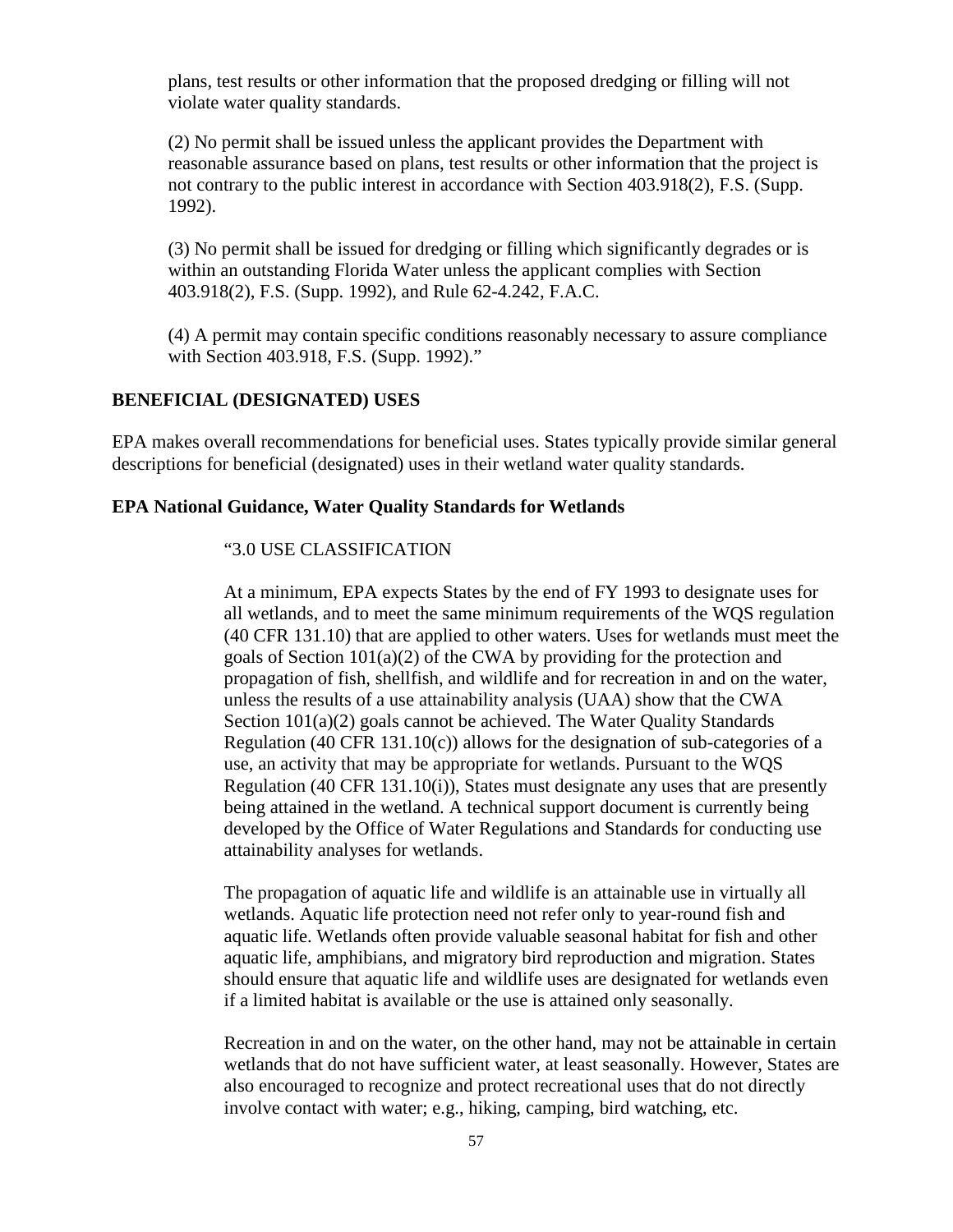plans, test results or other information that the proposed dredging or filling will not violate water quality standards.

(2) No permit shall be issued unless the applicant provides the Department with reasonable assurance based on plans, test results or other information that the project is not contrary to the public interest in accordance with Section 403.918(2), F.S. (Supp. 1992).

(3) No permit shall be issued for dredging or filling which significantly degrades or is within an outstanding Florida Water unless the applicant complies with Section 403.918(2), F.S. (Supp. 1992), and Rule 62-4.242, F.A.C.

(4) A permit may contain specific conditions reasonably necessary to assure compliance with Section 403.918, F.S. (Supp. 1992)."

## BENEFICIAL (DESIGNATED) USES

EPA makes overall recommendations for beneficial uses. States typically provide similar general descriptions for beneficial (designated) uses in their wetland water quality standards.

### EPA National Guidance, Water Quality Standards for Wetlands

"3.0 USE CLASSIFICATION

At a minimum, EPA expects States by the end of FY 1993 to designate uses for all wetlands, and to meet the same minimum requirements of the WQS regulation (40 CFR 131.10) that are applied to other waters. Uses for wetlands must meet the goals of Section 101(a)(2) of the CWA by providing for the protection and propagation of fish, shellfish, and wildlife and for recreation in and on the water, unless the results of a use attainability analysis (UAA) show that the CWA Section 101(a)(2) goals cannot be achieved. The Water Quality Standards Regulation (40 CFR 131.10(c)) allows for the designation of sub-categories of a use, an activity that may be appropriate for wetlands. Pursuant to the WQS Regulation (40 CFR 131.10(i)), States must designate any uses that are presently being attained in the wetland. A technical support document is currently being developed by the Office of Water Regulations and Standards for conducting use attainability analyses for wetlands.

The propagation of aquatic life and wildlife is an attainable use in virtually all wetlands. Aquatic life protection need not refer only to year-round fish and aquatic life. Wetlands often provide valuable seasonal habitat for fish and other aquatic life, amphibians, and migratory bird reproduction and migration. States should ensure that aquatic life and wildlife uses are designated for wetlands even if a limited habitat is available or the use is attained only seasonally.

Recreation in and on the water, on the other hand, may not be attainable in certain wetlands that do not have sufficient water, at least seasonally. However, States are also encouraged to recognize and protect recreational uses that do not directly involve contact with water; e.g., hiking, camping, bird watching, etc.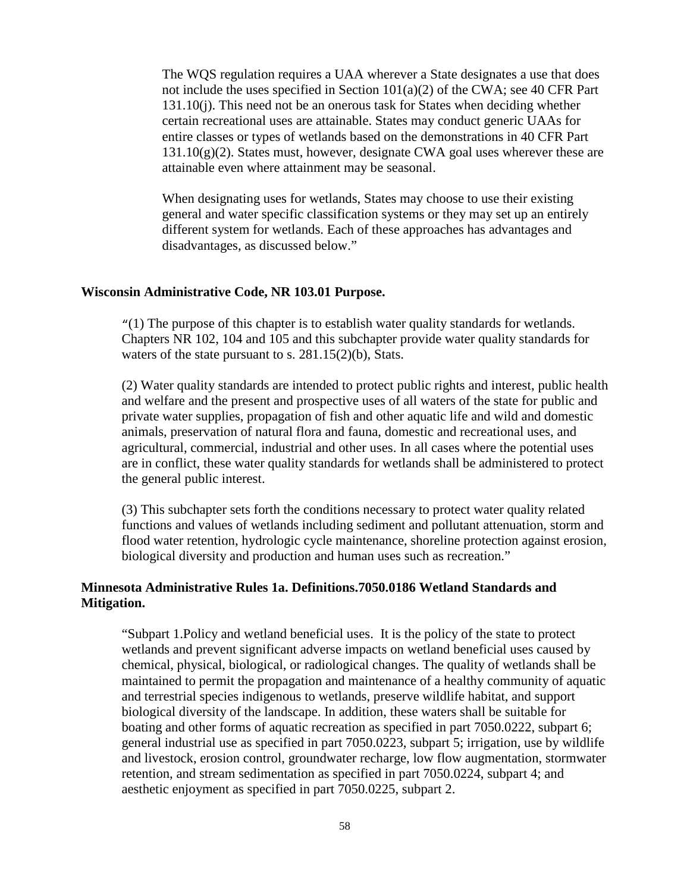The WQS regulation requires a UAA wherever a State designates a use that does not include the uses specified in Section 101(a)(2) of the CWA; see 40 CFR Part 131.10(j). This need not be an onerous task for States when deciding whether certain recreational uses are attainable. States may conduct generic UAAs for entire classes or types of wetlands based on the demonstrations in 40 CFR Part 131.10(g)(2). States must, however, designate CWA goal uses wherever these are attainable even where attainment may be seasonal.

When designating uses for wetlands, States may choose to use their existing general and water specific classification systems or they may set up an entirely different system for wetlands. Each of these approaches has advantages and disadvantages, as discussed below."

**Wisconsin Administrative Code, NR 103.01 Purpose.**

"(1) The purpose of this chapter is to establish water quality standards for wetlands. Chapters NR 102, 104 and 105 and this subchapter provide water quality standards for waters of the state pursuant to s. 281.15(2)(b), Stats.

(2) Water quality standards are intended to protect public rights and interest, public health and welfare and the present and prospective uses of all waters of the state for public and private water supplies, propagation of fish and other aquatic life and wild and domestic animals, preservation of natural flora and fauna, domestic and recreational uses, and agricultural, commercial, industrial and other uses. In all cases where the potential uses are in conflict, these water quality standards for wetlands shall be administered to protect the general public interest.

(3) This subchapter sets forth the conditions necessary to protect water quality related functions and values of wetlands including sediment and pollutant attenuation, storm and flood water retention, hydrologic cycle maintenance, shoreline protection against erosion, biological diversity and production and human uses such as recreation."

**Minnesota Administrative Rules 1a. Definitions.7050.0186 Wetland Standards and Mitigation.**

"Subpart 1.Policy and wetland beneficial uses. It is the policy of the state to protect wetlands and prevent significant adverse impacts on wetland beneficial uses caused by chemical, physical, biological, or radiological changes. The quality of wetlands shall be maintained to permit the propagation and maintenance of a healthy community of aquatic and terrestrial species indigenous to wetlands, preserve wildlife habitat, and support biological diversity of the landscape. In addition, these waters shall be suitable for boating and other forms of aquatic recreation as specified in part 7050.0222, subpart 6; general industrial use as specified in part 7050.0223, subpart 5; irrigation, use by wildlife and livestock, erosion control, groundwater recharge, low flow augmentation, stormwater retention, and stream sedimentation as specified in part 7050.0224, subpart 4; and aesthetic enjoyment as specified in part 7050.0225, subpart 2.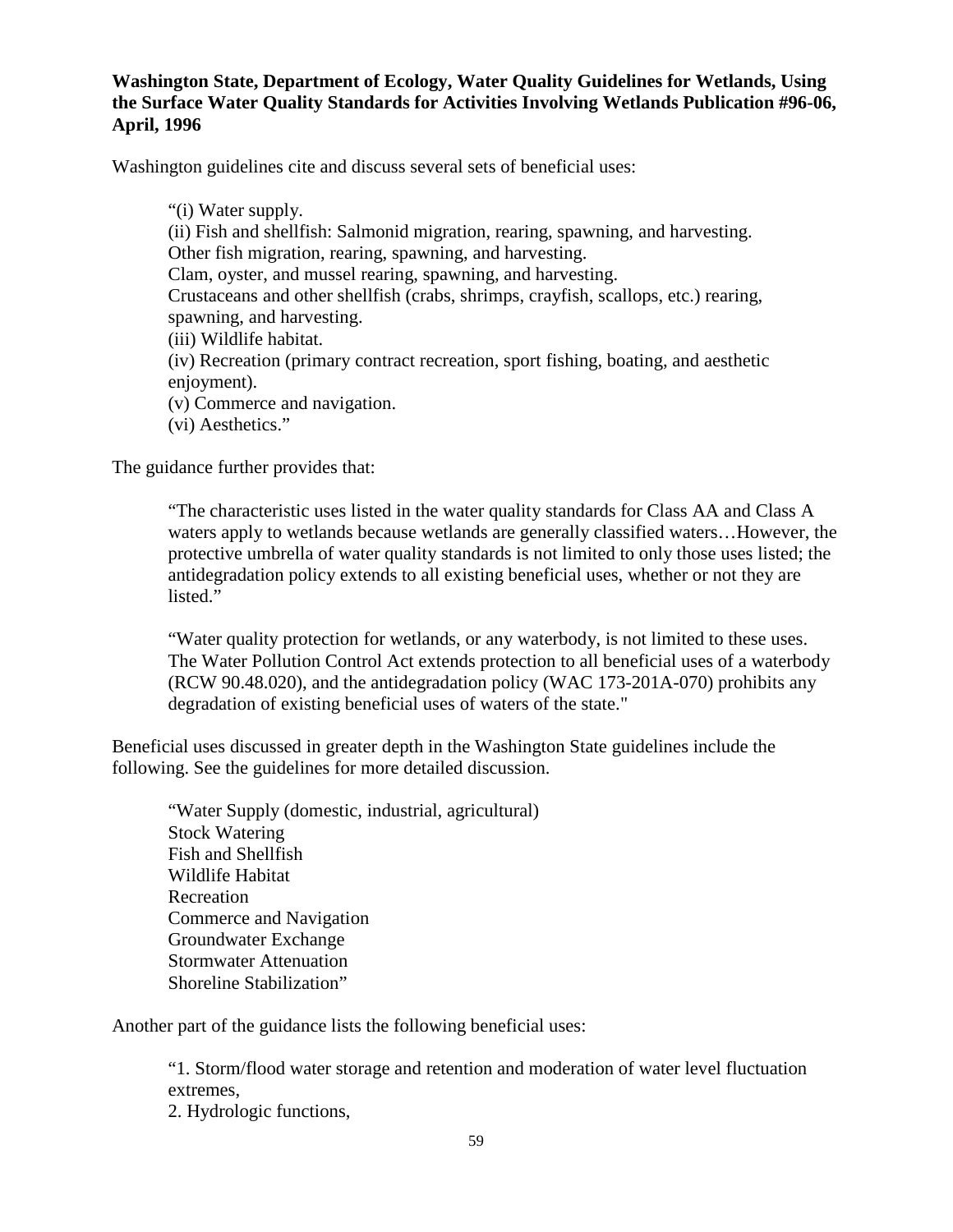**Washington State, Department of Ecology, Water Quality Guidelines for Wetlands, Using the Surface Water Quality Standards for Activities Involving Wetlands Publication #96-06, April, 1996**

Washington guidelines cite and discuss several sets of beneficial uses:

> "(i) Water supply.
> (ii) Fish and shellfish: Salmonid migration, rearing, spawning, and harvesting.
> Other fish migration, rearing, spawning, and harvesting.
> Clam, oyster, and mussel rearing, spawning, and harvesting.
> Crustaceans and other shellfish (crabs, shrimps, crayfish, scallops, etc.) rearing, spawning, and harvesting.
> (iii) Wildlife habitat.
> (iv) Recreation (primary contract recreation, sport fishing, boating, and aesthetic enjoyment).
> (v) Commerce and navigation.
> (vi) Aesthetics."

The guidance further provides that:

> "The characteristic uses listed in the water quality standards for Class AA and Class A waters apply to wetlands because wetlands are generally classified waters…However, the protective umbrella of water quality standards is not limited to only those uses listed; the antidegradation policy extends to all existing beneficial uses, whether or not they are listed."
>
> "Water quality protection for wetlands, or any waterbody, is not limited to these uses. The Water Pollution Control Act extends protection to all beneficial uses of a waterbody (RCW 90.48.020), and the antidegradation policy (WAC 173-201A-070) prohibits any degradation of existing beneficial uses of waters of the state."

Beneficial uses discussed in greater depth in the Washington State guidelines include the following. See the guidelines for more detailed discussion.

> "Water Supply (domestic, industrial, agricultural)
> Stock Watering
> Fish and Shellfish
> Wildlife Habitat
> Recreation
> Commerce and Navigation
> Groundwater Exchange
> Stormwater Attenuation
> Shoreline Stabilization"

Another part of the guidance lists the following beneficial uses:

> "1. Storm/flood water storage and retention and moderation of water level fluctuation extremes,
> 2. Hydrologic functions,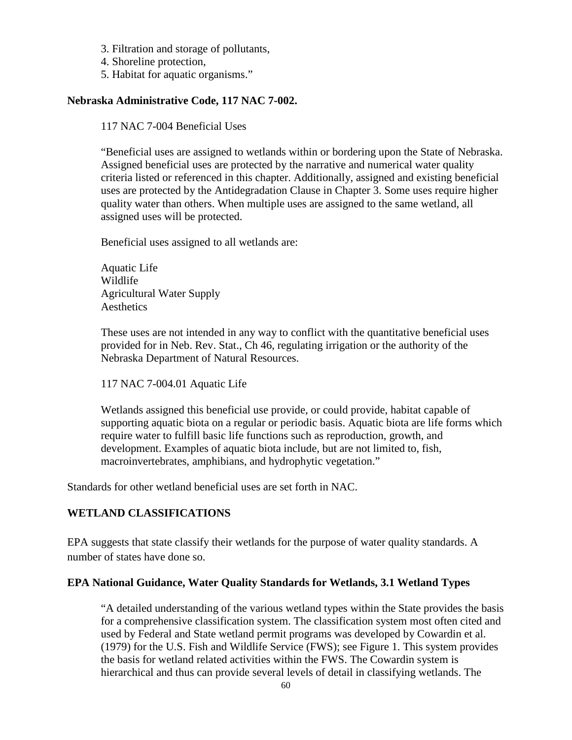3. Filtration and storage of pollutants,
4. Shoreline protection,
5. Habitat for aquatic organisms."

**Nebraska Administrative Code, 117 NAC 7-002.**

> 117 NAC 7-004 Beneficial Uses
>
> "Beneficial uses are assigned to wetlands within or bordering upon the State of Nebraska. Assigned beneficial uses are protected by the narrative and numerical water quality criteria listed or referenced in this chapter. Additionally, assigned and existing beneficial uses are protected by the Antidegradation Clause in Chapter 3. Some uses require higher quality water than others. When multiple uses are assigned to the same wetland, all assigned uses will be protected.
>
> Beneficial uses assigned to all wetlands are:
>
> Aquatic Life
> Wildlife
> Agricultural Water Supply
> Aesthetics
>
> These uses are not intended in any way to conflict with the quantitative beneficial uses provided for in Neb. Rev. Stat., Ch 46, regulating irrigation or the authority of the Nebraska Department of Natural Resources.
>
> 117 NAC 7-004.01 Aquatic Life
>
> Wetlands assigned this beneficial use provide, or could provide, habitat capable of supporting aquatic biota on a regular or periodic basis. Aquatic biota are life forms which require water to fulfill basic life functions such as reproduction, growth, and development. Examples of aquatic biota include, but are not limited to, fish, macroinvertebrates, amphibians, and hydrophytic vegetation."

Standards for other wetland beneficial uses are set forth in NAC.

## WETLAND CLASSIFICATIONS

EPA suggests that state classify their wetlands for the purpose of water quality standards. A number of states have done so.

**EPA National Guidance, Water Quality Standards for Wetlands, 3.1 Wetland Types**

> "A detailed understanding of the various wetland types within the State provides the basis for a comprehensive classification system. The classification system most often cited and used by Federal and State wetland permit programs was developed by Cowardin et al. (1979) for the U.S. Fish and Wildlife Service (FWS); see Figure 1. This system provides the basis for wetland related activities within the FWS. The Cowardin system is hierarchical and thus can provide several levels of detail in classifying wetlands. The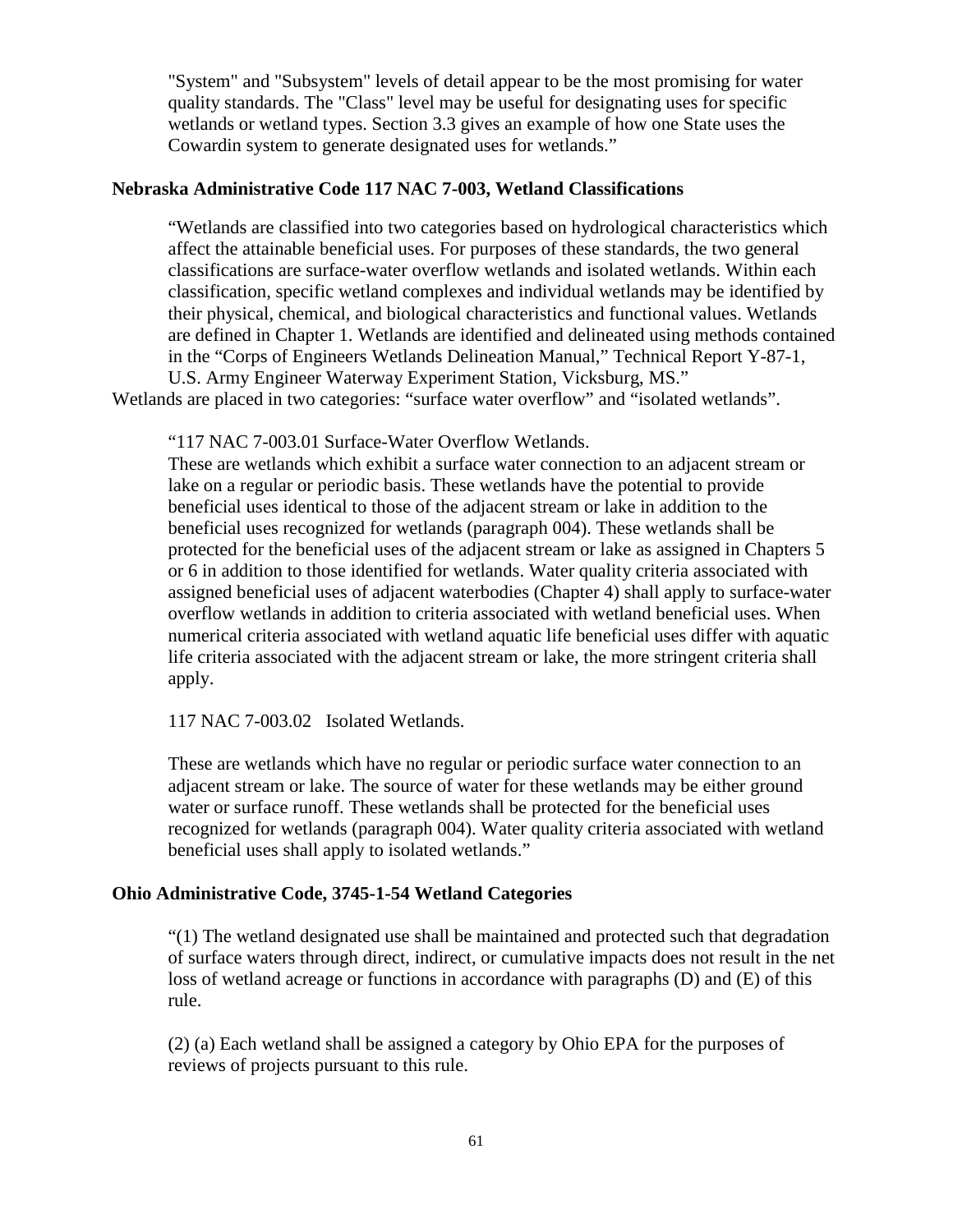"System" and "Subsystem" levels of detail appear to be the most promising for water quality standards. The "Class" level may be useful for designating uses for specific wetlands or wetland types. Section 3.3 gives an example of how one State uses the Cowardin system to generate designated uses for wetlands."

**Nebraska Administrative Code 117 NAC 7-003, Wetland Classifications**

"Wetlands are classified into two categories based on hydrological characteristics which affect the attainable beneficial uses. For purposes of these standards, the two general classifications are surface-water overflow wetlands and isolated wetlands. Within each classification, specific wetland complexes and individual wetlands may be identified by their physical, chemical, and biological characteristics and functional values. Wetlands are defined in Chapter 1. Wetlands are identified and delineated using methods contained in the "Corps of Engineers Wetlands Delineation Manual," Technical Report Y-87-1, U.S. Army Engineer Waterway Experiment Station, Vicksburg, MS."

Wetlands are placed in two categories: "surface water overflow" and "isolated wetlands".

"117 NAC 7-003.01 Surface-Water Overflow Wetlands.
These are wetlands which exhibit a surface water connection to an adjacent stream or lake on a regular or periodic basis. These wetlands have the potential to provide beneficial uses identical to those of the adjacent stream or lake in addition to the beneficial uses recognized for wetlands (paragraph 004). These wetlands shall be protected for the beneficial uses of the adjacent stream or lake as assigned in Chapters 5 or 6 in addition to those identified for wetlands. Water quality criteria associated with assigned beneficial uses of adjacent waterbodies (Chapter 4) shall apply to surface-water overflow wetlands in addition to criteria associated with wetland beneficial uses. When numerical criteria associated with wetland aquatic life beneficial uses differ with aquatic life criteria associated with the adjacent stream or lake, the more stringent criteria shall apply.

117 NAC 7-003.02 Isolated Wetlands.

These are wetlands which have no regular or periodic surface water connection to an adjacent stream or lake. The source of water for these wetlands may be either ground water or surface runoff. These wetlands shall be protected for the beneficial uses recognized for wetlands (paragraph 004). Water quality criteria associated with wetland beneficial uses shall apply to isolated wetlands."

**Ohio Administrative Code, 3745-1-54 Wetland Categories**

"(1) The wetland designated use shall be maintained and protected such that degradation of surface waters through direct, indirect, or cumulative impacts does not result in the net loss of wetland acreage or functions in accordance with paragraphs (D) and (E) of this rule.

(2) (a) Each wetland shall be assigned a category by Ohio EPA for the purposes of reviews of projects pursuant to this rule.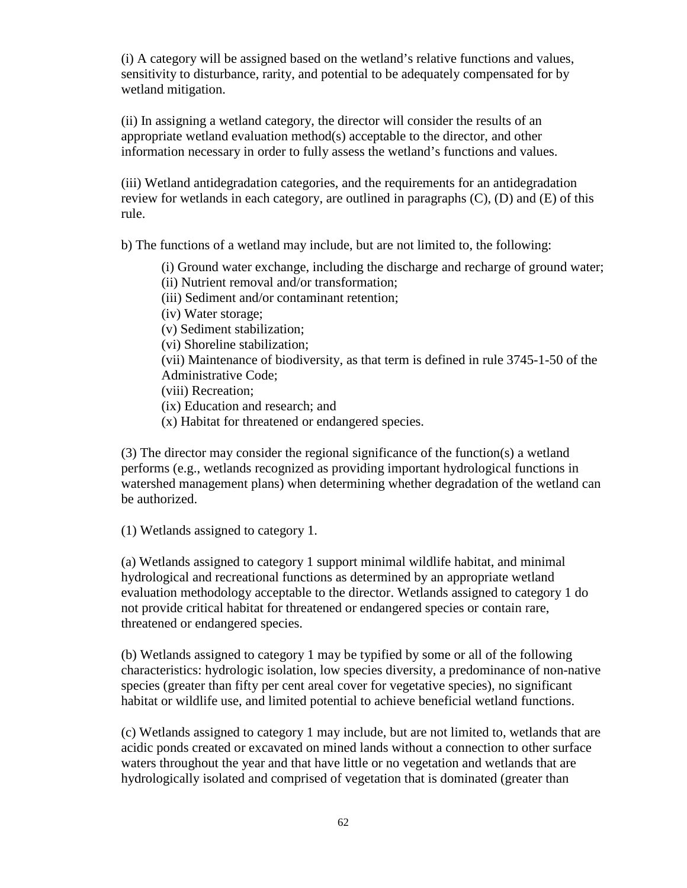(i) A category will be assigned based on the wetland's relative functions and values, sensitivity to disturbance, rarity, and potential to be adequately compensated for by wetland mitigation.

(ii) In assigning a wetland category, the director will consider the results of an appropriate wetland evaluation method(s) acceptable to the director, and other information necessary in order to fully assess the wetland's functions and values.

(iii) Wetland antidegradation categories, and the requirements for an antidegradation review for wetlands in each category, are outlined in paragraphs (C), (D) and (E) of this rule.

b) The functions of a wetland may include, but are not limited to, the following:

(i) Ground water exchange, including the discharge and recharge of ground water;
(ii) Nutrient removal and/or transformation;
(iii) Sediment and/or contaminant retention;
(iv) Water storage;
(v) Sediment stabilization;
(vi) Shoreline stabilization;
(vii) Maintenance of biodiversity, as that term is defined in rule 3745-1-50 of the Administrative Code;
(viii) Recreation;
(ix) Education and research; and
(x) Habitat for threatened or endangered species.

(3) The director may consider the regional significance of the function(s) a wetland performs (e.g., wetlands recognized as providing important hydrological functions in watershed management plans) when determining whether degradation of the wetland can be authorized.

(1) Wetlands assigned to category 1.

(a) Wetlands assigned to category 1 support minimal wildlife habitat, and minimal hydrological and recreational functions as determined by an appropriate wetland evaluation methodology acceptable to the director. Wetlands assigned to category 1 do not provide critical habitat for threatened or endangered species or contain rare, threatened or endangered species.

(b) Wetlands assigned to category 1 may be typified by some or all of the following characteristics: hydrologic isolation, low species diversity, a predominance of non-native species (greater than fifty per cent areal cover for vegetative species), no significant habitat or wildlife use, and limited potential to achieve beneficial wetland functions.

(c) Wetlands assigned to category 1 may include, but are not limited to, wetlands that are acidic ponds created or excavated on mined lands without a connection to other surface waters throughout the year and that have little or no vegetation and wetlands that are hydrologically isolated and comprised of vegetation that is dominated (greater than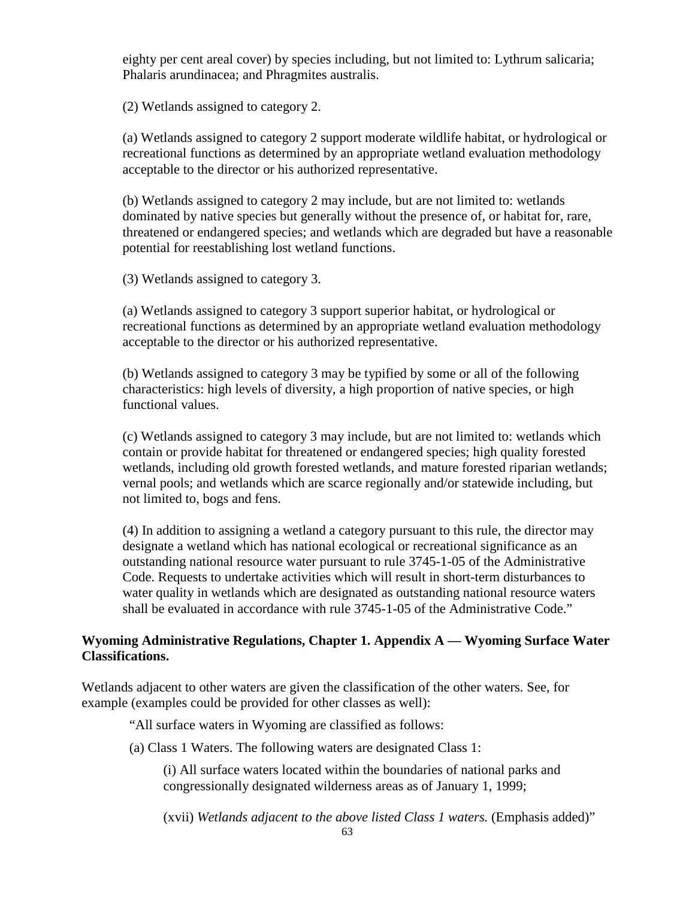eighty per cent areal cover) by species including, but not limited to: Lythrum salicaria; Phalaris arundinacea; and Phragmites australis.

(2) Wetlands assigned to category 2.

(a) Wetlands assigned to category 2 support moderate wildlife habitat, or hydrological or recreational functions as determined by an appropriate wetland evaluation methodology acceptable to the director or his authorized representative.

(b) Wetlands assigned to category 2 may include, but are not limited to: wetlands dominated by native species but generally without the presence of, or habitat for, rare, threatened or endangered species; and wetlands which are degraded but have a reasonable potential for reestablishing lost wetland functions.

(3) Wetlands assigned to category 3.

(a) Wetlands assigned to category 3 support superior habitat, or hydrological or recreational functions as determined by an appropriate wetland evaluation methodology acceptable to the director or his authorized representative.

(b) Wetlands assigned to category 3 may be typified by some or all of the following characteristics: high levels of diversity, a high proportion of native species, or high functional values.

(c) Wetlands assigned to category 3 may include, but are not limited to: wetlands which contain or provide habitat for threatened or endangered species; high quality forested wetlands, including old growth forested wetlands, and mature forested riparian wetlands; vernal pools; and wetlands which are scarce regionally and/or statewide including, but not limited to, bogs and fens.

(4) In addition to assigning a wetland a category pursuant to this rule, the director may designate a wetland which has national ecological or recreational significance as an outstanding national resource water pursuant to rule 3745-1-05 of the Administrative Code. Requests to undertake activities which will result in short-term disturbances to water quality in wetlands which are designated as outstanding national resource waters shall be evaluated in accordance with rule 3745-1-05 of the Administrative Code."

**Wyoming Administrative Regulations, Chapter 1. Appendix A — Wyoming Surface Water Classifications.**

Wetlands adjacent to other waters are given the classification of the other waters. See, for example (examples could be provided for other classes as well):

"All surface waters in Wyoming are classified as follows:

(a) Class 1 Waters. The following waters are designated Class 1:

(i) All surface waters located within the boundaries of national parks and congressionally designated wilderness areas as of January 1, 1999;

(xvii) *Wetlands adjacent to the above listed Class 1 waters.* (Emphasis added)"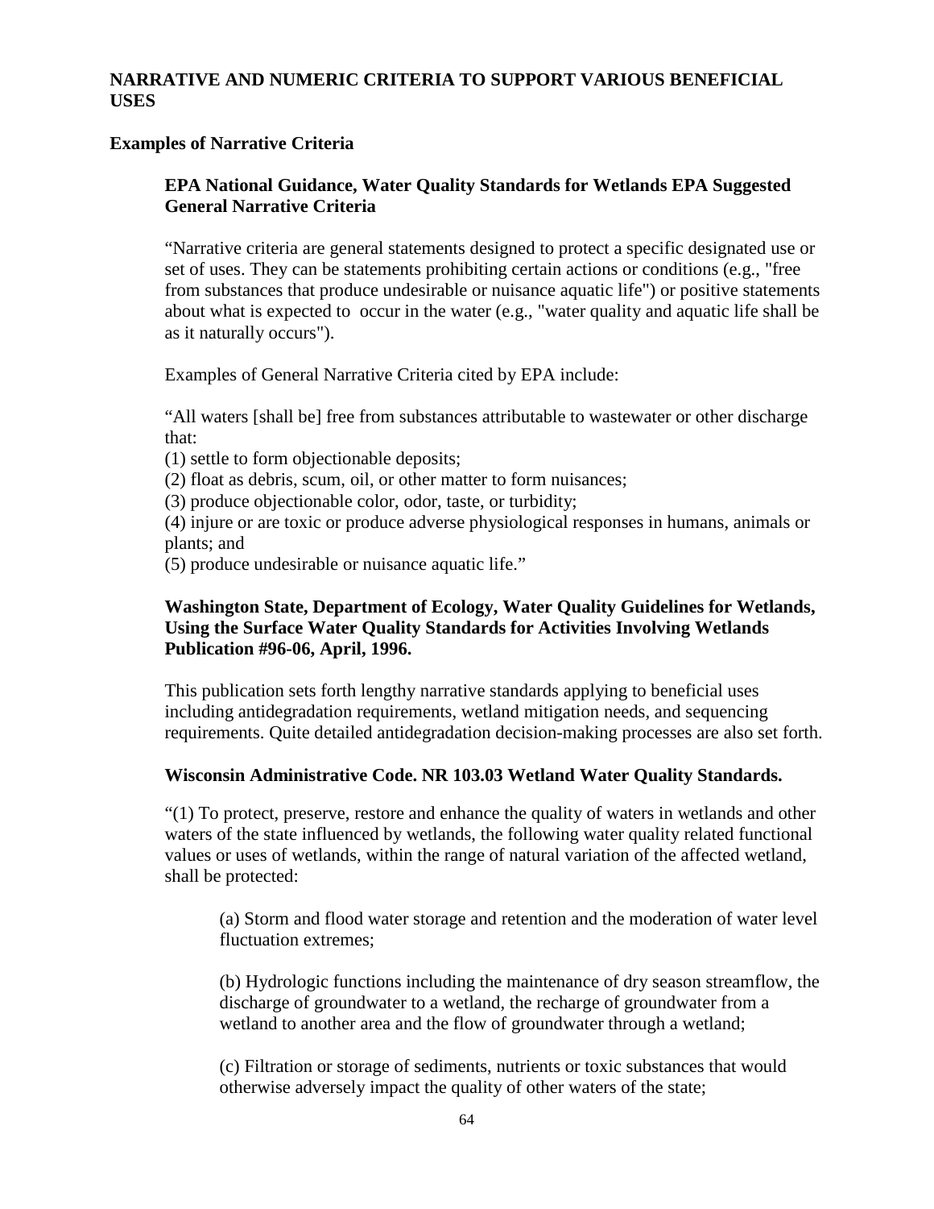## NARRATIVE AND NUMERIC CRITERIA TO SUPPORT VARIOUS BENEFICIAL USES

### Examples of Narrative Criteria

#### EPA National Guidance, Water Quality Standards for Wetlands EPA Suggested General Narrative Criteria

"Narrative criteria are general statements designed to protect a specific designated use or set of uses. They can be statements prohibiting certain actions or conditions (e.g., "free from substances that produce undesirable or nuisance aquatic life") or positive statements about what is expected to occur in the water (e.g., "water quality and aquatic life shall be as it naturally occurs").

Examples of General Narrative Criteria cited by EPA include:

"All waters [shall be] free from substances attributable to wastewater or other discharge that:

(1) settle to form objectionable deposits;
(2) float as debris, scum, oil, or other matter to form nuisances;
(3) produce objectionable color, odor, taste, or turbidity;
(4) injure or are toxic or produce adverse physiological responses in humans, animals or plants; and
(5) produce undesirable or nuisance aquatic life."

#### Washington State, Department of Ecology, Water Quality Guidelines for Wetlands, Using the Surface Water Quality Standards for Activities Involving Wetlands Publication #96-06, April, 1996.

This publication sets forth lengthy narrative standards applying to beneficial uses including antidegradation requirements, wetland mitigation needs, and sequencing requirements. Quite detailed antidegradation decision-making processes are also set forth.

#### Wisconsin Administrative Code. NR 103.03 Wetland Water Quality Standards.

"(1) To protect, preserve, restore and enhance the quality of waters in wetlands and other waters of the state influenced by wetlands, the following water quality related functional values or uses of wetlands, within the range of natural variation of the affected wetland, shall be protected:

> (a) Storm and flood water storage and retention and the moderation of water level fluctuation extremes;
>
> (b) Hydrologic functions including the maintenance of dry season streamflow, the discharge of groundwater to a wetland, the recharge of groundwater from a wetland to another area and the flow of groundwater through a wetland;
>
> (c) Filtration or storage of sediments, nutrients or toxic substances that would otherwise adversely impact the quality of other waters of the state;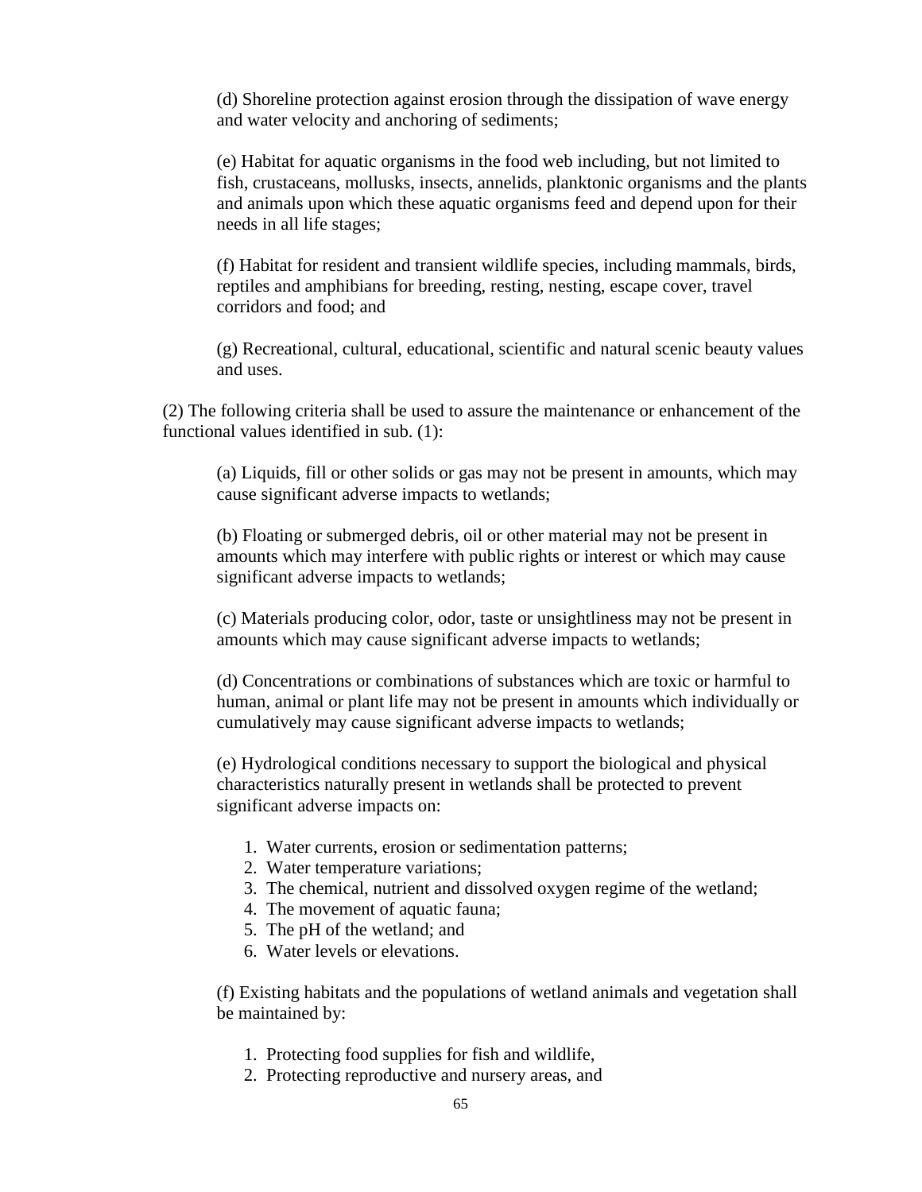(d) Shoreline protection against erosion through the dissipation of wave energy and water velocity and anchoring of sediments;

(e) Habitat for aquatic organisms in the food web including, but not limited to fish, crustaceans, mollusks, insects, annelids, planktonic organisms and the plants and animals upon which these aquatic organisms feed and depend upon for their needs in all life stages;

(f) Habitat for resident and transient wildlife species, including mammals, birds, reptiles and amphibians for breeding, resting, nesting, escape cover, travel corridors and food; and

(g) Recreational, cultural, educational, scientific and natural scenic beauty values and uses.

(2) The following criteria shall be used to assure the maintenance or enhancement of the functional values identified in sub. (1):

(a) Liquids, fill or other solids or gas may not be present in amounts, which may cause significant adverse impacts to wetlands;

(b) Floating or submerged debris, oil or other material may not be present in amounts which may interfere with public rights or interest or which may cause significant adverse impacts to wetlands;

(c) Materials producing color, odor, taste or unsightliness may not be present in amounts which may cause significant adverse impacts to wetlands;

(d) Concentrations or combinations of substances which are toxic or harmful to human, animal or plant life may not be present in amounts which individually or cumulatively may cause significant adverse impacts to wetlands;

(e) Hydrological conditions necessary to support the biological and physical characteristics naturally present in wetlands shall be protected to prevent significant adverse impacts on:

1. Water currents, erosion or sedimentation patterns;
2. Water temperature variations;
3. The chemical, nutrient and dissolved oxygen regime of the wetland;
4. The movement of aquatic fauna;
5. The pH of the wetland; and
6. Water levels or elevations.

(f) Existing habitats and the populations of wetland animals and vegetation shall be maintained by:

1. Protecting food supplies for fish and wildlife,
2. Protecting reproductive and nursery areas, and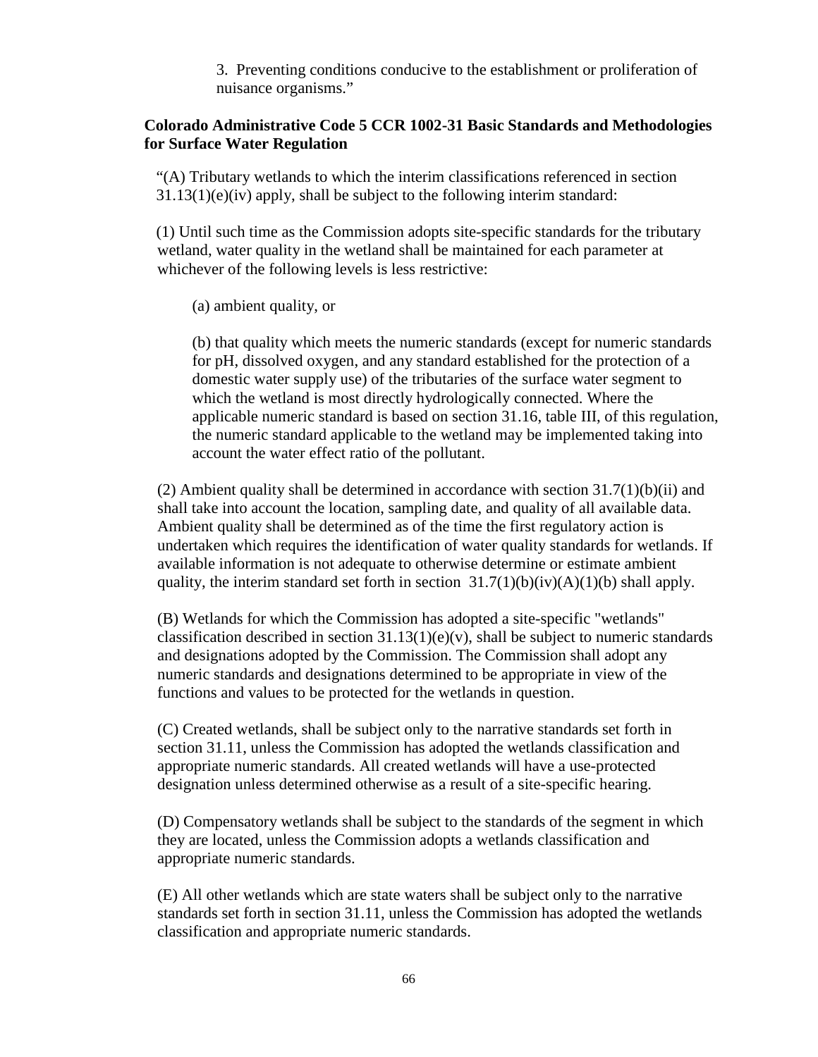3. Preventing conditions conducive to the establishment or proliferation of nuisance organisms."

**Colorado Administrative Code 5 CCR 1002-31 Basic Standards and Methodologies for Surface Water Regulation**

"(A) Tributary wetlands to which the interim classifications referenced in section 31.13(1)(e)(iv) apply, shall be subject to the following interim standard:

(1) Until such time as the Commission adopts site-specific standards for the tributary wetland, water quality in the wetland shall be maintained for each parameter at whichever of the following levels is less restrictive:

(a) ambient quality, or

(b) that quality which meets the numeric standards (except for numeric standards for pH, dissolved oxygen, and any standard established for the protection of a domestic water supply use) of the tributaries of the surface water segment to which the wetland is most directly hydrologically connected. Where the applicable numeric standard is based on section 31.16, table III, of this regulation, the numeric standard applicable to the wetland may be implemented taking into account the water effect ratio of the pollutant.

(2) Ambient quality shall be determined in accordance with section 31.7(1)(b)(ii) and shall take into account the location, sampling date, and quality of all available data. Ambient quality shall be determined as of the time the first regulatory action is undertaken which requires the identification of water quality standards for wetlands. If available information is not adequate to otherwise determine or estimate ambient quality, the interim standard set forth in section 31.7(1)(b)(iv)(A)(1)(b) shall apply.

(B) Wetlands for which the Commission has adopted a site-specific "wetlands" classification described in section 31.13(1)(e)(v), shall be subject to numeric standards and designations adopted by the Commission. The Commission shall adopt any numeric standards and designations determined to be appropriate in view of the functions and values to be protected for the wetlands in question.

(C) Created wetlands, shall be subject only to the narrative standards set forth in section 31.11, unless the Commission has adopted the wetlands classification and appropriate numeric standards. All created wetlands will have a use-protected designation unless determined otherwise as a result of a site-specific hearing.

(D) Compensatory wetlands shall be subject to the standards of the segment in which they are located, unless the Commission adopts a wetlands classification and appropriate numeric standards.

(E) All other wetlands which are state waters shall be subject only to the narrative standards set forth in section 31.11, unless the Commission has adopted the wetlands classification and appropriate numeric standards.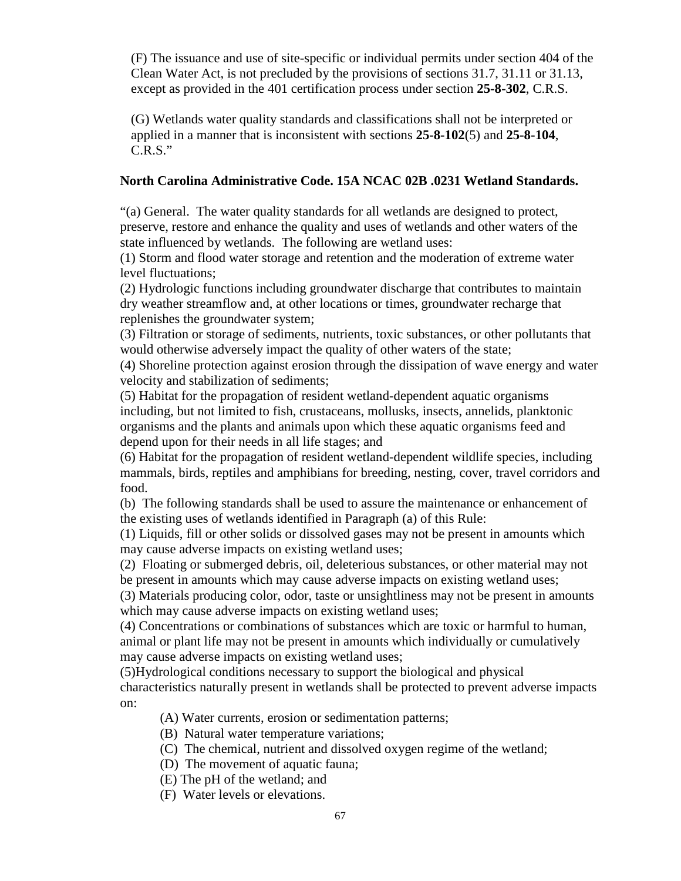(F) The issuance and use of site-specific or individual permits under section 404 of the Clean Water Act, is not precluded by the provisions of sections 31.7, 31.11 or 31.13, except as provided in the 401 certification process under section **25-8-302**, C.R.S.

(G) Wetlands water quality standards and classifications shall not be interpreted or applied in a manner that is inconsistent with sections **25-8-102**(5) and **25-8-104**, C.R.S."

**North Carolina Administrative Code. 15A NCAC 02B .0231 Wetland Standards.**

"(a) General. The water quality standards for all wetlands are designed to protect, preserve, restore and enhance the quality and uses of wetlands and other waters of the state influenced by wetlands. The following are wetland uses:
(1) Storm and flood water storage and retention and the moderation of extreme water level fluctuations;
(2) Hydrologic functions including groundwater discharge that contributes to maintain dry weather streamflow and, at other locations or times, groundwater recharge that replenishes the groundwater system;
(3) Filtration or storage of sediments, nutrients, toxic substances, or other pollutants that would otherwise adversely impact the quality of other waters of the state;
(4) Shoreline protection against erosion through the dissipation of wave energy and water velocity and stabilization of sediments;
(5) Habitat for the propagation of resident wetland-dependent aquatic organisms including, but not limited to fish, crustaceans, mollusks, insects, annelids, planktonic organisms and the plants and animals upon which these aquatic organisms feed and depend upon for their needs in all life stages; and
(6) Habitat for the propagation of resident wetland-dependent wildlife species, including mammals, birds, reptiles and amphibians for breeding, nesting, cover, travel corridors and food.
(b) The following standards shall be used to assure the maintenance or enhancement of the existing uses of wetlands identified in Paragraph (a) of this Rule:
(1) Liquids, fill or other solids or dissolved gases may not be present in amounts which may cause adverse impacts on existing wetland uses;
(2) Floating or submerged debris, oil, deleterious substances, or other material may not be present in amounts which may cause adverse impacts on existing wetland uses;
(3) Materials producing color, odor, taste or unsightliness may not be present in amounts which may cause adverse impacts on existing wetland uses;
(4) Concentrations or combinations of substances which are toxic or harmful to human, animal or plant life may not be present in amounts which individually or cumulatively may cause adverse impacts on existing wetland uses;
(5)Hydrological conditions necessary to support the biological and physical characteristics naturally present in wetlands shall be protected to prevent adverse impacts on:

- (A) Water currents, erosion or sedimentation patterns;
- (B) Natural water temperature variations;
- (C) The chemical, nutrient and dissolved oxygen regime of the wetland;
- (D) The movement of aquatic fauna;
- (E) The pH of the wetland; and
- (F) Water levels or elevations.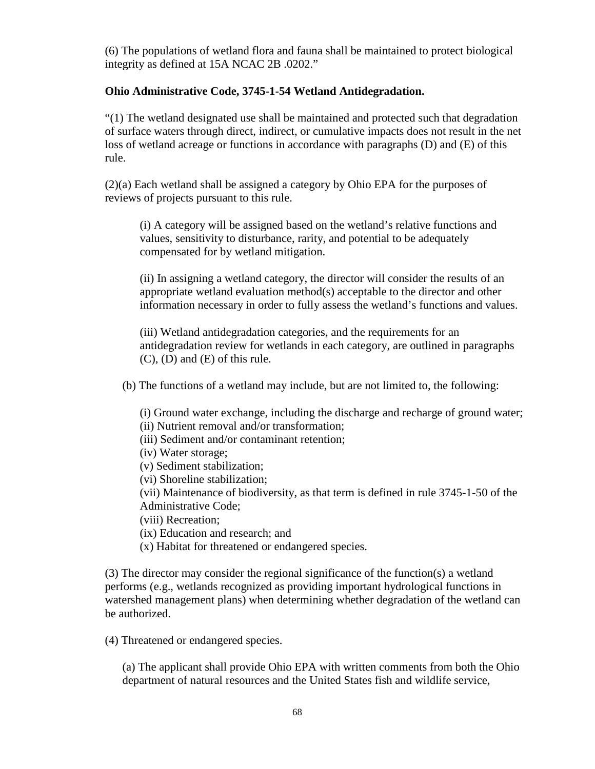(6) The populations of wetland flora and fauna shall be maintained to protect biological integrity as defined at 15A NCAC 2B .0202."

**Ohio Administrative Code, 3745-1-54 Wetland Antidegradation.**

"(1) The wetland designated use shall be maintained and protected such that degradation of surface waters through direct, indirect, or cumulative impacts does not result in the net loss of wetland acreage or functions in accordance with paragraphs (D) and (E) of this rule.

(2)(a) Each wetland shall be assigned a category by Ohio EPA for the purposes of reviews of projects pursuant to this rule.

> (i) A category will be assigned based on the wetland's relative functions and values, sensitivity to disturbance, rarity, and potential to be adequately compensated for by wetland mitigation.
>
> (ii) In assigning a wetland category, the director will consider the results of an appropriate wetland evaluation method(s) acceptable to the director and other information necessary in order to fully assess the wetland's functions and values.
>
> (iii) Wetland antidegradation categories, and the requirements for an antidegradation review for wetlands in each category, are outlined in paragraphs (C), (D) and (E) of this rule.

(b) The functions of a wetland may include, but are not limited to, the following:

> (i) Ground water exchange, including the discharge and recharge of ground water;
> (ii) Nutrient removal and/or transformation;
> (iii) Sediment and/or contaminant retention;
> (iv) Water storage;
> (v) Sediment stabilization;
> (vi) Shoreline stabilization;
> (vii) Maintenance of biodiversity, as that term is defined in rule 3745-1-50 of the Administrative Code;
> (viii) Recreation;
> (ix) Education and research; and
> (x) Habitat for threatened or endangered species.

(3) The director may consider the regional significance of the function(s) a wetland performs (e.g., wetlands recognized as providing important hydrological functions in watershed management plans) when determining whether degradation of the wetland can be authorized.

(4) Threatened or endangered species.

> (a) The applicant shall provide Ohio EPA with written comments from both the Ohio department of natural resources and the United States fish and wildlife service,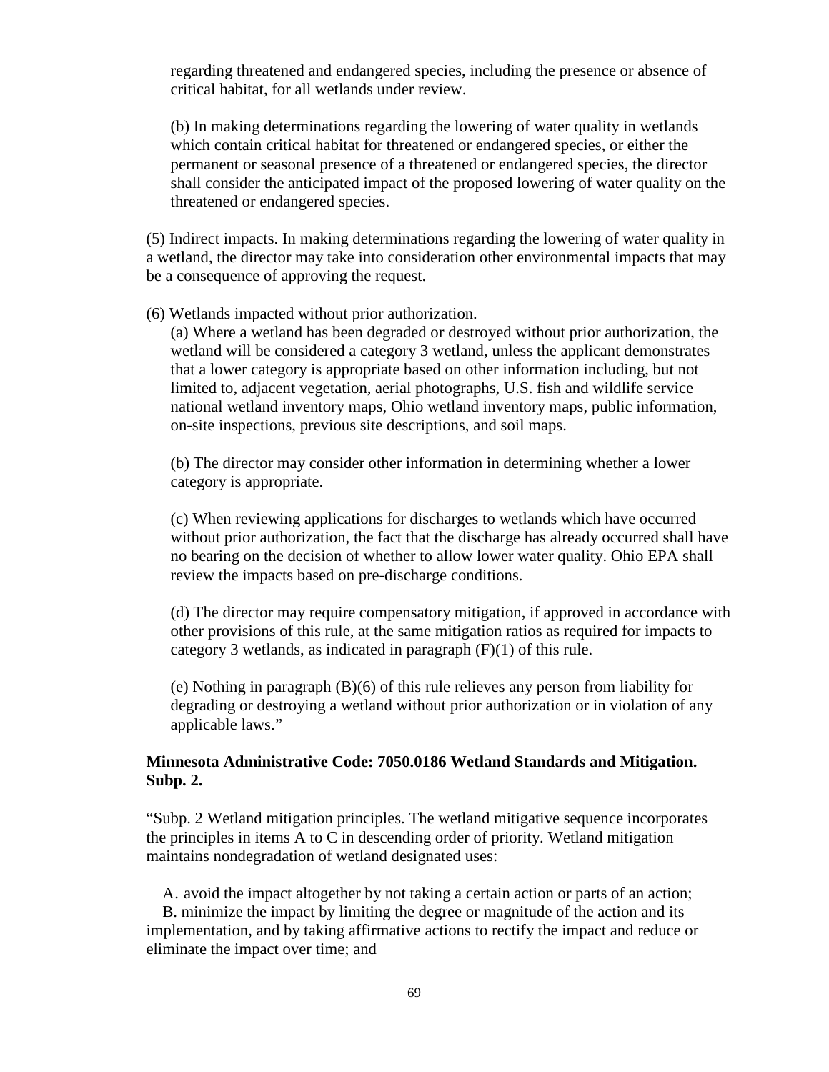regarding threatened and endangered species, including the presence or absence of critical habitat, for all wetlands under review.

(b) In making determinations regarding the lowering of water quality in wetlands which contain critical habitat for threatened or endangered species, or either the permanent or seasonal presence of a threatened or endangered species, the director shall consider the anticipated impact of the proposed lowering of water quality on the threatened or endangered species.

(5) Indirect impacts. In making determinations regarding the lowering of water quality in a wetland, the director may take into consideration other environmental impacts that may be a consequence of approving the request.

(6) Wetlands impacted without prior authorization.

(a) Where a wetland has been degraded or destroyed without prior authorization, the wetland will be considered a category 3 wetland, unless the applicant demonstrates that a lower category is appropriate based on other information including, but not limited to, adjacent vegetation, aerial photographs, U.S. fish and wildlife service national wetland inventory maps, Ohio wetland inventory maps, public information, on-site inspections, previous site descriptions, and soil maps.

(b) The director may consider other information in determining whether a lower category is appropriate.

(c) When reviewing applications for discharges to wetlands which have occurred without prior authorization, the fact that the discharge has already occurred shall have no bearing on the decision of whether to allow lower water quality. Ohio EPA shall review the impacts based on pre-discharge conditions.

(d) The director may require compensatory mitigation, if approved in accordance with other provisions of this rule, at the same mitigation ratios as required for impacts to category 3 wetlands, as indicated in paragraph (F)(1) of this rule.

(e) Nothing in paragraph (B)(6) of this rule relieves any person from liability for degrading or destroying a wetland without prior authorization or in violation of any applicable laws."

**Minnesota Administrative Code: 7050.0186 Wetland Standards and Mitigation. Subp. 2.**

"Subp. 2 Wetland mitigation principles. The wetland mitigative sequence incorporates the principles in items A to C in descending order of priority. Wetland mitigation maintains nondegradation of wetland designated uses:

A. avoid the impact altogether by not taking a certain action or parts of an action;
B. minimize the impact by limiting the degree or magnitude of the action and its implementation, and by taking affirmative actions to rectify the impact and reduce or eliminate the impact over time; and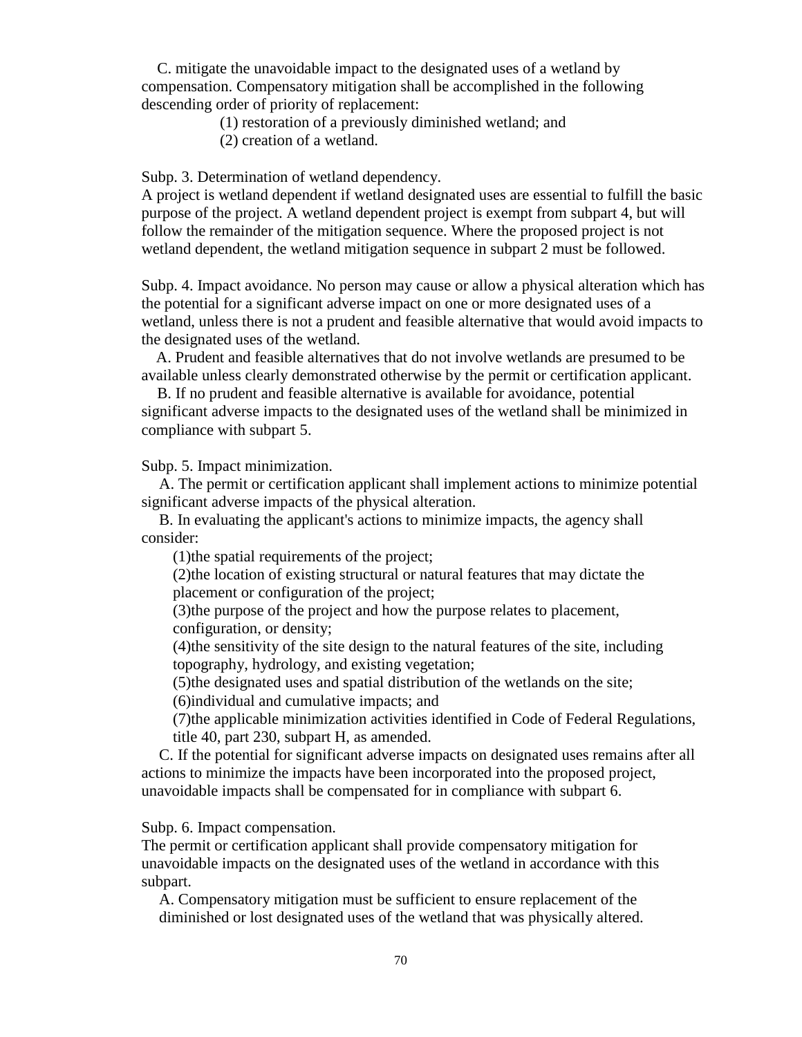C. mitigate the unavoidable impact to the designated uses of a wetland by compensation. Compensatory mitigation shall be accomplished in the following descending order of priority of replacement:

(1) restoration of a previously diminished wetland; and

(2) creation of a wetland.

Subp. 3. Determination of wetland dependency.
A project is wetland dependent if wetland designated uses are essential to fulfill the basic purpose of the project. A wetland dependent project is exempt from subpart 4, but will follow the remainder of the mitigation sequence. Where the proposed project is not wetland dependent, the wetland mitigation sequence in subpart 2 must be followed.

Subp. 4. Impact avoidance. No person may cause or allow a physical alteration which has the potential for a significant adverse impact on one or more designated uses of a wetland, unless there is not a prudent and feasible alternative that would avoid impacts to the designated uses of the wetland.

A. Prudent and feasible alternatives that do not involve wetlands are presumed to be available unless clearly demonstrated otherwise by the permit or certification applicant.

B. If no prudent and feasible alternative is available for avoidance, potential significant adverse impacts to the designated uses of the wetland shall be minimized in compliance with subpart 5.

Subp. 5. Impact minimization.

A. The permit or certification applicant shall implement actions to minimize potential significant adverse impacts of the physical alteration.

B. In evaluating the applicant's actions to minimize impacts, the agency shall consider:

(1)the spatial requirements of the project;

(2)the location of existing structural or natural features that may dictate the placement or configuration of the project;

(3)the purpose of the project and how the purpose relates to placement, configuration, or density;

(4)the sensitivity of the site design to the natural features of the site, including topography, hydrology, and existing vegetation;

(5)the designated uses and spatial distribution of the wetlands on the site;

(6)individual and cumulative impacts; and

(7)the applicable minimization activities identified in Code of Federal Regulations, title 40, part 230, subpart H, as amended.

C. If the potential for significant adverse impacts on designated uses remains after all actions to minimize the impacts have been incorporated into the proposed project, unavoidable impacts shall be compensated for in compliance with subpart 6.

Subp. 6. Impact compensation.
The permit or certification applicant shall provide compensatory mitigation for unavoidable impacts on the designated uses of the wetland in accordance with this subpart.

A. Compensatory mitigation must be sufficient to ensure replacement of the diminished or lost designated uses of the wetland that was physically altered.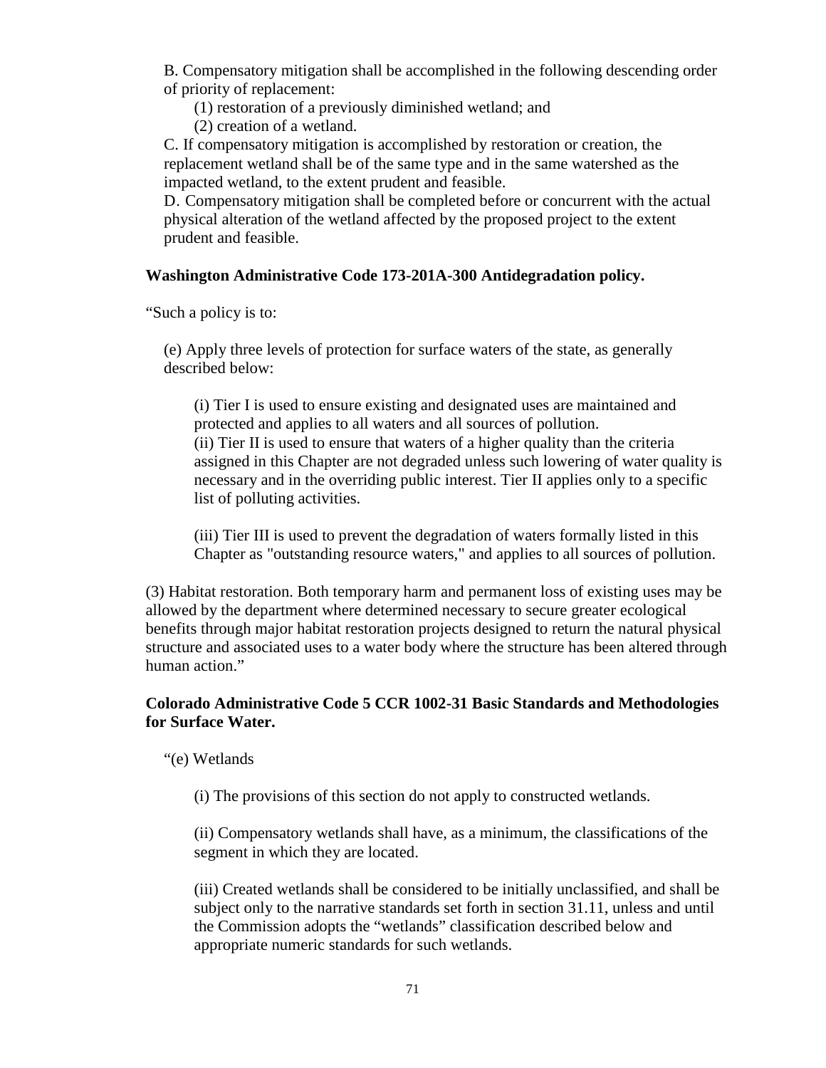B. Compensatory mitigation shall be accomplished in the following descending order of priority of replacement:

(1) restoration of a previously diminished wetland; and

(2) creation of a wetland.

C. If compensatory mitigation is accomplished by restoration or creation, the replacement wetland shall be of the same type and in the same watershed as the impacted wetland, to the extent prudent and feasible.

D. Compensatory mitigation shall be completed before or concurrent with the actual physical alteration of the wetland affected by the proposed project to the extent prudent and feasible.

**Washington Administrative Code 173-201A-300 Antidegradation policy.**

"Such a policy is to:

(e) Apply three levels of protection for surface waters of the state, as generally described below:

(i) Tier I is used to ensure existing and designated uses are maintained and protected and applies to all waters and all sources of pollution.

(ii) Tier II is used to ensure that waters of a higher quality than the criteria assigned in this Chapter are not degraded unless such lowering of water quality is necessary and in the overriding public interest. Tier II applies only to a specific list of polluting activities.

(iii) Tier III is used to prevent the degradation of waters formally listed in this Chapter as "outstanding resource waters," and applies to all sources of pollution.

(3) Habitat restoration. Both temporary harm and permanent loss of existing uses may be allowed by the department where determined necessary to secure greater ecological benefits through major habitat restoration projects designed to return the natural physical structure and associated uses to a water body where the structure has been altered through human action."

**Colorado Administrative Code 5 CCR 1002-31 Basic Standards and Methodologies for Surface Water.**

"(e) Wetlands

(i) The provisions of this section do not apply to constructed wetlands.

(ii) Compensatory wetlands shall have, as a minimum, the classifications of the segment in which they are located.

(iii) Created wetlands shall be considered to be initially unclassified, and shall be subject only to the narrative standards set forth in section 31.11, unless and until the Commission adopts the "wetlands" classification described below and appropriate numeric standards for such wetlands.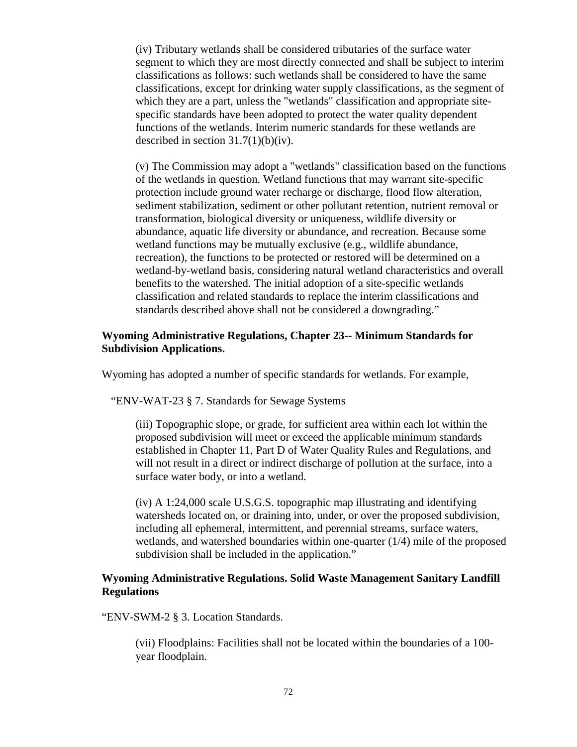(iv) Tributary wetlands shall be considered tributaries of the surface water segment to which they are most directly connected and shall be subject to interim classifications as follows: such wetlands shall be considered to have the same classifications, except for drinking water supply classifications, as the segment of which they are a part, unless the "wetlands" classification and appropriate site-specific standards have been adopted to protect the water quality dependent functions of the wetlands. Interim numeric standards for these wetlands are described in section 31.7(1)(b)(iv).

(v) The Commission may adopt a "wetlands" classification based on the functions of the wetlands in question. Wetland functions that may warrant site-specific protection include ground water recharge or discharge, flood flow alteration, sediment stabilization, sediment or other pollutant retention, nutrient removal or transformation, biological diversity or uniqueness, wildlife diversity or abundance, aquatic life diversity or abundance, and recreation. Because some wetland functions may be mutually exclusive (e.g., wildlife abundance, recreation), the functions to be protected or restored will be determined on a wetland-by-wetland basis, considering natural wetland characteristics and overall benefits to the watershed. The initial adoption of a site-specific wetlands classification and related standards to replace the interim classifications and standards described above shall not be considered a downgrading."

**Wyoming Administrative Regulations, Chapter 23-- Minimum Standards for Subdivision Applications.**

Wyoming has adopted a number of specific standards for wetlands. For example,

"ENV-WAT-23 § 7. Standards for Sewage Systems

(iii) Topographic slope, or grade, for sufficient area within each lot within the proposed subdivision will meet or exceed the applicable minimum standards established in Chapter 11, Part D of Water Quality Rules and Regulations, and will not result in a direct or indirect discharge of pollution at the surface, into a surface water body, or into a wetland.

(iv) A 1:24,000 scale U.S.G.S. topographic map illustrating and identifying watersheds located on, or draining into, under, or over the proposed subdivision, including all ephemeral, intermittent, and perennial streams, surface waters, wetlands, and watershed boundaries within one-quarter (1/4) mile of the proposed subdivision shall be included in the application."

**Wyoming Administrative Regulations. Solid Waste Management Sanitary Landfill Regulations**

"ENV-SWM-2 § 3. Location Standards.

(vii) Floodplains: Facilities shall not be located within the boundaries of a 100-year floodplain.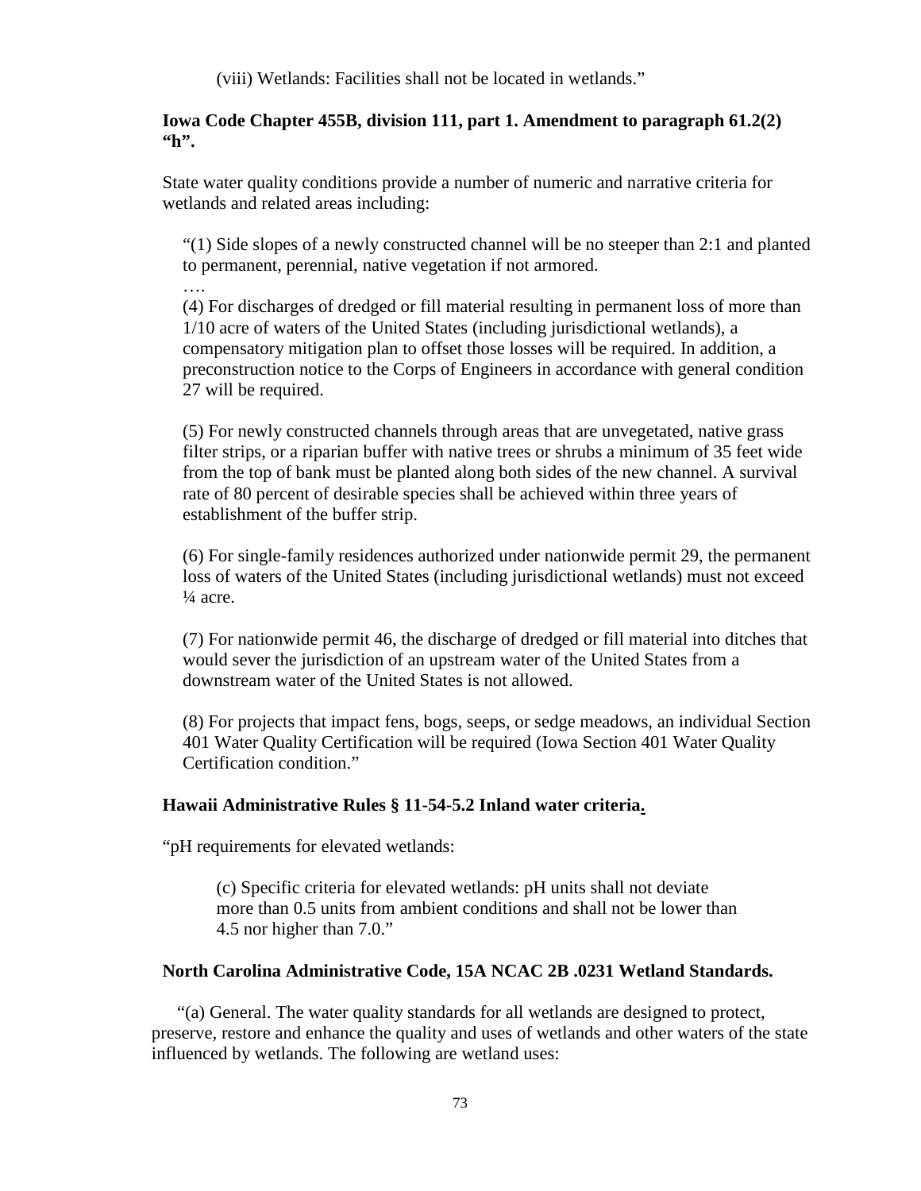(viii) Wetlands: Facilities shall not be located in wetlands."

**Iowa Code Chapter 455B, division 111, part 1. Amendment to paragraph 61.2(2) "h".**

State water quality conditions provide a number of numeric and narrative criteria for wetlands and related areas including:

"(1) Side slopes of a newly constructed channel will be no steeper than 2:1 and planted to permanent, perennial, native vegetation if not armored.

….

(4) For discharges of dredged or fill material resulting in permanent loss of more than 1/10 acre of waters of the United States (including jurisdictional wetlands), a compensatory mitigation plan to offset those losses will be required. In addition, a preconstruction notice to the Corps of Engineers in accordance with general condition 27 will be required.

(5) For newly constructed channels through areas that are unvegetated, native grass filter strips, or a riparian buffer with native trees or shrubs a minimum of 35 feet wide from the top of bank must be planted along both sides of the new channel. A survival rate of 80 percent of desirable species shall be achieved within three years of establishment of the buffer strip.

(6) For single-family residences authorized under nationwide permit 29, the permanent loss of waters of the United States (including jurisdictional wetlands) must not exceed ¼ acre.

(7) For nationwide permit 46, the discharge of dredged or fill material into ditches that would sever the jurisdiction of an upstream water of the United States from a downstream water of the United States is not allowed.

(8) For projects that impact fens, bogs, seeps, or sedge meadows, an individual Section 401 Water Quality Certification will be required (Iowa Section 401 Water Quality Certification condition."

**Hawaii Administrative Rules § 11-54-5.2 Inland water criteria.**

"pH requirements for elevated wetlands:

(c) Specific criteria for elevated wetlands: pH units shall not deviate more than 0.5 units from ambient conditions and shall not be lower than 4.5 nor higher than 7.0."

**North Carolina Administrative Code, 15A NCAC 2B .0231 Wetland Standards.**

"(a) General. The water quality standards for all wetlands are designed to protect, preserve, restore and enhance the quality and uses of wetlands and other waters of the state influenced by wetlands. The following are wetland uses: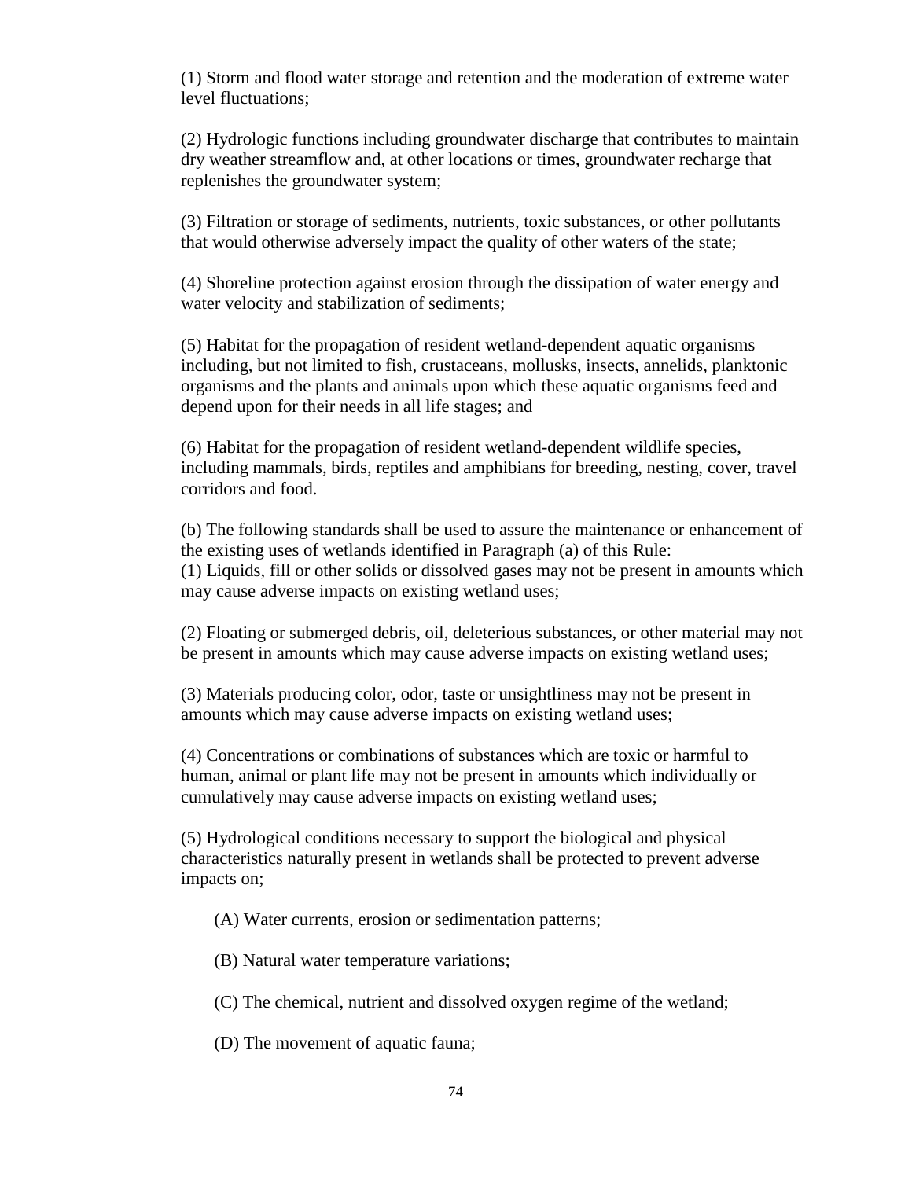(1) Storm and flood water storage and retention and the moderation of extreme water level fluctuations;

(2) Hydrologic functions including groundwater discharge that contributes to maintain dry weather streamflow and, at other locations or times, groundwater recharge that replenishes the groundwater system;

(3) Filtration or storage of sediments, nutrients, toxic substances, or other pollutants that would otherwise adversely impact the quality of other waters of the state;

(4) Shoreline protection against erosion through the dissipation of water energy and water velocity and stabilization of sediments;

(5) Habitat for the propagation of resident wetland-dependent aquatic organisms including, but not limited to fish, crustaceans, mollusks, insects, annelids, planktonic organisms and the plants and animals upon which these aquatic organisms feed and depend upon for their needs in all life stages; and

(6) Habitat for the propagation of resident wetland-dependent wildlife species, including mammals, birds, reptiles and amphibians for breeding, nesting, cover, travel corridors and food.

(b) The following standards shall be used to assure the maintenance or enhancement of the existing uses of wetlands identified in Paragraph (a) of this Rule:
(1) Liquids, fill or other solids or dissolved gases may not be present in amounts which may cause adverse impacts on existing wetland uses;

(2) Floating or submerged debris, oil, deleterious substances, or other material may not be present in amounts which may cause adverse impacts on existing wetland uses;

(3) Materials producing color, odor, taste or unsightliness may not be present in amounts which may cause adverse impacts on existing wetland uses;

(4) Concentrations or combinations of substances which are toxic or harmful to human, animal or plant life may not be present in amounts which individually or cumulatively may cause adverse impacts on existing wetland uses;

(5) Hydrological conditions necessary to support the biological and physical characteristics naturally present in wetlands shall be protected to prevent adverse impacts on;

(A) Water currents, erosion or sedimentation patterns;

(B) Natural water temperature variations;

(C) The chemical, nutrient and dissolved oxygen regime of the wetland;

(D) The movement of aquatic fauna;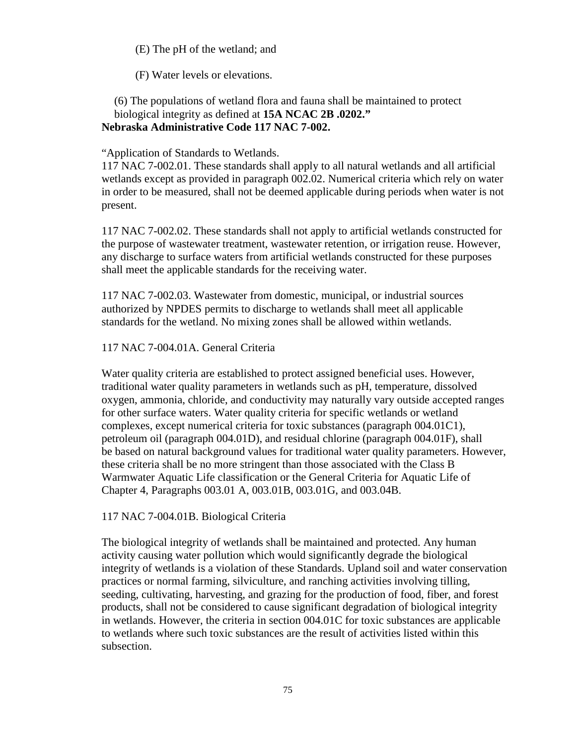(E) The pH of the wetland; and

(F) Water levels or elevations.

(6) The populations of wetland flora and fauna shall be maintained to protect biological integrity as defined at **15A NCAC 2B .0202.”**

**Nebraska Administrative Code 117 NAC 7-002.**

“Application of Standards to Wetlands.

117 NAC 7-002.01. These standards shall apply to all natural wetlands and all artificial wetlands except as provided in paragraph 002.02. Numerical criteria which rely on water in order to be measured, shall not be deemed applicable during periods when water is not present.

117 NAC 7-002.02. These standards shall not apply to artificial wetlands constructed for the purpose of wastewater treatment, wastewater retention, or irrigation reuse. However, any discharge to surface waters from artificial wetlands constructed for these purposes shall meet the applicable standards for the receiving water.

117 NAC 7-002.03. Wastewater from domestic, municipal, or industrial sources authorized by NPDES permits to discharge to wetlands shall meet all applicable standards for the wetland. No mixing zones shall be allowed within wetlands.

117 NAC 7-004.01A. General Criteria

Water quality criteria are established to protect assigned beneficial uses. However, traditional water quality parameters in wetlands such as pH, temperature, dissolved oxygen, ammonia, chloride, and conductivity may naturally vary outside accepted ranges for other surface waters. Water quality criteria for specific wetlands or wetland complexes, except numerical criteria for toxic substances (paragraph 004.01C1), petroleum oil (paragraph 004.01D), and residual chlorine (paragraph 004.01F), shall be based on natural background values for traditional water quality parameters. However, these criteria shall be no more stringent than those associated with the Class B Warmwater Aquatic Life classification or the General Criteria for Aquatic Life of Chapter 4, Paragraphs 003.01 A, 003.01B, 003.01G, and 003.04B.

117 NAC 7-004.01B. Biological Criteria

The biological integrity of wetlands shall be maintained and protected. Any human activity causing water pollution which would significantly degrade the biological integrity of wetlands is a violation of these Standards. Upland soil and water conservation practices or normal farming, silviculture, and ranching activities involving tilling, seeding, cultivating, harvesting, and grazing for the production of food, fiber, and forest products, shall not be considered to cause significant degradation of biological integrity in wetlands. However, the criteria in section 004.01C for toxic substances are applicable to wetlands where such toxic substances are the result of activities listed within this subsection.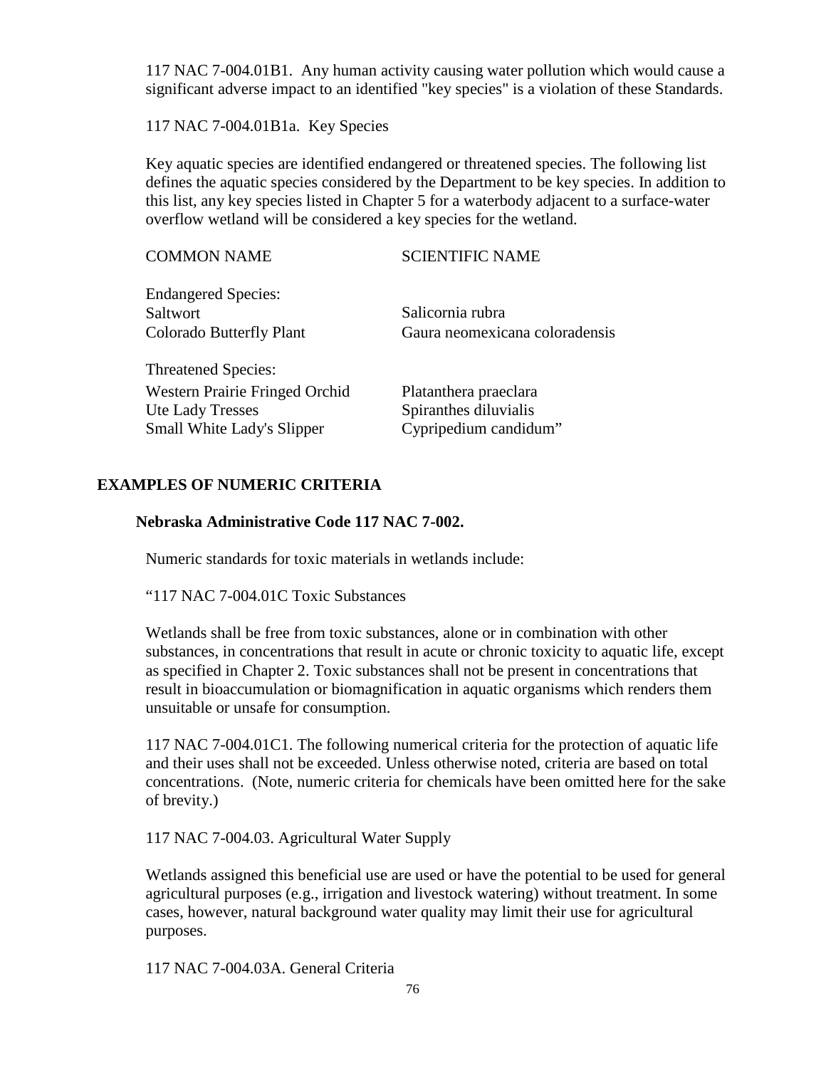117 NAC 7-004.01B1. Any human activity causing water pollution which would cause a significant adverse impact to an identified "key species" is a violation of these Standards.

117 NAC 7-004.01B1a. Key Species

Key aquatic species are identified endangered or threatened species. The following list defines the aquatic species considered by the Department to be key species. In addition to this list, any key species listed in Chapter 5 for a waterbody adjacent to a surface-water overflow wetland will be considered a key species for the wetland.

| COMMON NAME | SCIENTIFIC NAME |
|---|---|
| Endangered Species: | |
| Saltwort | Salicornia rubra |
| Colorado Butterfly Plant | Gaura neomexicana coloradensis |
| Threatened Species: | |
| Western Prairie Fringed Orchid | Platanthera praeclara |
| Ute Lady Tresses | Spiranthes diluvialis |
| Small White Lady's Slipper | Cypripedium candidum" |

## EXAMPLES OF NUMERIC CRITERIA

### Nebraska Administrative Code 117 NAC 7-002.

Numeric standards for toxic materials in wetlands include:

"117 NAC 7-004.01C Toxic Substances

Wetlands shall be free from toxic substances, alone or in combination with other substances, in concentrations that result in acute or chronic toxicity to aquatic life, except as specified in Chapter 2. Toxic substances shall not be present in concentrations that result in bioaccumulation or biomagnification in aquatic organisms which renders them unsuitable or unsafe for consumption.

117 NAC 7-004.01C1. The following numerical criteria for the protection of aquatic life and their uses shall not be exceeded. Unless otherwise noted, criteria are based on total concentrations. (Note, numeric criteria for chemicals have been omitted here for the sake of brevity.)

117 NAC 7-004.03. Agricultural Water Supply

Wetlands assigned this beneficial use are used or have the potential to be used for general agricultural purposes (e.g., irrigation and livestock watering) without treatment. In some cases, however, natural background water quality may limit their use for agricultural purposes.

117 NAC 7-004.03A. General Criteria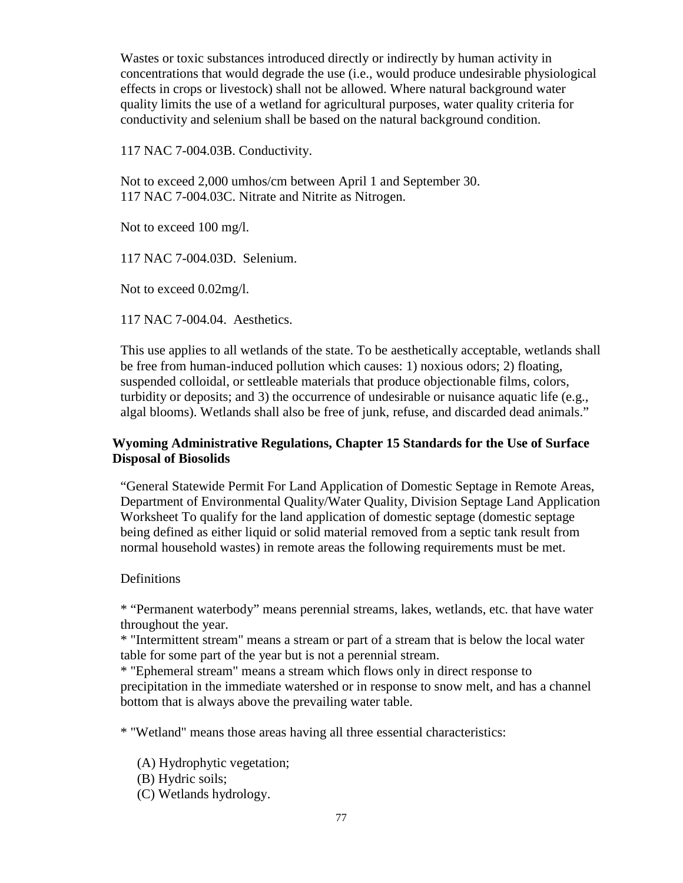Wastes or toxic substances introduced directly or indirectly by human activity in concentrations that would degrade the use (i.e., would produce undesirable physiological effects in crops or livestock) shall not be allowed. Where natural background water quality limits the use of a wetland for agricultural purposes, water quality criteria for conductivity and selenium shall be based on the natural background condition.

117 NAC 7-004.03B. Conductivity.

Not to exceed 2,000 umhos/cm between April 1 and September 30.
117 NAC 7-004.03C. Nitrate and Nitrite as Nitrogen.

Not to exceed 100 mg/l.

117 NAC 7-004.03D. Selenium.

Not to exceed 0.02mg/l.

117 NAC 7-004.04. Aesthetics.

This use applies to all wetlands of the state. To be aesthetically acceptable, wetlands shall be free from human-induced pollution which causes: 1) noxious odors; 2) floating, suspended colloidal, or settleable materials that produce objectionable films, colors, turbidity or deposits; and 3) the occurrence of undesirable or nuisance aquatic life (e.g., algal blooms). Wetlands shall also be free of junk, refuse, and discarded dead animals."

**Wyoming Administrative Regulations, Chapter 15 Standards for the Use of Surface Disposal of Biosolids**

"General Statewide Permit For Land Application of Domestic Septage in Remote Areas, Department of Environmental Quality/Water Quality, Division Septage Land Application Worksheet To qualify for the land application of domestic septage (domestic septage being defined as either liquid or solid material removed from a septic tank result from normal household wastes) in remote areas the following requirements must be met.

Definitions

* "Permanent waterbody" means perennial streams, lakes, wetlands, etc. that have water throughout the year.
* "Intermittent stream" means a stream or part of a stream that is below the local water table for some part of the year but is not a perennial stream.
* "Ephemeral stream" means a stream which flows only in direct response to precipitation in the immediate watershed or in response to snow melt, and has a channel bottom that is always above the prevailing water table.

* "Wetland" means those areas having all three essential characteristics:

  (A) Hydrophytic vegetation;
  (B) Hydric soils;
  (C) Wetlands hydrology.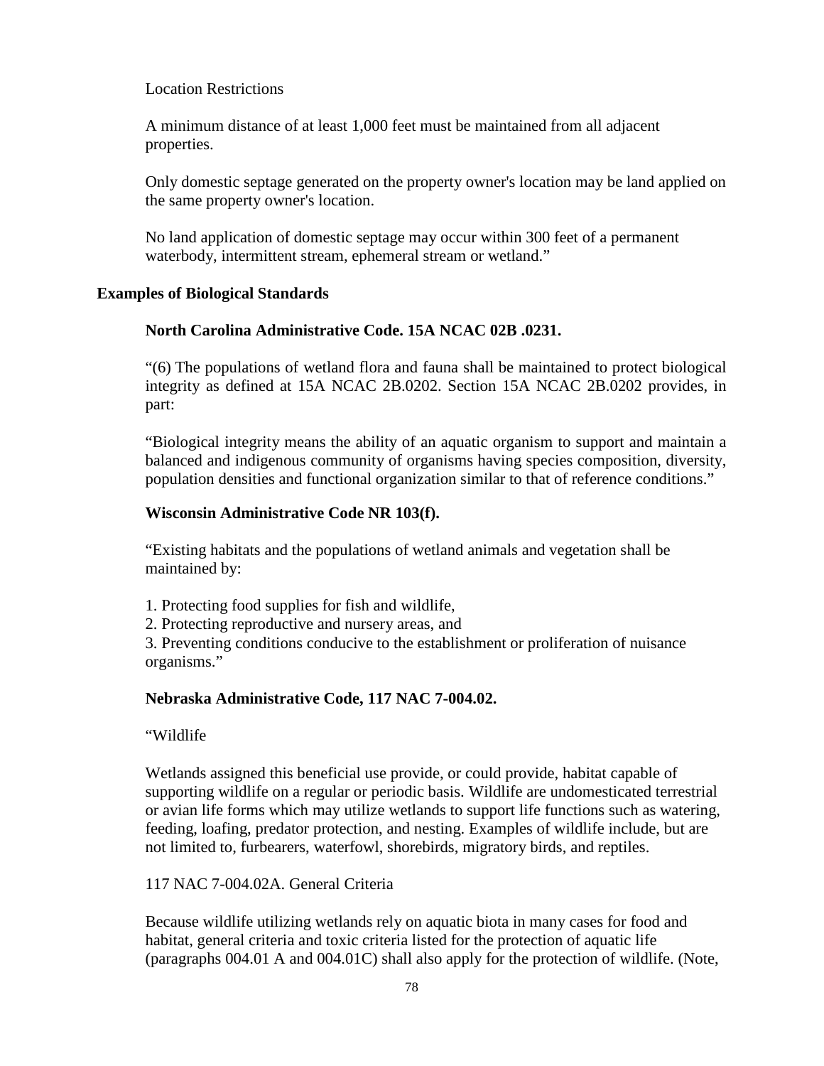Location Restrictions

A minimum distance of at least 1,000 feet must be maintained from all adjacent properties.

Only domestic septage generated on the property owner's location may be land applied on the same property owner's location.

No land application of domestic septage may occur within 300 feet of a permanent waterbody, intermittent stream, ephemeral stream or wetland."

### Examples of Biological Standards

**North Carolina Administrative Code. 15A NCAC 02B .0231.**

"(6) The populations of wetland flora and fauna shall be maintained to protect biological integrity as defined at 15A NCAC 2B.0202. Section 15A NCAC 2B.0202 provides, in part:

"Biological integrity means the ability of an aquatic organism to support and maintain a balanced and indigenous community of organisms having species composition, diversity, population densities and functional organization similar to that of reference conditions."

**Wisconsin Administrative Code NR 103(f).**

"Existing habitats and the populations of wetland animals and vegetation shall be maintained by:

1. Protecting food supplies for fish and wildlife,
2. Protecting reproductive and nursery areas, and
3. Preventing conditions conducive to the establishment or proliferation of nuisance organisms."

**Nebraska Administrative Code, 117 NAC 7-004.02.**

"Wildlife

Wetlands assigned this beneficial use provide, or could provide, habitat capable of supporting wildlife on a regular or periodic basis. Wildlife are undomesticated terrestrial or avian life forms which may utilize wetlands to support life functions such as watering, feeding, loafing, predator protection, and nesting. Examples of wildlife include, but are not limited to, furbearers, waterfowl, shorebirds, migratory birds, and reptiles.

117 NAC 7-004.02A. General Criteria

Because wildlife utilizing wetlands rely on aquatic biota in many cases for food and habitat, general criteria and toxic criteria listed for the protection of aquatic life (paragraphs 004.01 A and 004.01C) shall also apply for the protection of wildlife. (Note,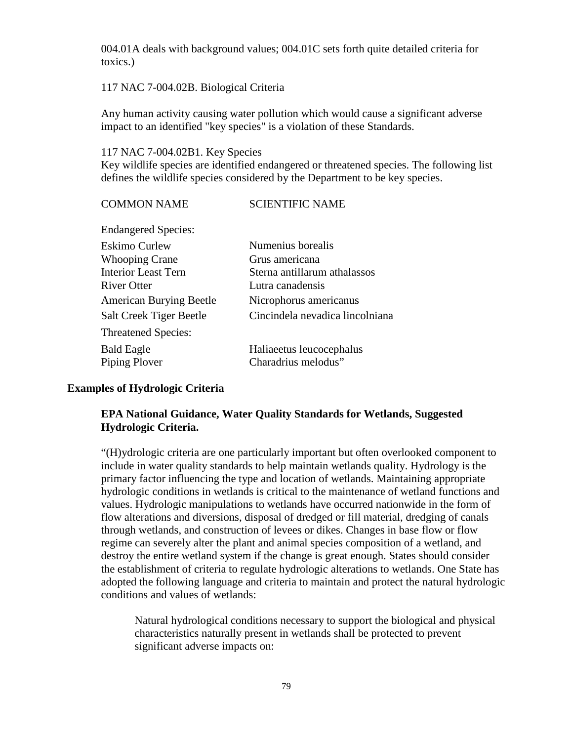004.01A deals with background values; 004.01C sets forth quite detailed criteria for toxics.)

117 NAC 7-004.02B. Biological Criteria

Any human activity causing water pollution which would cause a significant adverse impact to an identified "key species" is a violation of these Standards.

117 NAC 7-004.02B1. Key Species
Key wildlife species are identified endangered or threatened species. The following list defines the wildlife species considered by the Department to be key species.

| COMMON NAME | SCIENTIFIC NAME |
|---|---|
| Endangered Species: | |
| Eskimo Curlew | Numenius borealis |
| Whooping Crane | Grus americana |
| Interior Least Tern | Sterna antillarum athalassos |
| River Otter | Lutra canadensis |
| American Burying Beetle | Nicrophorus americanus |
| Salt Creek Tiger Beetle | Cincindela nevadica lincolniana |
| Threatened Species: | |
| Bald Eagle | Haliaeetus leucocephalus |
| Piping Plover | Charadrius melodus" |

**Examples of Hydrologic Criteria**

**EPA National Guidance, Water Quality Standards for Wetlands, Suggested Hydrologic Criteria.**

"(H)ydrologic criteria are one particularly important but often overlooked component to include in water quality standards to help maintain wetlands quality. Hydrology is the primary factor influencing the type and location of wetlands. Maintaining appropriate hydrologic conditions in wetlands is critical to the maintenance of wetland functions and values. Hydrologic manipulations to wetlands have occurred nationwide in the form of flow alterations and diversions, disposal of dredged or fill material, dredging of canals through wetlands, and construction of levees or dikes. Changes in base flow or flow regime can severely alter the plant and animal species composition of a wetland, and destroy the entire wetland system if the change is great enough. States should consider the establishment of criteria to regulate hydrologic alterations to wetlands. One State has adopted the following language and criteria to maintain and protect the natural hydrologic conditions and values of wetlands:

> Natural hydrological conditions necessary to support the biological and physical characteristics naturally present in wetlands shall be protected to prevent significant adverse impacts on: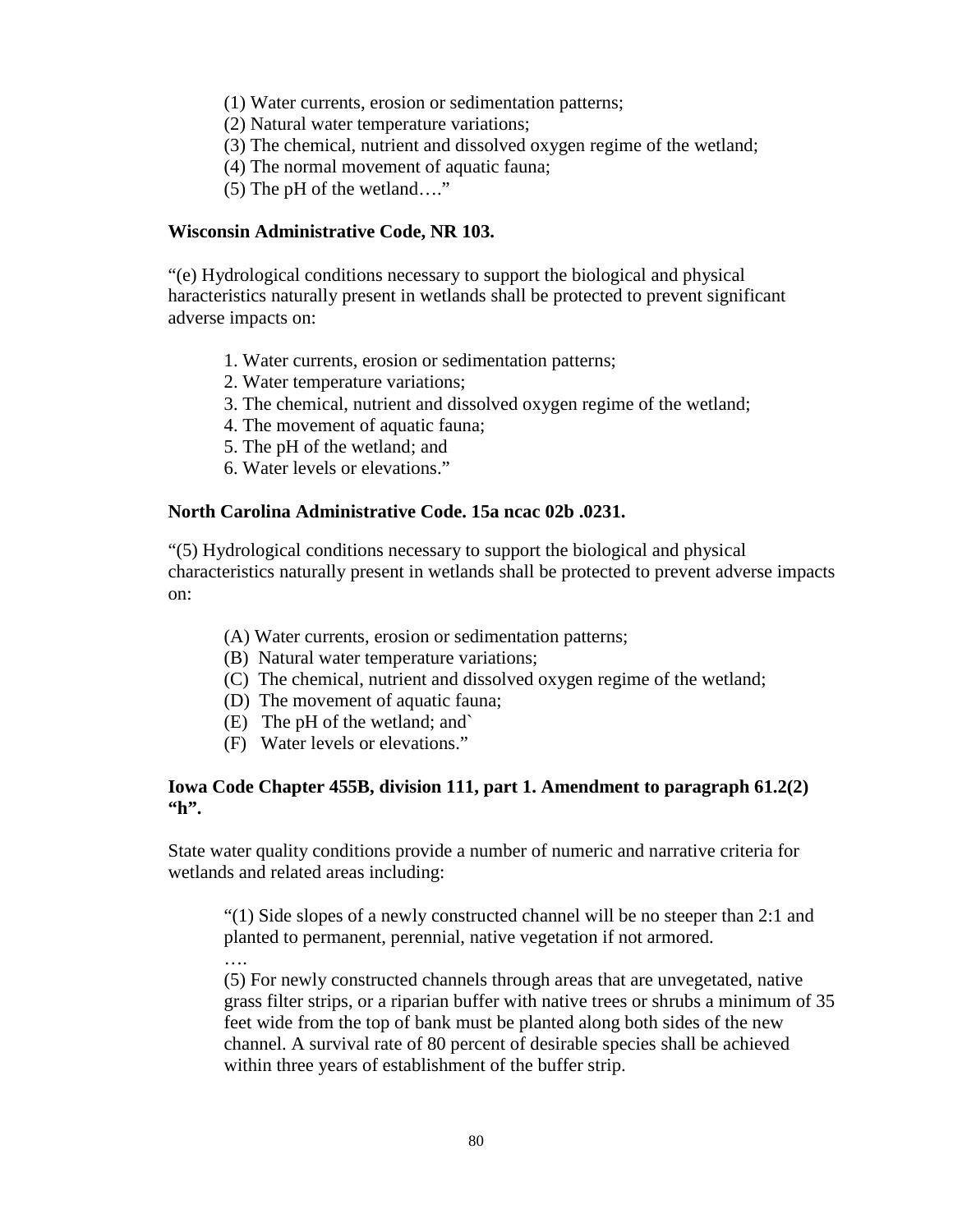(1) Water currents, erosion or sedimentation patterns;
(2) Natural water temperature variations;
(3) The chemical, nutrient and dissolved oxygen regime of the wetland;
(4) The normal movement of aquatic fauna;
(5) The pH of the wetland…."

**Wisconsin Administrative Code, NR 103.**

"(e) Hydrological conditions necessary to support the biological and physical haracteristics naturally present in wetlands shall be protected to prevent significant adverse impacts on:

1. Water currents, erosion or sedimentation patterns;
2. Water temperature variations;
3. The chemical, nutrient and dissolved oxygen regime of the wetland;
4. The movement of aquatic fauna;
5. The pH of the wetland; and
6. Water levels or elevations."

**North Carolina Administrative Code. 15a ncac 02b .0231.**

"(5) Hydrological conditions necessary to support the biological and physical characteristics naturally present in wetlands shall be protected to prevent adverse impacts on:

(A) Water currents, erosion or sedimentation patterns;
(B) Natural water temperature variations;
(C) The chemical, nutrient and dissolved oxygen regime of the wetland;
(D) The movement of aquatic fauna;
(E) The pH of the wetland; and`
(F) Water levels or elevations."

**Iowa Code Chapter 455B, division 111, part 1. Amendment to paragraph 61.2(2) "h".**

State water quality conditions provide a number of numeric and narrative criteria for wetlands and related areas including:

> "(1) Side slopes of a newly constructed channel will be no steeper than 2:1 and planted to permanent, perennial, native vegetation if not armored.
> ….
> (5) For newly constructed channels through areas that are unvegetated, native grass filter strips, or a riparian buffer with native trees or shrubs a minimum of 35 feet wide from the top of bank must be planted along both sides of the new channel. A survival rate of 80 percent of desirable species shall be achieved within three years of establishment of the buffer strip.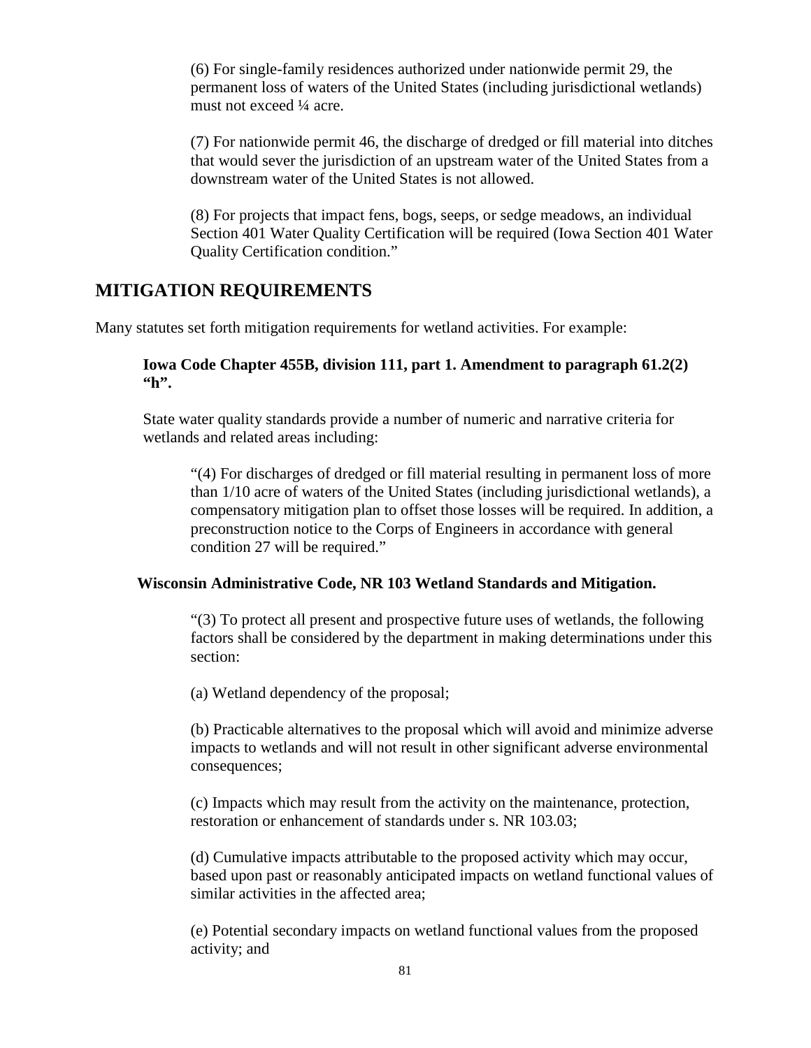(6) For single-family residences authorized under nationwide permit 29, the permanent loss of waters of the United States (including jurisdictional wetlands) must not exceed ¼ acre.

(7) For nationwide permit 46, the discharge of dredged or fill material into ditches that would sever the jurisdiction of an upstream water of the United States from a downstream water of the United States is not allowed.

(8) For projects that impact fens, bogs, seeps, or sedge meadows, an individual Section 401 Water Quality Certification will be required (Iowa Section 401 Water Quality Certification condition."

## MITIGATION REQUIREMENTS

Many statutes set forth mitigation requirements for wetland activities. For example:

**Iowa Code Chapter 455B, division 111, part 1. Amendment to paragraph 61.2(2) "h".**

State water quality standards provide a number of numeric and narrative criteria for wetlands and related areas including:

"(4) For discharges of dredged or fill material resulting in permanent loss of more than 1/10 acre of waters of the United States (including jurisdictional wetlands), a compensatory mitigation plan to offset those losses will be required. In addition, a preconstruction notice to the Corps of Engineers in accordance with general condition 27 will be required."

**Wisconsin Administrative Code, NR 103 Wetland Standards and Mitigation.**

"(3) To protect all present and prospective future uses of wetlands, the following factors shall be considered by the department in making determinations under this section:

(a) Wetland dependency of the proposal;

(b) Practicable alternatives to the proposal which will avoid and minimize adverse impacts to wetlands and will not result in other significant adverse environmental consequences;

(c) Impacts which may result from the activity on the maintenance, protection, restoration or enhancement of standards under s. NR 103.03;

(d) Cumulative impacts attributable to the proposed activity which may occur, based upon past or reasonably anticipated impacts on wetland functional values of similar activities in the affected area;

(e) Potential secondary impacts on wetland functional values from the proposed activity; and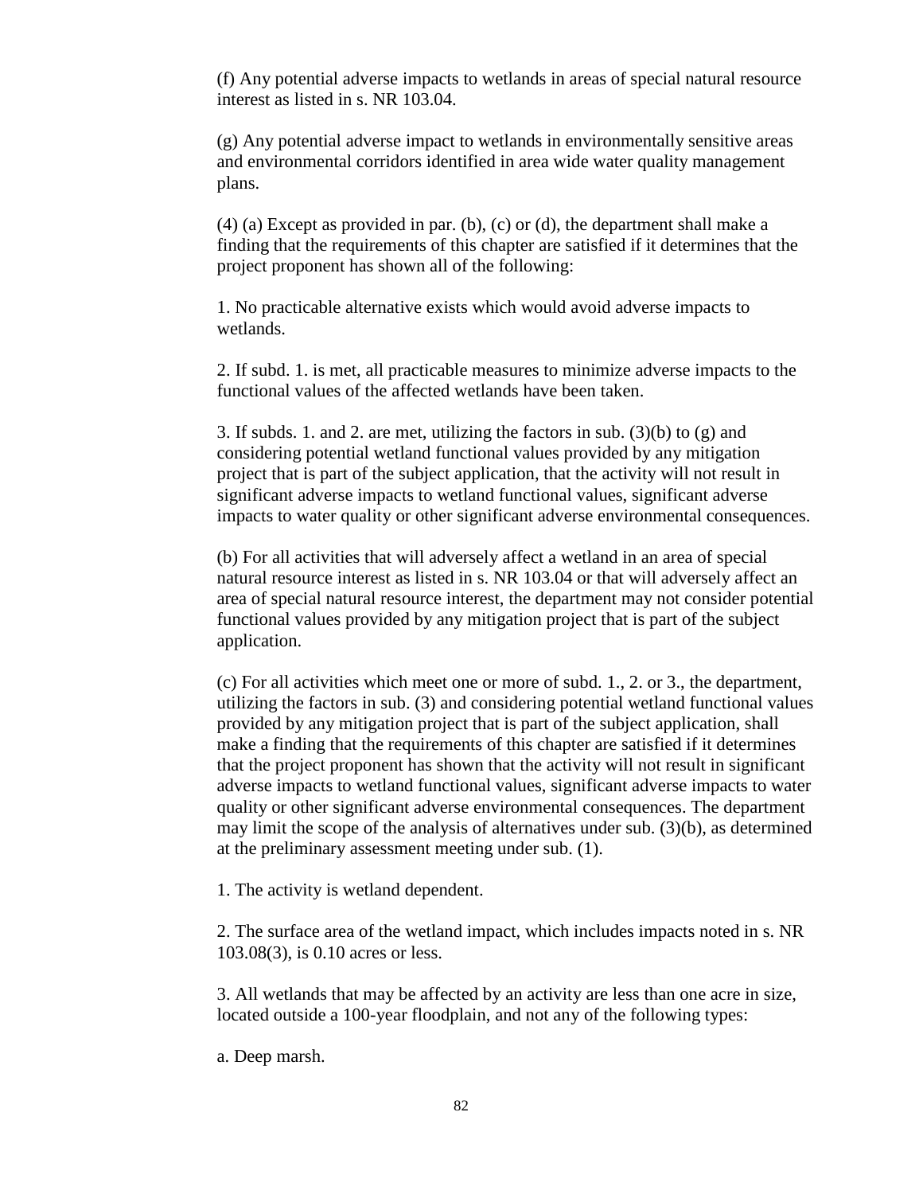(f) Any potential adverse impacts to wetlands in areas of special natural resource interest as listed in s. NR 103.04.

(g) Any potential adverse impact to wetlands in environmentally sensitive areas and environmental corridors identified in area wide water quality management plans.

(4) (a) Except as provided in par. (b), (c) or (d), the department shall make a finding that the requirements of this chapter are satisfied if it determines that the project proponent has shown all of the following:

1. No practicable alternative exists which would avoid adverse impacts to wetlands.

2. If subd. 1. is met, all practicable measures to minimize adverse impacts to the functional values of the affected wetlands have been taken.

3. If subds. 1. and 2. are met, utilizing the factors in sub. (3)(b) to (g) and considering potential wetland functional values provided by any mitigation project that is part of the subject application, that the activity will not result in significant adverse impacts to wetland functional values, significant adverse impacts to water quality or other significant adverse environmental consequences.

(b) For all activities that will adversely affect a wetland in an area of special natural resource interest as listed in s. NR 103.04 or that will adversely affect an area of special natural resource interest, the department may not consider potential functional values provided by any mitigation project that is part of the subject application.

(c) For all activities which meet one or more of subd. 1., 2. or 3., the department, utilizing the factors in sub. (3) and considering potential wetland functional values provided by any mitigation project that is part of the subject application, shall make a finding that the requirements of this chapter are satisfied if it determines that the project proponent has shown that the activity will not result in significant adverse impacts to wetland functional values, significant adverse impacts to water quality or other significant adverse environmental consequences. The department may limit the scope of the analysis of alternatives under sub. (3)(b), as determined at the preliminary assessment meeting under sub. (1).

1. The activity is wetland dependent.

2. The surface area of the wetland impact, which includes impacts noted in s. NR 103.08(3), is 0.10 acres or less.

3. All wetlands that may be affected by an activity are less than one acre in size, located outside a 100-year floodplain, and not any of the following types:

a. Deep marsh.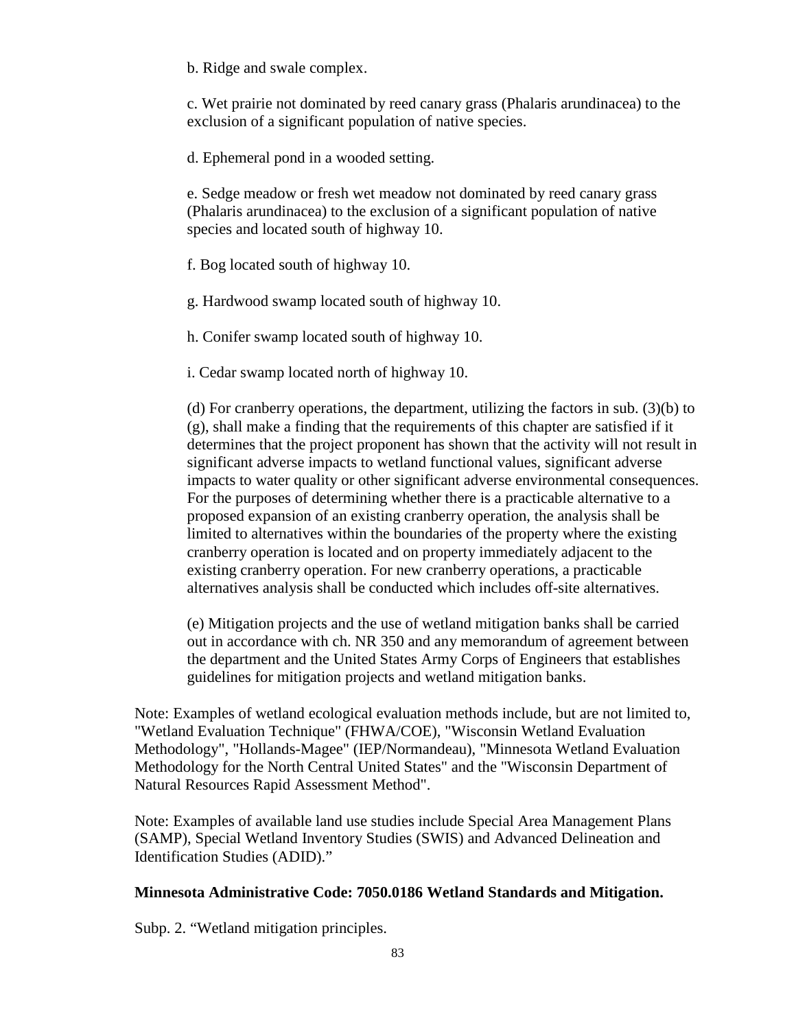b. Ridge and swale complex.

c. Wet prairie not dominated by reed canary grass (Phalaris arundinacea) to the exclusion of a significant population of native species.

d. Ephemeral pond in a wooded setting.

e. Sedge meadow or fresh wet meadow not dominated by reed canary grass (Phalaris arundinacea) to the exclusion of a significant population of native species and located south of highway 10.

f. Bog located south of highway 10.

g. Hardwood swamp located south of highway 10.

h. Conifer swamp located south of highway 10.

i. Cedar swamp located north of highway 10.

(d) For cranberry operations, the department, utilizing the factors in sub. (3)(b) to (g), shall make a finding that the requirements of this chapter are satisfied if it determines that the project proponent has shown that the activity will not result in significant adverse impacts to wetland functional values, significant adverse impacts to water quality or other significant adverse environmental consequences. For the purposes of determining whether there is a practicable alternative to a proposed expansion of an existing cranberry operation, the analysis shall be limited to alternatives within the boundaries of the property where the existing cranberry operation is located and on property immediately adjacent to the existing cranberry operation. For new cranberry operations, a practicable alternatives analysis shall be conducted which includes off-site alternatives.

(e) Mitigation projects and the use of wetland mitigation banks shall be carried out in accordance with ch. NR 350 and any memorandum of agreement between the department and the United States Army Corps of Engineers that establishes guidelines for mitigation projects and wetland mitigation banks.

Note: Examples of wetland ecological evaluation methods include, but are not limited to, "Wetland Evaluation Technique" (FHWA/COE), "Wisconsin Wetland Evaluation Methodology", "Hollands-Magee" (IEP/Normandeau), "Minnesota Wetland Evaluation Methodology for the North Central United States" and the "Wisconsin Department of Natural Resources Rapid Assessment Method".

Note: Examples of available land use studies include Special Area Management Plans (SAMP), Special Wetland Inventory Studies (SWIS) and Advanced Delineation and Identification Studies (ADID)."

**Minnesota Administrative Code: 7050.0186 Wetland Standards and Mitigation.**

Subp. 2. "Wetland mitigation principles.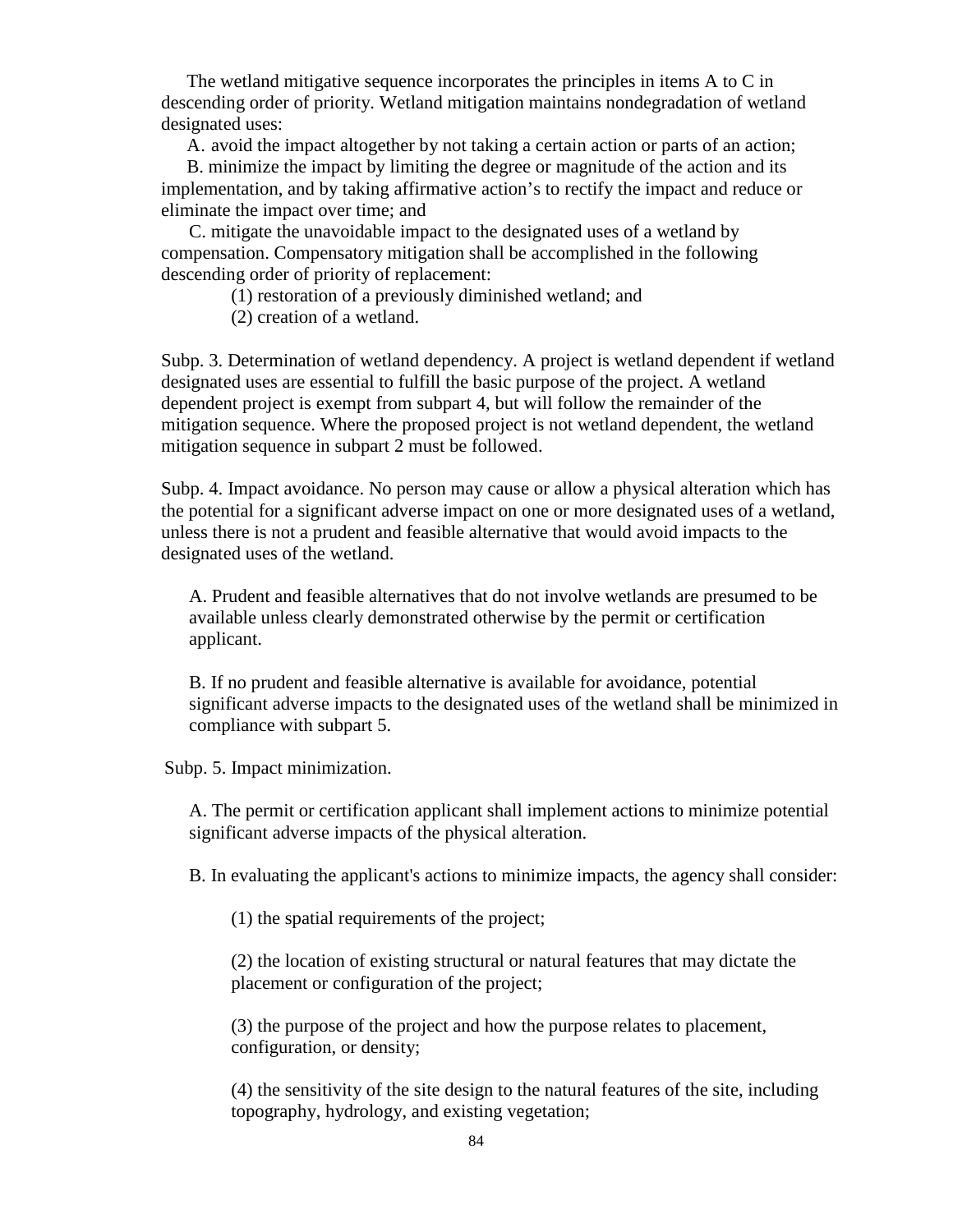The wetland mitigative sequence incorporates the principles in items A to C in descending order of priority. Wetland mitigation maintains nondegradation of wetland designated uses:

A. avoid the impact altogether by not taking a certain action or parts of an action;

B. minimize the impact by limiting the degree or magnitude of the action and its implementation, and by taking affirmative action's to rectify the impact and reduce or eliminate the impact over time; and

C. mitigate the unavoidable impact to the designated uses of a wetland by compensation. Compensatory mitigation shall be accomplished in the following descending order of priority of replacement:

(1) restoration of a previously diminished wetland; and

(2) creation of a wetland.

Subp. 3. Determination of wetland dependency. A project is wetland dependent if wetland designated uses are essential to fulfill the basic purpose of the project. A wetland dependent project is exempt from subpart 4, but will follow the remainder of the mitigation sequence. Where the proposed project is not wetland dependent, the wetland mitigation sequence in subpart 2 must be followed.

Subp. 4. Impact avoidance. No person may cause or allow a physical alteration which has the potential for a significant adverse impact on one or more designated uses of a wetland, unless there is not a prudent and feasible alternative that would avoid impacts to the designated uses of the wetland.

A. Prudent and feasible alternatives that do not involve wetlands are presumed to be available unless clearly demonstrated otherwise by the permit or certification applicant.

B. If no prudent and feasible alternative is available for avoidance, potential significant adverse impacts to the designated uses of the wetland shall be minimized in compliance with subpart 5.

Subp. 5. Impact minimization.

A. The permit or certification applicant shall implement actions to minimize potential significant adverse impacts of the physical alteration.

B. In evaluating the applicant's actions to minimize impacts, the agency shall consider:

(1) the spatial requirements of the project;

(2) the location of existing structural or natural features that may dictate the placement or configuration of the project;

(3) the purpose of the project and how the purpose relates to placement, configuration, or density;

(4) the sensitivity of the site design to the natural features of the site, including topography, hydrology, and existing vegetation;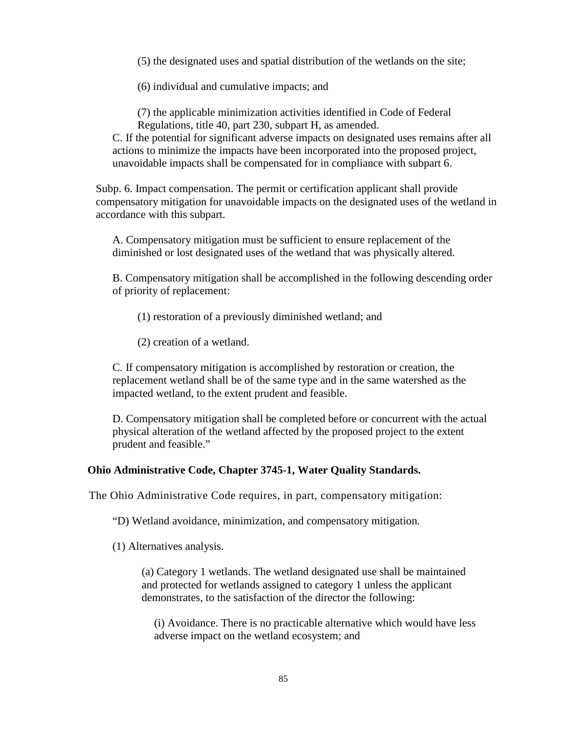(5) the designated uses and spatial distribution of the wetlands on the site;

(6) individual and cumulative impacts; and

(7) the applicable minimization activities identified in Code of Federal Regulations, title 40, part 230, subpart H, as amended.

C. If the potential for significant adverse impacts on designated uses remains after all actions to minimize the impacts have been incorporated into the proposed project, unavoidable impacts shall be compensated for in compliance with subpart 6.

Subp. 6. Impact compensation. The permit or certification applicant shall provide compensatory mitigation for unavoidable impacts on the designated uses of the wetland in accordance with this subpart.

A. Compensatory mitigation must be sufficient to ensure replacement of the diminished or lost designated uses of the wetland that was physically altered.

B. Compensatory mitigation shall be accomplished in the following descending order of priority of replacement:

(1) restoration of a previously diminished wetland; and

(2) creation of a wetland.

C. If compensatory mitigation is accomplished by restoration or creation, the replacement wetland shall be of the same type and in the same watershed as the impacted wetland, to the extent prudent and feasible.

D. Compensatory mitigation shall be completed before or concurrent with the actual physical alteration of the wetland affected by the proposed project to the extent prudent and feasible."

**Ohio Administrative Code, Chapter 3745-1, Water Quality Standards.**

The Ohio Administrative Code requires, in part, compensatory mitigation:

"D) Wetland avoidance, minimization, and compensatory mitigation.

(1) Alternatives analysis.

(a) Category 1 wetlands. The wetland designated use shall be maintained and protected for wetlands assigned to category 1 unless the applicant demonstrates, to the satisfaction of the director the following:

(i) Avoidance. There is no practicable alternative which would have less adverse impact on the wetland ecosystem; and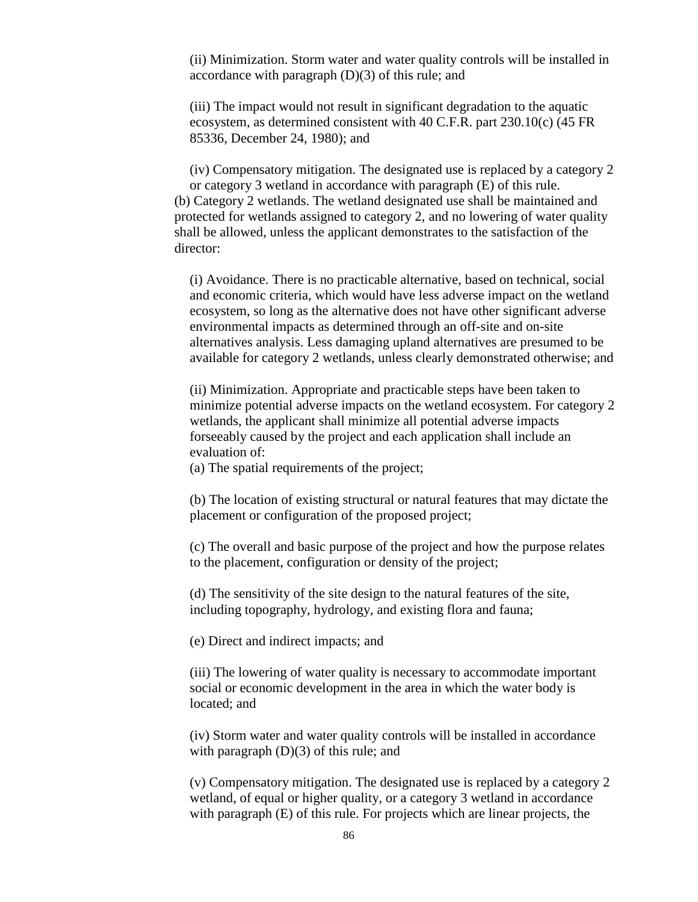(ii) Minimization. Storm water and water quality controls will be installed in accordance with paragraph (D)(3) of this rule; and

(iii) The impact would not result in significant degradation to the aquatic ecosystem, as determined consistent with 40 C.F.R. part 230.10(c) (45 FR 85336, December 24, 1980); and

(iv) Compensatory mitigation. The designated use is replaced by a category 2 or category 3 wetland in accordance with paragraph (E) of this rule.

(b) Category 2 wetlands. The wetland designated use shall be maintained and protected for wetlands assigned to category 2, and no lowering of water quality shall be allowed, unless the applicant demonstrates to the satisfaction of the director:

(i) Avoidance. There is no practicable alternative, based on technical, social and economic criteria, which would have less adverse impact on the wetland ecosystem, so long as the alternative does not have other significant adverse environmental impacts as determined through an off-site and on-site alternatives analysis. Less damaging upland alternatives are presumed to be available for category 2 wetlands, unless clearly demonstrated otherwise; and

(ii) Minimization. Appropriate and practicable steps have been taken to minimize potential adverse impacts on the wetland ecosystem. For category 2 wetlands, the applicant shall minimize all potential adverse impacts forseeably caused by the project and each application shall include an evaluation of:

(a) The spatial requirements of the project;

(b) The location of existing structural or natural features that may dictate the placement or configuration of the proposed project;

(c) The overall and basic purpose of the project and how the purpose relates to the placement, configuration or density of the project;

(d) The sensitivity of the site design to the natural features of the site, including topography, hydrology, and existing flora and fauna;

(e) Direct and indirect impacts; and

(iii) The lowering of water quality is necessary to accommodate important social or economic development in the area in which the water body is located; and

(iv) Storm water and water quality controls will be installed in accordance with paragraph (D)(3) of this rule; and

(v) Compensatory mitigation. The designated use is replaced by a category 2 wetland, of equal or higher quality, or a category 3 wetland in accordance with paragraph (E) of this rule. For projects which are linear projects, the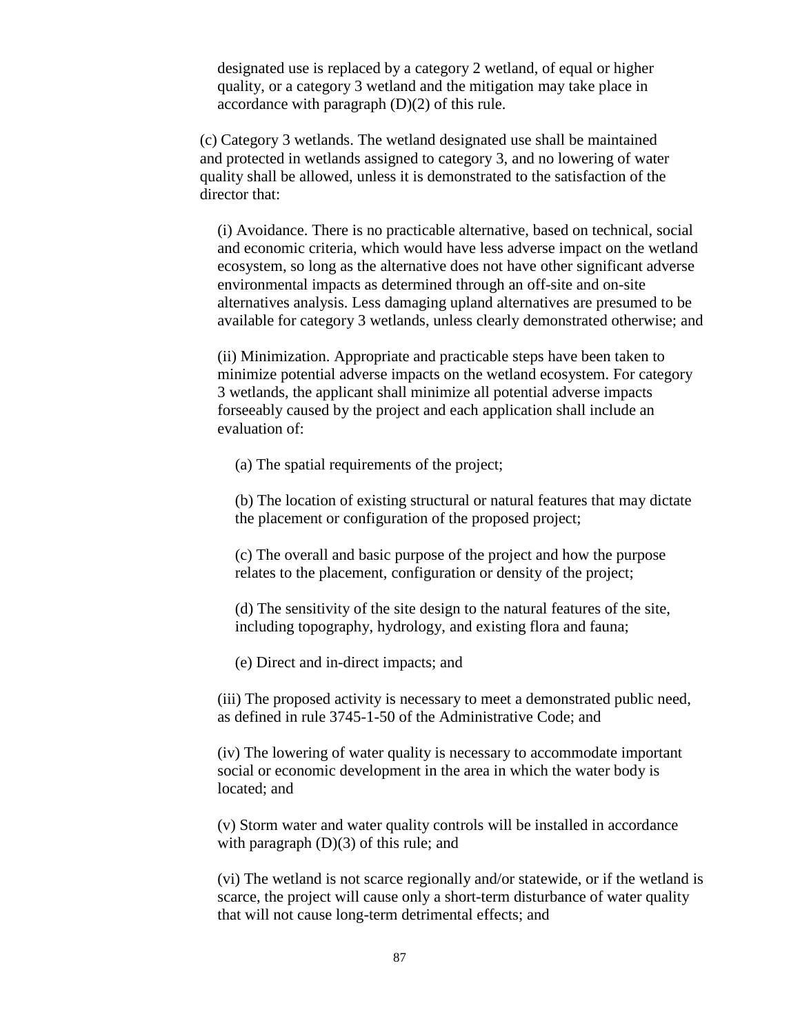designated use is replaced by a category 2 wetland, of equal or higher quality, or a category 3 wetland and the mitigation may take place in accordance with paragraph (D)(2) of this rule.

(c) Category 3 wetlands. The wetland designated use shall be maintained and protected in wetlands assigned to category 3, and no lowering of water quality shall be allowed, unless it is demonstrated to the satisfaction of the director that:

(i) Avoidance. There is no practicable alternative, based on technical, social and economic criteria, which would have less adverse impact on the wetland ecosystem, so long as the alternative does not have other significant adverse environmental impacts as determined through an off-site and on-site alternatives analysis. Less damaging upland alternatives are presumed to be available for category 3 wetlands, unless clearly demonstrated otherwise; and

(ii) Minimization. Appropriate and practicable steps have been taken to minimize potential adverse impacts on the wetland ecosystem. For category 3 wetlands, the applicant shall minimize all potential adverse impacts forseeably caused by the project and each application shall include an evaluation of:

(a) The spatial requirements of the project;

(b) The location of existing structural or natural features that may dictate the placement or configuration of the proposed project;

(c) The overall and basic purpose of the project and how the purpose relates to the placement, configuration or density of the project;

(d) The sensitivity of the site design to the natural features of the site, including topography, hydrology, and existing flora and fauna;

(e) Direct and in-direct impacts; and

(iii) The proposed activity is necessary to meet a demonstrated public need, as defined in rule 3745-1-50 of the Administrative Code; and

(iv) The lowering of water quality is necessary to accommodate important social or economic development in the area in which the water body is located; and

(v) Storm water and water quality controls will be installed in accordance with paragraph (D)(3) of this rule; and

(vi) The wetland is not scarce regionally and/or statewide, or if the wetland is scarce, the project will cause only a short-term disturbance of water quality that will not cause long-term detrimental effects; and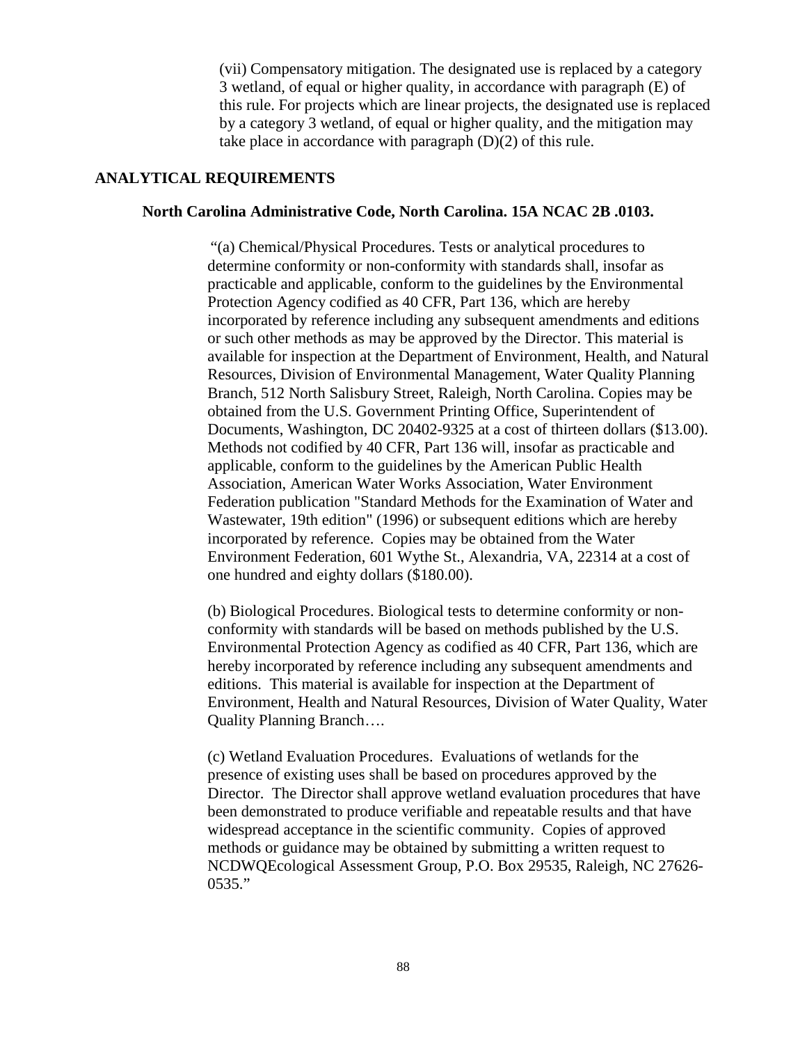(vii) Compensatory mitigation. The designated use is replaced by a category 3 wetland, of equal or higher quality, in accordance with paragraph (E) of this rule. For projects which are linear projects, the designated use is replaced by a category 3 wetland, of equal or higher quality, and the mitigation may take place in accordance with paragraph (D)(2) of this rule.

## ANALYTICAL REQUIREMENTS

### North Carolina Administrative Code, North Carolina. 15A NCAC 2B .0103.

"(a) Chemical/Physical Procedures. Tests or analytical procedures to determine conformity or non-conformity with standards shall, insofar as practicable and applicable, conform to the guidelines by the Environmental Protection Agency codified as 40 CFR, Part 136, which are hereby incorporated by reference including any subsequent amendments and editions or such other methods as may be approved by the Director. This material is available for inspection at the Department of Environment, Health, and Natural Resources, Division of Environmental Management, Water Quality Planning Branch, 512 North Salisbury Street, Raleigh, North Carolina. Copies may be obtained from the U.S. Government Printing Office, Superintendent of Documents, Washington, DC 20402-9325 at a cost of thirteen dollars ($13.00). Methods not codified by 40 CFR, Part 136 will, insofar as practicable and applicable, conform to the guidelines by the American Public Health Association, American Water Works Association, Water Environment Federation publication "Standard Methods for the Examination of Water and Wastewater, 19th edition" (1996) or subsequent editions which are hereby incorporated by reference. Copies may be obtained from the Water Environment Federation, 601 Wythe St., Alexandria, VA, 22314 at a cost of one hundred and eighty dollars ($180.00).

(b) Biological Procedures. Biological tests to determine conformity or non-conformity with standards will be based on methods published by the U.S. Environmental Protection Agency as codified as 40 CFR, Part 136, which are hereby incorporated by reference including any subsequent amendments and editions. This material is available for inspection at the Department of Environment, Health and Natural Resources, Division of Water Quality, Water Quality Planning Branch….

(c) Wetland Evaluation Procedures. Evaluations of wetlands for the presence of existing uses shall be based on procedures approved by the Director. The Director shall approve wetland evaluation procedures that have been demonstrated to produce verifiable and repeatable results and that have widespread acceptance in the scientific community. Copies of approved methods or guidance may be obtained by submitting a written request to NCDWQEcological Assessment Group, P.O. Box 29535, Raleigh, NC 27626-0535."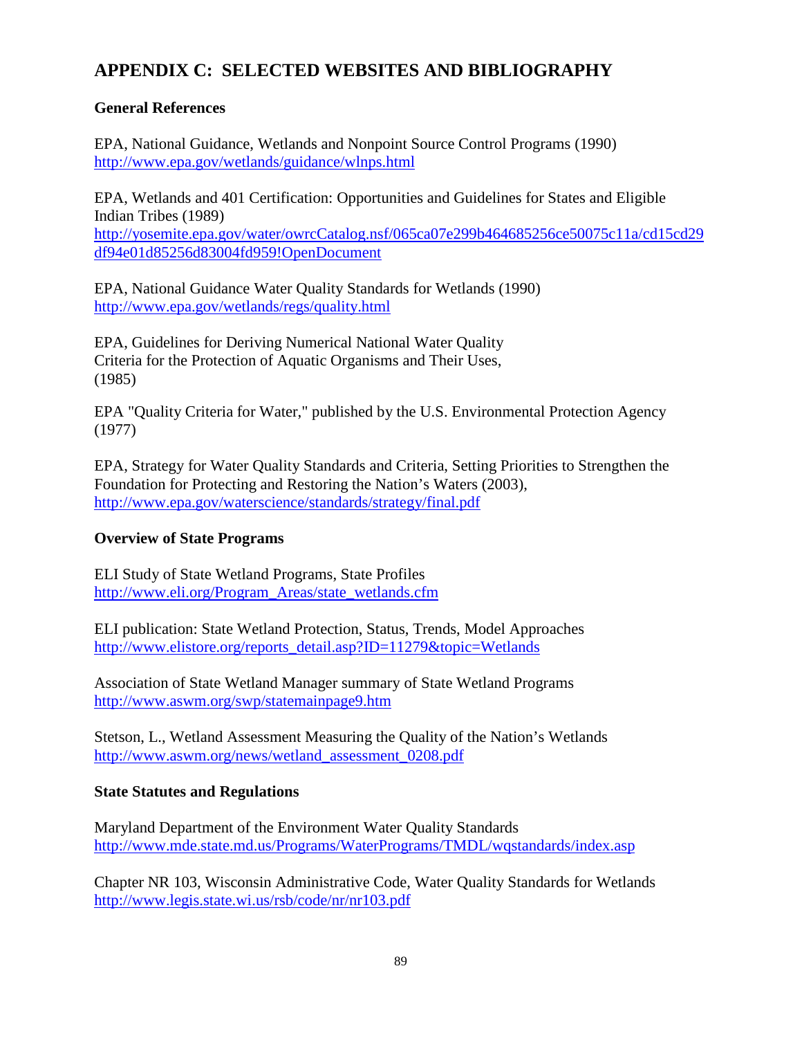# APPENDIX C: SELECTED WEBSITES AND BIBLIOGRAPHY

### General References

EPA, National Guidance, Wetlands and Nonpoint Source Control Programs (1990)
http://www.epa.gov/wetlands/guidance/wlnps.html

EPA, Wetlands and 401 Certification: Opportunities and Guidelines for States and Eligible Indian Tribes (1989)
http://yosemite.epa.gov/water/owrcCatalog.nsf/065ca07e299b464685256ce50075c11a/cd15cd29df94e01d85256d83004fd959!OpenDocument

EPA, National Guidance Water Quality Standards for Wetlands (1990)
http://www.epa.gov/wetlands/regs/quality.html

EPA, Guidelines for Deriving Numerical National Water Quality Criteria for the Protection of Aquatic Organisms and Their Uses, (1985)

EPA "Quality Criteria for Water," published by the U.S. Environmental Protection Agency (1977)

EPA, Strategy for Water Quality Standards and Criteria, Setting Priorities to Strengthen the Foundation for Protecting and Restoring the Nation's Waters (2003),
http://www.epa.gov/waterscience/standards/strategy/final.pdf

### Overview of State Programs

ELI Study of State Wetland Programs, State Profiles
http://www.eli.org/Program_Areas/state_wetlands.cfm

ELI publication: State Wetland Protection, Status, Trends, Model Approaches
http://www.elistore.org/reports_detail.asp?ID=11279&topic=Wetlands

Association of State Wetland Manager summary of State Wetland Programs
http://www.aswm.org/swp/statemainpage9.htm

Stetson, L., Wetland Assessment Measuring the Quality of the Nation's Wetlands
http://www.aswm.org/news/wetland_assessment_0208.pdf

### State Statutes and Regulations

Maryland Department of the Environment Water Quality Standards
http://www.mde.state.md.us/Programs/WaterPrograms/TMDL/wqstandards/index.asp

Chapter NR 103, Wisconsin Administrative Code, Water Quality Standards for Wetlands
http://www.legis.state.wi.us/rsb/code/nr/nr103.pdf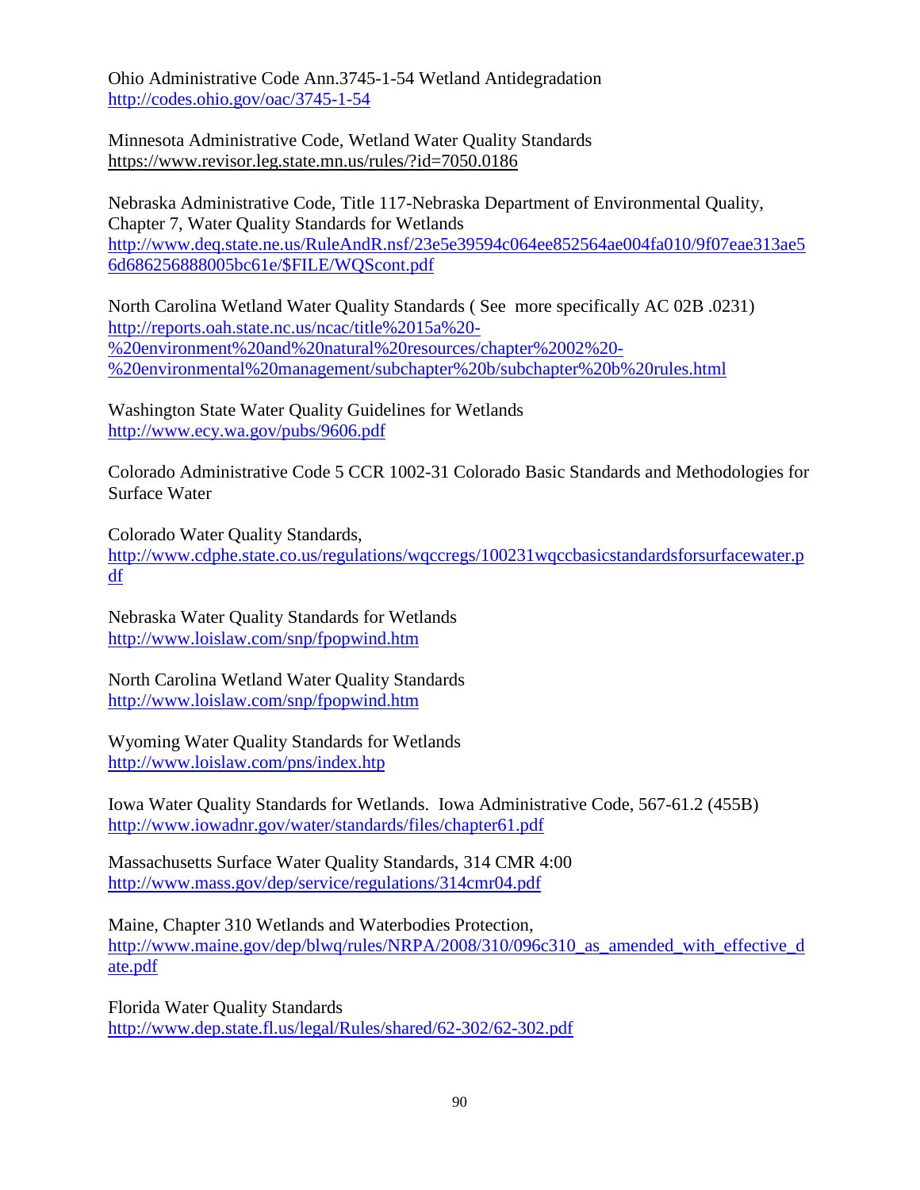Ohio Administrative Code Ann.3745-1-54 Wetland Antidegradation
http://codes.ohio.gov/oac/3745-1-54

Minnesota Administrative Code, Wetland Water Quality Standards
https://www.revisor.leg.state.mn.us/rules/?id=7050.0186

Nebraska Administrative Code, Title 117-Nebraska Department of Environmental Quality, Chapter 7, Water Quality Standards for Wetlands
http://www.deq.state.ne.us/RuleAndR.nsf/23e5e39594c064ee852564ae004fa010/9f07eae313ae56d686256888005bc61e/$FILE/WQScont.pdf

North Carolina Wetland Water Quality Standards ( See more specifically AC 02B .0231)
http://reports.oah.state.nc.us/ncac/title%2015a%20-%20environment%20and%20natural%20resources/chapter%2002%20-%20environmental%20management/subchapter%20b/subchapter%20b%20rules.html

Washington State Water Quality Guidelines for Wetlands
http://www.ecy.wa.gov/pubs/9606.pdf

Colorado Administrative Code 5 CCR 1002-31 Colorado Basic Standards and Methodologies for Surface Water

Colorado Water Quality Standards,
http://www.cdphe.state.co.us/regulations/wqccregs/100231wqccbasicstandardsforsurfacewater.pdf

Nebraska Water Quality Standards for Wetlands
http://www.loislaw.com/snp/fpopwind.htm

North Carolina Wetland Water Quality Standards
http://www.loislaw.com/snp/fpopwind.htm

Wyoming Water Quality Standards for Wetlands
http://www.loislaw.com/pns/index.htp

Iowa Water Quality Standards for Wetlands. Iowa Administrative Code, 567-61.2 (455B)
http://www.iowadnr.gov/water/standards/files/chapter61.pdf

Massachusetts Surface Water Quality Standards, 314 CMR 4:00
http://www.mass.gov/dep/service/regulations/314cmr04.pdf

Maine, Chapter 310 Wetlands and Waterbodies Protection,
http://www.maine.gov/dep/blwq/rules/NRPA/2008/310/096c310_as_amended_with_effective_date.pdf

Florida Water Quality Standards
http://www.dep.state.fl.us/legal/Rules/shared/62-302/62-302.pdf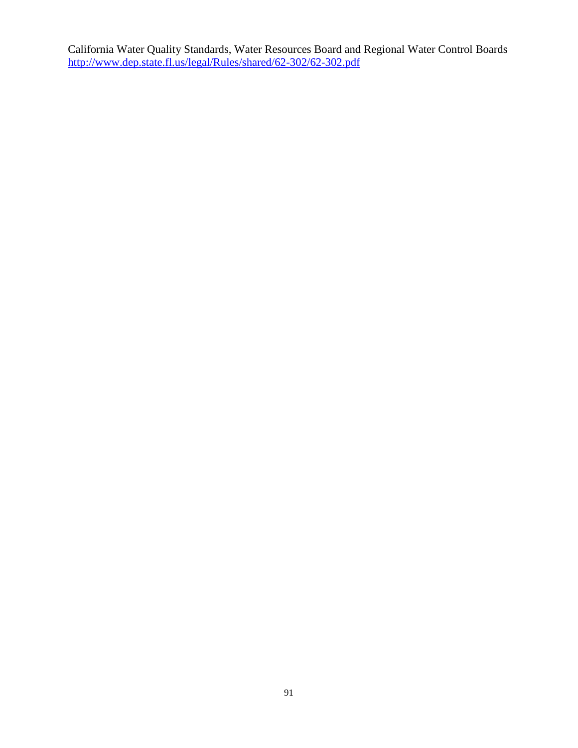California Water Quality Standards, Water Resources Board and Regional Water Control Boards
http://www.dep.state.fl.us/legal/Rules/shared/62-302/62-302.pdf